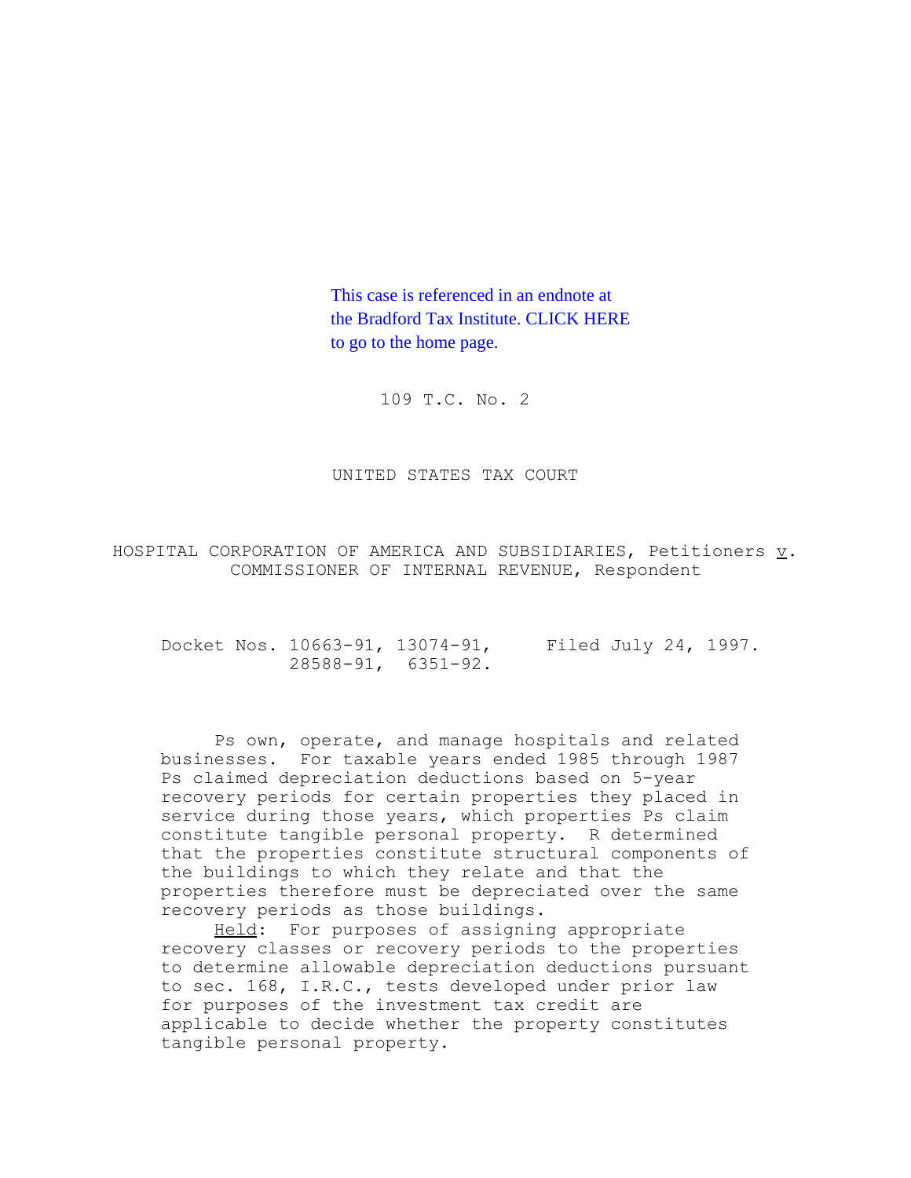This case is referenced in an endnote at the Bradford Tax Institute. CLICK HERE to go to the home page.

109 T.C. No. 2

UNITED STATES TAX COURT

HOSPITAL CORPORATION OF AMERICA AND SUBSIDIARIES, Petitioners v. COMMISSIONER OF INTERNAL REVENUE, Respondent

Docket Nos. 10663-91, 13074-91, 28588-91, 6351-92. Filed July 24, 1997.

Ps own, operate, and manage hospitals and related businesses. For taxable years ended 1985 through 1987 Ps claimed depreciation deductions based on 5-year recovery periods for certain properties they placed in service during those years, which properties Ps claim constitute tangible personal property. R determined that the properties constitute structural components of the buildings to which they relate and that the properties therefore must be depreciated over the same recovery periods as those buildings.

Held: For purposes of assigning appropriate recovery classes or recovery periods to the properties to determine allowable depreciation deductions pursuant to sec. 168, I.R.C., tests developed under prior law for purposes of the investment tax credit are applicable to decide whether the property constitutes tangible personal property.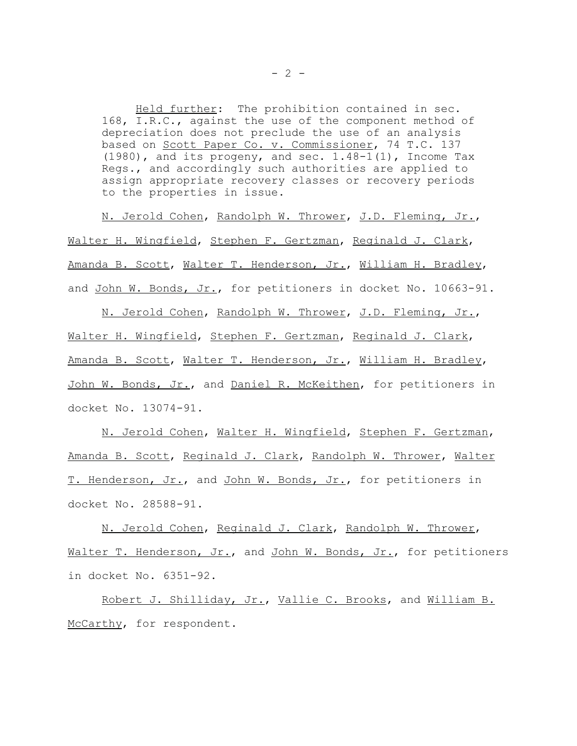Held further: The prohibition contained in sec. 168, I.R.C., against the use of the component method of depreciation does not preclude the use of an analysis based on Scott Paper Co. v. Commissioner, 74 T.C. 137 (1980), and its progeny, and sec. 1.48-1(l), Income Tax Regs., and accordingly such authorities are applied to assign appropriate recovery classes or recovery periods to the properties in issue.

N. Jerold Cohen, Randolph W. Thrower, J.D. Fleming, Jr., Walter H. Wingfield, Stephen F. Gertzman, Reginald J. Clark, Amanda B. Scott, Walter T. Henderson, Jr., William H. Bradley, and John W. Bonds, Jr., for petitioners in docket No. 10663-91.

N. Jerold Cohen, Randolph W. Thrower, J.D. Fleming, Jr., Walter H. Wingfield, Stephen F. Gertzman, Reginald J. Clark, Amanda B. Scott, Walter T. Henderson, Jr., William H. Bradley, John W. Bonds, Jr., and Daniel R. McKeithen, for petitioners in docket No. 13074-91.

N. Jerold Cohen, Walter H. Wingfield, Stephen F. Gertzman, Amanda B. Scott, Reginald J. Clark, Randolph W. Thrower, Walter T. Henderson, Jr., and John W. Bonds, Jr., for petitioners in docket No. 28588-91.

N. Jerold Cohen, Reginald J. Clark, Randolph W. Thrower, Walter T. Henderson, Jr., and John W. Bonds, Jr., for petitioners in docket No. 6351-92.

Robert J. Shilliday, Jr., Vallie C. Brooks, and William B. McCarthy, for respondent.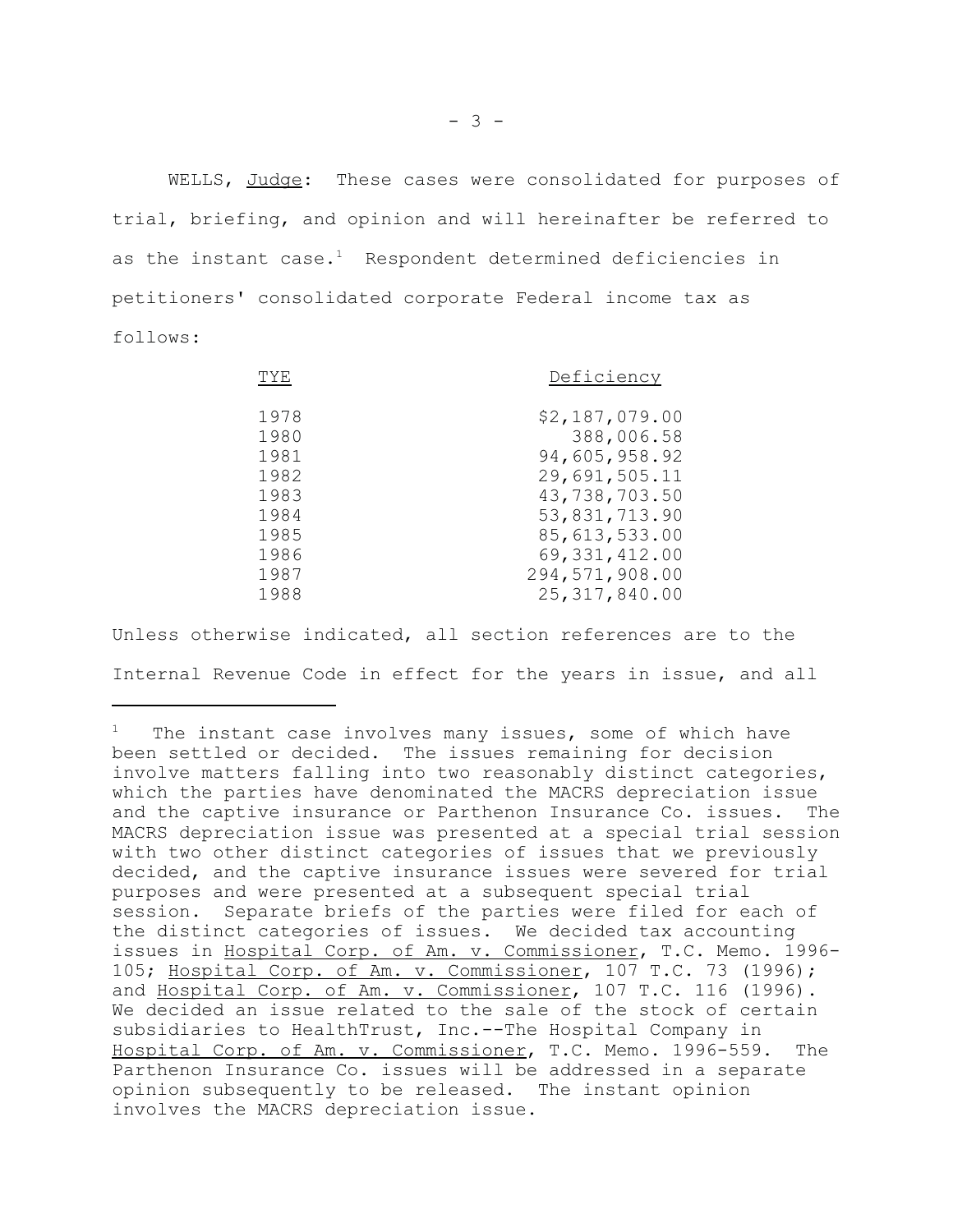WELLS, Judge: These cases were consolidated for purposes of trial, briefing, and opinion and will hereinafter be referred to as the instant case.[1] Respondent determined deficiencies in petitioners' consolidated corporate Federal income tax as follows:

| TYE | Deficiency |
|---|---|
| 1978 | $2,187,079.00 |
| 1980 | 388,006.58 |
| 1981 | 94,605,958.92 |
| 1982 | 29,691,505.11 |
| 1983 | 43,738,703.50 |
| 1984 | 53,831,713.90 |
| 1985 | 85,613,533.00 |
| 1986 | 69,331,412.00 |
| 1987 | 294,571,908.00 |
| 1988 | 25,317,840.00 |

Unless otherwise indicated, all section references are to the Internal Revenue Code in effect for the years in issue, and all

---

[1] The instant case involves many issues, some of which have been settled or decided. The issues remaining for decision involve matters falling into two reasonably distinct categories, which the parties have denominated the MACRS depreciation issue and the captive insurance or Parthenon Insurance Co. issues. The MACRS depreciation issue was presented at a special trial session with two other distinct categories of issues that we previously decided, and the captive insurance issues were severed for trial purposes and were presented at a subsequent special trial session. Separate briefs of the parties were filed for each of the distinct categories of issues. We decided tax accounting issues in Hospital Corp. of Am. v. Commissioner, T.C. Memo. 1996-105; Hospital Corp. of Am. v. Commissioner, 107 T.C. 73 (1996); and Hospital Corp. of Am. v. Commissioner, 107 T.C. 116 (1996). We decided an issue related to the sale of the stock of certain subsidiaries to HealthTrust, Inc.--The Hospital Company in Hospital Corp. of Am. v. Commissioner, T.C. Memo. 1996-559. The Parthenon Insurance Co. issues will be addressed in a separate opinion subsequently to be released. The instant opinion involves the MACRS depreciation issue.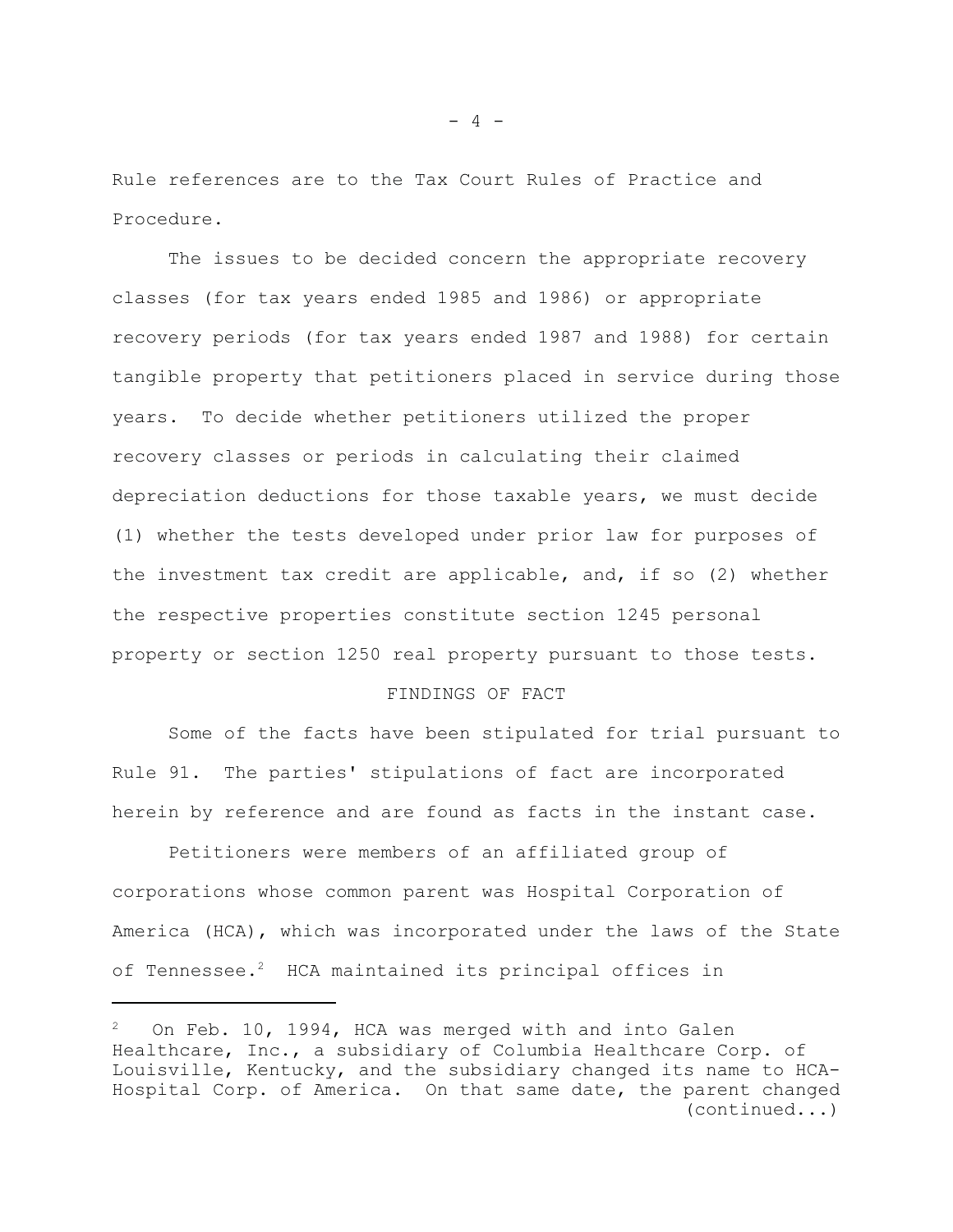Rule references are to the Tax Court Rules of Practice and Procedure.

The issues to be decided concern the appropriate recovery classes (for tax years ended 1985 and 1986) or appropriate recovery periods (for tax years ended 1987 and 1988) for certain tangible property that petitioners placed in service during those years. To decide whether petitioners utilized the proper recovery classes or periods in calculating their claimed depreciation deductions for those taxable years, we must decide (1) whether the tests developed under prior law for purposes of the investment tax credit are applicable, and, if so (2) whether the respective properties constitute section 1245 personal property or section 1250 real property pursuant to those tests.

## FINDINGS OF FACT

Some of the facts have been stipulated for trial pursuant to Rule 91. The parties' stipulations of fact are incorporated herein by reference and are found as facts in the instant case.

Petitioners were members of an affiliated group of corporations whose common parent was Hospital Corporation of America (HCA), which was incorporated under the laws of the State of Tennessee.[2] HCA maintained its principal offices in

---

[2] On Feb. 10, 1994, HCA was merged with and into Galen Healthcare, Inc., a subsidiary of Columbia Healthcare Corp. of Louisville, Kentucky, and the subsidiary changed its name to HCA-Hospital Corp. of America. On that same date, the parent changed (continued...)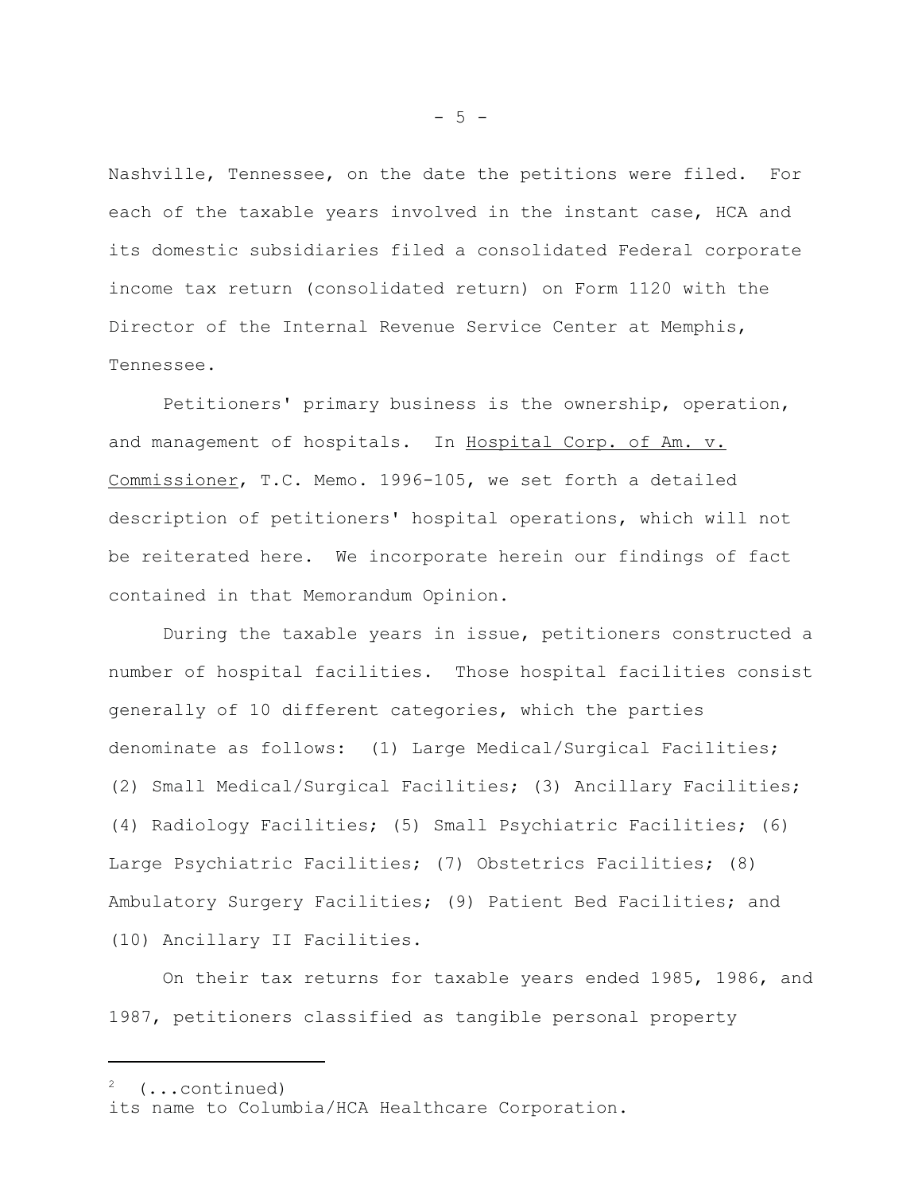Nashville, Tennessee, on the date the petitions were filed. For each of the taxable years involved in the instant case, HCA and its domestic subsidiaries filed a consolidated Federal corporate income tax return (consolidated return) on Form 1120 with the Director of the Internal Revenue Service Center at Memphis, Tennessee.

Petitioners' primary business is the ownership, operation, and management of hospitals. In Hospital Corp. of Am. v. Commissioner, T.C. Memo. 1996-105, we set forth a detailed description of petitioners' hospital operations, which will not be reiterated here. We incorporate herein our findings of fact contained in that Memorandum Opinion.

During the taxable years in issue, petitioners constructed a number of hospital facilities. Those hospital facilities consist generally of 10 different categories, which the parties denominate as follows: (1) Large Medical/Surgical Facilities; (2) Small Medical/Surgical Facilities; (3) Ancillary Facilities; (4) Radiology Facilities; (5) Small Psychiatric Facilities; (6) Large Psychiatric Facilities; (7) Obstetrics Facilities; (8) Ambulatory Surgery Facilities; (9) Patient Bed Facilities; and (10) Ancillary II Facilities.

On their tax returns for taxable years ended 1985, 1986, and 1987, petitioners classified as tangible personal property

---

[2] (...continued)
its name to Columbia/HCA Healthcare Corporation.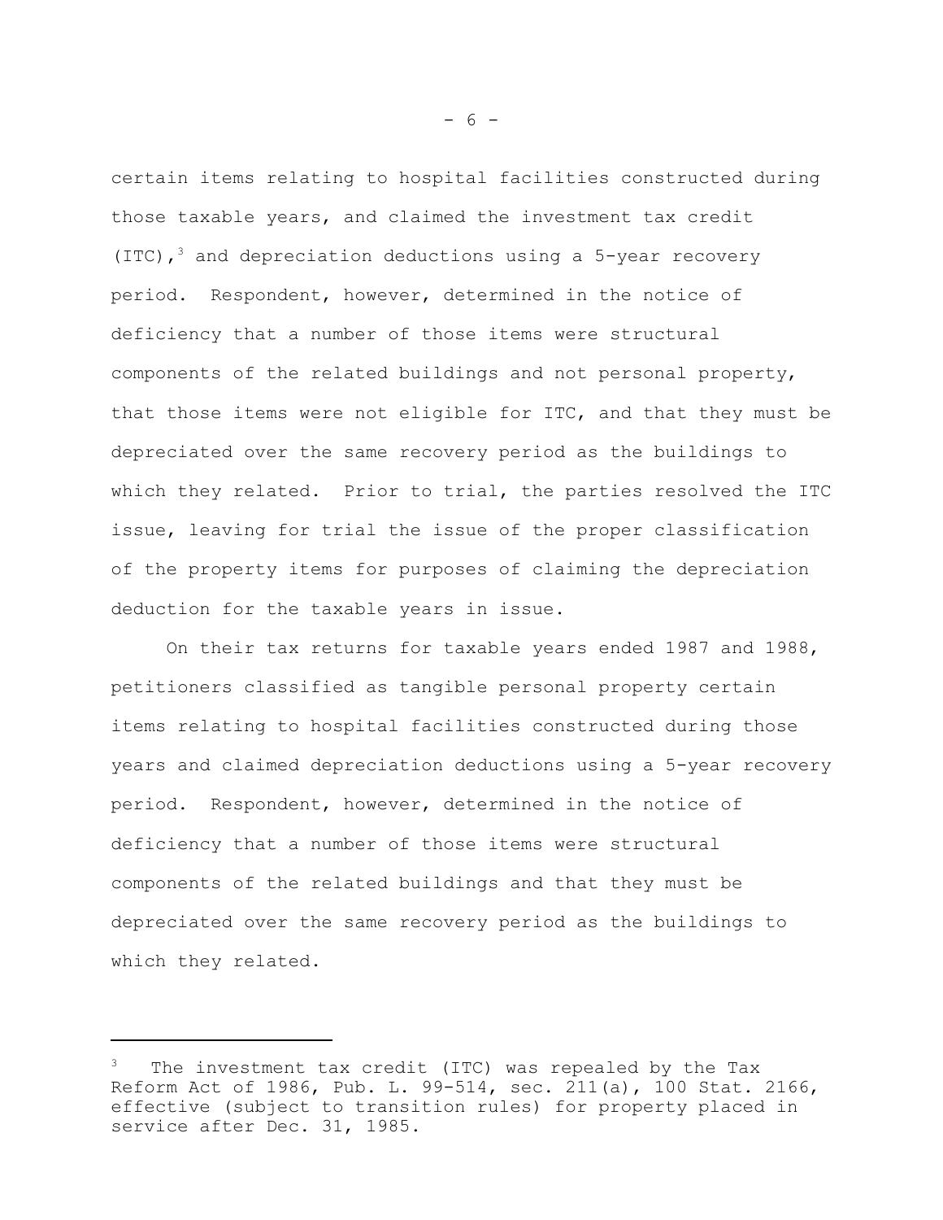certain items relating to hospital facilities constructed during those taxable years, and claimed the investment tax credit (ITC),[3] and depreciation deductions using a 5-year recovery period. Respondent, however, determined in the notice of deficiency that a number of those items were structural components of the related buildings and not personal property, that those items were not eligible for ITC, and that they must be depreciated over the same recovery period as the buildings to which they related. Prior to trial, the parties resolved the ITC issue, leaving for trial the issue of the proper classification of the property items for purposes of claiming the depreciation deduction for the taxable years in issue.

On their tax returns for taxable years ended 1987 and 1988, petitioners classified as tangible personal property certain items relating to hospital facilities constructed during those years and claimed depreciation deductions using a 5-year recovery period. Respondent, however, determined in the notice of deficiency that a number of those items were structural components of the related buildings and that they must be depreciated over the same recovery period as the buildings to which they related.

---

[3] The investment tax credit (ITC) was repealed by the Tax Reform Act of 1986, Pub. L. 99-514, sec. 211(a), 100 Stat. 2166, effective (subject to transition rules) for property placed in service after Dec. 31, 1985.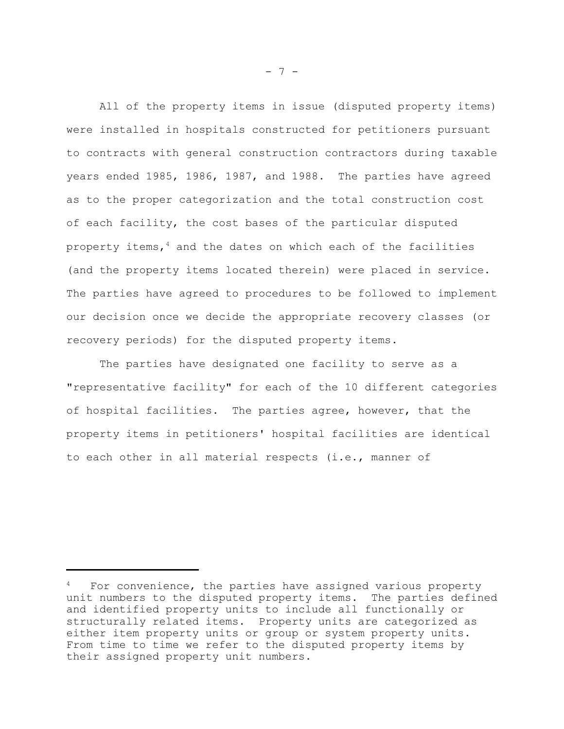All of the property items in issue (disputed property items) were installed in hospitals constructed for petitioners pursuant to contracts with general construction contractors during taxable years ended 1985, 1986, 1987, and 1988. The parties have agreed as to the proper categorization and the total construction cost of each facility, the cost bases of the particular disputed property items,[4] and the dates on which each of the facilities (and the property items located therein) were placed in service. The parties have agreed to procedures to be followed to implement our decision once we decide the appropriate recovery classes (or recovery periods) for the disputed property items.

The parties have designated one facility to serve as a "representative facility" for each of the 10 different categories of hospital facilities. The parties agree, however, that the property items in petitioners' hospital facilities are identical to each other in all material respects (i.e., manner of

---

[4] For convenience, the parties have assigned various property unit numbers to the disputed property items. The parties defined and identified property units to include all functionally or structurally related items. Property units are categorized as either item property units or group or system property units. From time to time we refer to the disputed property items by their assigned property unit numbers.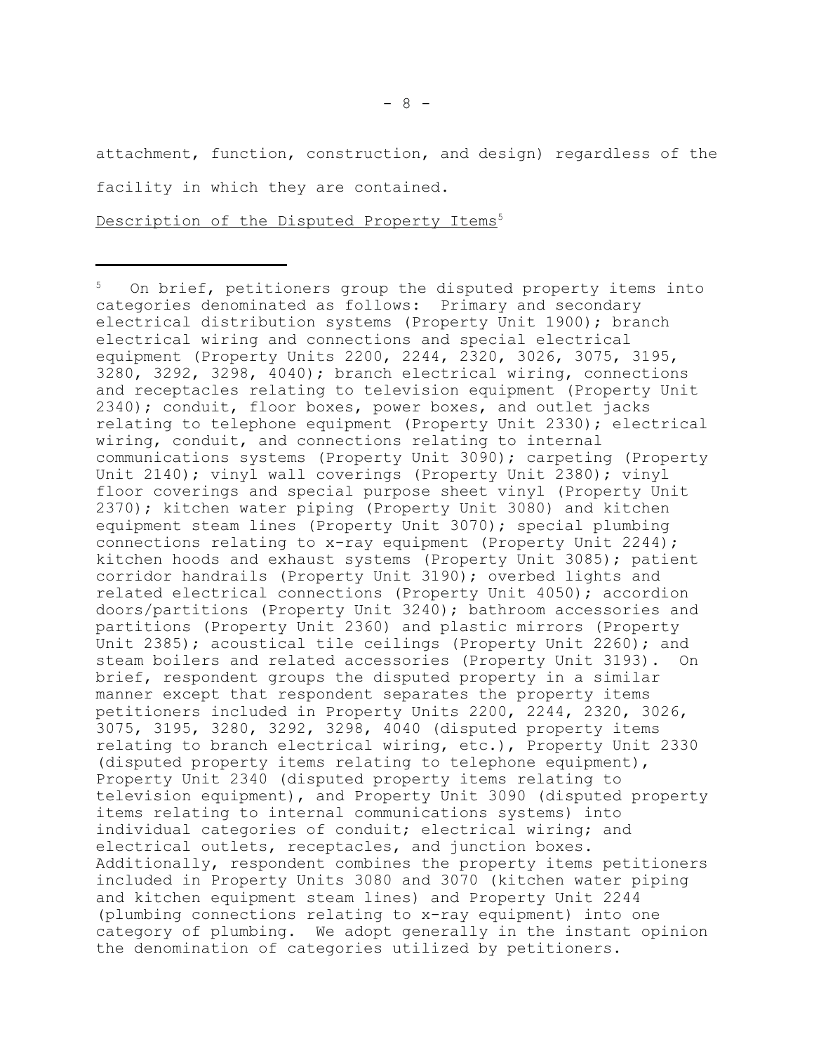attachment, function, construction, and design) regardless of the facility in which they are contained.

Description of the Disputed Property Items[5]

---

[5] On brief, petitioners group the disputed property items into categories denominated as follows: Primary and secondary electrical distribution systems (Property Unit 1900); branch electrical wiring and connections and special electrical equipment (Property Units 2200, 2244, 2320, 3026, 3075, 3195, 3280, 3292, 3298, 4040); branch electrical wiring, connections and receptacles relating to television equipment (Property Unit 2340); conduit, floor boxes, power boxes, and outlet jacks relating to telephone equipment (Property Unit 2330); electrical wiring, conduit, and connections relating to internal communications systems (Property Unit 3090); carpeting (Property Unit 2140); vinyl wall coverings (Property Unit 2380); vinyl floor coverings and special purpose sheet vinyl (Property Unit 2370); kitchen water piping (Property Unit 3080) and kitchen equipment steam lines (Property Unit 3070); special plumbing connections relating to x-ray equipment (Property Unit 2244); kitchen hoods and exhaust systems (Property Unit 3085); patient corridor handrails (Property Unit 3190); overbed lights and related electrical connections (Property Unit 4050); accordion doors/partitions (Property Unit 3240); bathroom accessories and partitions (Property Unit 2360) and plastic mirrors (Property Unit 2385); acoustical tile ceilings (Property Unit 2260); and steam boilers and related accessories (Property Unit 3193). On brief, respondent groups the disputed property in a similar manner except that respondent separates the property items petitioners included in Property Units 2200, 2244, 2320, 3026, 3075, 3195, 3280, 3292, 3298, 4040 (disputed property items relating to branch electrical wiring, etc.), Property Unit 2330 (disputed property items relating to telephone equipment), Property Unit 2340 (disputed property items relating to television equipment), and Property Unit 3090 (disputed property items relating to internal communications systems) into individual categories of conduit; electrical wiring; and electrical outlets, receptacles, and junction boxes. Additionally, respondent combines the property items petitioners included in Property Units 3080 and 3070 (kitchen water piping and kitchen equipment steam lines) and Property Unit 2244 (plumbing connections relating to x-ray equipment) into one category of plumbing. We adopt generally in the instant opinion the denomination of categories utilized by petitioners.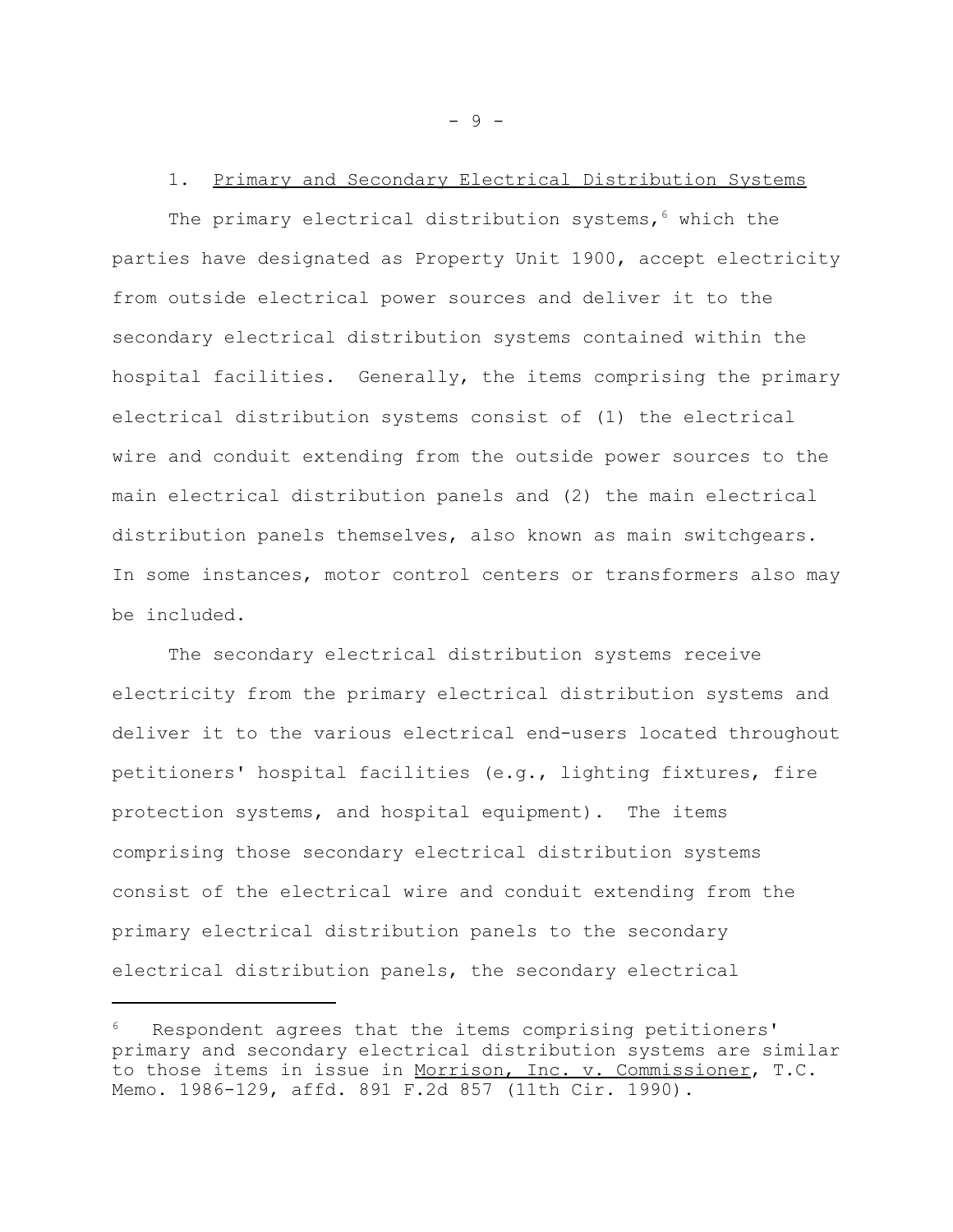### 1. Primary and Secondary Electrical Distribution Systems

The primary electrical distribution systems,[6] which the parties have designated as Property Unit 1900, accept electricity from outside electrical power sources and deliver it to the secondary electrical distribution systems contained within the hospital facilities. Generally, the items comprising the primary electrical distribution systems consist of (1) the electrical wire and conduit extending from the outside power sources to the main electrical distribution panels and (2) the main electrical distribution panels themselves, also known as main switchgears. In some instances, motor control centers or transformers also may be included.

The secondary electrical distribution systems receive electricity from the primary electrical distribution systems and deliver it to the various electrical end-users located throughout petitioners' hospital facilities (e.g., lighting fixtures, fire protection systems, and hospital equipment). The items comprising those secondary electrical distribution systems consist of the electrical wire and conduit extending from the primary electrical distribution panels to the secondary electrical distribution panels, the secondary electrical

---

[6] Respondent agrees that the items comprising petitioners' primary and secondary electrical distribution systems are similar to those items in issue in Morrison, Inc. v. Commissioner, T.C. Memo. 1986-129, affd. 891 F.2d 857 (11th Cir. 1990).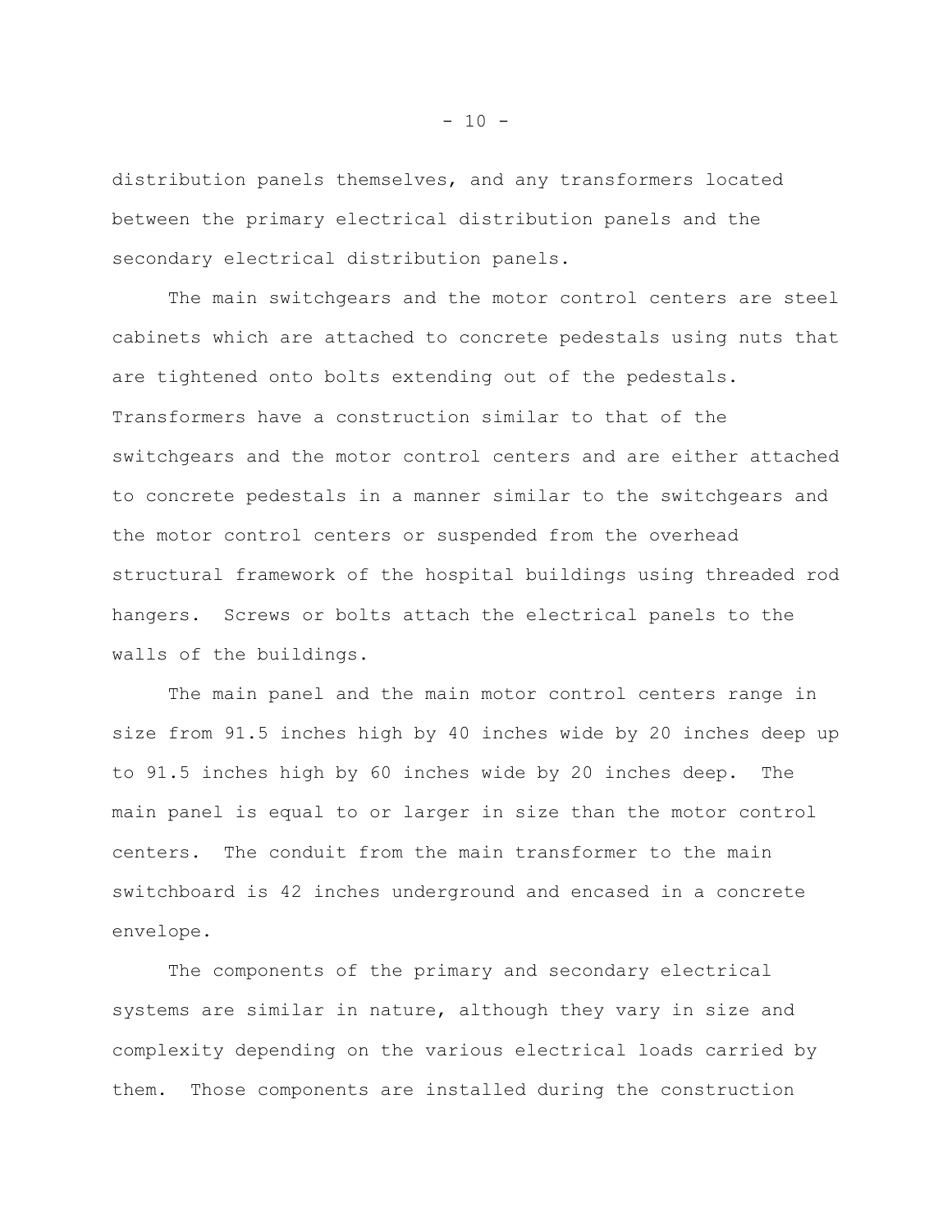distribution panels themselves, and any transformers located between the primary electrical distribution panels and the secondary electrical distribution panels.

The main switchgears and the motor control centers are steel cabinets which are attached to concrete pedestals using nuts that are tightened onto bolts extending out of the pedestals. Transformers have a construction similar to that of the switchgears and the motor control centers and are either attached to concrete pedestals in a manner similar to the switchgears and the motor control centers or suspended from the overhead structural framework of the hospital buildings using threaded rod hangers. Screws or bolts attach the electrical panels to the walls of the buildings.

The main panel and the main motor control centers range in size from 91.5 inches high by 40 inches wide by 20 inches deep up to 91.5 inches high by 60 inches wide by 20 inches deep. The main panel is equal to or larger in size than the motor control centers. The conduit from the main transformer to the main switchboard is 42 inches underground and encased in a concrete envelope.

The components of the primary and secondary electrical systems are similar in nature, although they vary in size and complexity depending on the various electrical loads carried by them. Those components are installed during the construction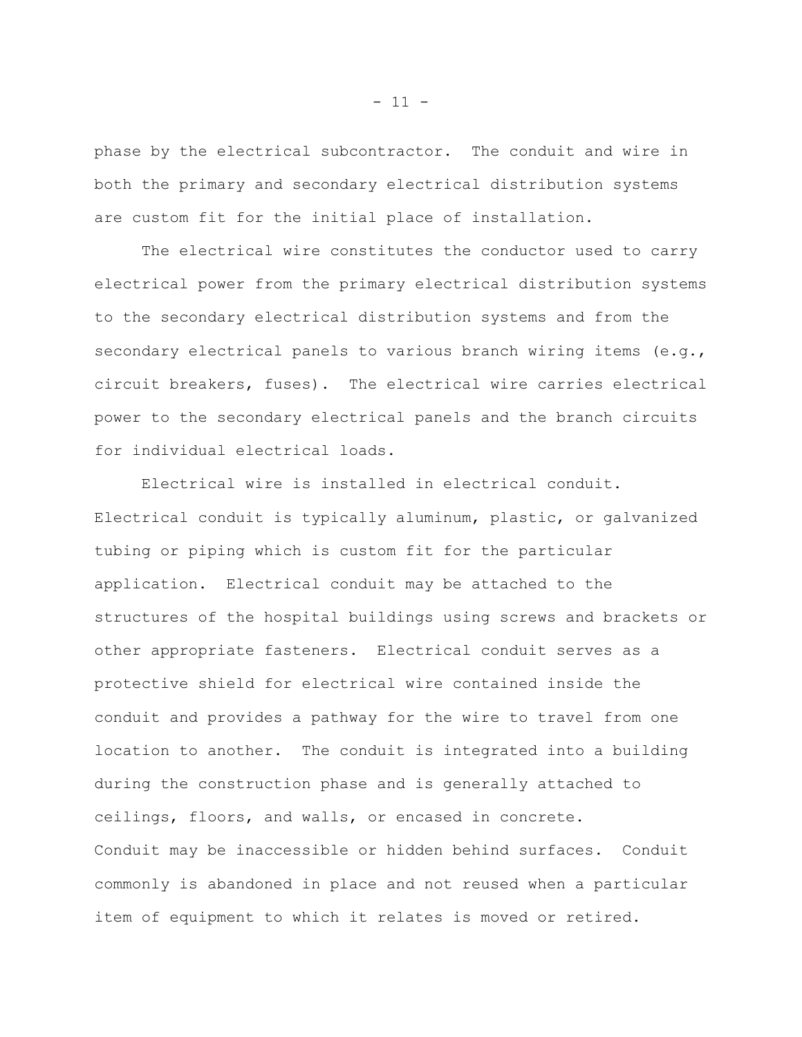phase by the electrical subcontractor. The conduit and wire in both the primary and secondary electrical distribution systems are custom fit for the initial place of installation.

The electrical wire constitutes the conductor used to carry electrical power from the primary electrical distribution systems to the secondary electrical distribution systems and from the secondary electrical panels to various branch wiring items (e.g., circuit breakers, fuses). The electrical wire carries electrical power to the secondary electrical panels and the branch circuits for individual electrical loads.

Electrical wire is installed in electrical conduit. Electrical conduit is typically aluminum, plastic, or galvanized tubing or piping which is custom fit for the particular application. Electrical conduit may be attached to the structures of the hospital buildings using screws and brackets or other appropriate fasteners. Electrical conduit serves as a protective shield for electrical wire contained inside the conduit and provides a pathway for the wire to travel from one location to another. The conduit is integrated into a building during the construction phase and is generally attached to ceilings, floors, and walls, or encased in concrete. Conduit may be inaccessible or hidden behind surfaces. Conduit commonly is abandoned in place and not reused when a particular item of equipment to which it relates is moved or retired.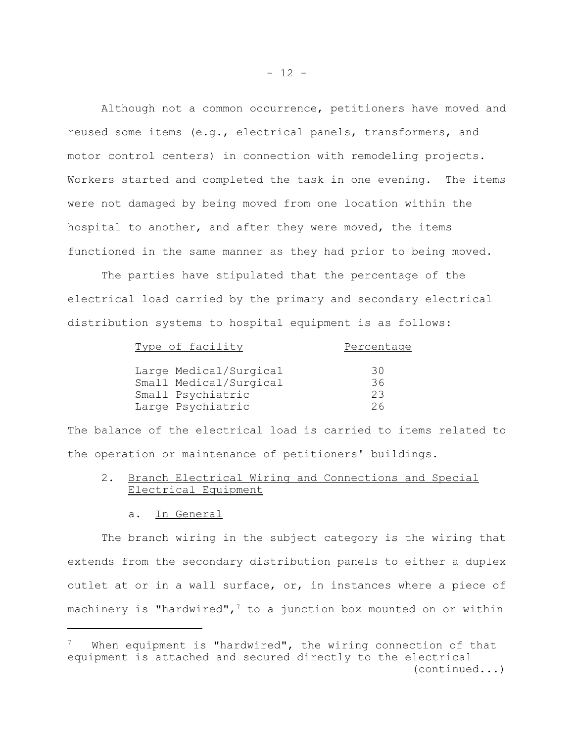Although not a common occurrence, petitioners have moved and reused some items (e.g., electrical panels, transformers, and motor control centers) in connection with remodeling projects. Workers started and completed the task in one evening. The items were not damaged by being moved from one location within the hospital to another, and after they were moved, the items functioned in the same manner as they had prior to being moved.

The parties have stipulated that the percentage of the electrical load carried by the primary and secondary electrical distribution systems to hospital equipment is as follows:

| Type of facility | Percentage |
|---|---|
| Large Medical/Surgical | 30 |
| Small Medical/Surgical | 36 |
| Small Psychiatric | 23 |
| Large Psychiatric | 26 |

The balance of the electrical load is carried to items related to the operation or maintenance of petitioners' buildings.

2. Branch Electrical Wiring and Connections and Special Electrical Equipment

a. In General

The branch wiring in the subject category is the wiring that extends from the secondary distribution panels to either a duplex outlet at or in a wall surface, or, in instances where a piece of machinery is "hardwired",[7] to a junction box mounted on or within

[7] When equipment is "hardwired", the wiring connection of that equipment is attached and secured directly to the electrical (continued...)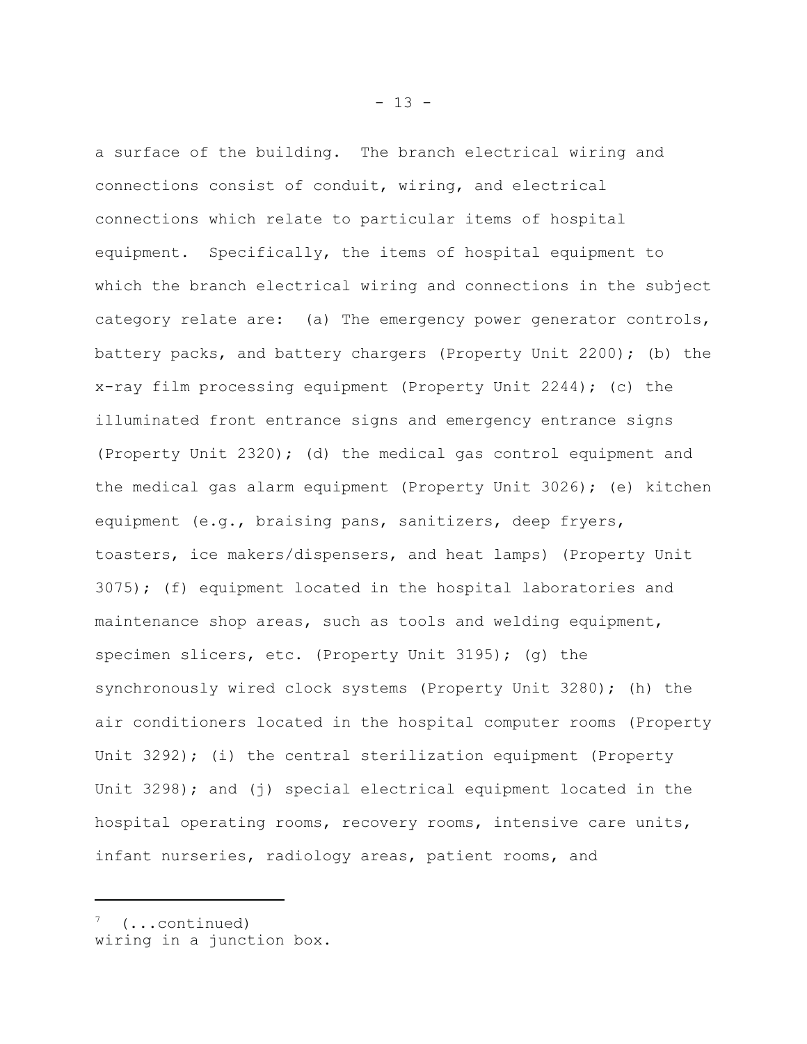a surface of the building. The branch electrical wiring and connections consist of conduit, wiring, and electrical connections which relate to particular items of hospital equipment. Specifically, the items of hospital equipment to which the branch electrical wiring and connections in the subject category relate are: (a) The emergency power generator controls, battery packs, and battery chargers (Property Unit 2200); (b) the x-ray film processing equipment (Property Unit 2244); (c) the illuminated front entrance signs and emergency entrance signs (Property Unit 2320); (d) the medical gas control equipment and the medical gas alarm equipment (Property Unit 3026); (e) kitchen equipment (e.g., braising pans, sanitizers, deep fryers, toasters, ice makers/dispensers, and heat lamps) (Property Unit 3075); (f) equipment located in the hospital laboratories and maintenance shop areas, such as tools and welding equipment, specimen slicers, etc. (Property Unit 3195); (g) the synchronously wired clock systems (Property Unit 3280); (h) the air conditioners located in the hospital computer rooms (Property Unit 3292); (i) the central sterilization equipment (Property Unit 3298); and (j) special electrical equipment located in the hospital operating rooms, recovery rooms, intensive care units, infant nurseries, radiology areas, patient rooms, and

---

[7] (...continued)
wiring in a junction box.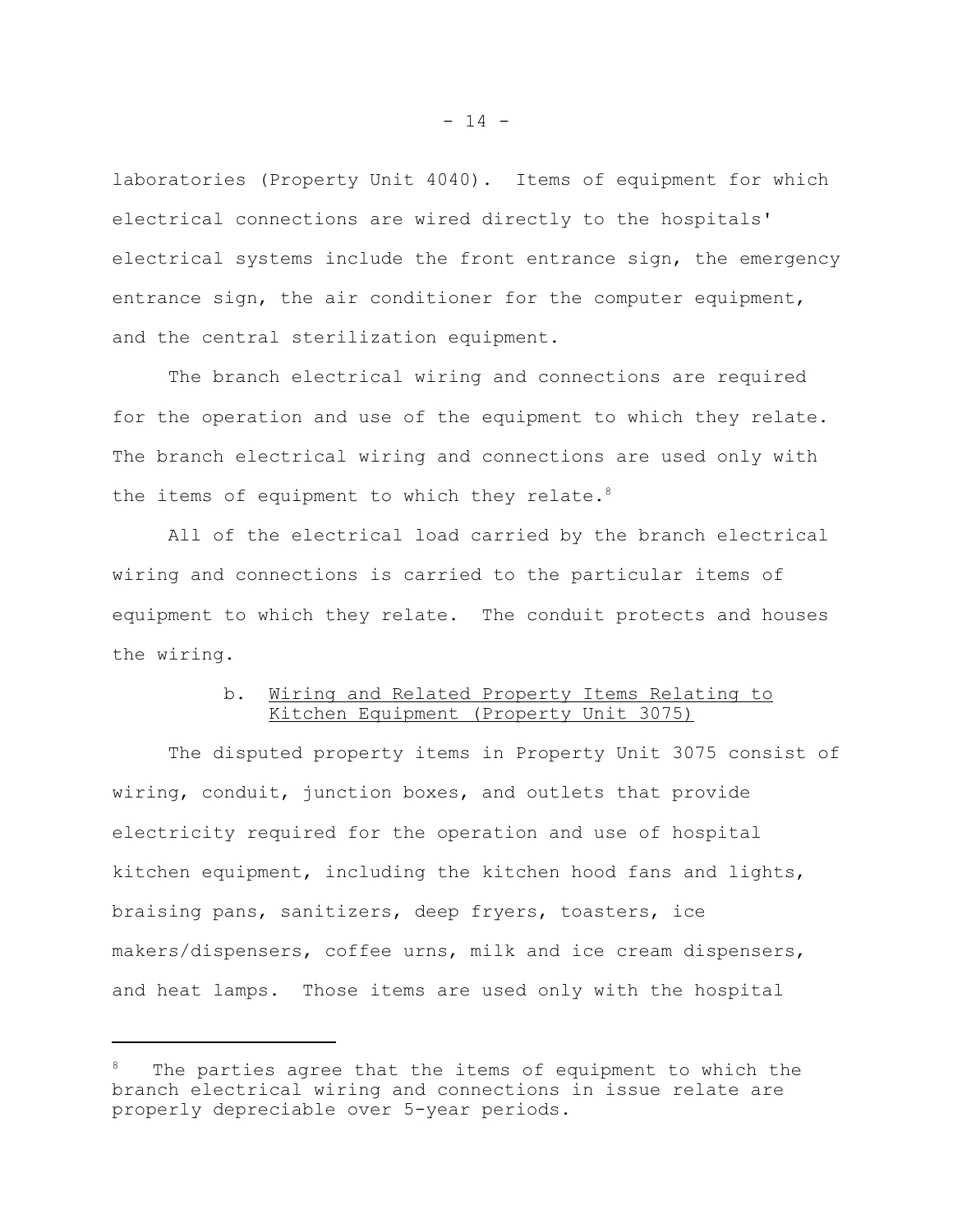laboratories (Property Unit 4040). Items of equipment for which electrical connections are wired directly to the hospitals' electrical systems include the front entrance sign, the emergency entrance sign, the air conditioner for the computer equipment, and the central sterilization equipment.

The branch electrical wiring and connections are required for the operation and use of the equipment to which they relate. The branch electrical wiring and connections are used only with the items of equipment to which they relate.[8]

All of the electrical load carried by the branch electrical wiring and connections is carried to the particular items of equipment to which they relate. The conduit protects and houses the wiring.

b. <u>Wiring and Related Property Items Relating to Kitchen Equipment (Property Unit 3075)</u>

The disputed property items in Property Unit 3075 consist of wiring, conduit, junction boxes, and outlets that provide electricity required for the operation and use of hospital kitchen equipment, including the kitchen hood fans and lights, braising pans, sanitizers, deep fryers, toasters, ice makers/dispensers, coffee urns, milk and ice cream dispensers, and heat lamps. Those items are used only with the hospital

---

[8] The parties agree that the items of equipment to which the branch electrical wiring and connections in issue relate are properly depreciable over 5-year periods.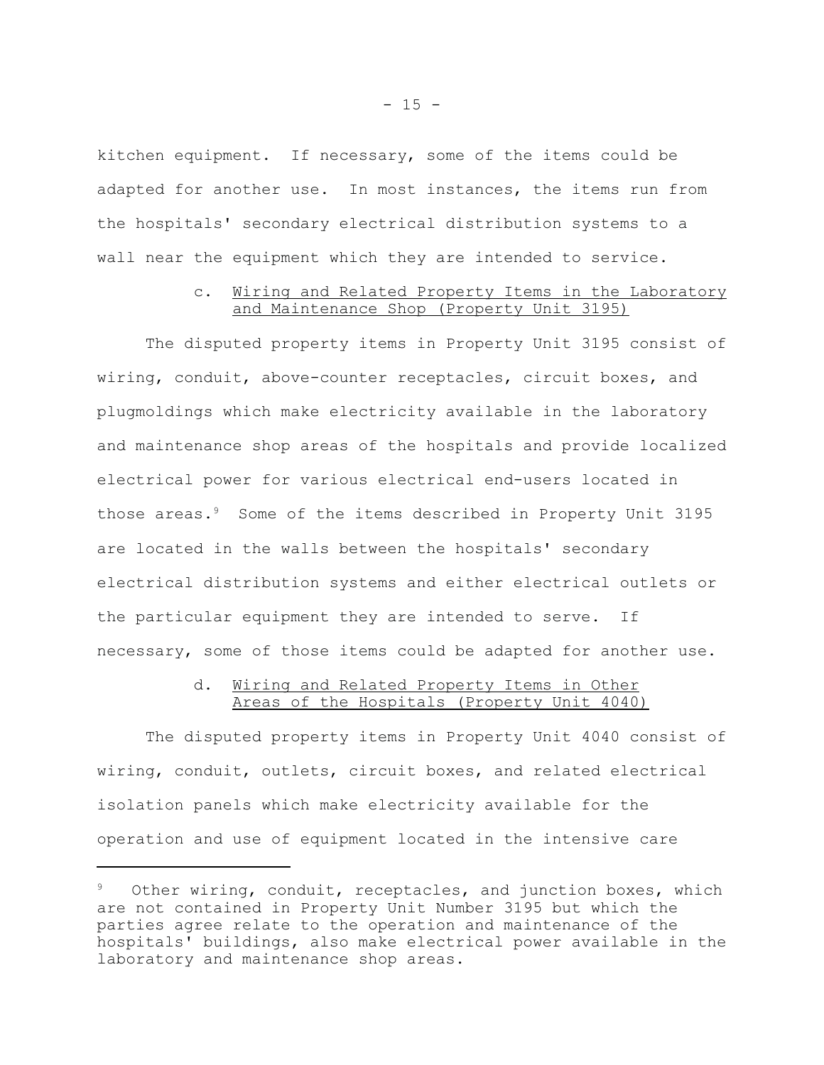kitchen equipment. If necessary, some of the items could be adapted for another use. In most instances, the items run from the hospitals' secondary electrical distribution systems to a wall near the equipment which they are intended to service.

c. Wiring and Related Property Items in the Laboratory and Maintenance Shop (Property Unit 3195)

The disputed property items in Property Unit 3195 consist of wiring, conduit, above-counter receptacles, circuit boxes, and plugmoldings which make electricity available in the laboratory and maintenance shop areas of the hospitals and provide localized electrical power for various electrical end-users located in those areas.[9] Some of the items described in Property Unit 3195 are located in the walls between the hospitals' secondary electrical distribution systems and either electrical outlets or the particular equipment they are intended to serve. If necessary, some of those items could be adapted for another use.

d. Wiring and Related Property Items in Other Areas of the Hospitals (Property Unit 4040)

The disputed property items in Property Unit 4040 consist of wiring, conduit, outlets, circuit boxes, and related electrical isolation panels which make electricity available for the operation and use of equipment located in the intensive care

---

[9] Other wiring, conduit, receptacles, and junction boxes, which are not contained in Property Unit Number 3195 but which the parties agree relate to the operation and maintenance of the hospitals' buildings, also make electrical power available in the laboratory and maintenance shop areas.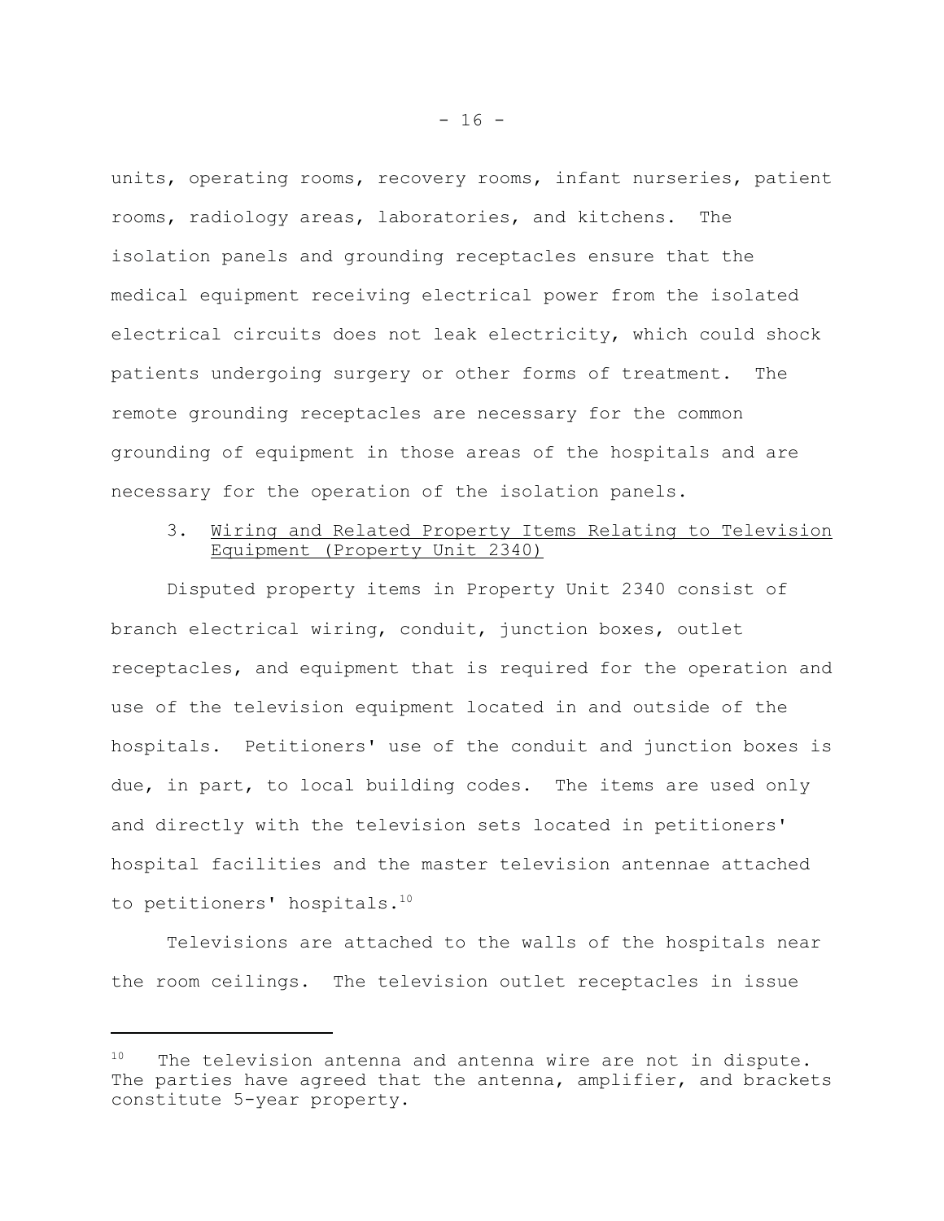units, operating rooms, recovery rooms, infant nurseries, patient rooms, radiology areas, laboratories, and kitchens. The isolation panels and grounding receptacles ensure that the medical equipment receiving electrical power from the isolated electrical circuits does not leak electricity, which could shock patients undergoing surgery or other forms of treatment. The remote grounding receptacles are necessary for the common grounding of equipment in those areas of the hospitals and are necessary for the operation of the isolation panels.

3. <u>Wiring and Related Property Items Relating to Television Equipment (Property Unit 2340)</u>

Disputed property items in Property Unit 2340 consist of branch electrical wiring, conduit, junction boxes, outlet receptacles, and equipment that is required for the operation and use of the television equipment located in and outside of the hospitals. Petitioners' use of the conduit and junction boxes is due, in part, to local building codes. The items are used only and directly with the television sets located in petitioners' hospital facilities and the master television antennae attached to petitioners' hospitals.[10]

Televisions are attached to the walls of the hospitals near the room ceilings. The television outlet receptacles in issue

---

[10] The television antenna and antenna wire are not in dispute. The parties have agreed that the antenna, amplifier, and brackets constitute 5-year property.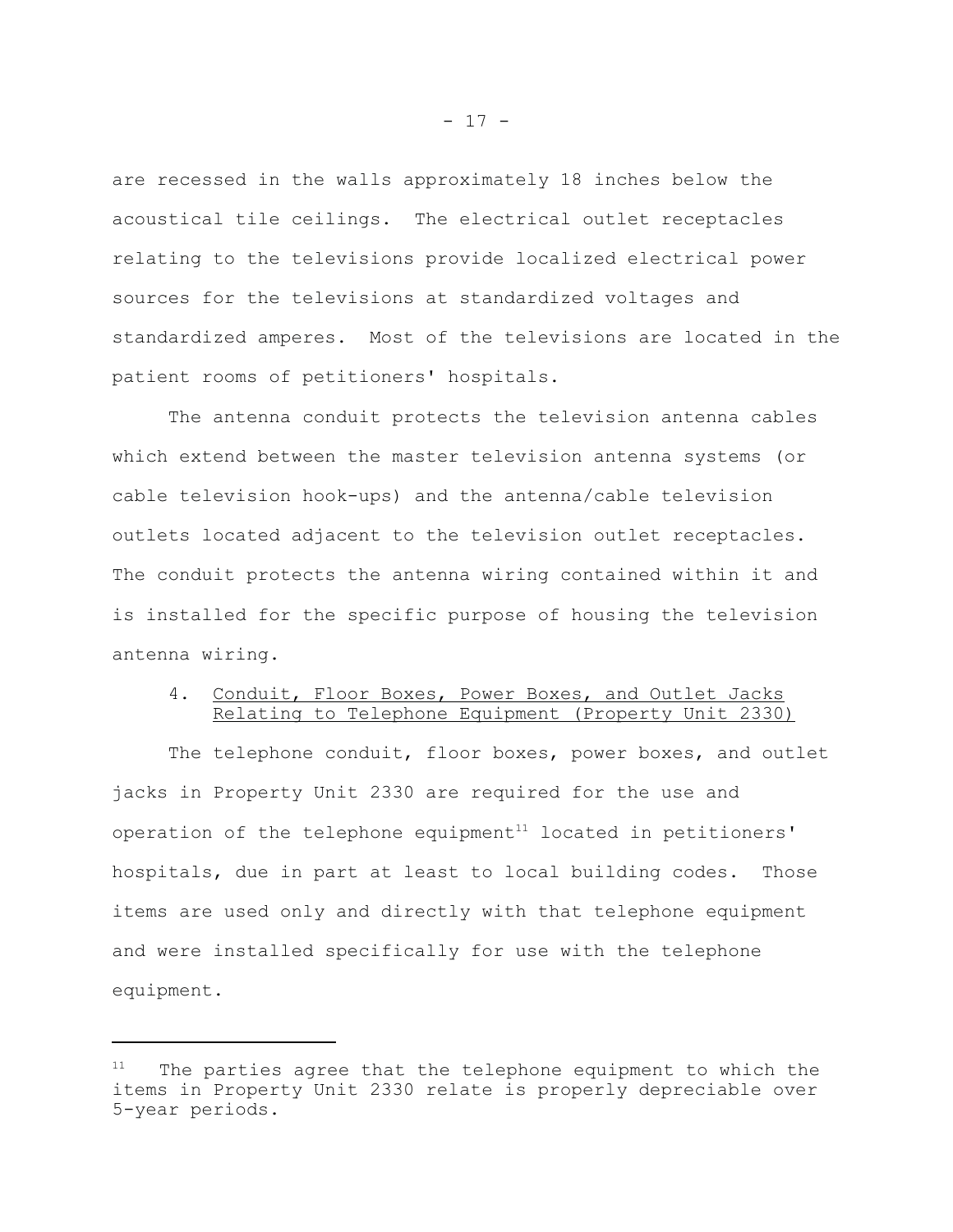are recessed in the walls approximately 18 inches below the acoustical tile ceilings. The electrical outlet receptacles relating to the televisions provide localized electrical power sources for the televisions at standardized voltages and standardized amperes. Most of the televisions are located in the patient rooms of petitioners' hospitals.

The antenna conduit protects the television antenna cables which extend between the master television antenna systems (or cable television hook-ups) and the antenna/cable television outlets located adjacent to the television outlet receptacles. The conduit protects the antenna wiring contained within it and is installed for the specific purpose of housing the television antenna wiring.

4. Conduit, Floor Boxes, Power Boxes, and Outlet Jacks Relating to Telephone Equipment (Property Unit 2330)

The telephone conduit, floor boxes, power boxes, and outlet jacks in Property Unit 2330 are required for the use and operation of the telephone equipment[11] located in petitioners' hospitals, due in part at least to local building codes. Those items are used only and directly with that telephone equipment and were installed specifically for use with the telephone equipment.

---

[11] The parties agree that the telephone equipment to which the items in Property Unit 2330 relate is properly depreciable over 5-year periods.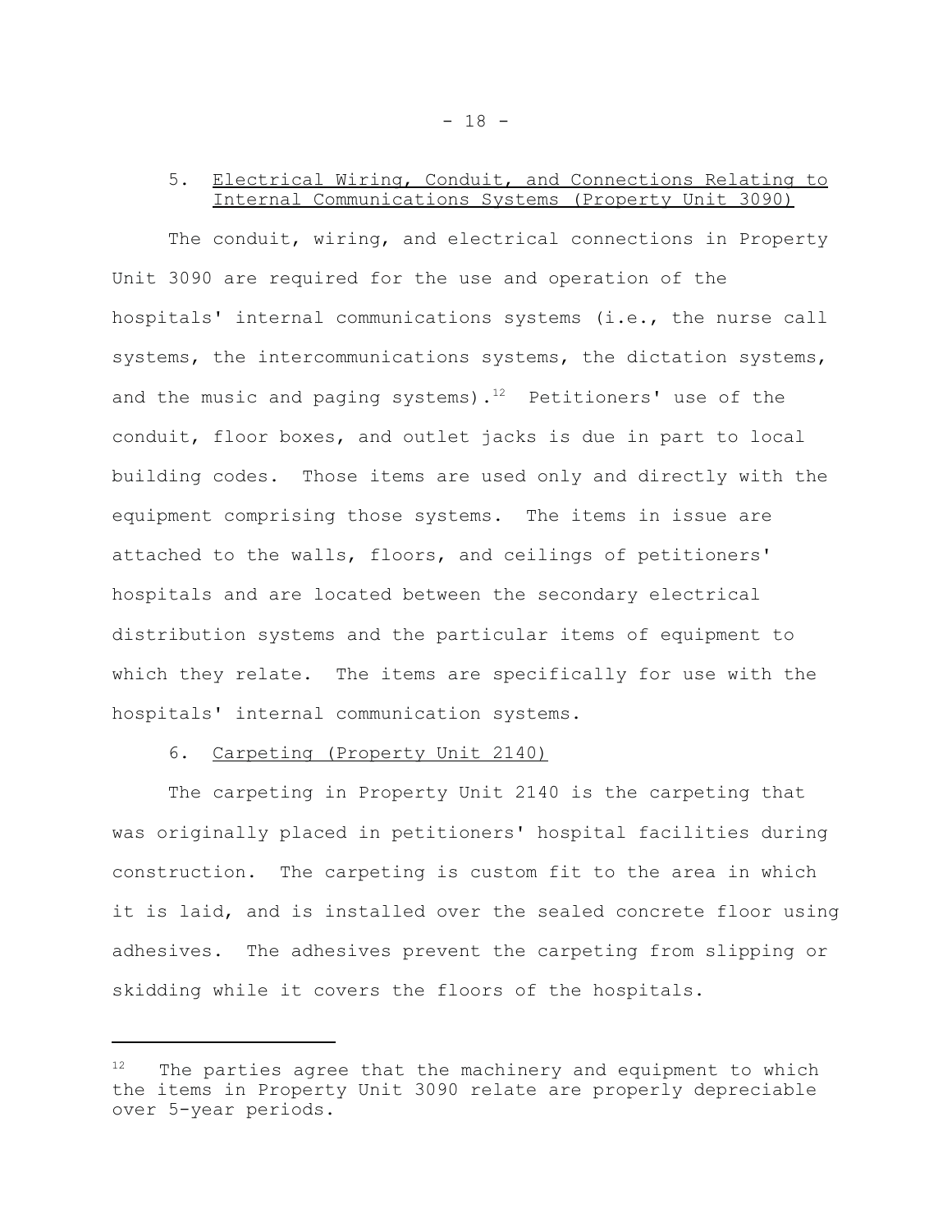5. Electrical Wiring, Conduit, and Connections Relating to Internal Communications Systems (Property Unit 3090)

The conduit, wiring, and electrical connections in Property Unit 3090 are required for the use and operation of the hospitals' internal communications systems (i.e., the nurse call systems, the intercommunications systems, the dictation systems, and the music and paging systems).[12] Petitioners' use of the conduit, floor boxes, and outlet jacks is due in part to local building codes. Those items are used only and directly with the equipment comprising those systems. The items in issue are attached to the walls, floors, and ceilings of petitioners' hospitals and are located between the secondary electrical distribution systems and the particular items of equipment to which they relate. The items are specifically for use with the hospitals' internal communication systems.

6. Carpeting (Property Unit 2140)

The carpeting in Property Unit 2140 is the carpeting that was originally placed in petitioners' hospital facilities during construction. The carpeting is custom fit to the area in which it is laid, and is installed over the sealed concrete floor using adhesives. The adhesives prevent the carpeting from slipping or skidding while it covers the floors of the hospitals.

---

[12] The parties agree that the machinery and equipment to which the items in Property Unit 3090 relate are properly depreciable over 5-year periods.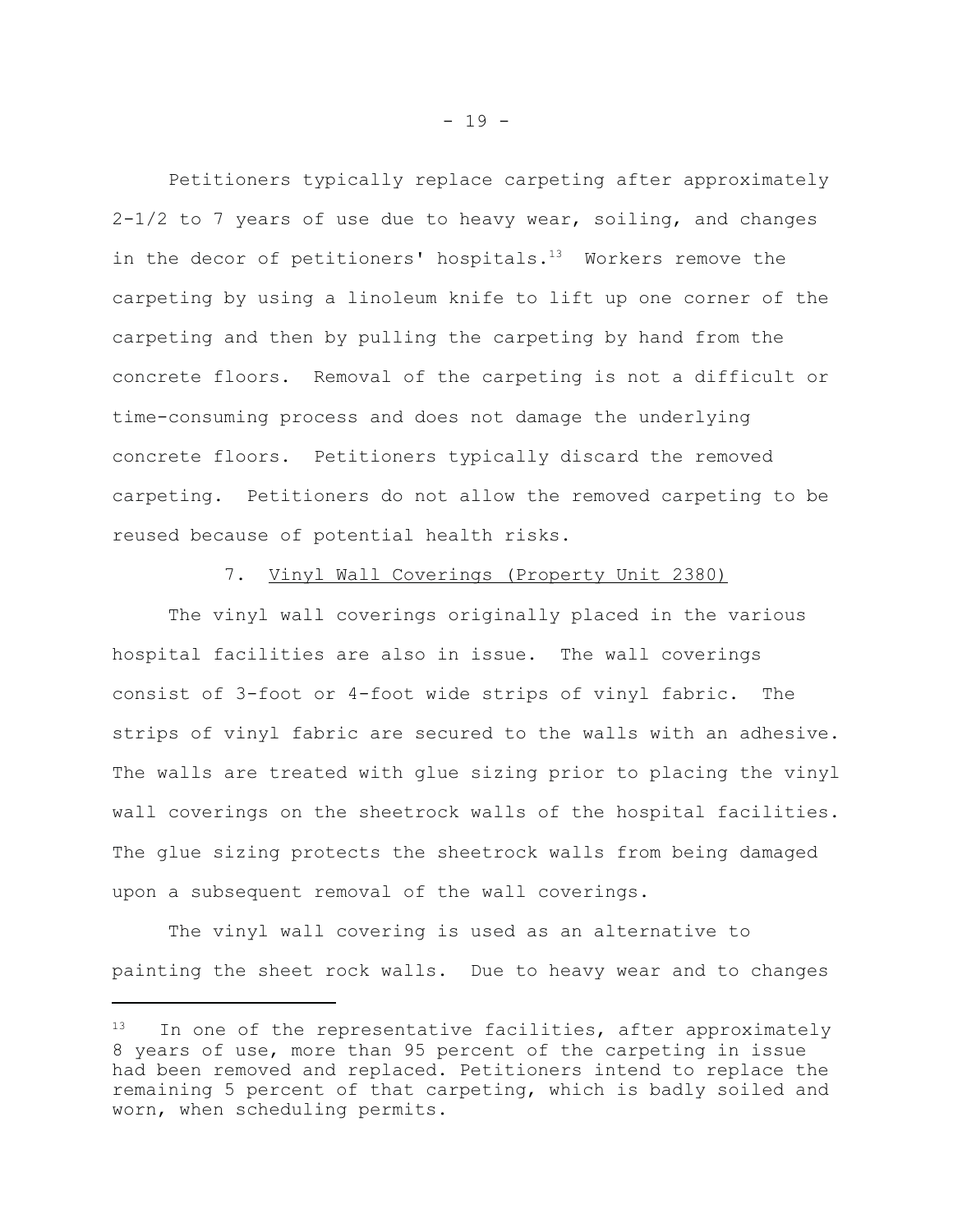Petitioners typically replace carpeting after approximately 2-1/2 to 7 years of use due to heavy wear, soiling, and changes in the decor of petitioners' hospitals.[13] Workers remove the carpeting by using a linoleum knife to lift up one corner of the carpeting and then by pulling the carpeting by hand from the concrete floors. Removal of the carpeting is not a difficult or time-consuming process and does not damage the underlying concrete floors. Petitioners typically discard the removed carpeting. Petitioners do not allow the removed carpeting to be reused because of potential health risks.

7. Vinyl Wall Coverings (Property Unit 2380)

The vinyl wall coverings originally placed in the various hospital facilities are also in issue. The wall coverings consist of 3-foot or 4-foot wide strips of vinyl fabric. The strips of vinyl fabric are secured to the walls with an adhesive. The walls are treated with glue sizing prior to placing the vinyl wall coverings on the sheetrock walls of the hospital facilities. The glue sizing protects the sheetrock walls from being damaged upon a subsequent removal of the wall coverings.

The vinyl wall covering is used as an alternative to painting the sheet rock walls. Due to heavy wear and to changes

---

[13] In one of the representative facilities, after approximately 8 years of use, more than 95 percent of the carpeting in issue had been removed and replaced. Petitioners intend to replace the remaining 5 percent of that carpeting, which is badly soiled and worn, when scheduling permits.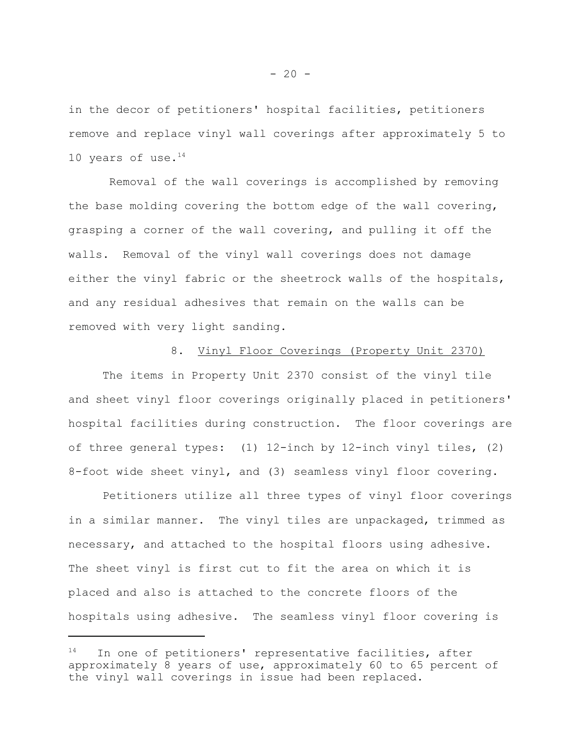in the decor of petitioners' hospital facilities, petitioners remove and replace vinyl wall coverings after approximately 5 to 10 years of use.[14]

Removal of the wall coverings is accomplished by removing the base molding covering the bottom edge of the wall covering, grasping a corner of the wall covering, and pulling it off the walls. Removal of the vinyl wall coverings does not damage either the vinyl fabric or the sheetrock walls of the hospitals, and any residual adhesives that remain on the walls can be removed with very light sanding.

### 8. Vinyl Floor Coverings (Property Unit 2370)

The items in Property Unit 2370 consist of the vinyl tile and sheet vinyl floor coverings originally placed in petitioners' hospital facilities during construction. The floor coverings are of three general types: (1) 12-inch by 12-inch vinyl tiles, (2) 8-foot wide sheet vinyl, and (3) seamless vinyl floor covering.

Petitioners utilize all three types of vinyl floor coverings in a similar manner. The vinyl tiles are unpackaged, trimmed as necessary, and attached to the hospital floors using adhesive. The sheet vinyl is first cut to fit the area on which it is placed and also is attached to the concrete floors of the hospitals using adhesive. The seamless vinyl floor covering is

---

[14] In one of petitioners' representative facilities, after approximately 8 years of use, approximately 60 to 65 percent of the vinyl wall coverings in issue had been replaced.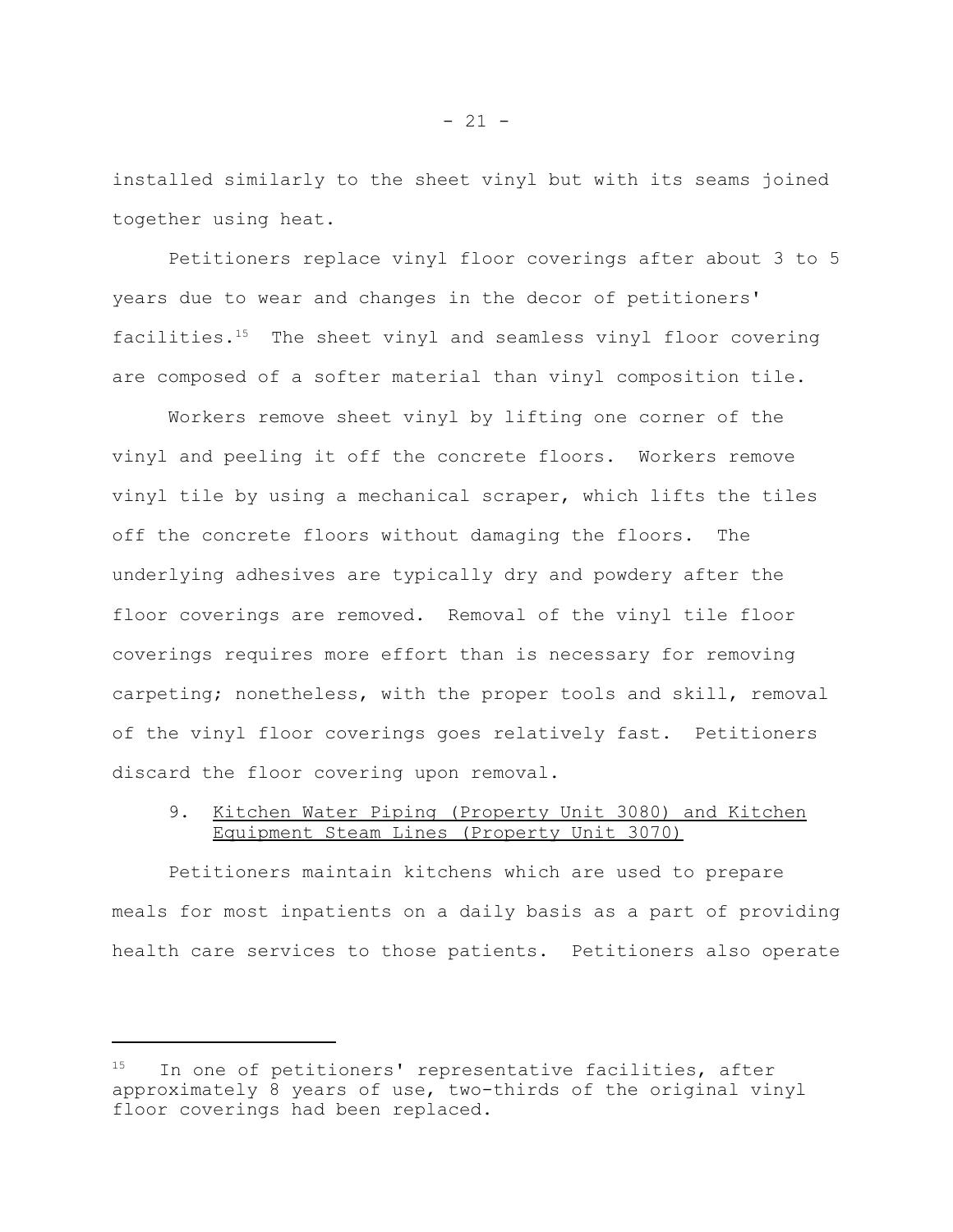installed similarly to the sheet vinyl but with its seams joined together using heat.

Petitioners replace vinyl floor coverings after about 3 to 5 years due to wear and changes in the decor of petitioners' facilities.[15] The sheet vinyl and seamless vinyl floor covering are composed of a softer material than vinyl composition tile.

Workers remove sheet vinyl by lifting one corner of the vinyl and peeling it off the concrete floors. Workers remove vinyl tile by using a mechanical scraper, which lifts the tiles off the concrete floors without damaging the floors. The underlying adhesives are typically dry and powdery after the floor coverings are removed. Removal of the vinyl tile floor coverings requires more effort than is necessary for removing carpeting; nonetheless, with the proper tools and skill, removal of the vinyl floor coverings goes relatively fast. Petitioners discard the floor covering upon removal.

9. Kitchen Water Piping (Property Unit 3080) and Kitchen Equipment Steam Lines (Property Unit 3070)

Petitioners maintain kitchens which are used to prepare meals for most inpatients on a daily basis as a part of providing health care services to those patients. Petitioners also operate

---

[15] In one of petitioners' representative facilities, after approximately 8 years of use, two-thirds of the original vinyl floor coverings had been replaced.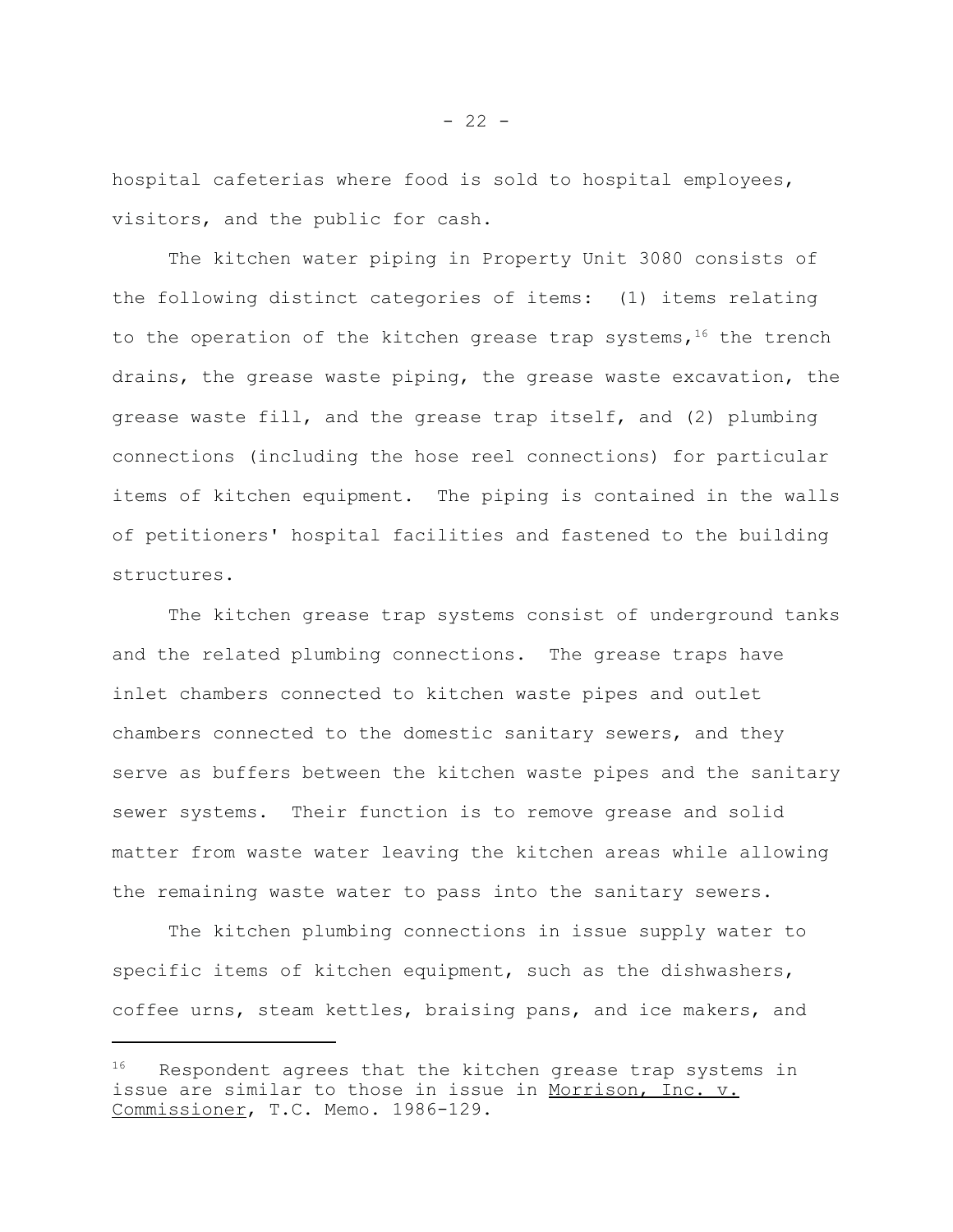hospital cafeterias where food is sold to hospital employees, visitors, and the public for cash.

The kitchen water piping in Property Unit 3080 consists of the following distinct categories of items: (1) items relating to the operation of the kitchen grease trap systems,[16] the trench drains, the grease waste piping, the grease waste excavation, the grease waste fill, and the grease trap itself, and (2) plumbing connections (including the hose reel connections) for particular items of kitchen equipment. The piping is contained in the walls of petitioners' hospital facilities and fastened to the building structures.

The kitchen grease trap systems consist of underground tanks and the related plumbing connections. The grease traps have inlet chambers connected to kitchen waste pipes and outlet chambers connected to the domestic sanitary sewers, and they serve as buffers between the kitchen waste pipes and the sanitary sewer systems. Their function is to remove grease and solid matter from waste water leaving the kitchen areas while allowing the remaining waste water to pass into the sanitary sewers.

The kitchen plumbing connections in issue supply water to specific items of kitchen equipment, such as the dishwashers, coffee urns, steam kettles, braising pans, and ice makers, and

---

[16] Respondent agrees that the kitchen grease trap systems in issue are similar to those in issue in Morrison, Inc. v. Commissioner, T.C. Memo. 1986-129.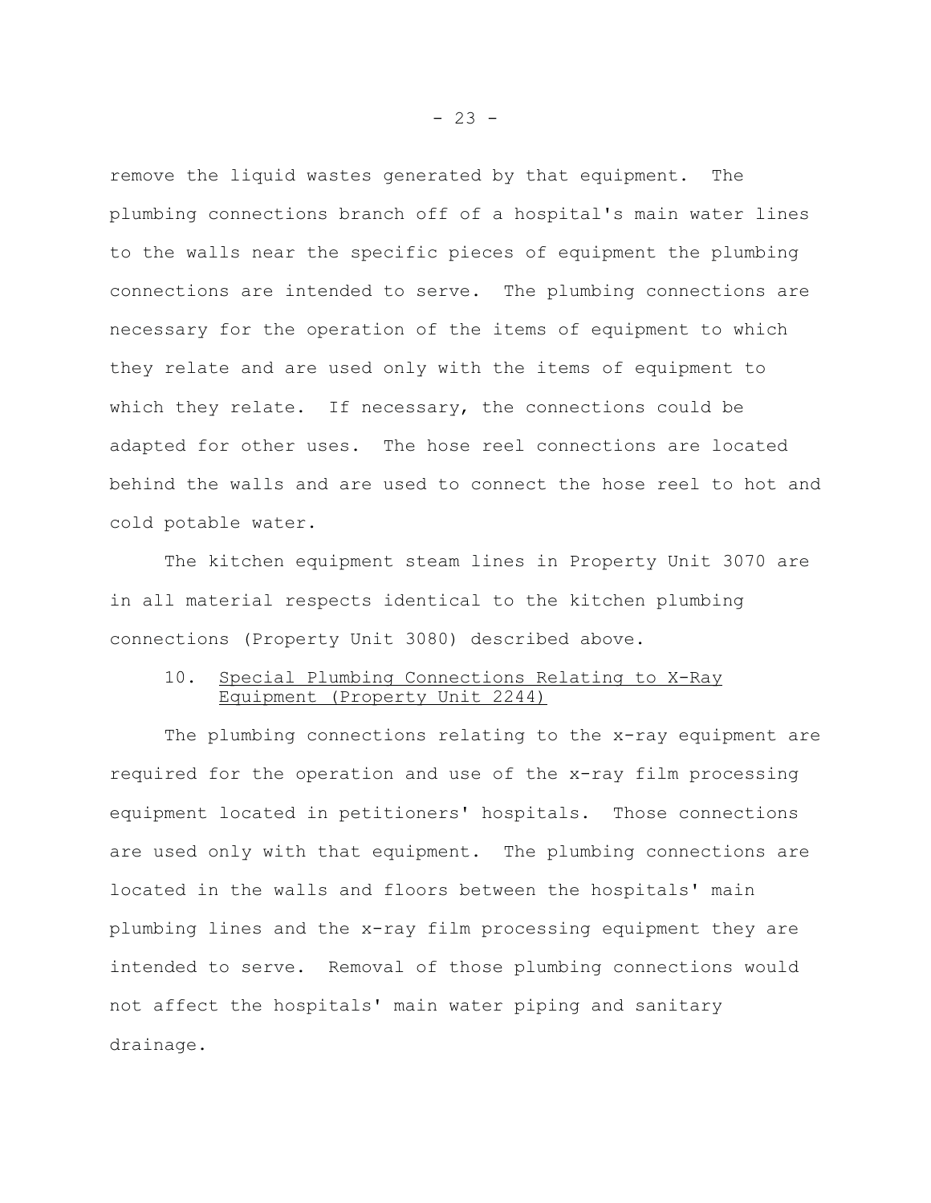remove the liquid wastes generated by that equipment. The plumbing connections branch off of a hospital's main water lines to the walls near the specific pieces of equipment the plumbing connections are intended to serve. The plumbing connections are necessary for the operation of the items of equipment to which they relate and are used only with the items of equipment to which they relate. If necessary, the connections could be adapted for other uses. The hose reel connections are located behind the walls and are used to connect the hose reel to hot and cold potable water.

The kitchen equipment steam lines in Property Unit 3070 are in all material respects identical to the kitchen plumbing connections (Property Unit 3080) described above.

10. <u>Special Plumbing Connections Relating to X-Ray Equipment (Property Unit 2244)</u>

The plumbing connections relating to the x-ray equipment are required for the operation and use of the x-ray film processing equipment located in petitioners' hospitals. Those connections are used only with that equipment. The plumbing connections are located in the walls and floors between the hospitals' main plumbing lines and the x-ray film processing equipment they are intended to serve. Removal of those plumbing connections would not affect the hospitals' main water piping and sanitary drainage.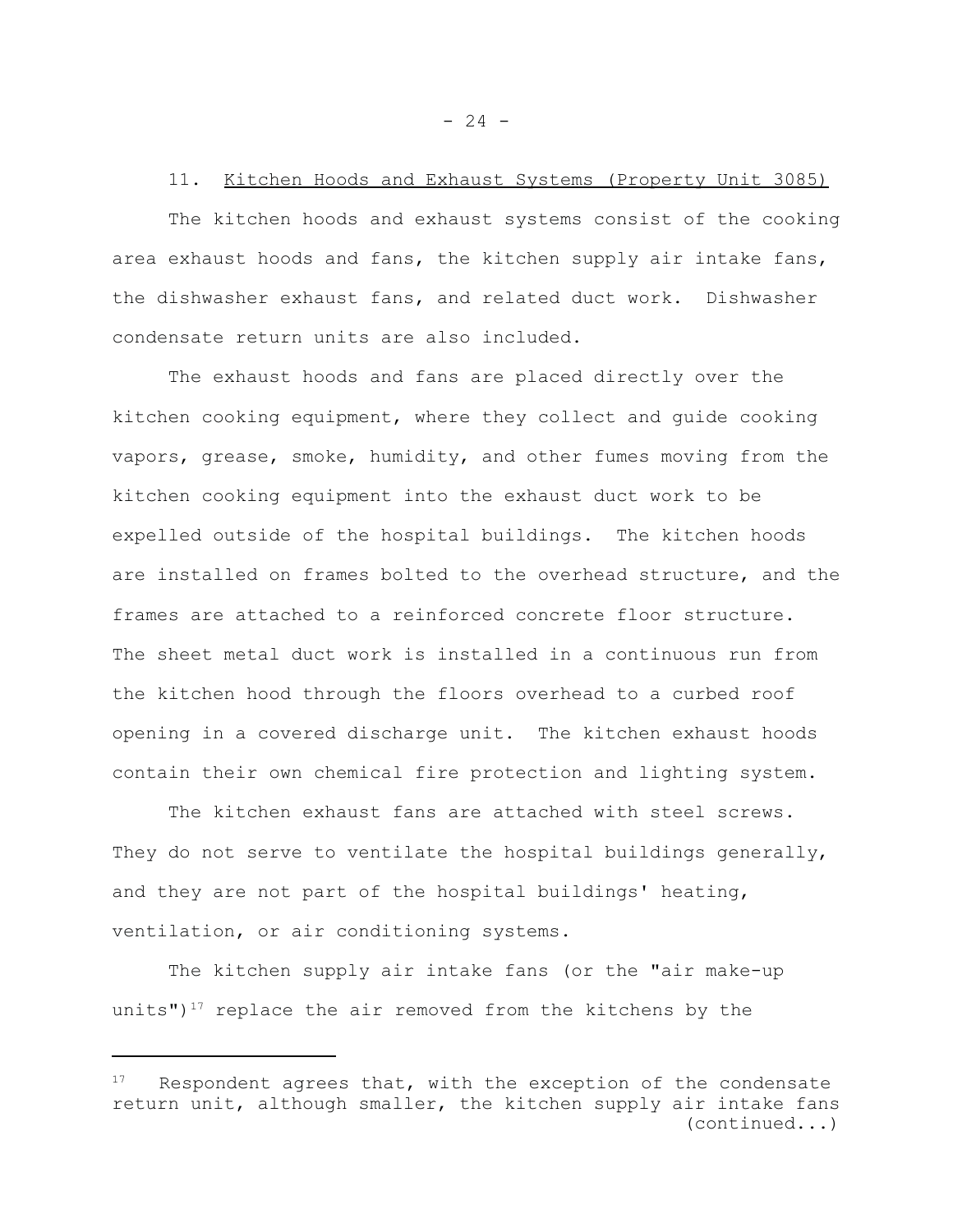11. Kitchen Hoods and Exhaust Systems (Property Unit 3085)

The kitchen hoods and exhaust systems consist of the cooking area exhaust hoods and fans, the kitchen supply air intake fans, the dishwasher exhaust fans, and related duct work. Dishwasher condensate return units are also included.

The exhaust hoods and fans are placed directly over the kitchen cooking equipment, where they collect and guide cooking vapors, grease, smoke, humidity, and other fumes moving from the kitchen cooking equipment into the exhaust duct work to be expelled outside of the hospital buildings. The kitchen hoods are installed on frames bolted to the overhead structure, and the frames are attached to a reinforced concrete floor structure. The sheet metal duct work is installed in a continuous run from the kitchen hood through the floors overhead to a curbed roof opening in a covered discharge unit. The kitchen exhaust hoods contain their own chemical fire protection and lighting system.

The kitchen exhaust fans are attached with steel screws. They do not serve to ventilate the hospital buildings generally, and they are not part of the hospital buildings' heating, ventilation, or air conditioning systems.

The kitchen supply air intake fans (or the "air make-up units")[17] replace the air removed from the kitchens by the

---

[17] Respondent agrees that, with the exception of the condensate return unit, although smaller, the kitchen supply air intake fans (continued...)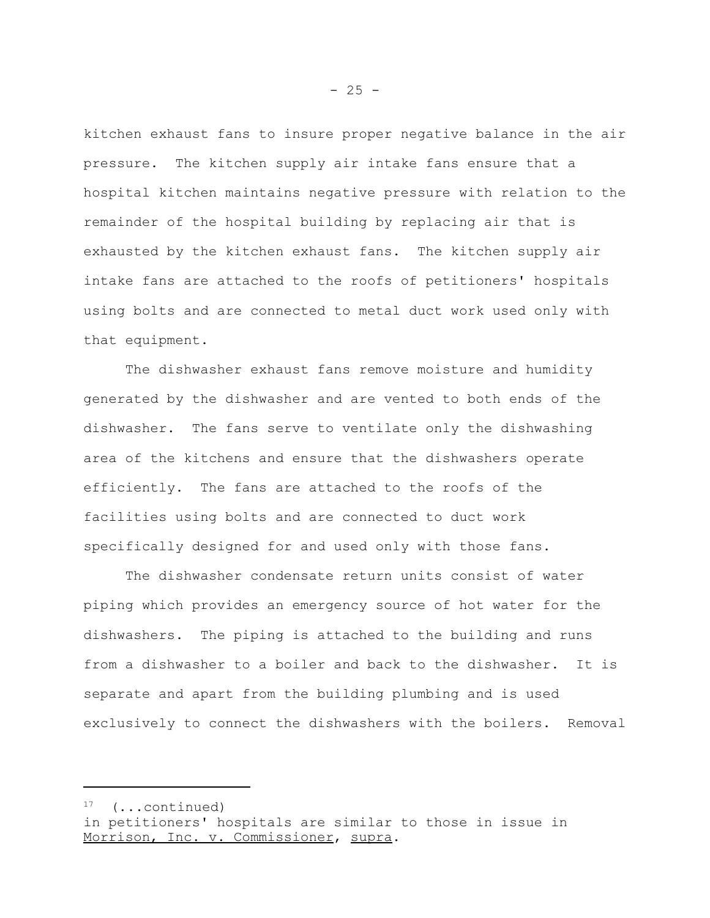kitchen exhaust fans to insure proper negative balance in the air pressure. The kitchen supply air intake fans ensure that a hospital kitchen maintains negative pressure with relation to the remainder of the hospital building by replacing air that is exhausted by the kitchen exhaust fans. The kitchen supply air intake fans are attached to the roofs of petitioners' hospitals using bolts and are connected to metal duct work used only with that equipment.

The dishwasher exhaust fans remove moisture and humidity generated by the dishwasher and are vented to both ends of the dishwasher. The fans serve to ventilate only the dishwashing area of the kitchens and ensure that the dishwashers operate efficiently. The fans are attached to the roofs of the facilities using bolts and are connected to duct work specifically designed for and used only with those fans.

The dishwasher condensate return units consist of water piping which provides an emergency source of hot water for the dishwashers. The piping is attached to the building and runs from a dishwasher to a boiler and back to the dishwasher. It is separate and apart from the building plumbing and is used exclusively to connect the dishwashers with the boilers. Removal

---

[17] (...continued)
in petitioners' hospitals are similar to those in issue in Morrison, Inc. v. Commissioner, supra.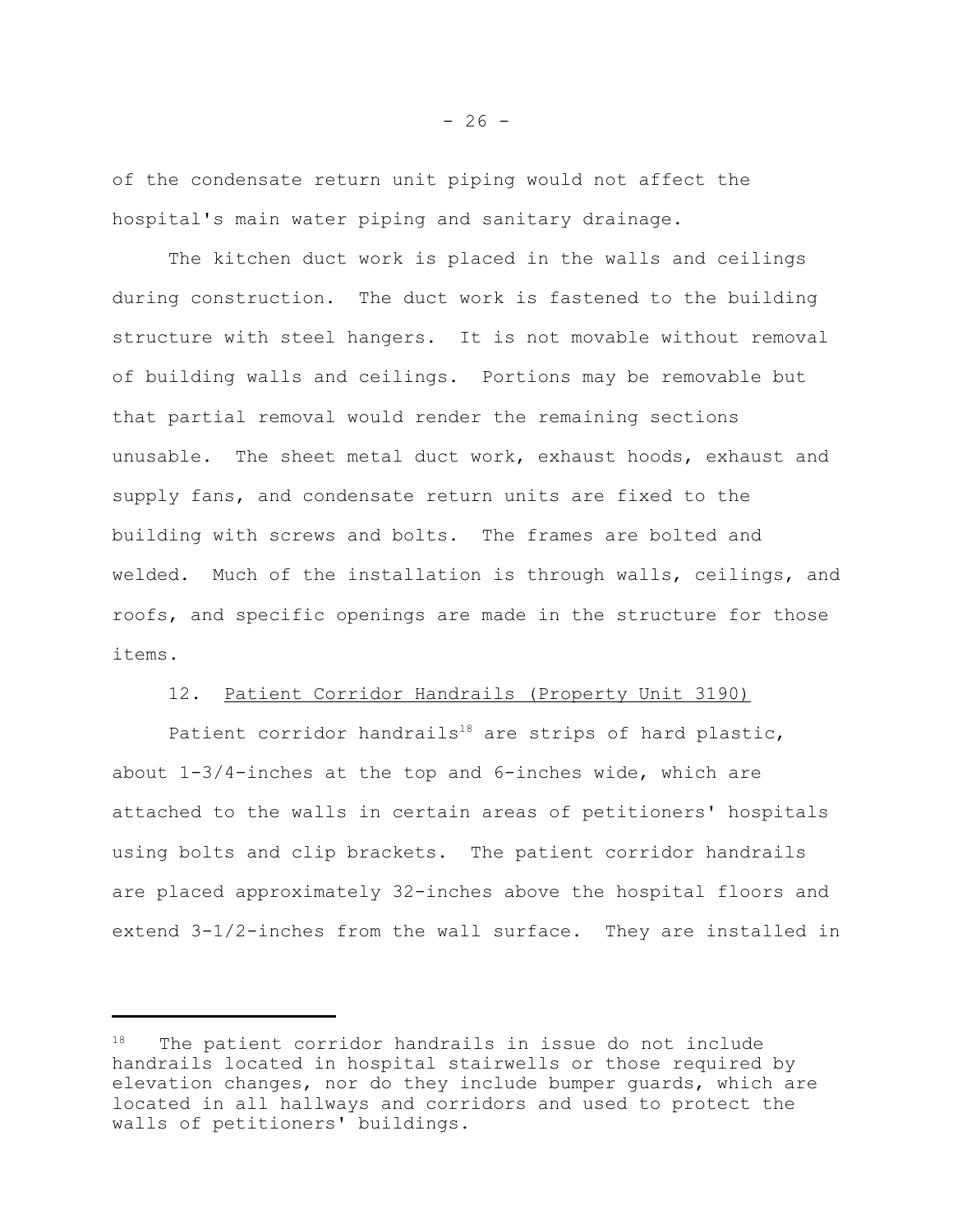of the condensate return unit piping would not affect the hospital's main water piping and sanitary drainage.

The kitchen duct work is placed in the walls and ceilings during construction. The duct work is fastened to the building structure with steel hangers. It is not movable without removal of building walls and ceilings. Portions may be removable but that partial removal would render the remaining sections unusable. The sheet metal duct work, exhaust hoods, exhaust and supply fans, and condensate return units are fixed to the building with screws and bolts. The frames are bolted and welded. Much of the installation is through walls, ceilings, and roofs, and specific openings are made in the structure for those items.

12. Patient Corridor Handrails (Property Unit 3190)

Patient corridor handrails[18] are strips of hard plastic, about 1-3/4-inches at the top and 6-inches wide, which are attached to the walls in certain areas of petitioners' hospitals using bolts and clip brackets. The patient corridor handrails are placed approximately 32-inches above the hospital floors and extend 3-1/2-inches from the wall surface. They are installed in

---

[18] The patient corridor handrails in issue do not include handrails located in hospital stairwells or those required by elevation changes, nor do they include bumper guards, which are located in all hallways and corridors and used to protect the walls of petitioners' buildings.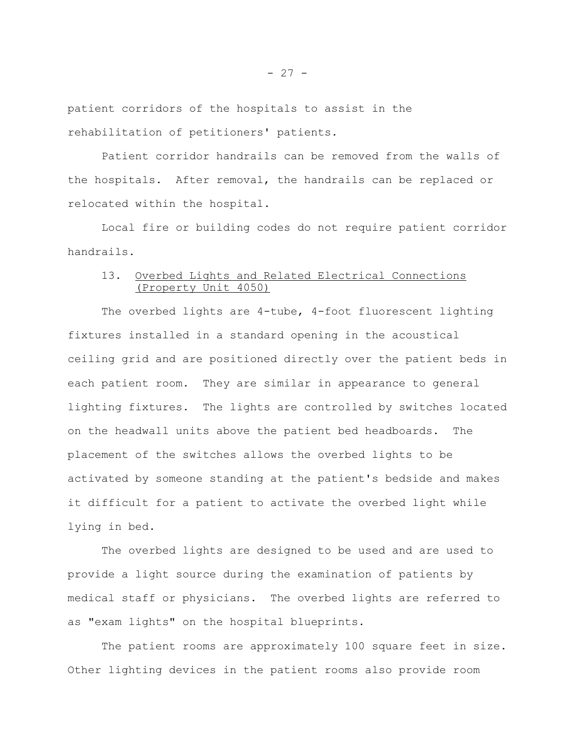patient corridors of the hospitals to assist in the rehabilitation of petitioners' patients.

Patient corridor handrails can be removed from the walls of the hospitals. After removal, the handrails can be replaced or relocated within the hospital.

Local fire or building codes do not require patient corridor handrails.

### 13. Overbed Lights and Related Electrical Connections (Property Unit 4050)

The overbed lights are 4-tube, 4-foot fluorescent lighting fixtures installed in a standard opening in the acoustical ceiling grid and are positioned directly over the patient beds in each patient room. They are similar in appearance to general lighting fixtures. The lights are controlled by switches located on the headwall units above the patient bed headboards. The placement of the switches allows the overbed lights to be activated by someone standing at the patient's bedside and makes it difficult for a patient to activate the overbed light while lying in bed.

The overbed lights are designed to be used and are used to provide a light source during the examination of patients by medical staff or physicians. The overbed lights are referred to as "exam lights" on the hospital blueprints.

The patient rooms are approximately 100 square feet in size. Other lighting devices in the patient rooms also provide room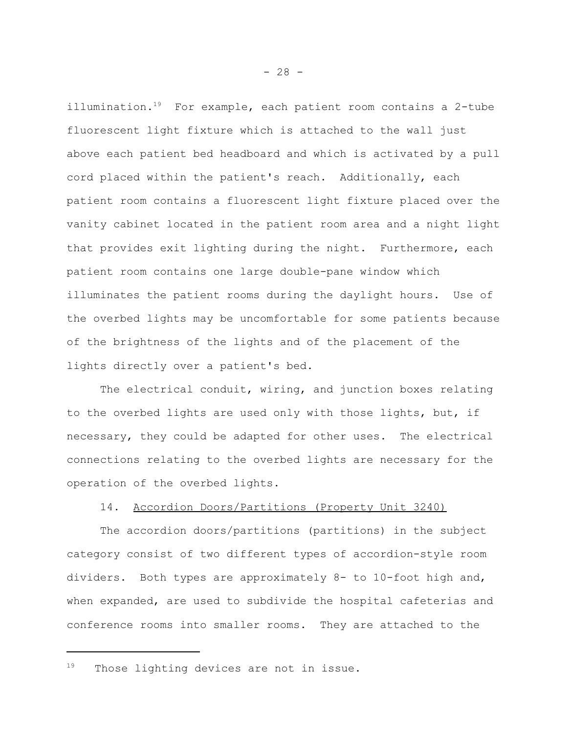illumination.[19] For example, each patient room contains a 2-tube fluorescent light fixture which is attached to the wall just above each patient bed headboard and which is activated by a pull cord placed within the patient's reach. Additionally, each patient room contains a fluorescent light fixture placed over the vanity cabinet located in the patient room area and a night light that provides exit lighting during the night. Furthermore, each patient room contains one large double-pane window which illuminates the patient rooms during the daylight hours. Use of the overbed lights may be uncomfortable for some patients because of the brightness of the lights and of the placement of the lights directly over a patient's bed.

The electrical conduit, wiring, and junction boxes relating to the overbed lights are used only with those lights, but, if necessary, they could be adapted for other uses. The electrical connections relating to the overbed lights are necessary for the operation of the overbed lights.

14. <u>Accordion Doors/Partitions (Property Unit 3240)</u>

The accordion doors/partitions (partitions) in the subject category consist of two different types of accordion-style room dividers. Both types are approximately 8- to 10-foot high and, when expanded, are used to subdivide the hospital cafeterias and conference rooms into smaller rooms. They are attached to the

---

[19] Those lighting devices are not in issue.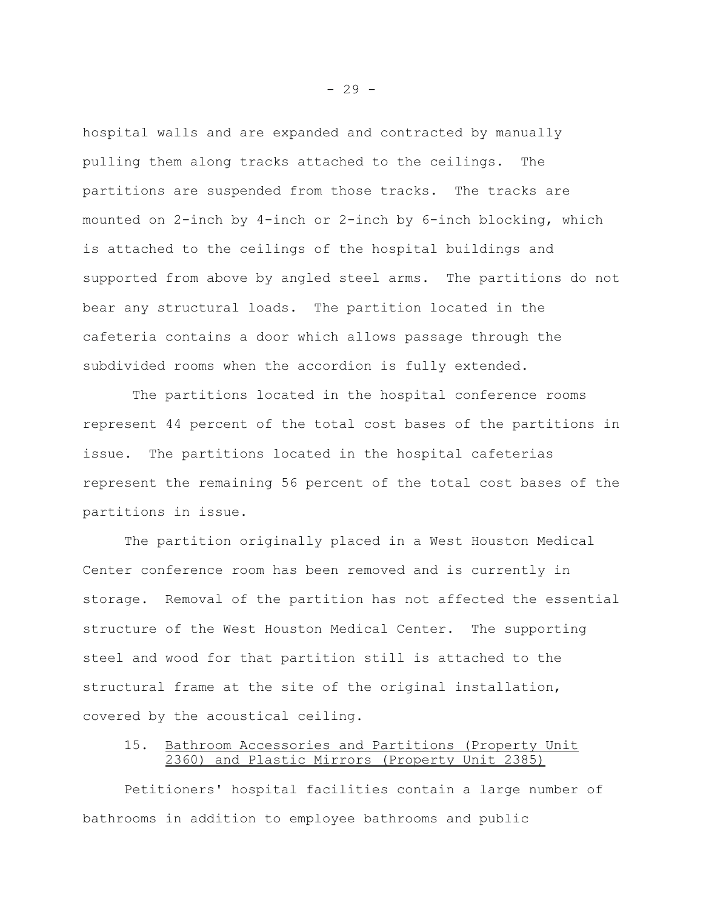hospital walls and are expanded and contracted by manually pulling them along tracks attached to the ceilings. The partitions are suspended from those tracks. The tracks are mounted on 2-inch by 4-inch or 2-inch by 6-inch blocking, which is attached to the ceilings of the hospital buildings and supported from above by angled steel arms. The partitions do not bear any structural loads. The partition located in the cafeteria contains a door which allows passage through the subdivided rooms when the accordion is fully extended.

The partitions located in the hospital conference rooms represent 44 percent of the total cost bases of the partitions in issue. The partitions located in the hospital cafeterias represent the remaining 56 percent of the total cost bases of the partitions in issue.

The partition originally placed in a West Houston Medical Center conference room has been removed and is currently in storage. Removal of the partition has not affected the essential structure of the West Houston Medical Center. The supporting steel and wood for that partition still is attached to the structural frame at the site of the original installation, covered by the acoustical ceiling.

15. Bathroom Accessories and Partitions (Property Unit 2360) and Plastic Mirrors (Property Unit 2385)

Petitioners' hospital facilities contain a large number of bathrooms in addition to employee bathrooms and public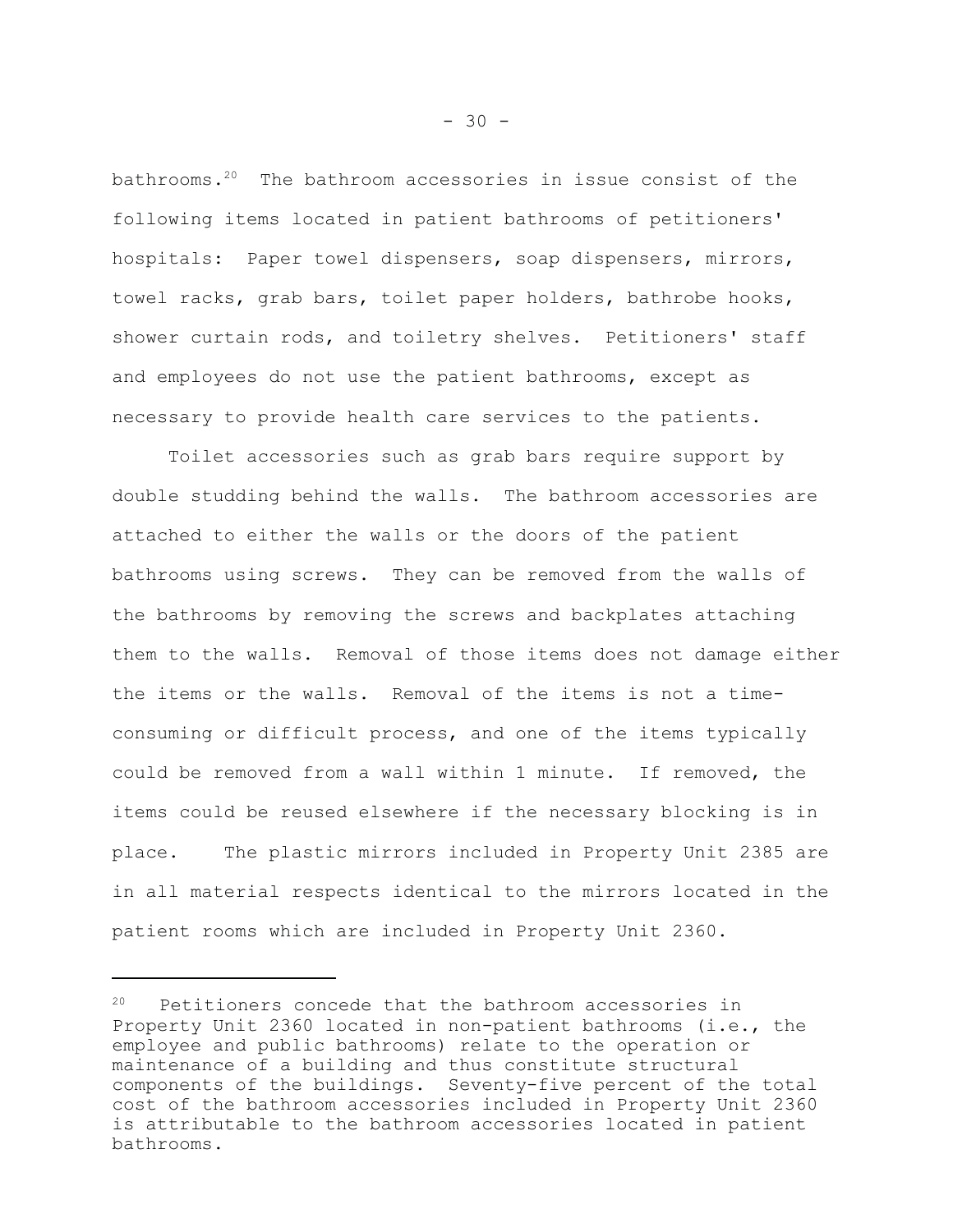bathrooms.[20] The bathroom accessories in issue consist of the following items located in patient bathrooms of petitioners' hospitals: Paper towel dispensers, soap dispensers, mirrors, towel racks, grab bars, toilet paper holders, bathrobe hooks, shower curtain rods, and toiletry shelves. Petitioners' staff and employees do not use the patient bathrooms, except as necessary to provide health care services to the patients.

Toilet accessories such as grab bars require support by double studding behind the walls. The bathroom accessories are attached to either the walls or the doors of the patient bathrooms using screws. They can be removed from the walls of the bathrooms by removing the screws and backplates attaching them to the walls. Removal of those items does not damage either the items or the walls. Removal of the items is not a time-consuming or difficult process, and one of the items typically could be removed from a wall within 1 minute. If removed, the items could be reused elsewhere if the necessary blocking is in place. The plastic mirrors included in Property Unit 2385 are in all material respects identical to the mirrors located in the patient rooms which are included in Property Unit 2360.

---

[20] Petitioners concede that the bathroom accessories in Property Unit 2360 located in non-patient bathrooms (i.e., the employee and public bathrooms) relate to the operation or maintenance of a building and thus constitute structural components of the buildings. Seventy-five percent of the total cost of the bathroom accessories included in Property Unit 2360 is attributable to the bathroom accessories located in patient bathrooms.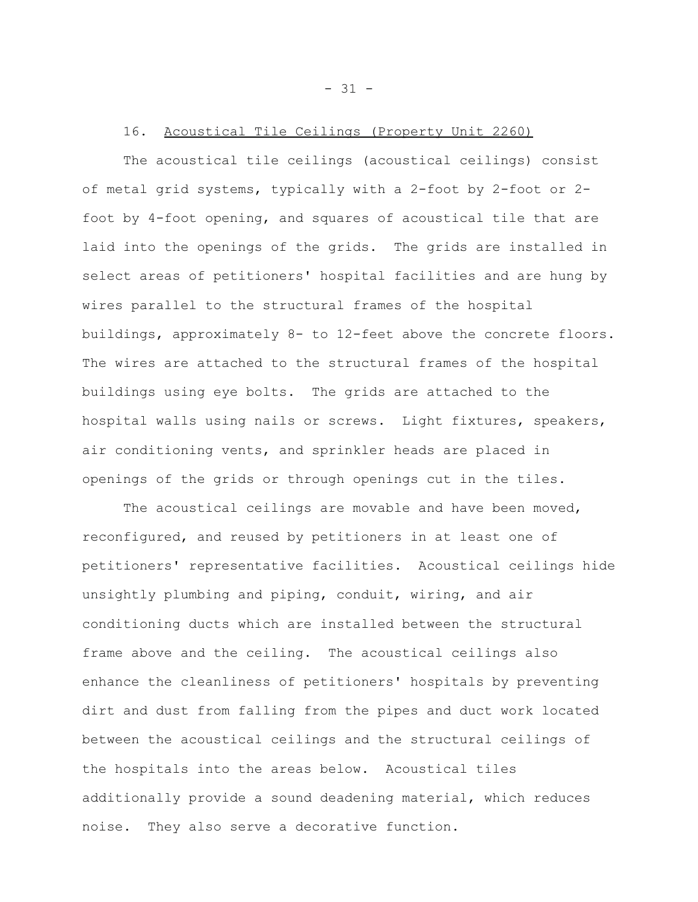16. <u>Acoustical Tile Ceilings (Property Unit 2260)</u>

The acoustical tile ceilings (acoustical ceilings) consist of metal grid systems, typically with a 2-foot by 2-foot or 2-foot by 4-foot opening, and squares of acoustical tile that are laid into the openings of the grids. The grids are installed in select areas of petitioners' hospital facilities and are hung by wires parallel to the structural frames of the hospital buildings, approximately 8- to 12-feet above the concrete floors. The wires are attached to the structural frames of the hospital buildings using eye bolts. The grids are attached to the hospital walls using nails or screws. Light fixtures, speakers, air conditioning vents, and sprinkler heads are placed in openings of the grids or through openings cut in the tiles.

The acoustical ceilings are movable and have been moved, reconfigured, and reused by petitioners in at least one of petitioners' representative facilities. Acoustical ceilings hide unsightly plumbing and piping, conduit, wiring, and air conditioning ducts which are installed between the structural frame above and the ceiling. The acoustical ceilings also enhance the cleanliness of petitioners' hospitals by preventing dirt and dust from falling from the pipes and duct work located between the acoustical ceilings and the structural ceilings of the hospitals into the areas below. Acoustical tiles additionally provide a sound deadening material, which reduces noise. They also serve a decorative function.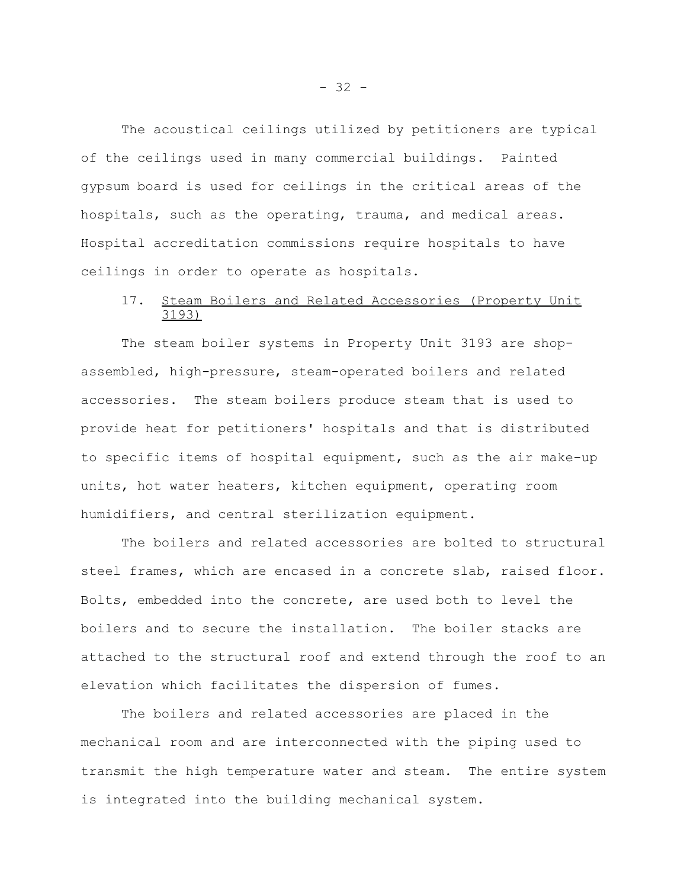The acoustical ceilings utilized by petitioners are typical of the ceilings used in many commercial buildings. Painted gypsum board is used for ceilings in the critical areas of the hospitals, such as the operating, trauma, and medical areas. Hospital accreditation commissions require hospitals to have ceilings in order to operate as hospitals.

### 17. Steam Boilers and Related Accessories (Property Unit 3193)

The steam boiler systems in Property Unit 3193 are shop-assembled, high-pressure, steam-operated boilers and related accessories. The steam boilers produce steam that is used to provide heat for petitioners' hospitals and that is distributed to specific items of hospital equipment, such as the air make-up units, hot water heaters, kitchen equipment, operating room humidifiers, and central sterilization equipment.

The boilers and related accessories are bolted to structural steel frames, which are encased in a concrete slab, raised floor. Bolts, embedded into the concrete, are used both to level the boilers and to secure the installation. The boiler stacks are attached to the structural roof and extend through the roof to an elevation which facilitates the dispersion of fumes.

The boilers and related accessories are placed in the mechanical room and are interconnected with the piping used to transmit the high temperature water and steam. The entire system is integrated into the building mechanical system.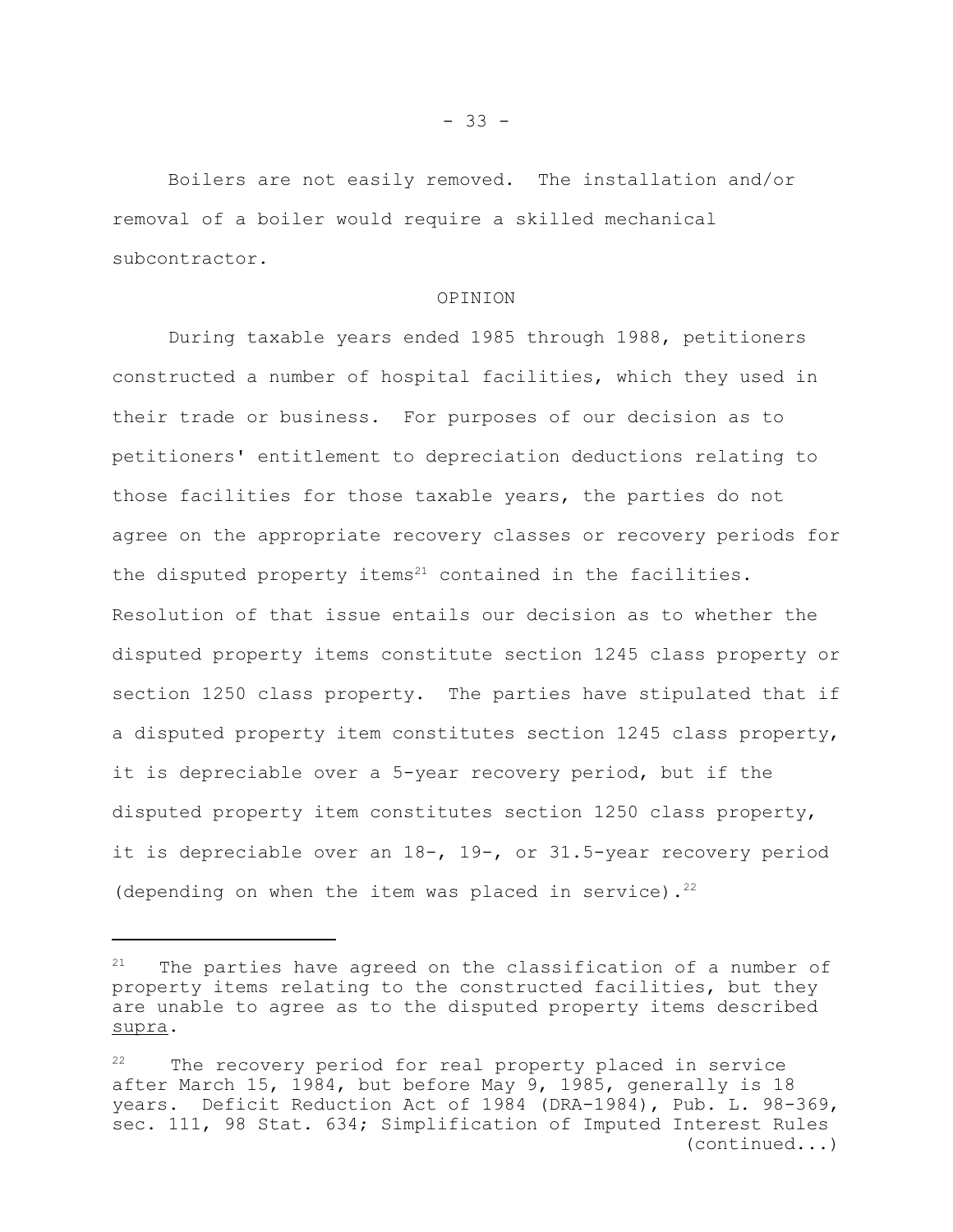Boilers are not easily removed. The installation and/or removal of a boiler would require a skilled mechanical subcontractor.

OPINION

During taxable years ended 1985 through 1988, petitioners constructed a number of hospital facilities, which they used in their trade or business. For purposes of our decision as to petitioners' entitlement to depreciation deductions relating to those facilities for those taxable years, the parties do not agree on the appropriate recovery classes or recovery periods for the disputed property items[21] contained in the facilities. Resolution of that issue entails our decision as to whether the disputed property items constitute section 1245 class property or section 1250 class property. The parties have stipulated that if a disputed property item constitutes section 1245 class property, it is depreciable over a 5-year recovery period, but if the disputed property item constitutes section 1250 class property, it is depreciable over an 18-, 19-, or 31.5-year recovery period (depending on when the item was placed in service).[22]

---

[21] The parties have agreed on the classification of a number of property items relating to the constructed facilities, but they are unable to agree as to the disputed property items described supra.

[22] The recovery period for real property placed in service after March 15, 1984, but before May 9, 1985, generally is 18 years. Deficit Reduction Act of 1984 (DRA-1984), Pub. L. 98-369, sec. 111, 98 Stat. 634; Simplification of Imputed Interest Rules (continued...)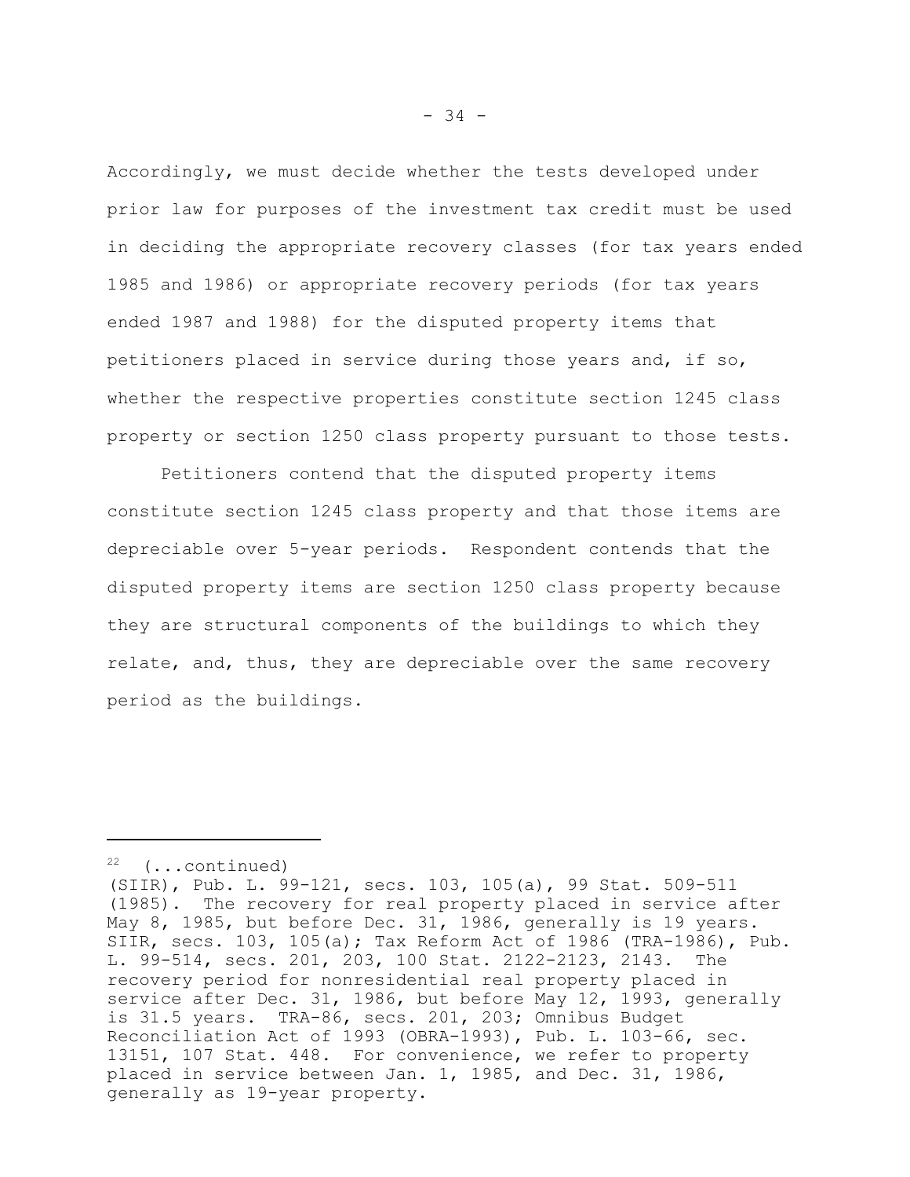Accordingly, we must decide whether the tests developed under prior law for purposes of the investment tax credit must be used in deciding the appropriate recovery classes (for tax years ended 1985 and 1986) or appropriate recovery periods (for tax years ended 1987 and 1988) for the disputed property items that petitioners placed in service during those years and, if so, whether the respective properties constitute section 1245 class property or section 1250 class property pursuant to those tests.

Petitioners contend that the disputed property items constitute section 1245 class property and that those items are depreciable over 5-year periods. Respondent contends that the disputed property items are section 1250 class property because they are structural components of the buildings to which they relate, and, thus, they are depreciable over the same recovery period as the buildings.

---

[22] (...continued)
(SIIR), Pub. L. 99-121, secs. 103, 105(a), 99 Stat. 509-511 (1985). The recovery for real property placed in service after May 8, 1985, but before Dec. 31, 1986, generally is 19 years. SIIR, secs. 103, 105(a); Tax Reform Act of 1986 (TRA-1986), Pub. L. 99-514, secs. 201, 203, 100 Stat. 2122-2123, 2143. The recovery period for nonresidential real property placed in service after Dec. 31, 1986, but before May 12, 1993, generally is 31.5 years. TRA-86, secs. 201, 203; Omnibus Budget Reconciliation Act of 1993 (OBRA-1993), Pub. L. 103-66, sec. 13151, 107 Stat. 448. For convenience, we refer to property placed in service between Jan. 1, 1985, and Dec. 31, 1986, generally as 19-year property.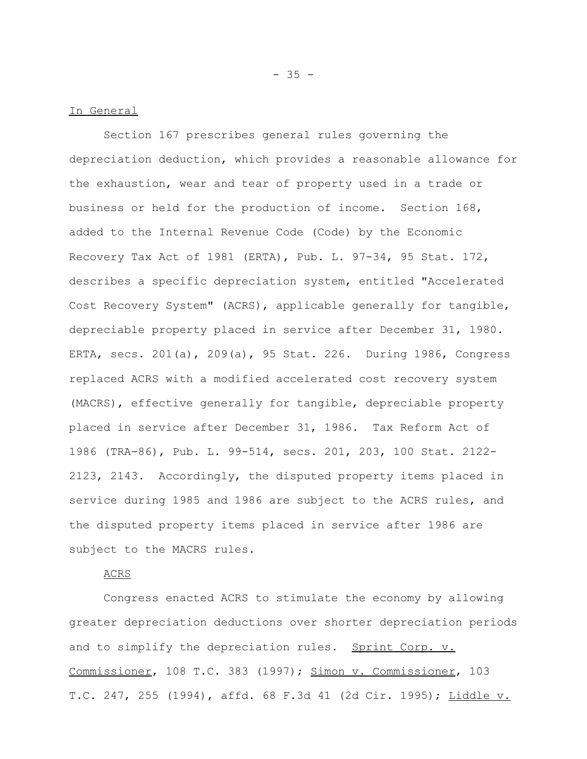In General

Section 167 prescribes general rules governing the depreciation deduction, which provides a reasonable allowance for the exhaustion, wear and tear of property used in a trade or business or held for the production of income. Section 168, added to the Internal Revenue Code (Code) by the Economic Recovery Tax Act of 1981 (ERTA), Pub. L. 97-34, 95 Stat. 172, describes a specific depreciation system, entitled "Accelerated Cost Recovery System" (ACRS), applicable generally for tangible, depreciable property placed in service after December 31, 1980. ERTA, secs. 201(a), 209(a), 95 Stat. 226. During 1986, Congress replaced ACRS with a modified accelerated cost recovery system (MACRS), effective generally for tangible, depreciable property placed in service after December 31, 1986. Tax Reform Act of 1986 (TRA-86), Pub. L. 99-514, secs. 201, 203, 100 Stat. 2122-2123, 2143. Accordingly, the disputed property items placed in service during 1985 and 1986 are subject to the ACRS rules, and the disputed property items placed in service after 1986 are subject to the MACRS rules.

ACRS

Congress enacted ACRS to stimulate the economy by allowing greater depreciation deductions over shorter depreciation periods and to simplify the depreciation rules. Sprint Corp. v. Commissioner, 108 T.C. 383 (1997); Simon v. Commissioner, 103 T.C. 247, 255 (1994), affd. 68 F.3d 41 (2d Cir. 1995); Liddle v.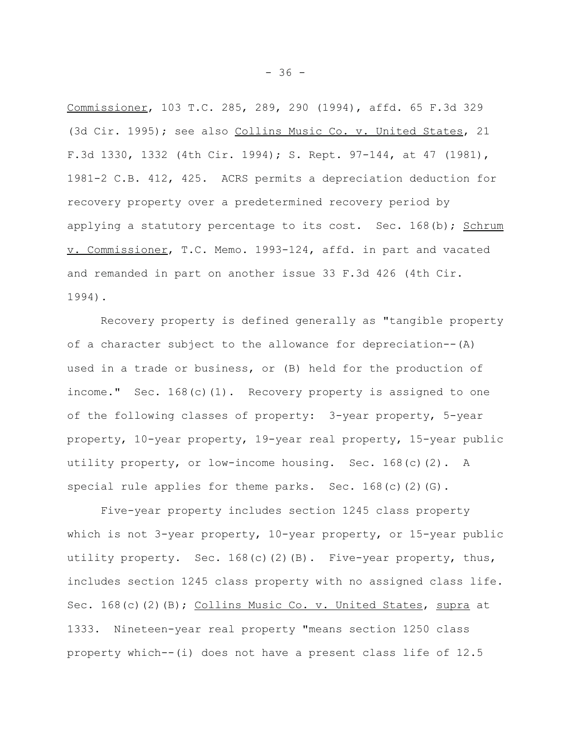Commissioner, 103 T.C. 285, 289, 290 (1994), affd. 65 F.3d 329 (3d Cir. 1995); see also Collins Music Co. v. United States, 21 F.3d 1330, 1332 (4th Cir. 1994); S. Rept. 97-144, at 47 (1981), 1981-2 C.B. 412, 425. ACRS permits a depreciation deduction for recovery property over a predetermined recovery period by applying a statutory percentage to its cost. Sec. 168(b); Schrum v. Commissioner, T.C. Memo. 1993-124, affd. in part and vacated and remanded in part on another issue 33 F.3d 426 (4th Cir. 1994).

Recovery property is defined generally as "tangible property of a character subject to the allowance for depreciation--(A) used in a trade or business, or (B) held for the production of income." Sec. 168(c)(1). Recovery property is assigned to one of the following classes of property: 3-year property, 5-year property, 10-year property, 19-year real property, 15-year public utility property, or low-income housing. Sec. 168(c)(2). A special rule applies for theme parks. Sec. 168(c)(2)(G).

Five-year property includes section 1245 class property which is not 3-year property, 10-year property, or 15-year public utility property. Sec. 168(c)(2)(B). Five-year property, thus, includes section 1245 class property with no assigned class life. Sec. 168(c)(2)(B); Collins Music Co. v. United States, supra at 1333. Nineteen-year real property "means section 1250 class property which--(i) does not have a present class life of 12.5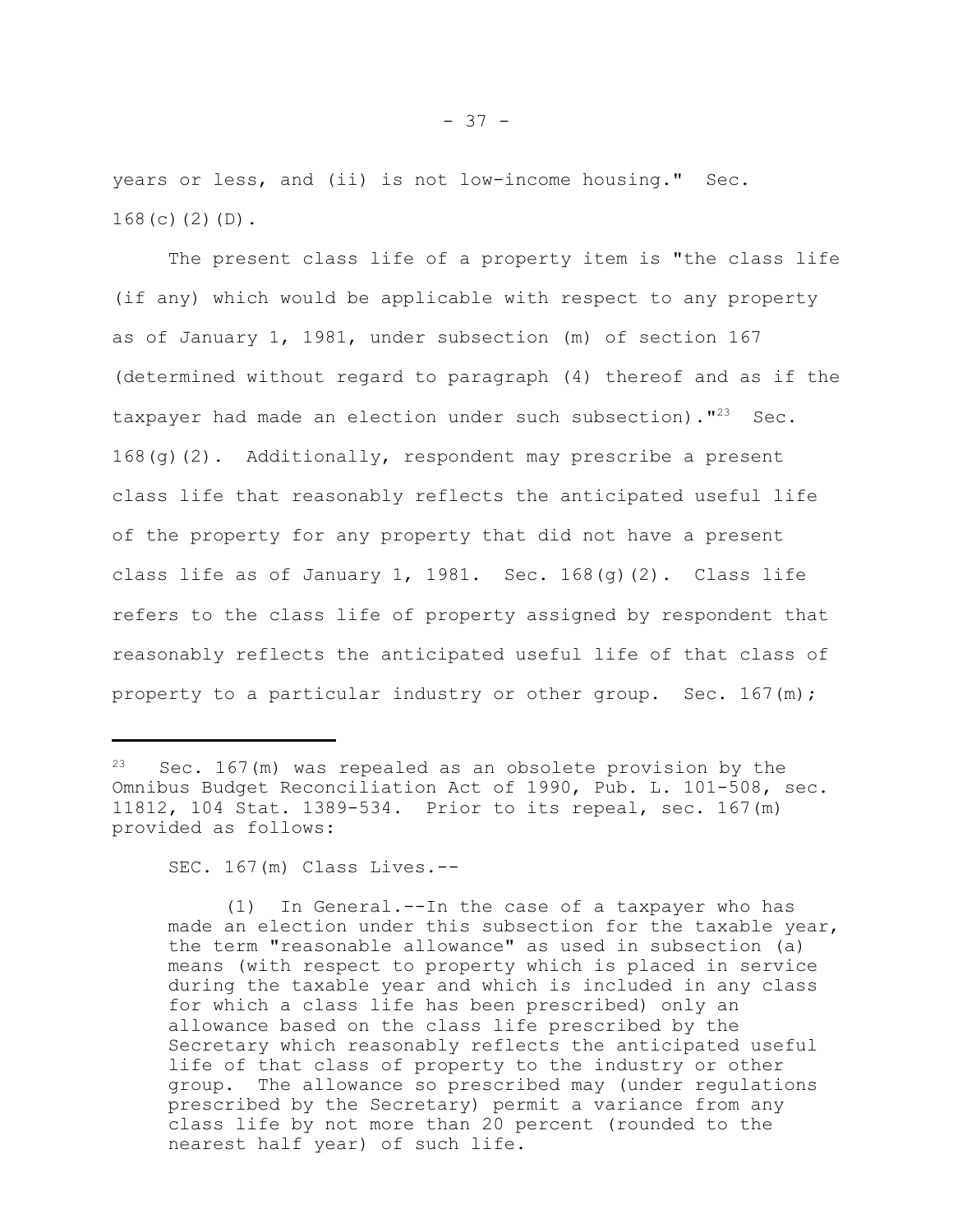years or less, and (ii) is not low-income housing." Sec. 168(c)(2)(D).

The present class life of a property item is "the class life (if any) which would be applicable with respect to any property as of January 1, 1981, under subsection (m) of section 167 (determined without regard to paragraph (4) thereof and as if the taxpayer had made an election under such subsection)."[23] Sec. 168(g)(2). Additionally, respondent may prescribe a present class life that reasonably reflects the anticipated useful life of the property for any property that did not have a present class life as of January 1, 1981. Sec. 168(g)(2). Class life refers to the class life of property assigned by respondent that reasonably reflects the anticipated useful life of that class of property to a particular industry or other group. Sec. 167(m);

---

[23] Sec. 167(m) was repealed as an obsolete provision by the Omnibus Budget Reconciliation Act of 1990, Pub. L. 101-508, sec. 11812, 104 Stat. 1389-534. Prior to its repeal, sec. 167(m) provided as follows:

> SEC. 167(m) Class Lives.--
>
> (1) In General.--In the case of a taxpayer who has made an election under this subsection for the taxable year, the term "reasonable allowance" as used in subsection (a) means (with respect to property which is placed in service during the taxable year and which is included in any class for which a class life has been prescribed) only an allowance based on the class life prescribed by the Secretary which reasonably reflects the anticipated useful life of that class of property to the industry or other group. The allowance so prescribed may (under regulations prescribed by the Secretary) permit a variance from any class life by not more than 20 percent (rounded to the nearest half year) of such life.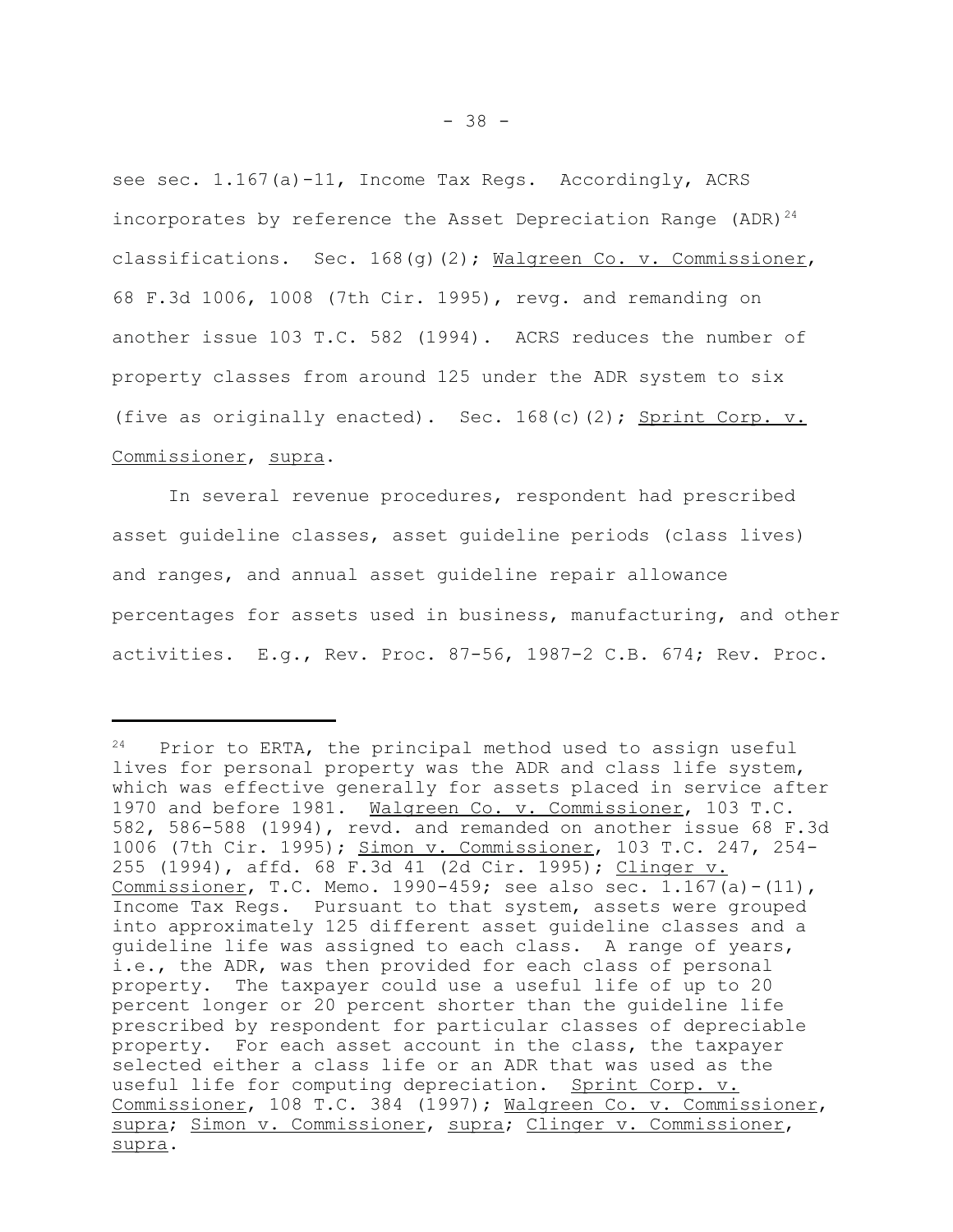see sec. 1.167(a)-11, Income Tax Regs. Accordingly, ACRS incorporates by reference the Asset Depreciation Range (ADR)[24] classifications. Sec. 168(g)(2); Walgreen Co. v. Commissioner, 68 F.3d 1006, 1008 (7th Cir. 1995), revg. and remanding on another issue 103 T.C. 582 (1994). ACRS reduces the number of property classes from around 125 under the ADR system to six (five as originally enacted). Sec. 168(c)(2); Sprint Corp. v. Commissioner, supra.

In several revenue procedures, respondent had prescribed asset guideline classes, asset guideline periods (class lives) and ranges, and annual asset guideline repair allowance percentages for assets used in business, manufacturing, and other activities. E.g., Rev. Proc. 87-56, 1987-2 C.B. 674; Rev. Proc.

---

[24] Prior to ERTA, the principal method used to assign useful lives for personal property was the ADR and class life system, which was effective generally for assets placed in service after 1970 and before 1981. Walgreen Co. v. Commissioner, 103 T.C. 582, 586-588 (1994), revd. and remanded on another issue 68 F.3d 1006 (7th Cir. 1995); Simon v. Commissioner, 103 T.C. 247, 254-255 (1994), affd. 68 F.3d 41 (2d Cir. 1995); Clinger v. Commissioner, T.C. Memo. 1990-459; see also sec. 1.167(a)-(11), Income Tax Regs. Pursuant to that system, assets were grouped into approximately 125 different asset guideline classes and a guideline life was assigned to each class. A range of years, i.e., the ADR, was then provided for each class of personal property. The taxpayer could use a useful life of up to 20 percent longer or 20 percent shorter than the guideline life prescribed by respondent for particular classes of depreciable property. For each asset account in the class, the taxpayer selected either a class life or an ADR that was used as the useful life for computing depreciation. Sprint Corp. v. Commissioner, 108 T.C. 384 (1997); Walgreen Co. v. Commissioner, supra; Simon v. Commissioner, supra; Clinger v. Commissioner, supra.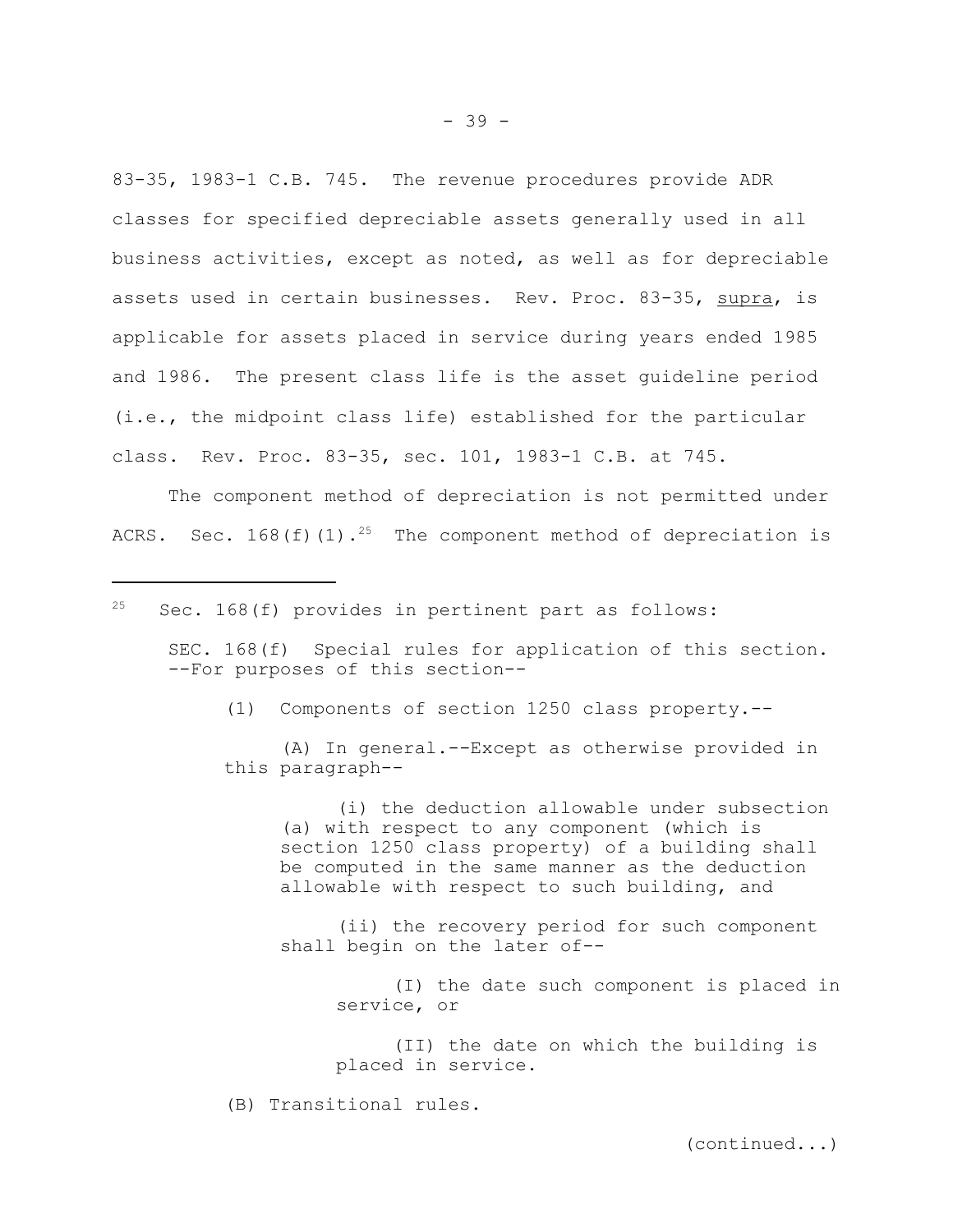83-35, 1983-1 C.B. 745. The revenue procedures provide ADR classes for specified depreciable assets generally used in all business activities, except as noted, as well as for depreciable assets used in certain businesses. Rev. Proc. 83-35, supra, is applicable for assets placed in service during years ended 1985 and 1986. The present class life is the asset guideline period (i.e., the midpoint class life) established for the particular class. Rev. Proc. 83-35, sec. 101, 1983-1 C.B. at 745.

The component method of depreciation is not permitted under ACRS. Sec. 168(f)(1).[25] The component method of depreciation is

---

[25] Sec. 168(f) provides in pertinent part as follows:

> SEC. 168(f) Special rules for application of this section. --For purposes of this section--
>
> (1) Components of section 1250 class property.--
>
> (A) In general.--Except as otherwise provided in this paragraph--
>
> (i) the deduction allowable under subsection (a) with respect to any component (which is section 1250 class property) of a building shall be computed in the same manner as the deduction allowable with respect to such building, and
>
> (ii) the recovery period for such component shall begin on the later of--
>
> (I) the date such component is placed in service, or
>
> (II) the date on which the building is placed in service.
>
> (B) Transitional rules.

(continued...)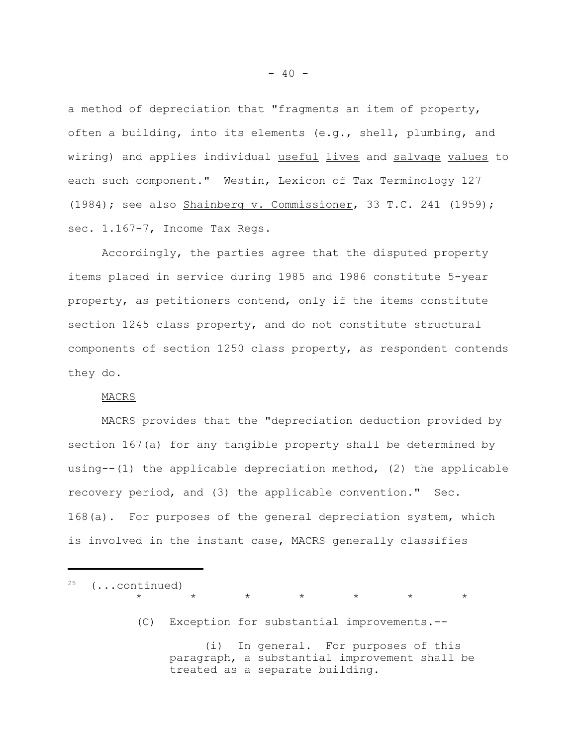a method of depreciation that "fragments an item of property, often a building, into its elements (e.g., shell, plumbing, and wiring) and applies individual useful lives and salvage values to each such component." Westin, Lexicon of Tax Terminology 127 (1984); see also Shainberg v. Commissioner, 33 T.C. 241 (1959); sec. 1.167-7, Income Tax Regs.

Accordingly, the parties agree that the disputed property items placed in service during 1985 and 1986 constitute 5-year property, as petitioners contend, only if the items constitute section 1245 class property, and do not constitute structural components of section 1250 class property, as respondent contends they do.

MACRS

MACRS provides that the "depreciation deduction provided by section 167(a) for any tangible property shall be determined by using--(1) the applicable depreciation method, (2) the applicable recovery period, and (3) the applicable convention." Sec. 168(a). For purposes of the general depreciation system, which is involved in the instant case, MACRS generally classifies

---

[25] (...continued)

\* \* \* \* \* \* \*

(C) Exception for substantial improvements.--

(i) In general. For purposes of this paragraph, a substantial improvement shall be treated as a separate building.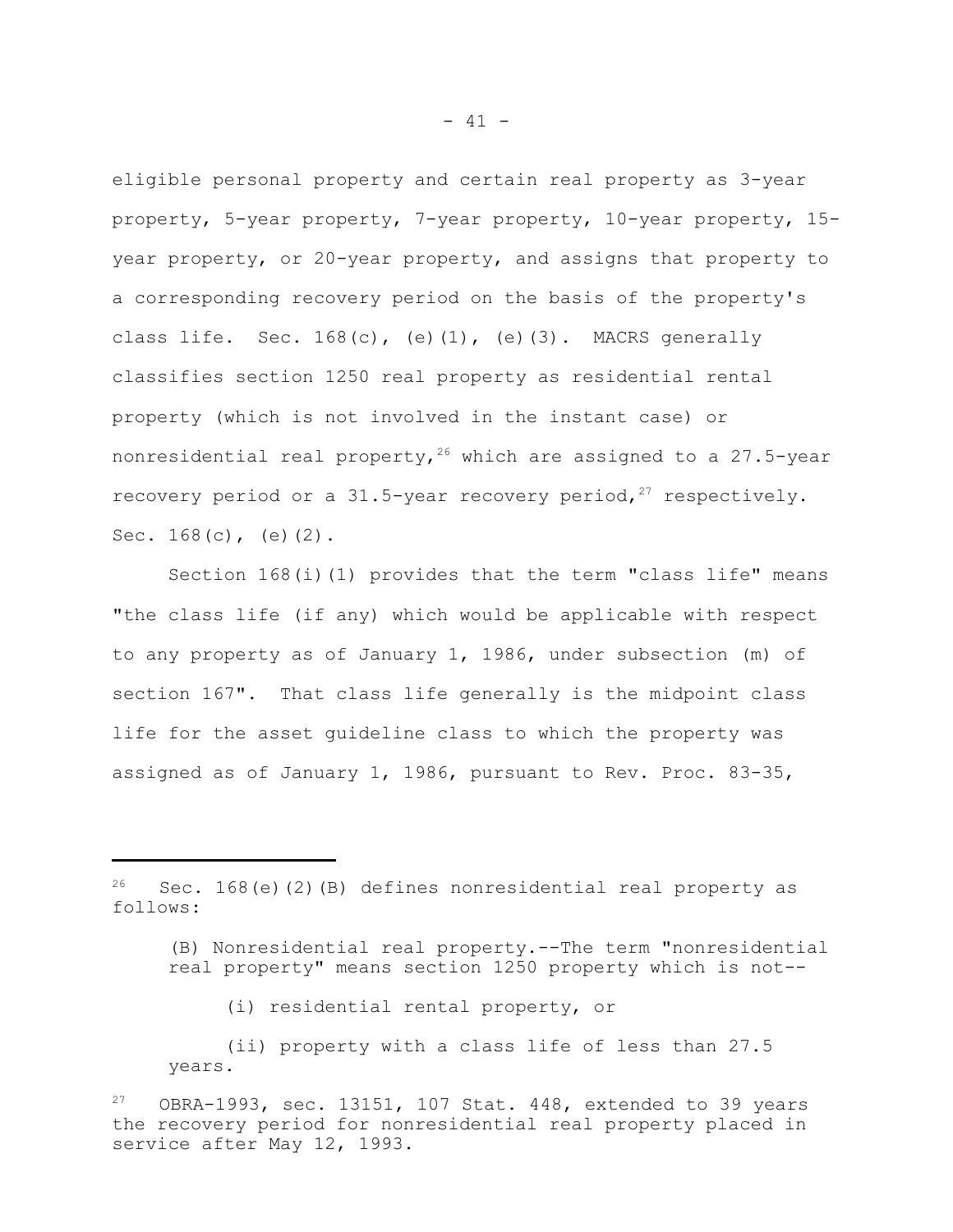eligible personal property and certain real property as 3-year property, 5-year property, 7-year property, 10-year property, 15-year property, or 20-year property, and assigns that property to a corresponding recovery period on the basis of the property's class life. Sec. 168(c), (e)(1), (e)(3). MACRS generally classifies section 1250 real property as residential rental property (which is not involved in the instant case) or nonresidential real property,[26] which are assigned to a 27.5-year recovery period or a 31.5-year recovery period,[27] respectively. Sec. 168(c), (e)(2).

Section 168(i)(1) provides that the term "class life" means "the class life (if any) which would be applicable with respect to any property as of January 1, 1986, under subsection (m) of section 167". That class life generally is the midpoint class life for the asset guideline class to which the property was assigned as of January 1, 1986, pursuant to Rev. Proc. 83-35,

---

[26] Sec. 168(e)(2)(B) defines nonresidential real property as follows:

> (B) Nonresidential real property.--The term "nonresidential real property" means section 1250 property which is not--
>
> (i) residential rental property, or
>
> (ii) property with a class life of less than 27.5 years.

[27] OBRA-1993, sec. 13151, 107 Stat. 448, extended to 39 years the recovery period for nonresidential real property placed in service after May 12, 1993.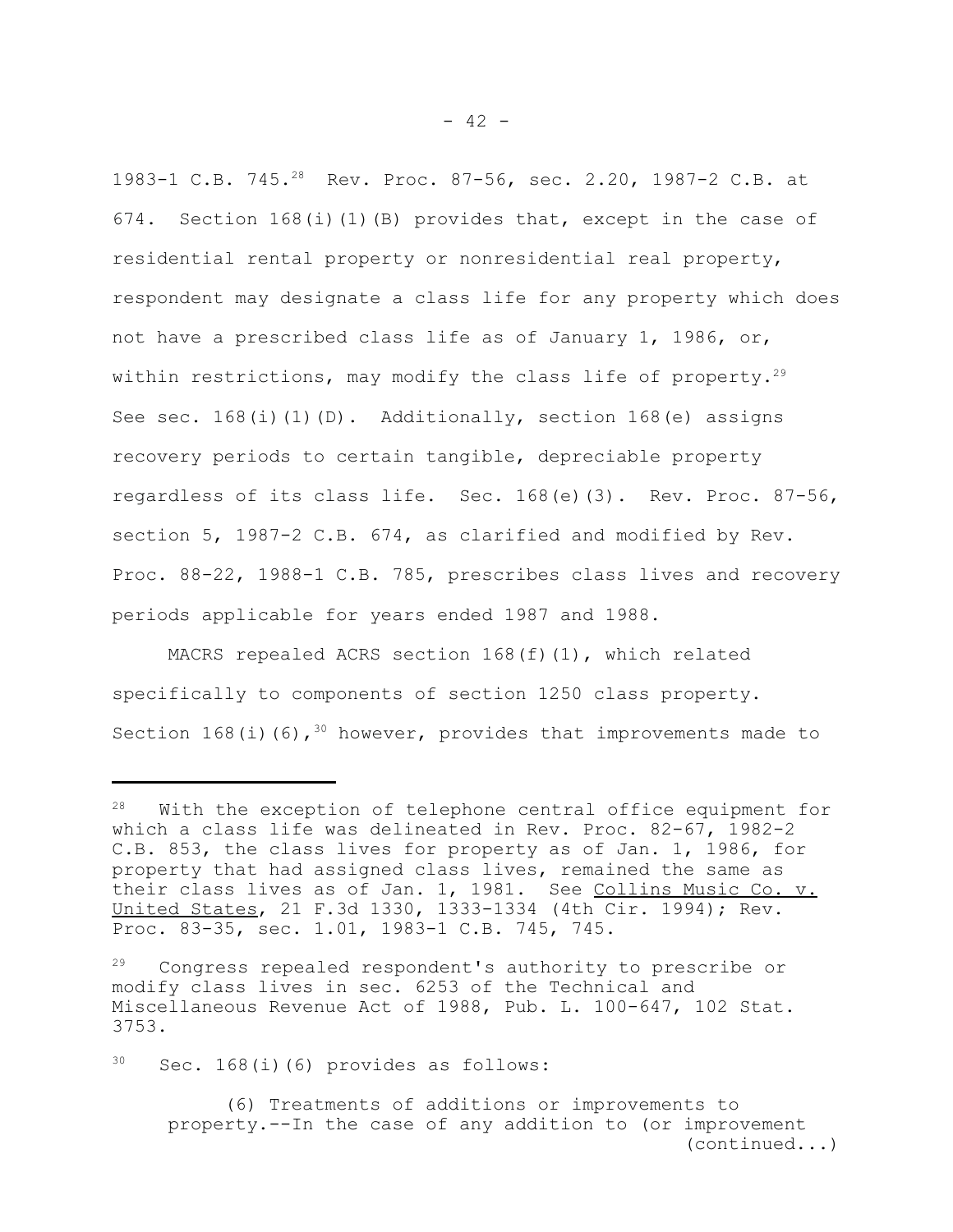1983-1 C.B. 745.[28] Rev. Proc. 87-56, sec. 2.20, 1987-2 C.B. at 674. Section 168(i)(1)(B) provides that, except in the case of residential rental property or nonresidential real property, respondent may designate a class life for any property which does not have a prescribed class life as of January 1, 1986, or, within restrictions, may modify the class life of property.[29] See sec. 168(i)(1)(D). Additionally, section 168(e) assigns recovery periods to certain tangible, depreciable property regardless of its class life. Sec. 168(e)(3). Rev. Proc. 87-56, section 5, 1987-2 C.B. 674, as clarified and modified by Rev. Proc. 88-22, 1988-1 C.B. 785, prescribes class lives and recovery periods applicable for years ended 1987 and 1988.

MACRS repealed ACRS section 168(f)(1), which related specifically to components of section 1250 class property. Section 168(i)(6),[30] however, provides that improvements made to

---

[28] With the exception of telephone central office equipment for which a class life was delineated in Rev. Proc. 82-67, 1982-2 C.B. 853, the class lives for property as of Jan. 1, 1986, for property that had assigned class lives, remained the same as their class lives as of Jan. 1, 1981. See Collins Music Co. v. United States, 21 F.3d 1330, 1333-1334 (4th Cir. 1994); Rev. Proc. 83-35, sec. 1.01, 1983-1 C.B. 745, 745.

[29] Congress repealed respondent's authority to prescribe or modify class lives in sec. 6253 of the Technical and Miscellaneous Revenue Act of 1988, Pub. L. 100-647, 102 Stat. 3753.

[30] Sec. 168(i)(6) provides as follows:

> (6) Treatments of additions or improvements to property.--In the case of any addition to (or improvement (continued...)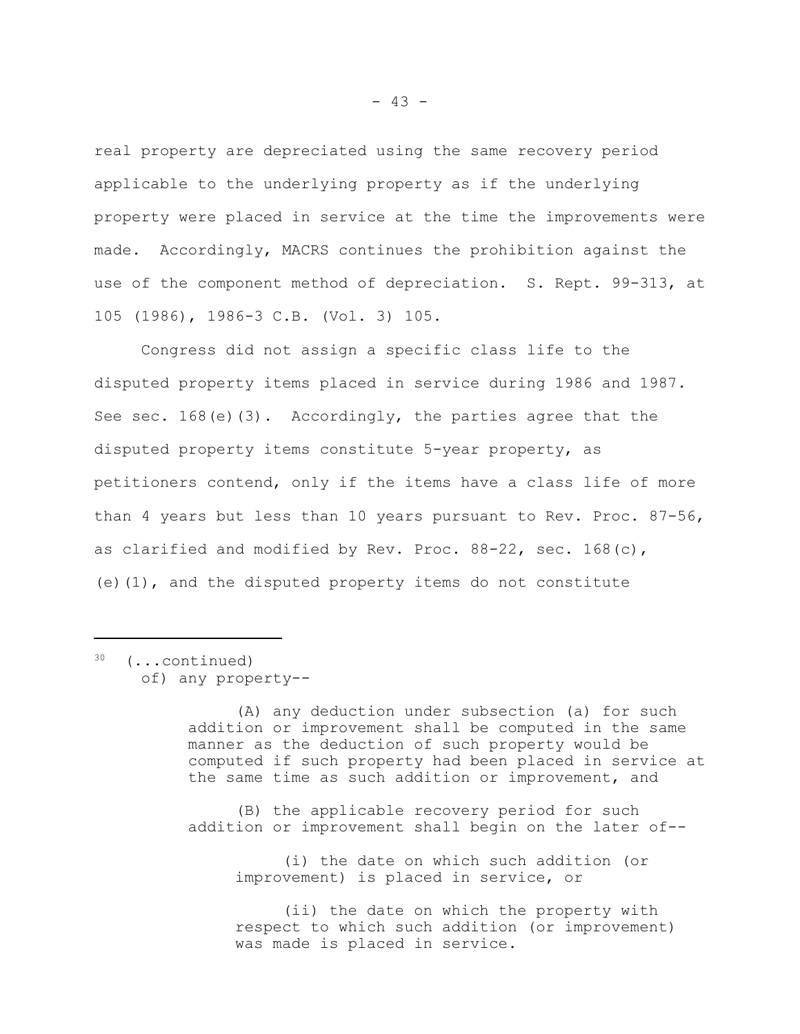real property are depreciated using the same recovery period applicable to the underlying property as if the underlying property were placed in service at the time the improvements were made. Accordingly, MACRS continues the prohibition against the use of the component method of depreciation. S. Rept. 99-313, at 105 (1986), 1986-3 C.B. (Vol. 3) 105.

Congress did not assign a specific class life to the disputed property items placed in service during 1986 and 1987. See sec. 168(e)(3). Accordingly, the parties agree that the disputed property items constitute 5-year property, as petitioners contend, only if the items have a class life of more than 4 years but less than 10 years pursuant to Rev. Proc. 87-56, as clarified and modified by Rev. Proc. 88-22, sec. 168(c), (e)(1), and the disputed property items do not constitute

---

[30] (...continued)
of) any property--

> (A) any deduction under subsection (a) for such addition or improvement shall be computed in the same manner as the deduction of such property would be computed if such property had been placed in service at the same time as such addition or improvement, and
>
> (B) the applicable recovery period for such addition or improvement shall begin on the later of--
>
> > (i) the date on which such addition (or improvement) is placed in service, or
> >
> > (ii) the date on which the property with respect to which such addition (or improvement) was made is placed in service.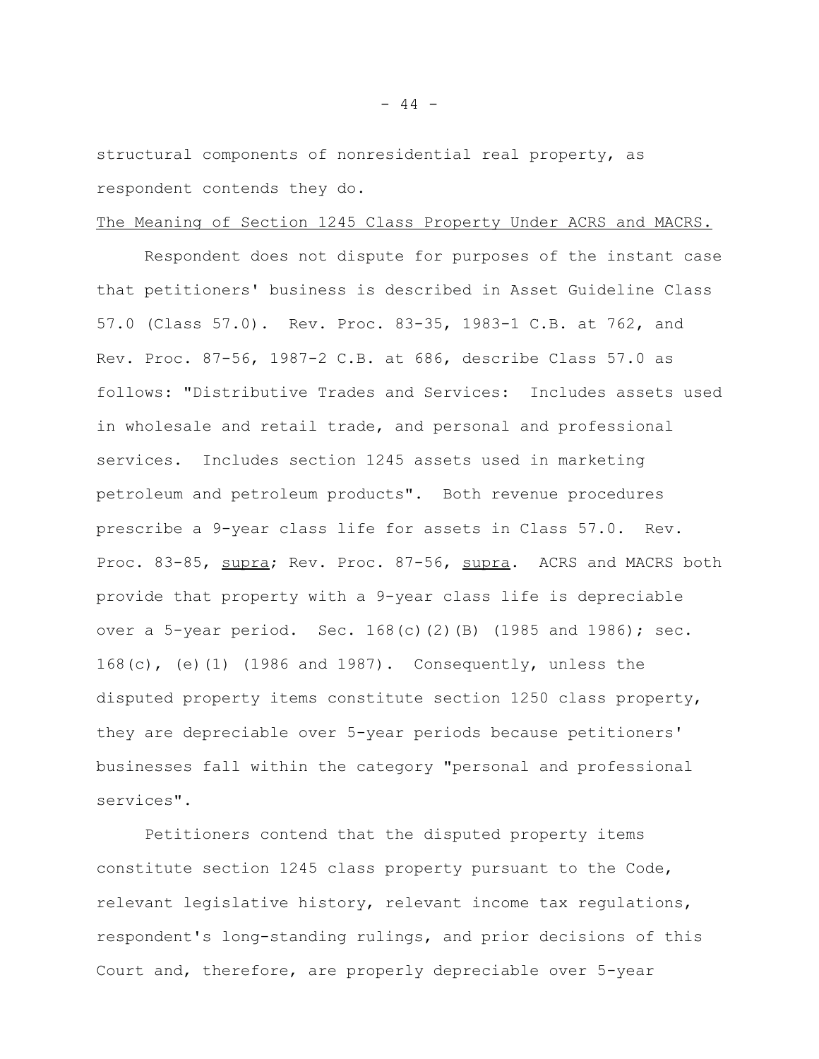structural components of nonresidential real property, as respondent contends they do.

<u>The Meaning of Section 1245 Class Property Under ACRS and MACRS.</u>

Respondent does not dispute for purposes of the instant case that petitioners' business is described in Asset Guideline Class 57.0 (Class 57.0). Rev. Proc. 83-35, 1983-1 C.B. at 762, and Rev. Proc. 87-56, 1987-2 C.B. at 686, describe Class 57.0 as follows: "Distributive Trades and Services: Includes assets used in wholesale and retail trade, and personal and professional services. Includes section 1245 assets used in marketing petroleum and petroleum products". Both revenue procedures prescribe a 9-year class life for assets in Class 57.0. Rev. Proc. 83-85, <u>supra</u>; Rev. Proc. 87-56, <u>supra</u>. ACRS and MACRS both provide that property with a 9-year class life is depreciable over a 5-year period. Sec. 168(c)(2)(B) (1985 and 1986); sec. 168(c), (e)(1) (1986 and 1987). Consequently, unless the disputed property items constitute section 1250 class property, they are depreciable over 5-year periods because petitioners' businesses fall within the category "personal and professional services".

Petitioners contend that the disputed property items constitute section 1245 class property pursuant to the Code, relevant legislative history, relevant income tax regulations, respondent's long-standing rulings, and prior decisions of this Court and, therefore, are properly depreciable over 5-year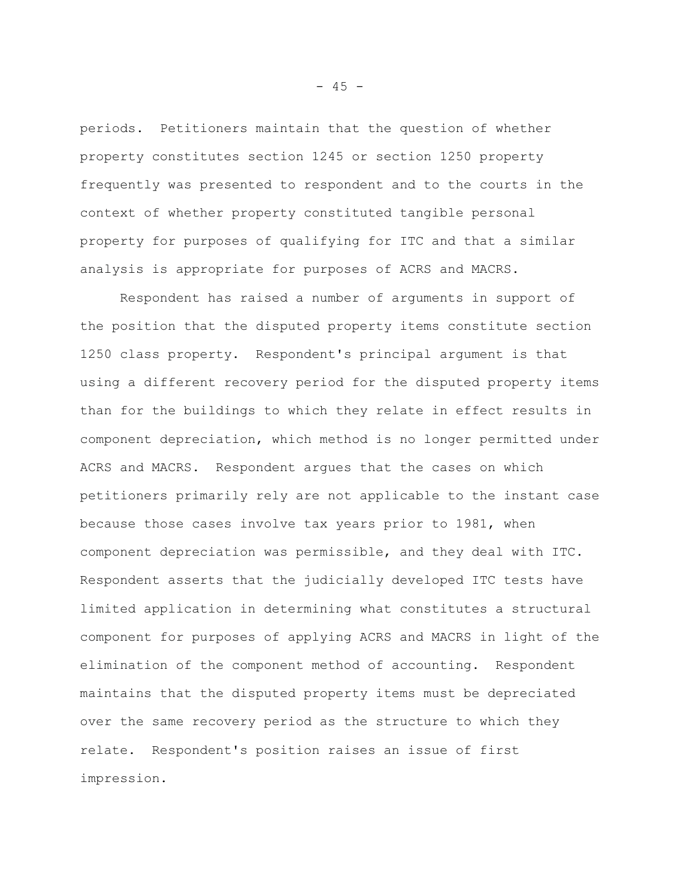periods. Petitioners maintain that the question of whether property constitutes section 1245 or section 1250 property frequently was presented to respondent and to the courts in the context of whether property constituted tangible personal property for purposes of qualifying for ITC and that a similar analysis is appropriate for purposes of ACRS and MACRS.

Respondent has raised a number of arguments in support of the position that the disputed property items constitute section 1250 class property. Respondent's principal argument is that using a different recovery period for the disputed property items than for the buildings to which they relate in effect results in component depreciation, which method is no longer permitted under ACRS and MACRS. Respondent argues that the cases on which petitioners primarily rely are not applicable to the instant case because those cases involve tax years prior to 1981, when component depreciation was permissible, and they deal with ITC. Respondent asserts that the judicially developed ITC tests have limited application in determining what constitutes a structural component for purposes of applying ACRS and MACRS in light of the elimination of the component method of accounting. Respondent maintains that the disputed property items must be depreciated over the same recovery period as the structure to which they relate. Respondent's position raises an issue of first impression.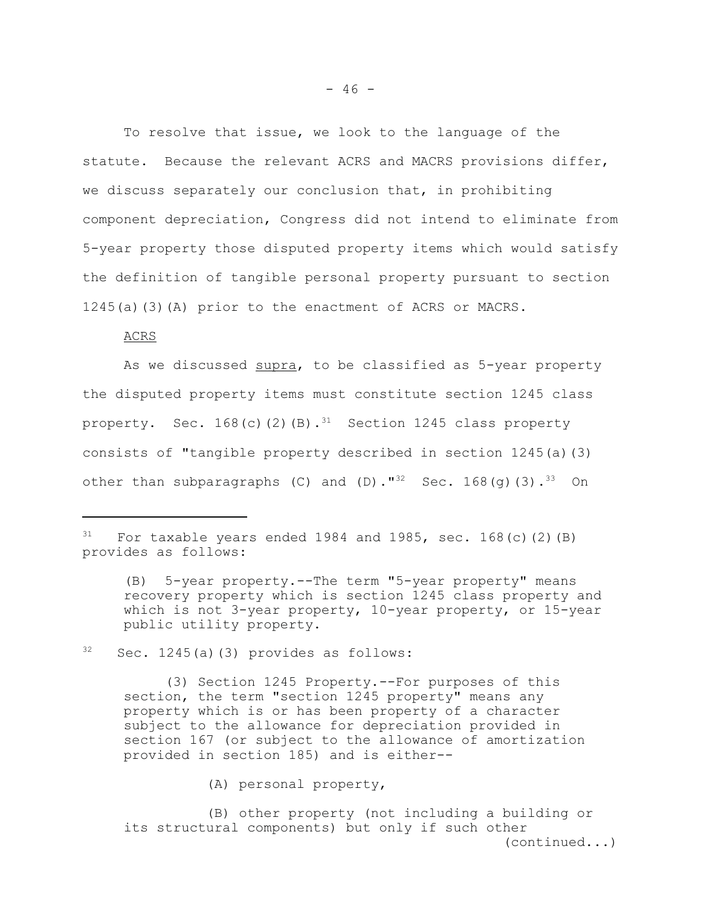To resolve that issue, we look to the language of the statute. Because the relevant ACRS and MACRS provisions differ, we discuss separately our conclusion that, in prohibiting component depreciation, Congress did not intend to eliminate from 5-year property those disputed property items which would satisfy the definition of tangible personal property pursuant to section 1245(a)(3)(A) prior to the enactment of ACRS or MACRS.

ACRS

As we discussed supra, to be classified as 5-year property the disputed property items must constitute section 1245 class property. Sec. 168(c)(2)(B).[31] Section 1245 class property consists of "tangible property described in section 1245(a)(3) other than subparagraphs (C) and (D)."[32] Sec. 168(g)(3).[33] On

---

[31] For taxable years ended 1984 and 1985, sec. 168(c)(2)(B) provides as follows:

> (B) 5-year property.--The term "5-year property" means recovery property which is section 1245 class property and which is not 3-year property, 10-year property, or 15-year public utility property.

[32] Sec. 1245(a)(3) provides as follows:

> (3) Section 1245 Property.--For purposes of this section, the term "section 1245 property" means any property which is or has been property of a character subject to the allowance for depreciation provided in section 167 (or subject to the allowance of amortization provided in section 185) and is either--
>
> (A) personal property,
>
> (B) other property (not including a building or its structural components) but only if such other
>
> (continued...)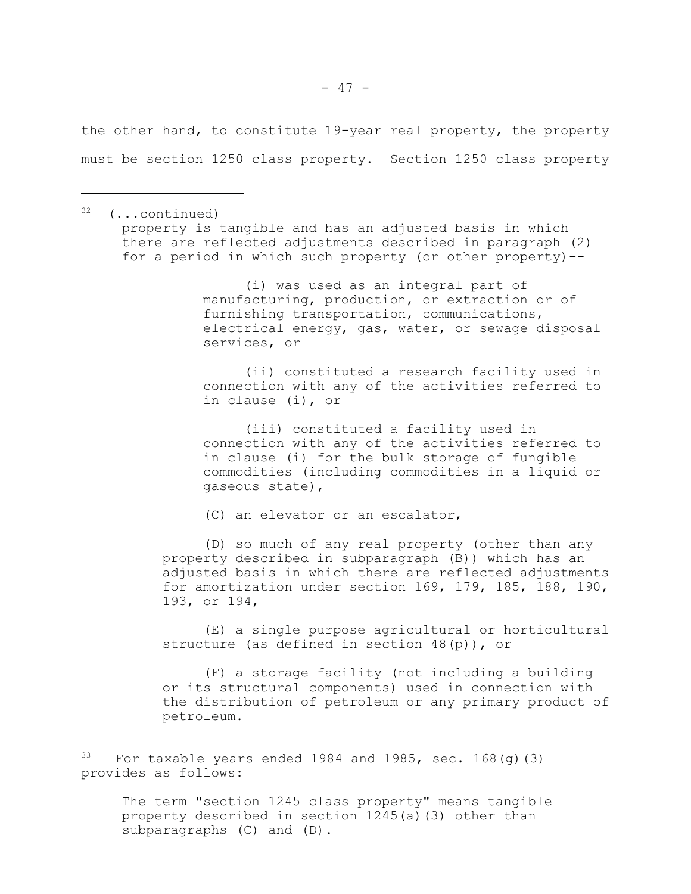the other hand, to constitute 19-year real property, the property must be section 1250 class property. Section 1250 class property

---

[32] (...continued)

property is tangible and has an adjusted basis in which there are reflected adjustments described in paragraph (2) for a period in which such property (or other property)--

> (i) was used as an integral part of manufacturing, production, or extraction or of furnishing transportation, communications, electrical energy, gas, water, or sewage disposal services, or
>
> (ii) constituted a research facility used in connection with any of the activities referred to in clause (i), or
>
> (iii) constituted a facility used in connection with any of the activities referred to in clause (i) for the bulk storage of fungible commodities (including commodities in a liquid or gaseous state),
>
> (C) an elevator or an escalator,

(D) so much of any real property (other than any property described in subparagraph (B)) which has an adjusted basis in which there are reflected adjustments for amortization under section 169, 179, 185, 188, 190, 193, or 194,

(E) a single purpose agricultural or horticultural structure (as defined in section 48(p)), or

(F) a storage facility (not including a building or its structural components) used in connection with the distribution of petroleum or any primary product of petroleum.

[33] For taxable years ended 1984 and 1985, sec. 168(g)(3) provides as follows:

> The term "section 1245 class property" means tangible property described in section 1245(a)(3) other than subparagraphs (C) and (D).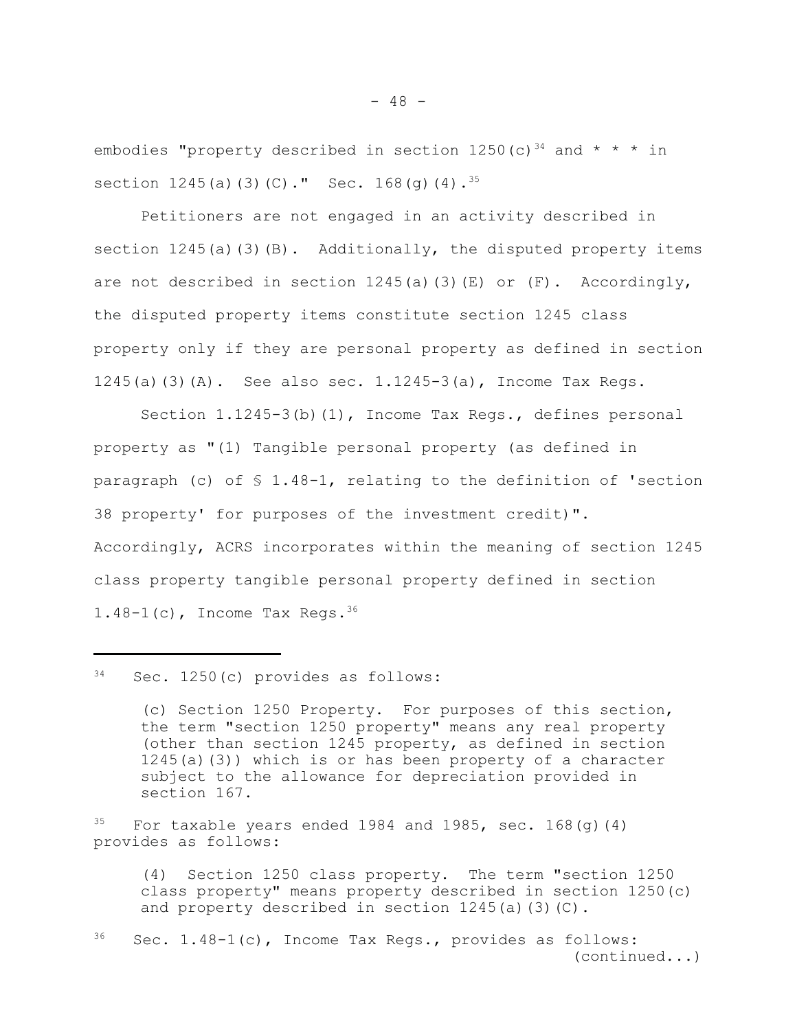embodies "property described in section 1250(c)[34] and * * * in section 1245(a)(3)(C)." Sec. 168(g)(4).[35]

Petitioners are not engaged in an activity described in section 1245(a)(3)(B). Additionally, the disputed property items are not described in section 1245(a)(3)(E) or (F). Accordingly, the disputed property items constitute section 1245 class property only if they are personal property as defined in section 1245(a)(3)(A). See also sec. 1.1245-3(a), Income Tax Regs.

Section 1.1245-3(b)(1), Income Tax Regs., defines personal property as "(1) Tangible personal property (as defined in paragraph (c) of § 1.48-1, relating to the definition of 'section 38 property' for purposes of the investment credit)". Accordingly, ACRS incorporates within the meaning of section 1245 class property tangible personal property defined in section 1.48-1(c), Income Tax Regs.[36]

---

[34] Sec. 1250(c) provides as follows:

> (c) Section 1250 Property. For purposes of this section, the term "section 1250 property" means any real property (other than section 1245 property, as defined in section 1245(a)(3)) which is or has been property of a character subject to the allowance for depreciation provided in section 167.

[35] For taxable years ended 1984 and 1985, sec. 168(g)(4) provides as follows:

> (4) Section 1250 class property. The term "section 1250 class property" means property described in section 1250(c) and property described in section 1245(a)(3)(C).

[36] Sec. 1.48-1(c), Income Tax Regs., provides as follows:
(continued...)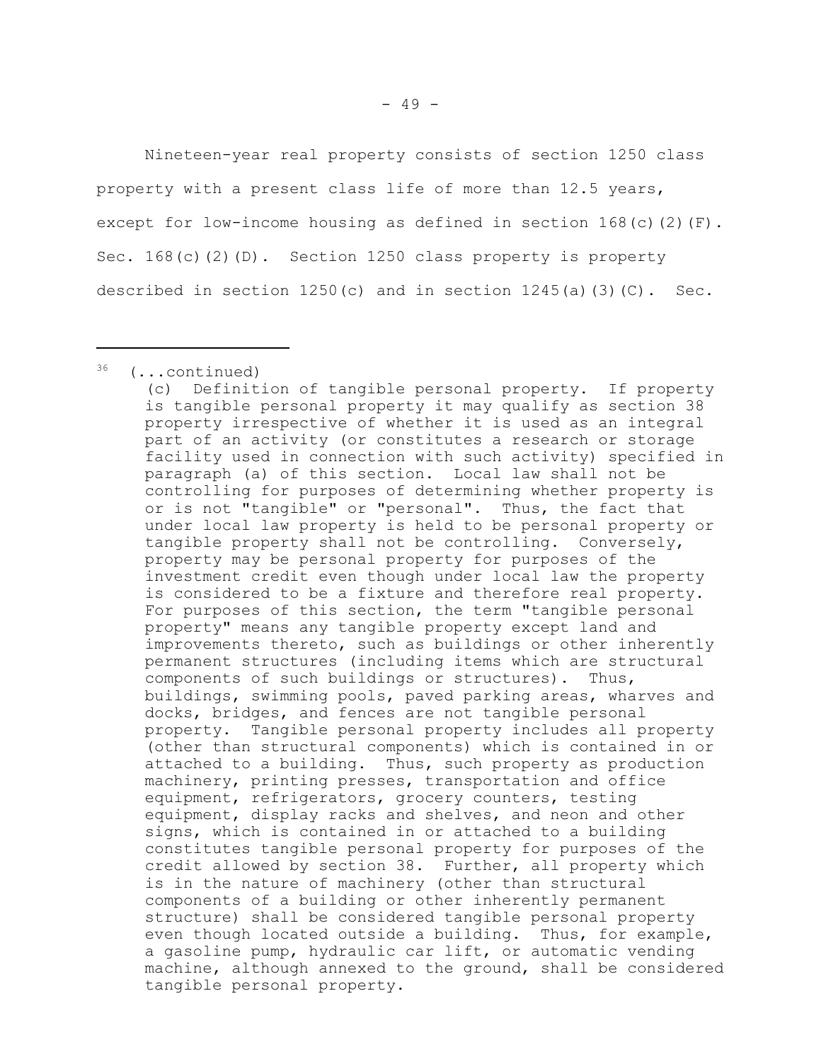Nineteen-year real property consists of section 1250 class property with a present class life of more than 12.5 years, except for low-income housing as defined in section 168(c)(2)(F). Sec. 168(c)(2)(D). Section 1250 class property is property described in section 1250(c) and in section 1245(a)(3)(C). Sec.

---

[36] (...continued)

(c) Definition of tangible personal property. If property is tangible personal property it may qualify as section 38 property irrespective of whether it is used as an integral part of an activity (or constitutes a research or storage facility used in connection with such activity) specified in paragraph (a) of this section. Local law shall not be controlling for purposes of determining whether property is or is not "tangible" or "personal". Thus, the fact that under local law property is held to be personal property or tangible property shall not be controlling. Conversely, property may be personal property for purposes of the investment credit even though under local law the property is considered to be a fixture and therefore real property. For purposes of this section, the term "tangible personal property" means any tangible property except land and improvements thereto, such as buildings or other inherently permanent structures (including items which are structural components of such buildings or structures). Thus, buildings, swimming pools, paved parking areas, wharves and docks, bridges, and fences are not tangible personal property. Tangible personal property includes all property (other than structural components) which is contained in or attached to a building. Thus, such property as production machinery, printing presses, transportation and office equipment, refrigerators, grocery counters, testing equipment, display racks and shelves, and neon and other signs, which is contained in or attached to a building constitutes tangible personal property for purposes of the credit allowed by section 38. Further, all property which is in the nature of machinery (other than structural components of a building or other inherently permanent structure) shall be considered tangible personal property even though located outside a building. Thus, for example, a gasoline pump, hydraulic car lift, or automatic vending machine, although annexed to the ground, shall be considered tangible personal property.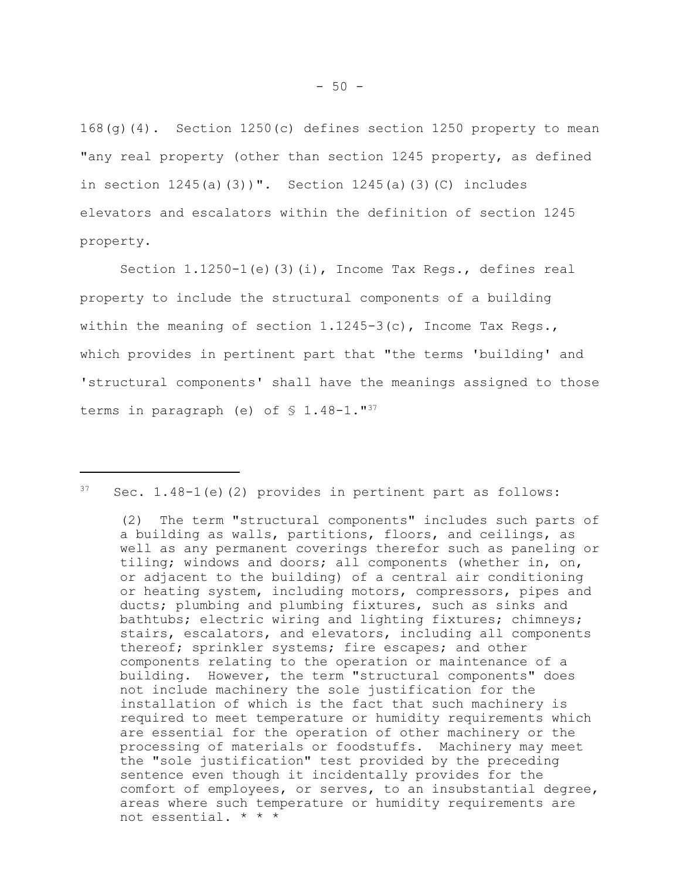168(g)(4). Section 1250(c) defines section 1250 property to mean "any real property (other than section 1245 property, as defined in section 1245(a)(3))". Section 1245(a)(3)(C) includes elevators and escalators within the definition of section 1245 property.

Section 1.1250-1(e)(3)(i), Income Tax Regs., defines real property to include the structural components of a building within the meaning of section 1.1245-3(c), Income Tax Regs., which provides in pertinent part that "the terms 'building' and 'structural components' shall have the meanings assigned to those terms in paragraph (e) of § 1.48-1."[37]

---

[37] Sec. 1.48-1(e)(2) provides in pertinent part as follows:

> (2) The term "structural components" includes such parts of a building as walls, partitions, floors, and ceilings, as well as any permanent coverings therefor such as paneling or tiling; windows and doors; all components (whether in, on, or adjacent to the building) of a central air conditioning or heating system, including motors, compressors, pipes and ducts; plumbing and plumbing fixtures, such as sinks and bathtubs; electric wiring and lighting fixtures; chimneys; stairs, escalators, and elevators, including all components thereof; sprinkler systems; fire escapes; and other components relating to the operation or maintenance of a building. However, the term "structural components" does not include machinery the sole justification for the installation of which is the fact that such machinery is required to meet temperature or humidity requirements which are essential for the operation of other machinery or the processing of materials or foodstuffs. Machinery may meet the "sole justification" test provided by the preceding sentence even though it incidentally provides for the comfort of employees, or serves, to an insubstantial degree, areas where such temperature or humidity requirements are not essential. * * *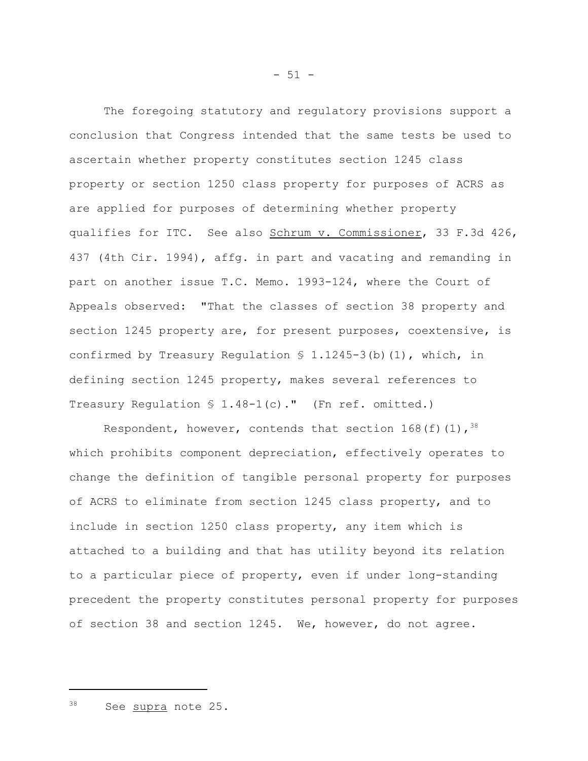The foregoing statutory and regulatory provisions support a conclusion that Congress intended that the same tests be used to ascertain whether property constitutes section 1245 class property or section 1250 class property for purposes of ACRS as are applied for purposes of determining whether property qualifies for ITC. See also Schrum v. Commissioner, 33 F.3d 426, 437 (4th Cir. 1994), affg. in part and vacating and remanding in part on another issue T.C. Memo. 1993-124, where the Court of Appeals observed: "That the classes of section 38 property and section 1245 property are, for present purposes, coextensive, is confirmed by Treasury Regulation § 1.1245-3(b)(1), which, in defining section 1245 property, makes several references to Treasury Regulation § 1.48-1(c)." (Fn ref. omitted.)

Respondent, however, contends that section 168(f)(1),[38] which prohibits component depreciation, effectively operates to change the definition of tangible personal property for purposes of ACRS to eliminate from section 1245 class property, and to include in section 1250 class property, any item which is attached to a building and that has utility beyond its relation to a particular piece of property, even if under long-standing precedent the property constitutes personal property for purposes of section 38 and section 1245. We, however, do not agree.

---

[38] See supra note 25.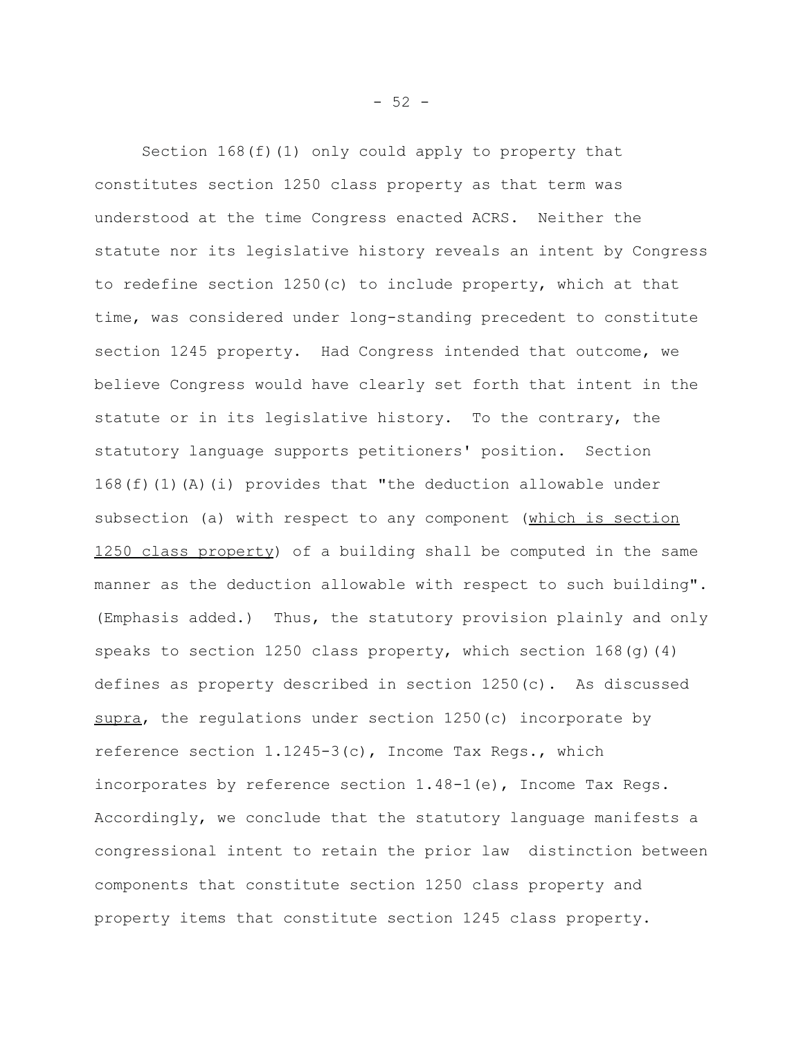Section 168(f)(1) only could apply to property that constitutes section 1250 class property as that term was understood at the time Congress enacted ACRS. Neither the statute nor its legislative history reveals an intent by Congress to redefine section 1250(c) to include property, which at that time, was considered under long-standing precedent to constitute section 1245 property. Had Congress intended that outcome, we believe Congress would have clearly set forth that intent in the statute or in its legislative history. To the contrary, the statutory language supports petitioners' position. Section 168(f)(1)(A)(i) provides that "the deduction allowable under subsection (a) with respect to any component (<u>which is section 1250 class property</u>) of a building shall be computed in the same manner as the deduction allowable with respect to such building". (Emphasis added.) Thus, the statutory provision plainly and only speaks to section 1250 class property, which section 168(g)(4) defines as property described in section 1250(c). As discussed <u>supra</u>, the regulations under section 1250(c) incorporate by reference section 1.1245-3(c), Income Tax Regs., which incorporates by reference section 1.48-1(e), Income Tax Regs. Accordingly, we conclude that the statutory language manifests a congressional intent to retain the prior law distinction between components that constitute section 1250 class property and property items that constitute section 1245 class property.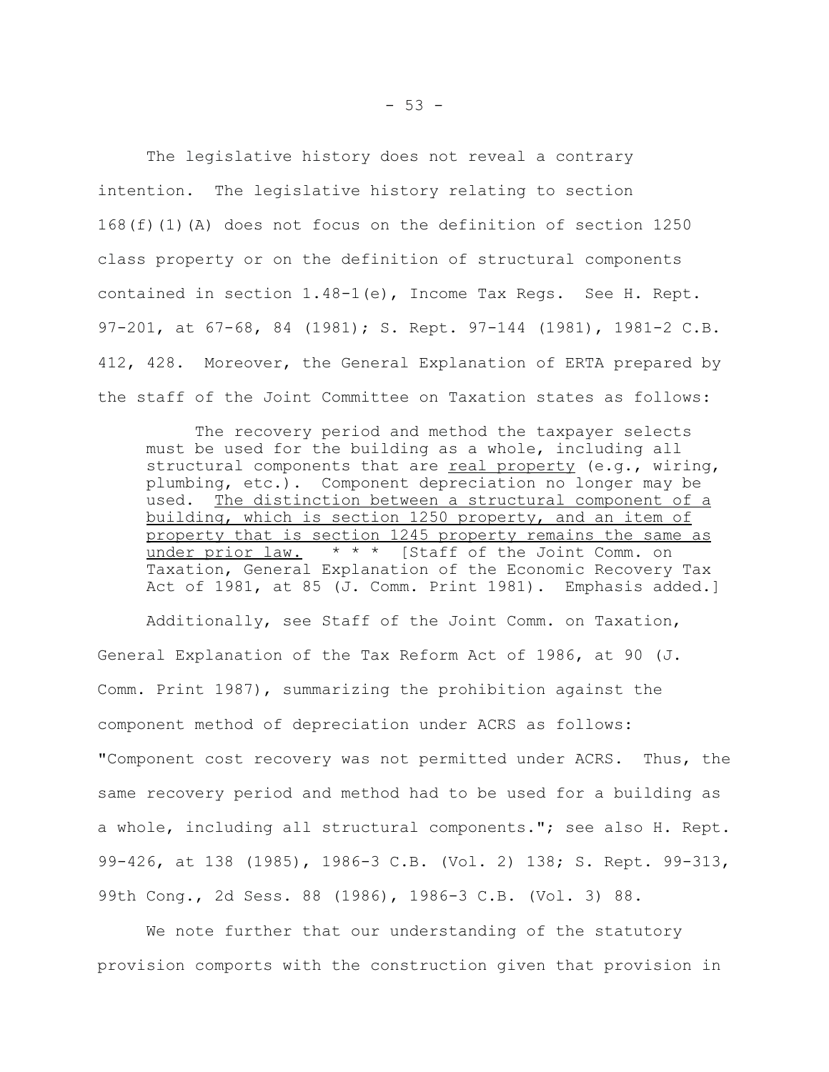The legislative history does not reveal a contrary intention. The legislative history relating to section 168(f)(1)(A) does not focus on the definition of section 1250 class property or on the definition of structural components contained in section 1.48-1(e), Income Tax Regs. See H. Rept. 97-201, at 67-68, 84 (1981); S. Rept. 97-144 (1981), 1981-2 C.B. 412, 428. Moreover, the General Explanation of ERTA prepared by the staff of the Joint Committee on Taxation states as follows:

> The recovery period and method the taxpayer selects must be used for the building as a whole, including all structural components that are <u>real property</u> (e.g., wiring, plumbing, etc.). Component depreciation no longer may be used. <u>The distinction between a structural component of a building, which is section 1250 property, and an item of property that is section 1245 property remains the same as under prior law.</u> * * * [Staff of the Joint Comm. on Taxation, General Explanation of the Economic Recovery Tax Act of 1981, at 85 (J. Comm. Print 1981). Emphasis added.]

Additionally, see Staff of the Joint Comm. on Taxation, General Explanation of the Tax Reform Act of 1986, at 90 (J. Comm. Print 1987), summarizing the prohibition against the component method of depreciation under ACRS as follows: "Component cost recovery was not permitted under ACRS. Thus, the same recovery period and method had to be used for a building as a whole, including all structural components."; see also H. Rept. 99-426, at 138 (1985), 1986-3 C.B. (Vol. 2) 138; S. Rept. 99-313, 99th Cong., 2d Sess. 88 (1986), 1986-3 C.B. (Vol. 3) 88.

We note further that our understanding of the statutory provision comports with the construction given that provision in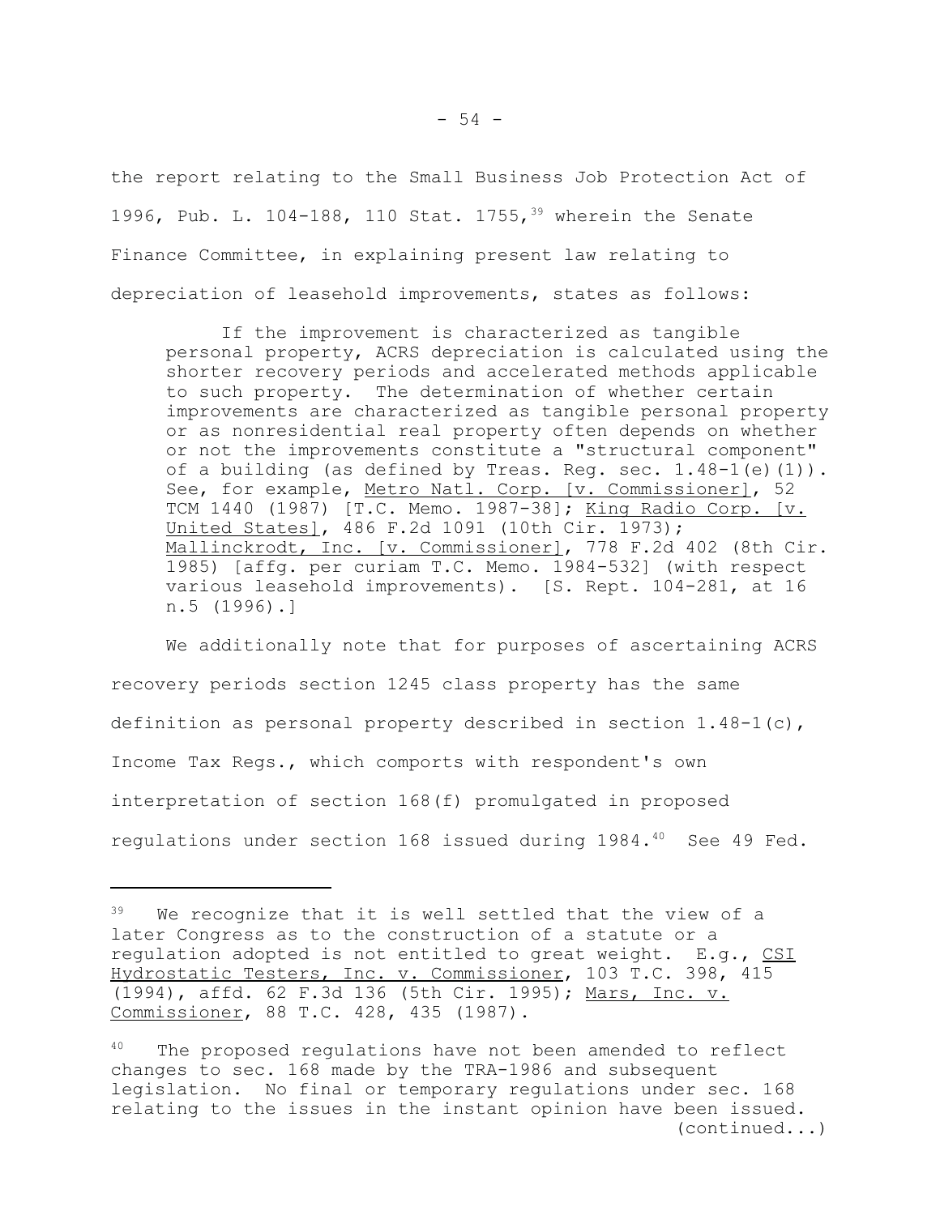the report relating to the Small Business Job Protection Act of 1996, Pub. L. 104-188, 110 Stat. 1755,[39] wherein the Senate Finance Committee, in explaining present law relating to depreciation of leasehold improvements, states as follows:

> If the improvement is characterized as tangible personal property, ACRS depreciation is calculated using the shorter recovery periods and accelerated methods applicable to such property. The determination of whether certain improvements are characterized as tangible personal property or as nonresidential real property often depends on whether or not the improvements constitute a "structural component" of a building (as defined by Treas. Reg. sec. 1.48-1(e)(1)). See, for example, Metro Natl. Corp. [v. Commissioner], 52 TCM 1440 (1987) [T.C. Memo. 1987-38]; King Radio Corp. [v. United States], 486 F.2d 1091 (10th Cir. 1973); Mallinckrodt, Inc. [v. Commissioner], 778 F.2d 402 (8th Cir. 1985) [affg. per curiam T.C. Memo. 1984-532] (with respect various leasehold improvements). [S. Rept. 104-281, at 16 n.5 (1996).]

We additionally note that for purposes of ascertaining ACRS recovery periods section 1245 class property has the same definition as personal property described in section 1.48-1(c), Income Tax Regs., which comports with respondent's own interpretation of section 168(f) promulgated in proposed regulations under section 168 issued during 1984.[40] See 49 Fed.

---

[39] We recognize that it is well settled that the view of a later Congress as to the construction of a statute or a regulation adopted is not entitled to great weight. E.g., CSI Hydrostatic Testers, Inc. v. Commissioner, 103 T.C. 398, 415 (1994), affd. 62 F.3d 136 (5th Cir. 1995); Mars, Inc. v. Commissioner, 88 T.C. 428, 435 (1987).

[40] The proposed regulations have not been amended to reflect changes to sec. 168 made by the TRA-1986 and subsequent legislation. No final or temporary regulations under sec. 168 relating to the issues in the instant opinion have been issued. (continued...)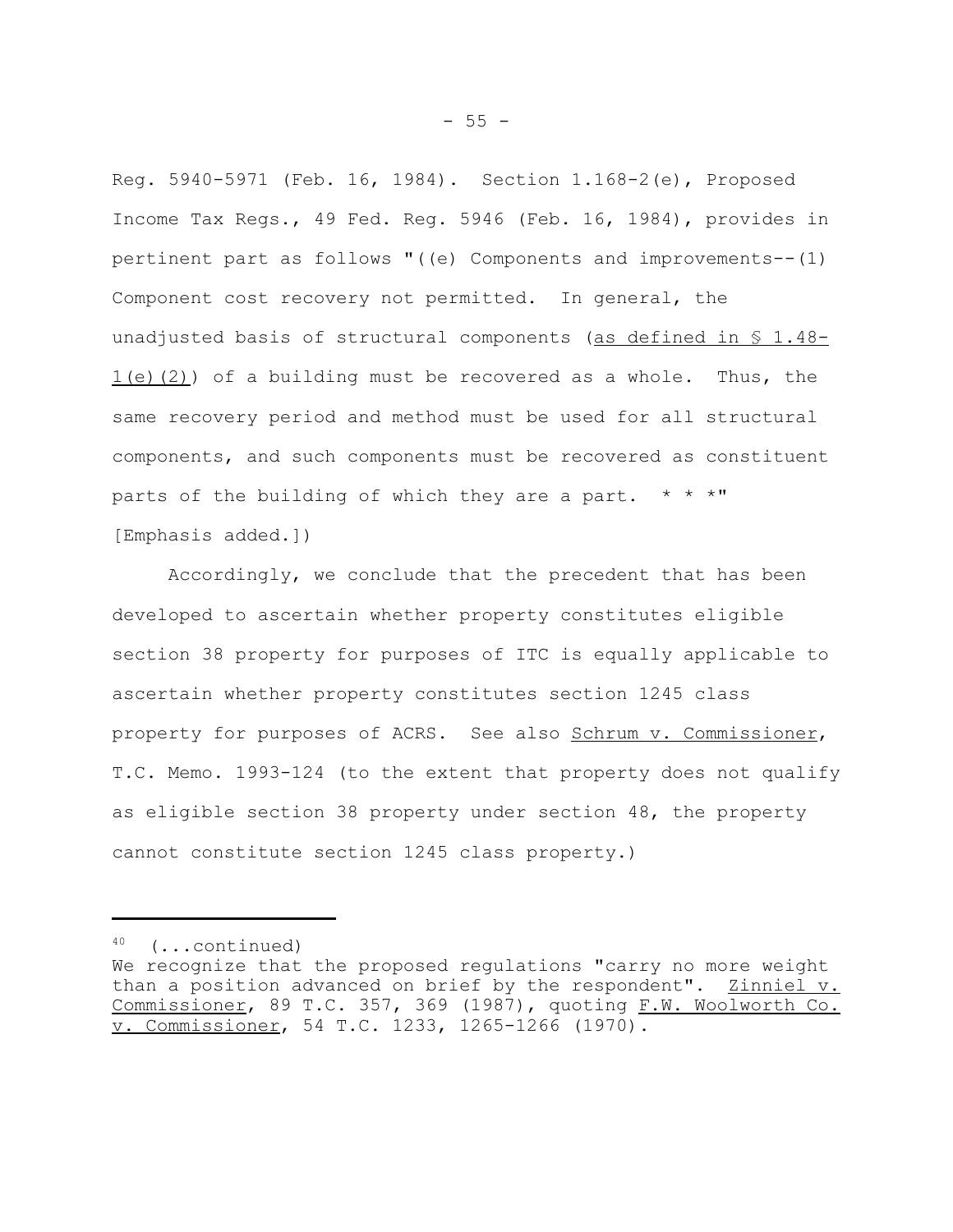Reg. 5940-5971 (Feb. 16, 1984). Section 1.168-2(e), Proposed Income Tax Regs., 49 Fed. Reg. 5946 (Feb. 16, 1984), provides in pertinent part as follows "((e) Components and improvements--(1) Component cost recovery not permitted. In general, the unadjusted basis of structural components (as defined in § 1.48-1(e)(2)) of a building must be recovered as a whole. Thus, the same recovery period and method must be used for all structural components, and such components must be recovered as constituent parts of the building of which they are a part. * * *" [Emphasis added.])

Accordingly, we conclude that the precedent that has been developed to ascertain whether property constitutes eligible section 38 property for purposes of ITC is equally applicable to ascertain whether property constitutes section 1245 class property for purposes of ACRS. See also Schrum v. Commissioner, T.C. Memo. 1993-124 (to the extent that property does not qualify as eligible section 38 property under section 48, the property cannot constitute section 1245 class property.)

---

[40] (...continued)
We recognize that the proposed regulations "carry no more weight than a position advanced on brief by the respondent". Zinniel v. Commissioner, 89 T.C. 357, 369 (1987), quoting F.W. Woolworth Co. v. Commissioner, 54 T.C. 1233, 1265-1266 (1970).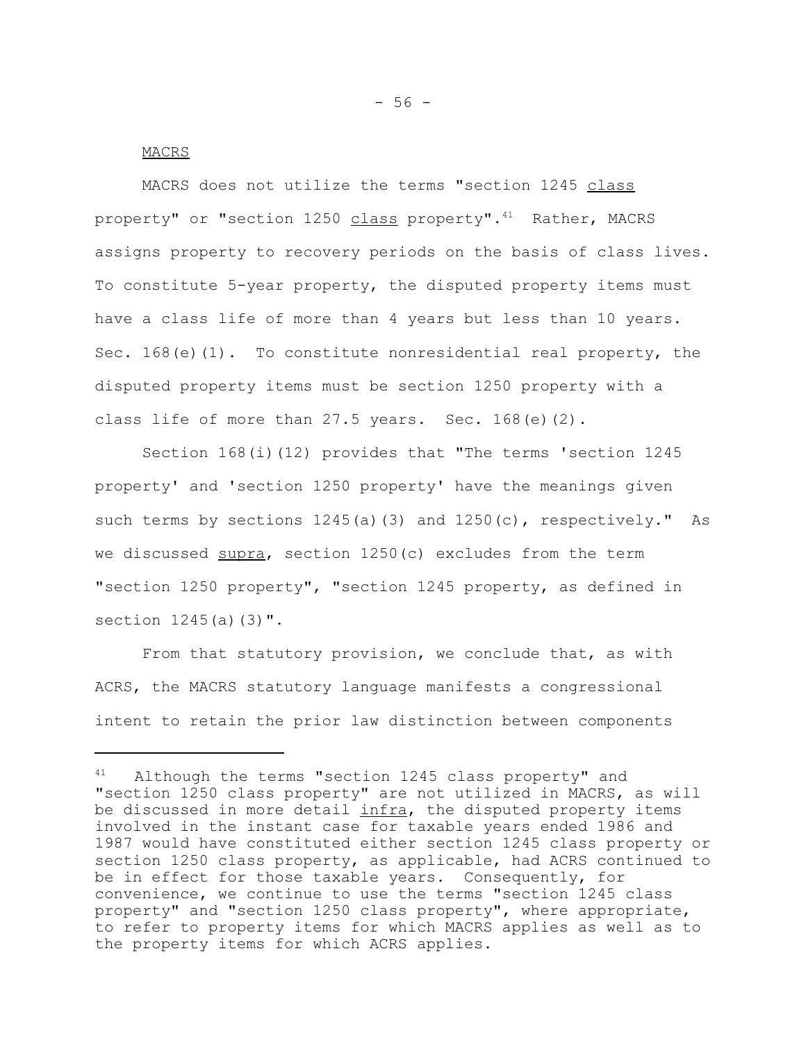MACRS

MACRS does not utilize the terms "section 1245 *class* property" or "section 1250 *class* property".[41] Rather, MACRS assigns property to recovery periods on the basis of class lives. To constitute 5-year property, the disputed property items must have a class life of more than 4 years but less than 10 years. Sec. 168(e)(1). To constitute nonresidential real property, the disputed property items must be section 1250 property with a class life of more than 27.5 years. Sec. 168(e)(2).

Section 168(i)(12) provides that "The terms 'section 1245 property' and 'section 1250 property' have the meanings given such terms by sections 1245(a)(3) and 1250(c), respectively." As we discussed *supra*, section 1250(c) excludes from the term "section 1250 property", "section 1245 property, as defined in section 1245(a)(3)".

From that statutory provision, we conclude that, as with ACRS, the MACRS statutory language manifests a congressional intent to retain the prior law distinction between components

---

[41] Although the terms "section 1245 class property" and "section 1250 class property" are not utilized in MACRS, as will be discussed in more detail *infra*, the disputed property items involved in the instant case for taxable years ended 1986 and 1987 would have constituted either section 1245 class property or section 1250 class property, as applicable, had ACRS continued to be in effect for those taxable years. Consequently, for convenience, we continue to use the terms "section 1245 class property" and "section 1250 class property", where appropriate, to refer to property items for which MACRS applies as well as to the property items for which ACRS applies.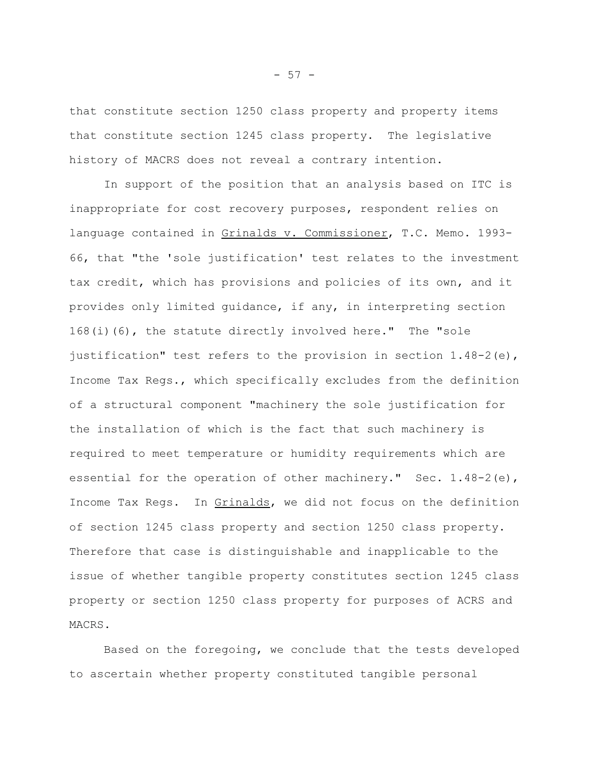that constitute section 1250 class property and property items that constitute section 1245 class property. The legislative history of MACRS does not reveal a contrary intention.

In support of the position that an analysis based on ITC is inappropriate for cost recovery purposes, respondent relies on language contained in Grinalds v. Commissioner, T.C. Memo. 1993-66, that "the 'sole justification' test relates to the investment tax credit, which has provisions and policies of its own, and it provides only limited guidance, if any, in interpreting section 168(i)(6), the statute directly involved here." The "sole justification" test refers to the provision in section 1.48-2(e), Income Tax Regs., which specifically excludes from the definition of a structural component "machinery the sole justification for the installation of which is the fact that such machinery is required to meet temperature or humidity requirements which are essential for the operation of other machinery." Sec. 1.48-2(e), Income Tax Regs. In Grinalds, we did not focus on the definition of section 1245 class property and section 1250 class property. Therefore that case is distinguishable and inapplicable to the issue of whether tangible property constitutes section 1245 class property or section 1250 class property for purposes of ACRS and MACRS.

Based on the foregoing, we conclude that the tests developed to ascertain whether property constituted tangible personal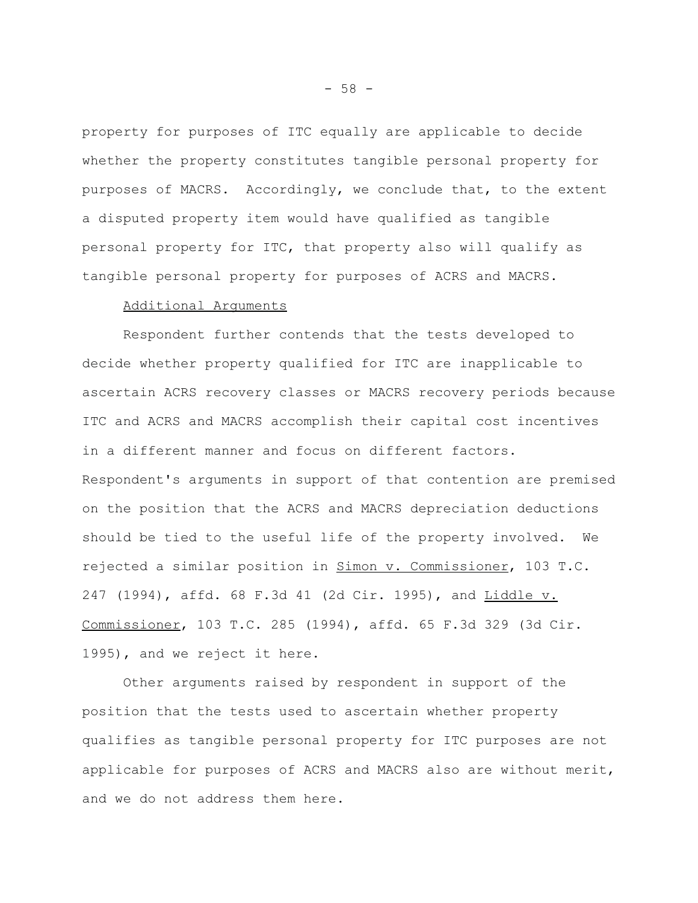property for purposes of ITC equally are applicable to decide whether the property constitutes tangible personal property for purposes of MACRS. Accordingly, we conclude that, to the extent a disputed property item would have qualified as tangible personal property for ITC, that property also will qualify as tangible personal property for purposes of ACRS and MACRS.

Additional Arguments

Respondent further contends that the tests developed to decide whether property qualified for ITC are inapplicable to ascertain ACRS recovery classes or MACRS recovery periods because ITC and ACRS and MACRS accomplish their capital cost incentives in a different manner and focus on different factors. Respondent's arguments in support of that contention are premised on the position that the ACRS and MACRS depreciation deductions should be tied to the useful life of the property involved. We rejected a similar position in Simon v. Commissioner, 103 T.C. 247 (1994), affd. 68 F.3d 41 (2d Cir. 1995), and Liddle v. Commissioner, 103 T.C. 285 (1994), affd. 65 F.3d 329 (3d Cir. 1995), and we reject it here.

Other arguments raised by respondent in support of the position that the tests used to ascertain whether property qualifies as tangible personal property for ITC purposes are not applicable for purposes of ACRS and MACRS also are without merit, and we do not address them here.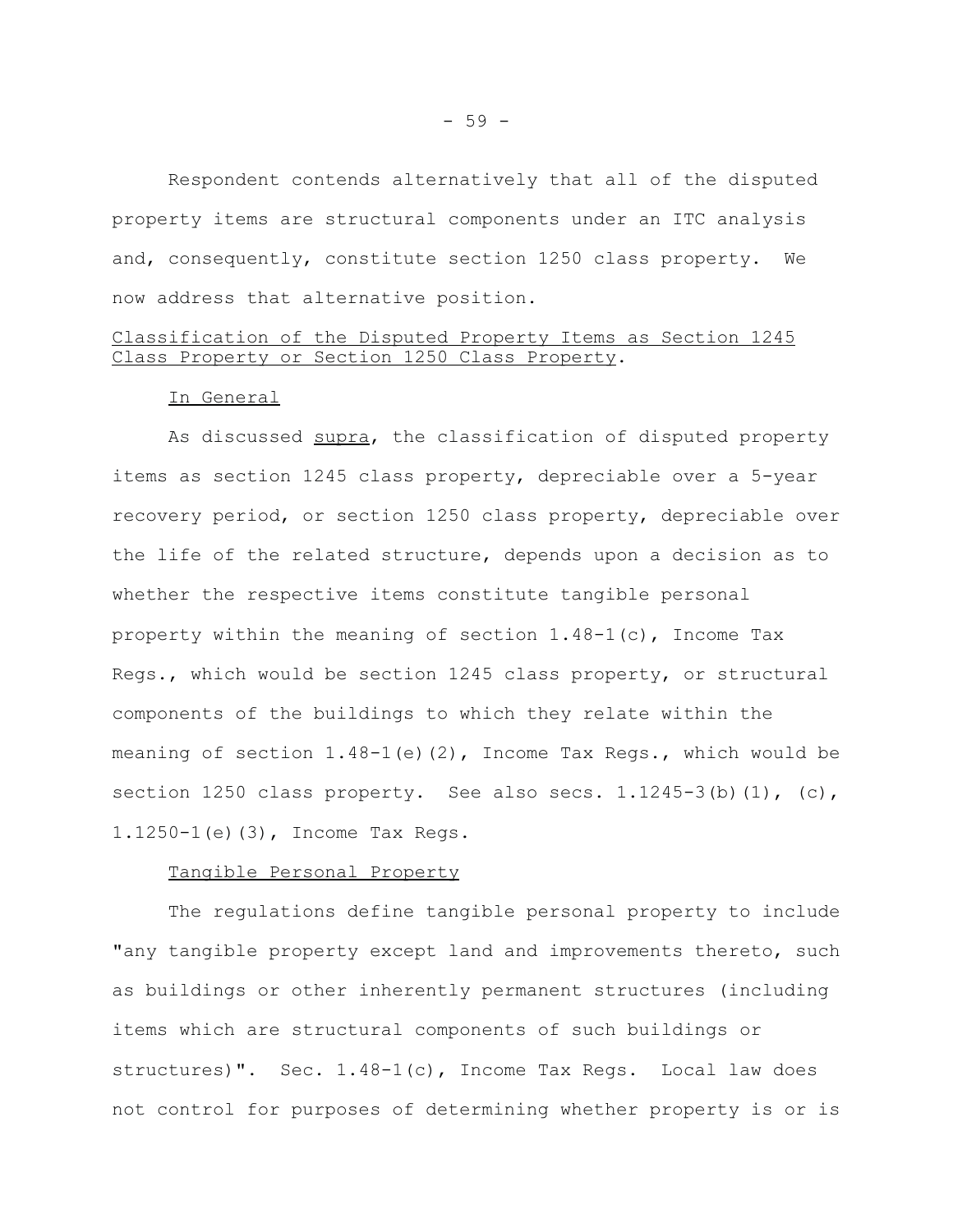Respondent contends alternatively that all of the disputed property items are structural components under an ITC analysis and, consequently, constitute section 1250 class property. We now address that alternative position.

Classification of the Disputed Property Items as Section 1245 Class Property or Section 1250 Class Property.

In General

As discussed supra, the classification of disputed property items as section 1245 class property, depreciable over a 5-year recovery period, or section 1250 class property, depreciable over the life of the related structure, depends upon a decision as to whether the respective items constitute tangible personal property within the meaning of section 1.48-1(c), Income Tax Regs., which would be section 1245 class property, or structural components of the buildings to which they relate within the meaning of section 1.48-1(e)(2), Income Tax Regs., which would be section 1250 class property. See also secs. 1.1245-3(b)(1), (c), 1.1250-1(e)(3), Income Tax Regs.

Tangible Personal Property

The regulations define tangible personal property to include "any tangible property except land and improvements thereto, such as buildings or other inherently permanent structures (including items which are structural components of such buildings or structures)". Sec. 1.48-1(c), Income Tax Regs. Local law does not control for purposes of determining whether property is or is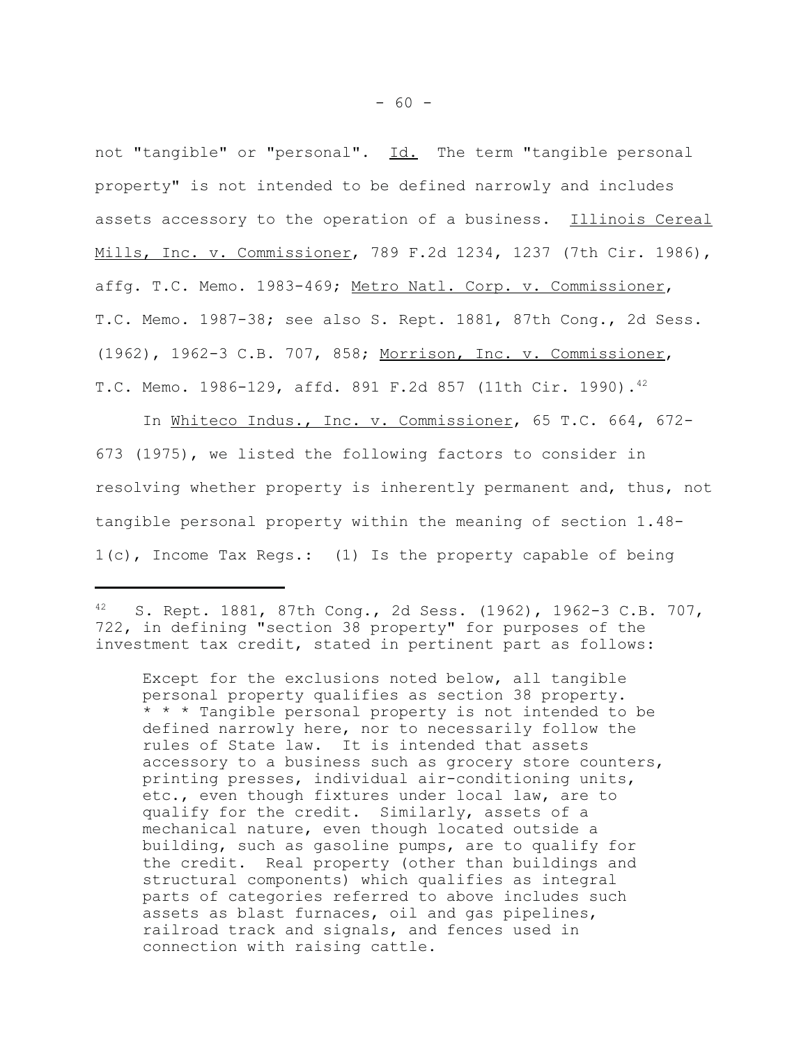not "tangible" or "personal". Id. The term "tangible personal property" is not intended to be defined narrowly and includes assets accessory to the operation of a business. Illinois Cereal Mills, Inc. v. Commissioner, 789 F.2d 1234, 1237 (7th Cir. 1986), affg. T.C. Memo. 1983-469; Metro Natl. Corp. v. Commissioner, T.C. Memo. 1987-38; see also S. Rept. 1881, 87th Cong., 2d Sess. (1962), 1962-3 C.B. 707, 858; Morrison, Inc. v. Commissioner, T.C. Memo. 1986-129, affd. 891 F.2d 857 (11th Cir. 1990).[42]

In Whiteco Indus., Inc. v. Commissioner, 65 T.C. 664, 672-673 (1975), we listed the following factors to consider in resolving whether property is inherently permanent and, thus, not tangible personal property within the meaning of section 1.48-1(c), Income Tax Regs.: (1) Is the property capable of being

---

[42] S. Rept. 1881, 87th Cong., 2d Sess. (1962), 1962-3 C.B. 707, 722, in defining "section 38 property" for purposes of the investment tax credit, stated in pertinent part as follows:

> Except for the exclusions noted below, all tangible personal property qualifies as section 38 property. * * * Tangible personal property is not intended to be defined narrowly here, nor to necessarily follow the rules of State law. It is intended that assets accessory to a business such as grocery store counters, printing presses, individual air-conditioning units, etc., even though fixtures under local law, are to qualify for the credit. Similarly, assets of a mechanical nature, even though located outside a building, such as gasoline pumps, are to qualify for the credit. Real property (other than buildings and structural components) which qualifies as integral parts of categories referred to above includes such assets as blast furnaces, oil and gas pipelines, railroad track and signals, and fences used in connection with raising cattle.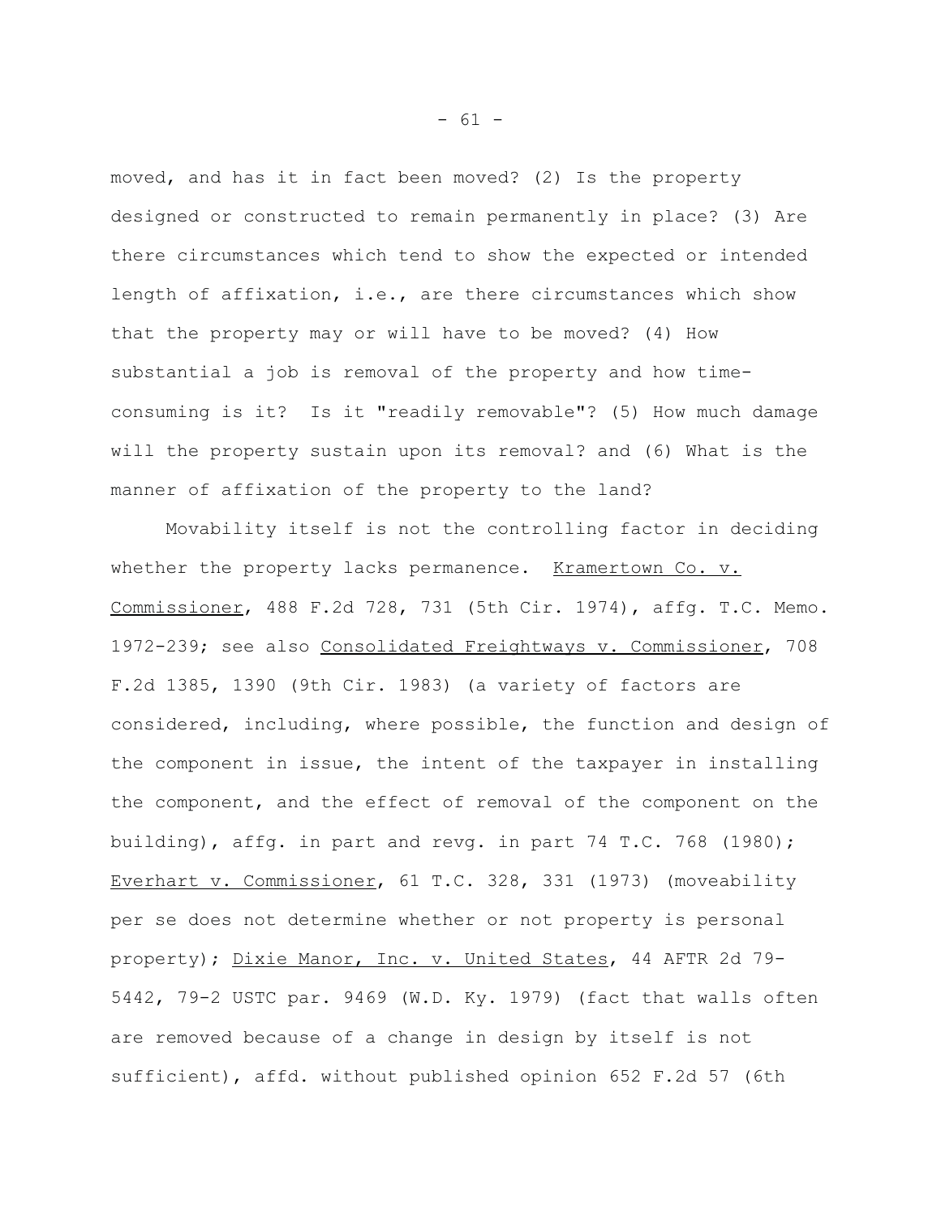moved, and has it in fact been moved? (2) Is the property designed or constructed to remain permanently in place? (3) Are there circumstances which tend to show the expected or intended length of affixation, i.e., are there circumstances which show that the property may or will have to be moved? (4) How substantial a job is removal of the property and how time-consuming is it? Is it "readily removable"? (5) How much damage will the property sustain upon its removal? and (6) What is the manner of affixation of the property to the land?

Movability itself is not the controlling factor in deciding whether the property lacks permanence. Kramertown Co. v. Commissioner, 488 F.2d 728, 731 (5th Cir. 1974), affg. T.C. Memo. 1972-239; see also Consolidated Freightways v. Commissioner, 708 F.2d 1385, 1390 (9th Cir. 1983) (a variety of factors are considered, including, where possible, the function and design of the component in issue, the intent of the taxpayer in installing the component, and the effect of removal of the component on the building), affg. in part and revg. in part 74 T.C. 768 (1980); Everhart v. Commissioner, 61 T.C. 328, 331 (1973) (moveability per se does not determine whether or not property is personal property); Dixie Manor, Inc. v. United States, 44 AFTR 2d 79-5442, 79-2 USTC par. 9469 (W.D. Ky. 1979) (fact that walls often are removed because of a change in design by itself is not sufficient), affd. without published opinion 652 F.2d 57 (6th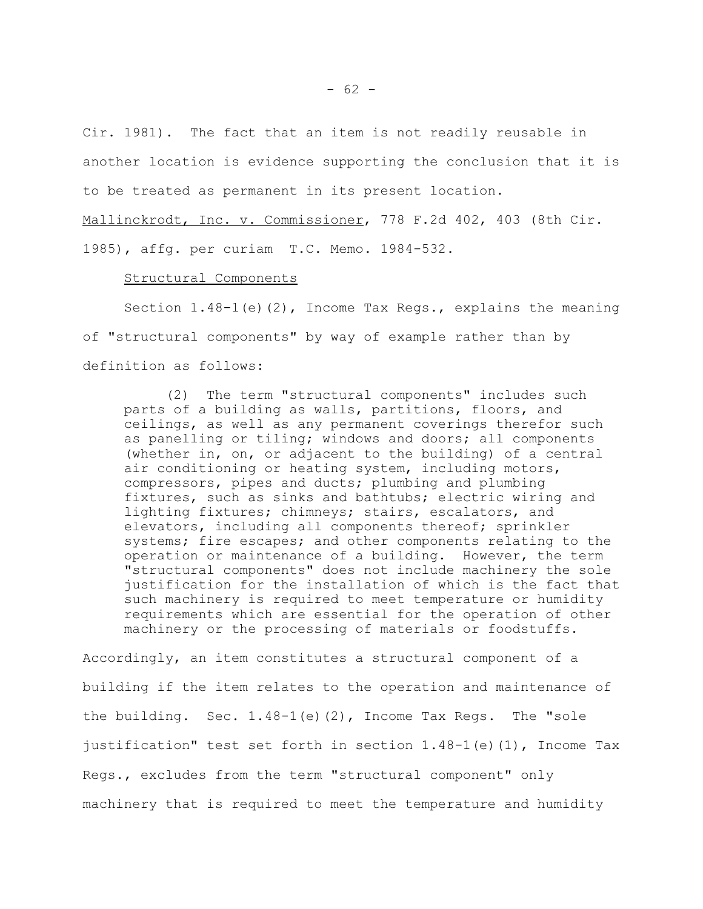Cir. 1981). The fact that an item is not readily reusable in another location is evidence supporting the conclusion that it is to be treated as permanent in its present location. Mallinckrodt, Inc. v. Commissioner, 778 F.2d 402, 403 (8th Cir. 1985), affg. per curiam T.C. Memo. 1984-532.

Structural Components

Section 1.48-1(e)(2), Income Tax Regs., explains the meaning of "structural components" by way of example rather than by definition as follows:

> (2) The term "structural components" includes such parts of a building as walls, partitions, floors, and ceilings, as well as any permanent coverings therefor such as panelling or tiling; windows and doors; all components (whether in, on, or adjacent to the building) of a central air conditioning or heating system, including motors, compressors, pipes and ducts; plumbing and plumbing fixtures, such as sinks and bathtubs; electric wiring and lighting fixtures; chimneys; stairs, escalators, and elevators, including all components thereof; sprinkler systems; fire escapes; and other components relating to the operation or maintenance of a building. However, the term "structural components" does not include machinery the sole justification for the installation of which is the fact that such machinery is required to meet temperature or humidity requirements which are essential for the operation of other machinery or the processing of materials or foodstuffs.

Accordingly, an item constitutes a structural component of a building if the item relates to the operation and maintenance of the building. Sec. 1.48-1(e)(2), Income Tax Regs. The "sole justification" test set forth in section 1.48-1(e)(1), Income Tax Regs., excludes from the term "structural component" only machinery that is required to meet the temperature and humidity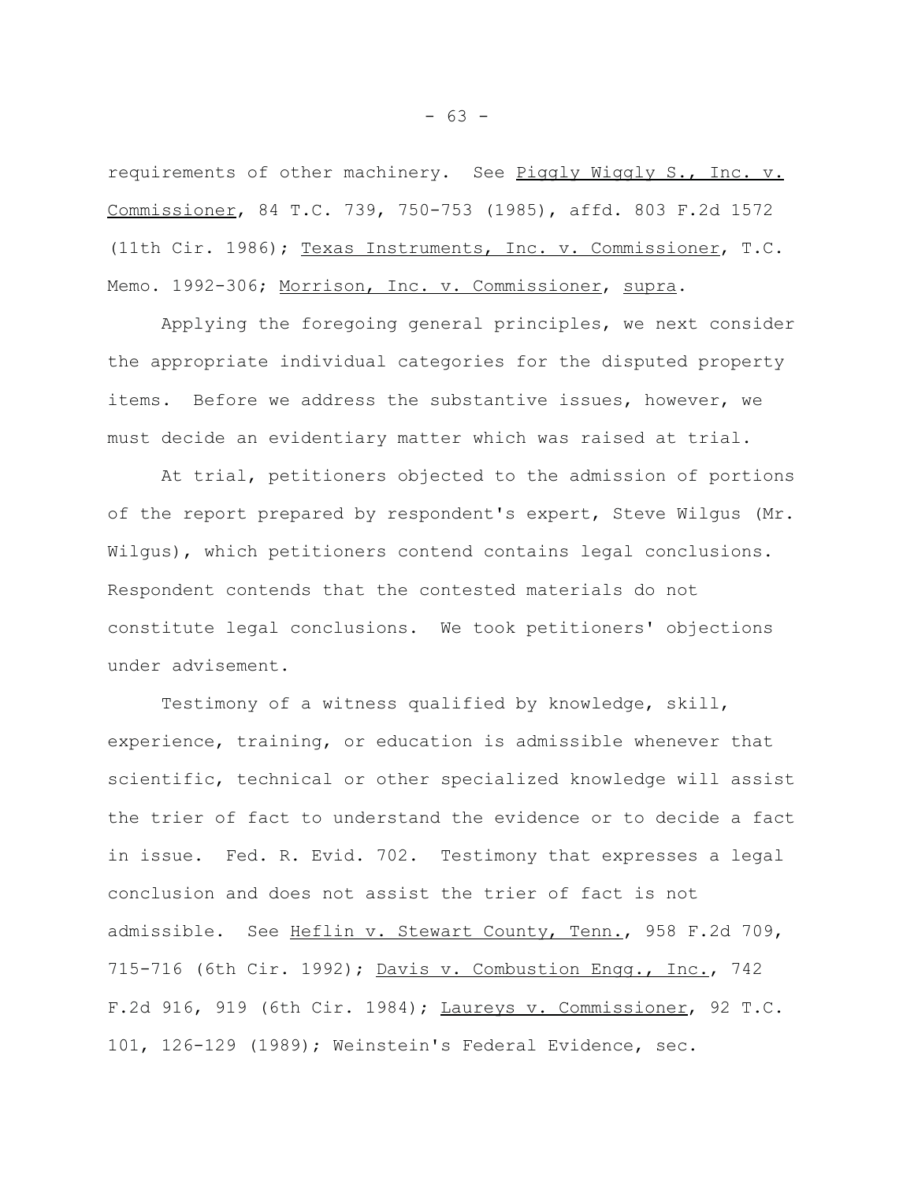requirements of other machinery. See Piggly Wiggly S., Inc. v. Commissioner, 84 T.C. 739, 750-753 (1985), affd. 803 F.2d 1572 (11th Cir. 1986); Texas Instruments, Inc. v. Commissioner, T.C. Memo. 1992-306; Morrison, Inc. v. Commissioner, supra.

Applying the foregoing general principles, we next consider the appropriate individual categories for the disputed property items. Before we address the substantive issues, however, we must decide an evidentiary matter which was raised at trial.

At trial, petitioners objected to the admission of portions of the report prepared by respondent's expert, Steve Wilgus (Mr. Wilgus), which petitioners contend contains legal conclusions. Respondent contends that the contested materials do not constitute legal conclusions. We took petitioners' objections under advisement.

Testimony of a witness qualified by knowledge, skill, experience, training, or education is admissible whenever that scientific, technical or other specialized knowledge will assist the trier of fact to understand the evidence or to decide a fact in issue. Fed. R. Evid. 702. Testimony that expresses a legal conclusion and does not assist the trier of fact is not admissible. See Heflin v. Stewart County, Tenn., 958 F.2d 709, 715-716 (6th Cir. 1992); Davis v. Combustion Engg., Inc., 742 F.2d 916, 919 (6th Cir. 1984); Laureys v. Commissioner, 92 T.C. 101, 126-129 (1989); Weinstein's Federal Evidence, sec.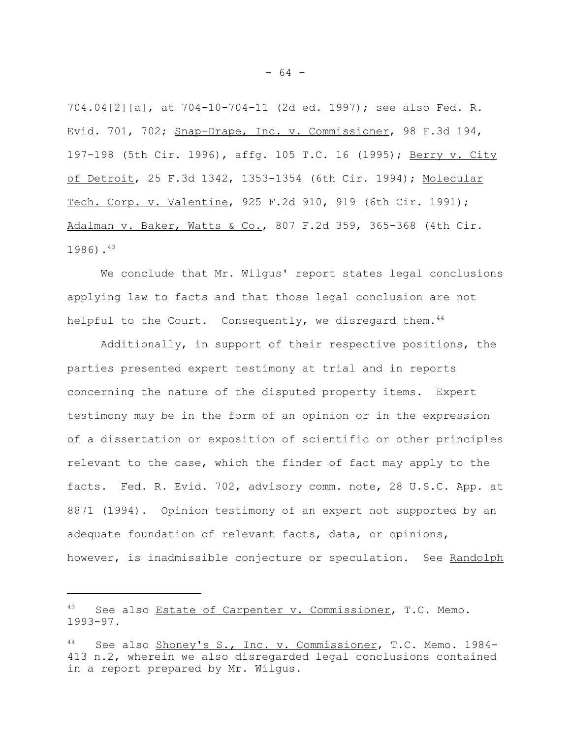704.04[2][a], at 704-10-704-11 (2d ed. 1997); see also Fed. R. Evid. 701, 702; Snap-Drape, Inc. v. Commissioner, 98 F.3d 194, 197-198 (5th Cir. 1996), affg. 105 T.C. 16 (1995); Berry v. City of Detroit, 25 F.3d 1342, 1353-1354 (6th Cir. 1994); Molecular Tech. Corp. v. Valentine, 925 F.2d 910, 919 (6th Cir. 1991); Adalman v. Baker, Watts & Co., 807 F.2d 359, 365-368 (4th Cir. 1986).[43]

We conclude that Mr. Wilgus' report states legal conclusions applying law to facts and that those legal conclusion are not helpful to the Court. Consequently, we disregard them.[44]

Additionally, in support of their respective positions, the parties presented expert testimony at trial and in reports concerning the nature of the disputed property items. Expert testimony may be in the form of an opinion or in the expression of a dissertation or exposition of scientific or other principles relevant to the case, which the finder of fact may apply to the facts. Fed. R. Evid. 702, advisory comm. note, 28 U.S.C. App. at 8871 (1994). Opinion testimony of an expert not supported by an adequate foundation of relevant facts, data, or opinions, however, is inadmissible conjecture or speculation. See Randolph

---

[43] See also Estate of Carpenter v. Commissioner, T.C. Memo. 1993-97.

[44] See also Shoney's S., Inc. v. Commissioner, T.C. Memo. 1984-413 n.2, wherein we also disregarded legal conclusions contained in a report prepared by Mr. Wilgus.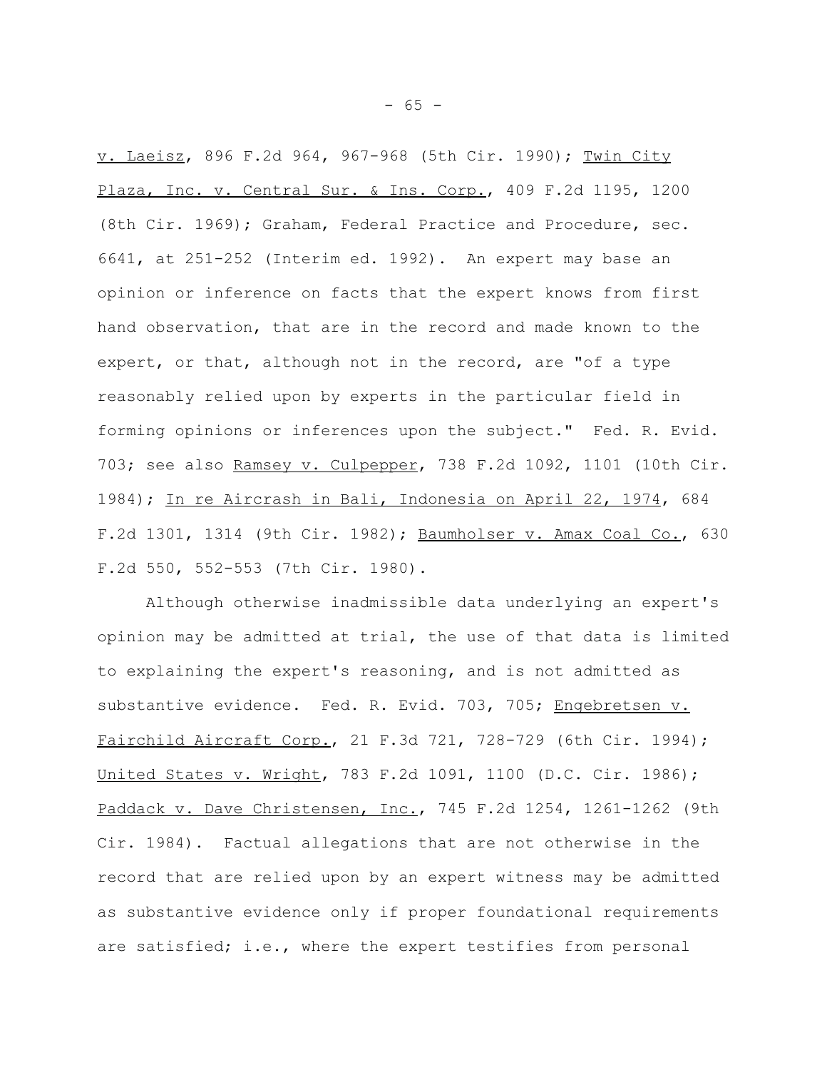v. Laeisz, 896 F.2d 964, 967-968 (5th Cir. 1990); Twin City Plaza, Inc. v. Central Sur. & Ins. Corp., 409 F.2d 1195, 1200 (8th Cir. 1969); Graham, Federal Practice and Procedure, sec. 6641, at 251-252 (Interim ed. 1992). An expert may base an opinion or inference on facts that the expert knows from first hand observation, that are in the record and made known to the expert, or that, although not in the record, are "of a type reasonably relied upon by experts in the particular field in forming opinions or inferences upon the subject." Fed. R. Evid. 703; see also Ramsey v. Culpepper, 738 F.2d 1092, 1101 (10th Cir. 1984); In re Aircrash in Bali, Indonesia on April 22, 1974, 684 F.2d 1301, 1314 (9th Cir. 1982); Baumholser v. Amax Coal Co., 630 F.2d 550, 552-553 (7th Cir. 1980).

Although otherwise inadmissible data underlying an expert's opinion may be admitted at trial, the use of that data is limited to explaining the expert's reasoning, and is not admitted as substantive evidence. Fed. R. Evid. 703, 705; Engebretsen v. Fairchild Aircraft Corp., 21 F.3d 721, 728-729 (6th Cir. 1994); United States v. Wright, 783 F.2d 1091, 1100 (D.C. Cir. 1986); Paddack v. Dave Christensen, Inc., 745 F.2d 1254, 1261-1262 (9th Cir. 1984). Factual allegations that are not otherwise in the record that are relied upon by an expert witness may be admitted as substantive evidence only if proper foundational requirements are satisfied; i.e., where the expert testifies from personal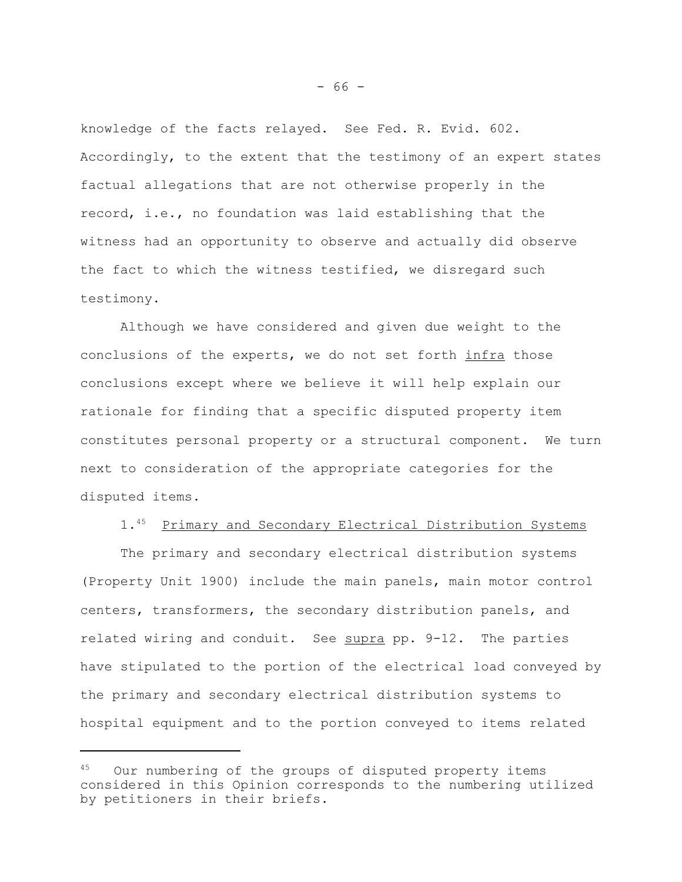knowledge of the facts relayed. See Fed. R. Evid. 602. Accordingly, to the extent that the testimony of an expert states factual allegations that are not otherwise properly in the record, i.e., no foundation was laid establishing that the witness had an opportunity to observe and actually did observe the fact to which the witness testified, we disregard such testimony.

Although we have considered and given due weight to the conclusions of the experts, we do not set forth _infra_ those conclusions except where we believe it will help explain our rationale for finding that a specific disputed property item constitutes personal property or a structural component. We turn next to consideration of the appropriate categories for the disputed items.

1.[45] Primary and Secondary Electrical Distribution Systems

The primary and secondary electrical distribution systems (Property Unit 1900) include the main panels, main motor control centers, transformers, the secondary distribution panels, and related wiring and conduit. See _supra_ pp. 9-12. The parties have stipulated to the portion of the electrical load conveyed by the primary and secondary electrical distribution systems to hospital equipment and to the portion conveyed to items related

---

[45] Our numbering of the groups of disputed property items considered in this Opinion corresponds to the numbering utilized by petitioners in their briefs.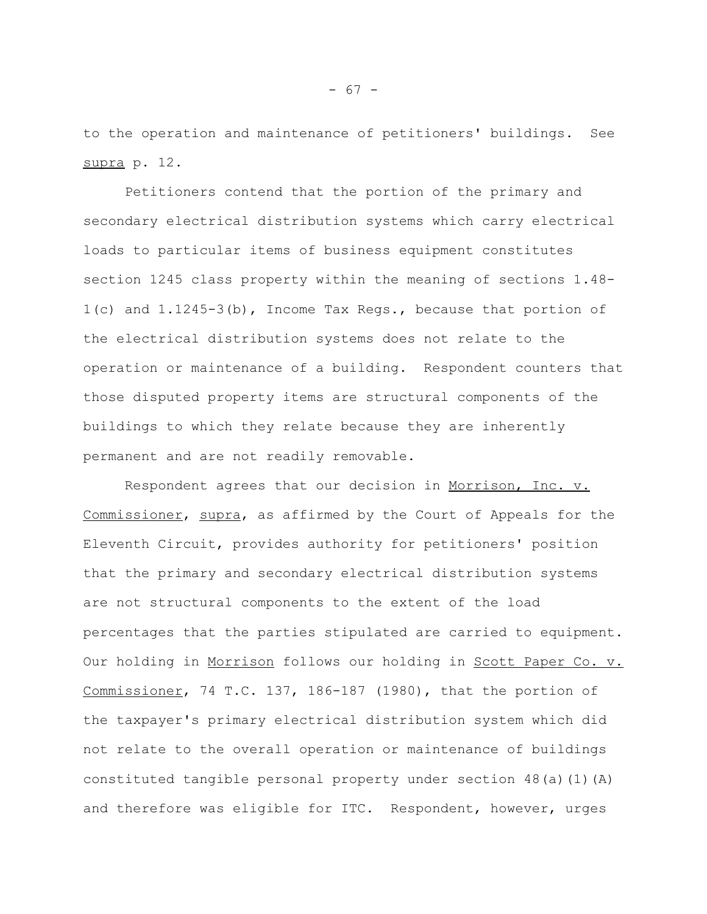to the operation and maintenance of petitioners' buildings. See supra p. 12.

Petitioners contend that the portion of the primary and secondary electrical distribution systems which carry electrical loads to particular items of business equipment constitutes section 1245 class property within the meaning of sections 1.48-1(c) and 1.1245-3(b), Income Tax Regs., because that portion of the electrical distribution systems does not relate to the operation or maintenance of a building. Respondent counters that those disputed property items are structural components of the buildings to which they relate because they are inherently permanent and are not readily removable.

Respondent agrees that our decision in Morrison, Inc. v. Commissioner, supra, as affirmed by the Court of Appeals for the Eleventh Circuit, provides authority for petitioners' position that the primary and secondary electrical distribution systems are not structural components to the extent of the load percentages that the parties stipulated are carried to equipment. Our holding in Morrison follows our holding in Scott Paper Co. v. Commissioner, 74 T.C. 137, 186-187 (1980), that the portion of the taxpayer's primary electrical distribution system which did not relate to the overall operation or maintenance of buildings constituted tangible personal property under section 48(a)(1)(A) and therefore was eligible for ITC. Respondent, however, urges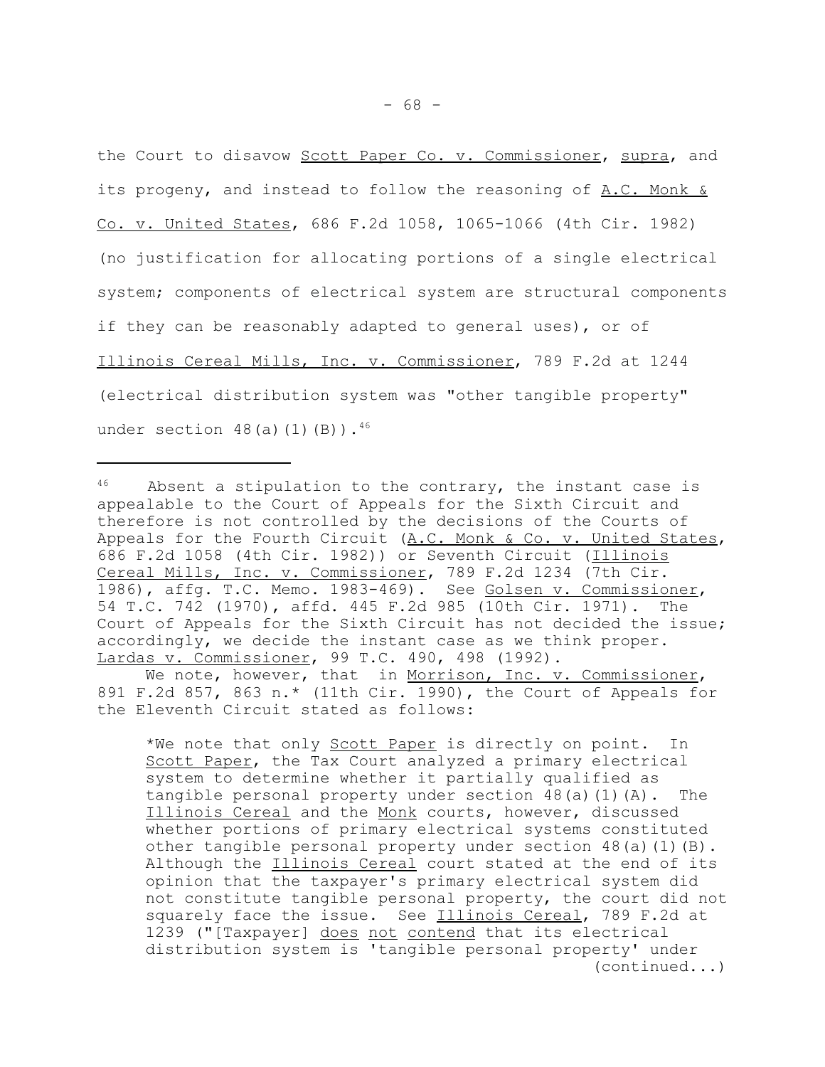the Court to disavow Scott Paper Co. v. Commissioner, supra, and its progeny, and instead to follow the reasoning of A.C. Monk & Co. v. United States, 686 F.2d 1058, 1065-1066 (4th Cir. 1982) (no justification for allocating portions of a single electrical system; components of electrical system are structural components if they can be reasonably adapted to general uses), or of Illinois Cereal Mills, Inc. v. Commissioner, 789 F.2d at 1244 (electrical distribution system was "other tangible property" under section 48(a)(1)(B)).[46]

---

[46] Absent a stipulation to the contrary, the instant case is appealable to the Court of Appeals for the Sixth Circuit and therefore is not controlled by the decisions of the Courts of Appeals for the Fourth Circuit (A.C. Monk & Co. v. United States, 686 F.2d 1058 (4th Cir. 1982)) or Seventh Circuit (Illinois Cereal Mills, Inc. v. Commissioner, 789 F.2d 1234 (7th Cir. 1986), affg. T.C. Memo. 1983-469). See Golsen v. Commissioner, 54 T.C. 742 (1970), affd. 445 F.2d 985 (10th Cir. 1971). The Court of Appeals for the Sixth Circuit has not decided the issue; accordingly, we decide the instant case as we think proper. Lardas v. Commissioner, 99 T.C. 490, 498 (1992).

We note, however, that in Morrison, Inc. v. Commissioner, 891 F.2d 857, 863 n.* (11th Cir. 1990), the Court of Appeals for the Eleventh Circuit stated as follows:

> *We note that only Scott Paper is directly on point. In Scott Paper, the Tax Court analyzed a primary electrical system to determine whether it partially qualified as tangible personal property under section 48(a)(1)(A). The Illinois Cereal and the Monk courts, however, discussed whether portions of primary electrical systems constituted other tangible personal property under section 48(a)(1)(B). Although the Illinois Cereal court stated at the end of its opinion that the taxpayer's primary electrical system did not constitute tangible personal property, the court did not squarely face the issue. See Illinois Cereal, 789 F.2d at 1239 ("[Taxpayer] does not contend that its electrical distribution system is 'tangible personal property' under

(continued...)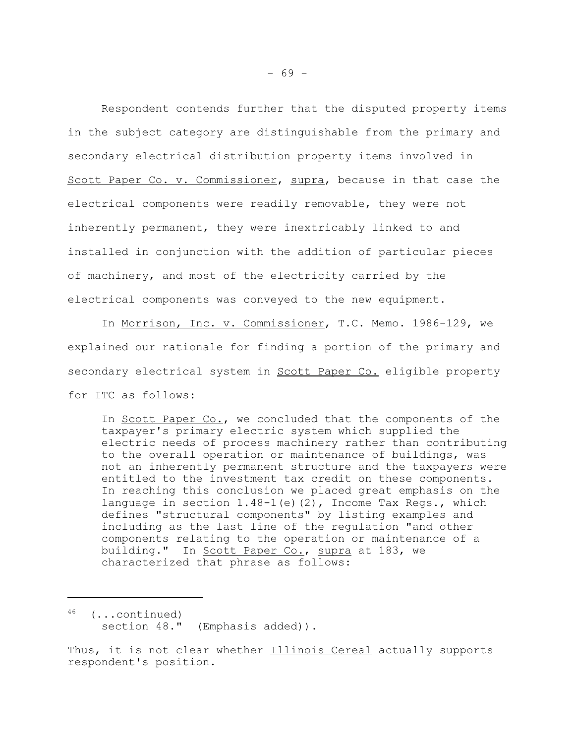Respondent contends further that the disputed property items in the subject category are distinguishable from the primary and secondary electrical distribution property items involved in Scott Paper Co. v. Commissioner, supra, because in that case the electrical components were readily removable, they were not inherently permanent, they were inextricably linked to and installed in conjunction with the addition of particular pieces of machinery, and most of the electricity carried by the electrical components was conveyed to the new equipment.

In Morrison, Inc. v. Commissioner, T.C. Memo. 1986-129, we explained our rationale for finding a portion of the primary and secondary electrical system in Scott Paper Co. eligible property for ITC as follows:

> In Scott Paper Co., we concluded that the components of the taxpayer's primary electric system which supplied the electric needs of process machinery rather than contributing to the overall operation or maintenance of buildings, was not an inherently permanent structure and the taxpayers were entitled to the investment tax credit on these components. In reaching this conclusion we placed great emphasis on the language in section 1.48-1(e)(2), Income Tax Regs., which defines "structural components" by listing examples and including as the last line of the regulation "and other components relating to the operation or maintenance of a building." In Scott Paper Co., supra at 183, we characterized that phrase as follows:

---

[46] (...continued)
section 48." (Emphasis added)).

Thus, it is not clear whether Illinois Cereal actually supports respondent's position.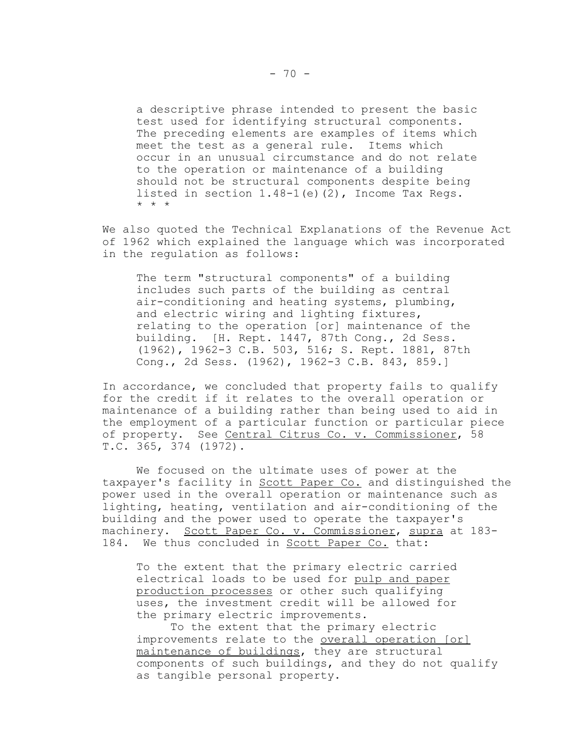> a descriptive phrase intended to present the basic test used for identifying structural components. The preceding elements are examples of items which meet the test as a general rule. Items which occur in an unusual circumstance and do not relate to the operation or maintenance of a building should not be structural components despite being listed in section 1.48-1(e)(2), Income Tax Regs. * * *

We also quoted the Technical Explanations of the Revenue Act of 1962 which explained the language which was incorporated in the regulation as follows:

> The term "structural components" of a building includes such parts of the building as central air-conditioning and heating systems, plumbing, and electric wiring and lighting fixtures, relating to the operation [or] maintenance of the building. [H. Rept. 1447, 87th Cong., 2d Sess. (1962), 1962-3 C.B. 503, 516; S. Rept. 1881, 87th Cong., 2d Sess. (1962), 1962-3 C.B. 843, 859.]

In accordance, we concluded that property fails to qualify for the credit if it relates to the overall operation or maintenance of a building rather than being used to aid in the employment of a particular function or particular piece of property. See Central Citrus Co. v. Commissioner, 58 T.C. 365, 374 (1972).

We focused on the ultimate uses of power at the taxpayer's facility in Scott Paper Co. and distinguished the power used in the overall operation or maintenance such as lighting, heating, ventilation and air-conditioning of the building and the power used to operate the taxpayer's machinery. Scott Paper Co. v. Commissioner, supra at 183-184. We thus concluded in Scott Paper Co. that:

> To the extent that the primary electric carried electrical loads to be used for pulp and paper production processes or other such qualifying uses, the investment credit will be allowed for the primary electric improvements.
>
> To the extent that the primary electric improvements relate to the overall operation [or] maintenance of buildings, they are structural components of such buildings, and they do not qualify as tangible personal property.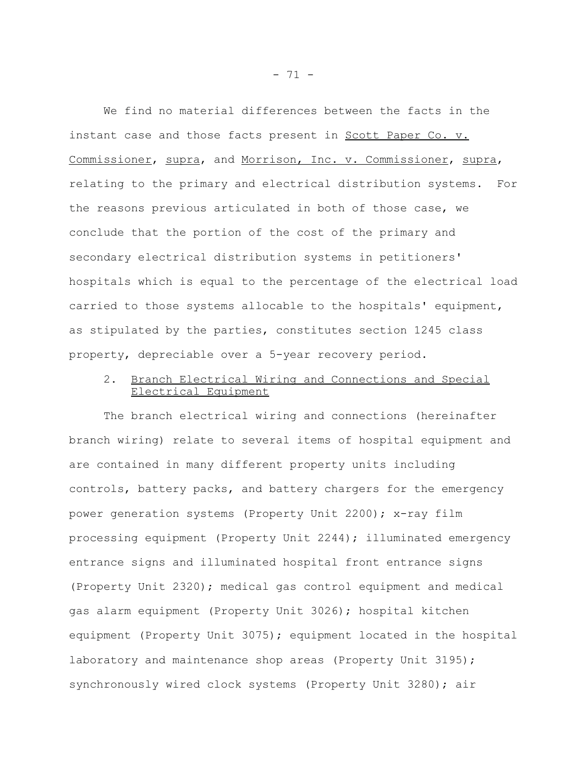We find no material differences between the facts in the instant case and those facts present in Scott Paper Co. v. Commissioner, supra, and Morrison, Inc. v. Commissioner, supra, relating to the primary and electrical distribution systems. For the reasons previous articulated in both of those case, we conclude that the portion of the cost of the primary and secondary electrical distribution systems in petitioners' hospitals which is equal to the percentage of the electrical load carried to those systems allocable to the hospitals' equipment, as stipulated by the parties, constitutes section 1245 class property, depreciable over a 5-year recovery period.

2. Branch Electrical Wiring and Connections and Special Electrical Equipment

The branch electrical wiring and connections (hereinafter branch wiring) relate to several items of hospital equipment and are contained in many different property units including controls, battery packs, and battery chargers for the emergency power generation systems (Property Unit 2200); x-ray film processing equipment (Property Unit 2244); illuminated emergency entrance signs and illuminated hospital front entrance signs (Property Unit 2320); medical gas control equipment and medical gas alarm equipment (Property Unit 3026); hospital kitchen equipment (Property Unit 3075); equipment located in the hospital laboratory and maintenance shop areas (Property Unit 3195); synchronously wired clock systems (Property Unit 3280); air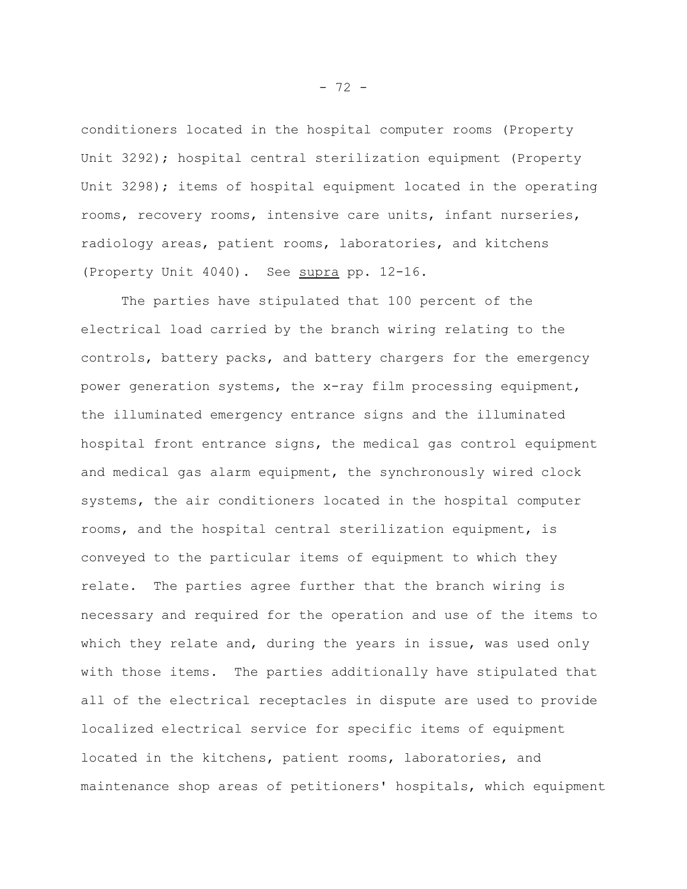conditioners located in the hospital computer rooms (Property Unit 3292); hospital central sterilization equipment (Property Unit 3298); items of hospital equipment located in the operating rooms, recovery rooms, intensive care units, infant nurseries, radiology areas, patient rooms, laboratories, and kitchens (Property Unit 4040). See supra pp. 12-16.

The parties have stipulated that 100 percent of the electrical load carried by the branch wiring relating to the controls, battery packs, and battery chargers for the emergency power generation systems, the x-ray film processing equipment, the illuminated emergency entrance signs and the illuminated hospital front entrance signs, the medical gas control equipment and medical gas alarm equipment, the synchronously wired clock systems, the air conditioners located in the hospital computer rooms, and the hospital central sterilization equipment, is conveyed to the particular items of equipment to which they relate. The parties agree further that the branch wiring is necessary and required for the operation and use of the items to which they relate and, during the years in issue, was used only with those items. The parties additionally have stipulated that all of the electrical receptacles in dispute are used to provide localized electrical service for specific items of equipment located in the kitchens, patient rooms, laboratories, and maintenance shop areas of petitioners' hospitals, which equipment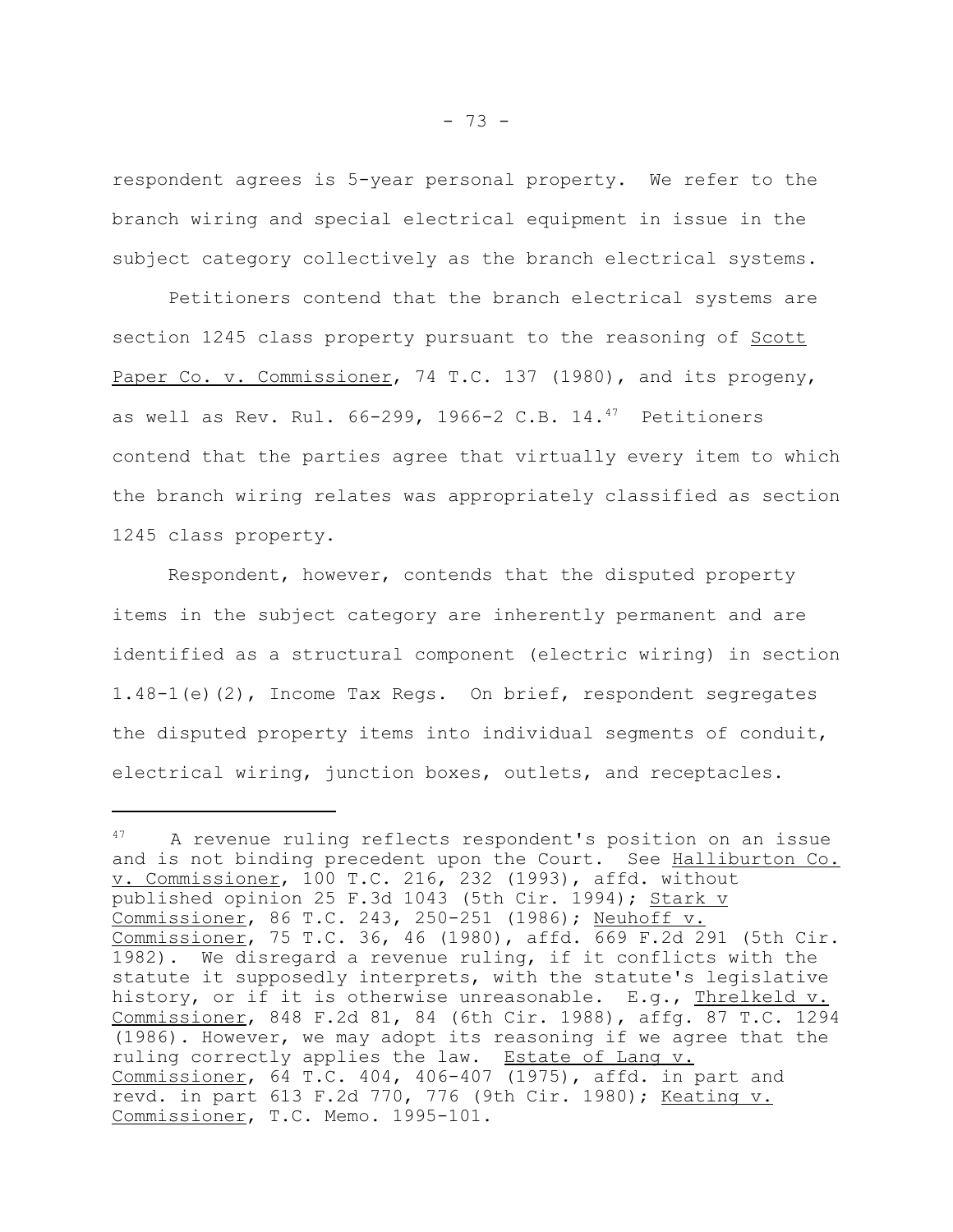respondent agrees is 5-year personal property. We refer to the branch wiring and special electrical equipment in issue in the subject category collectively as the branch electrical systems.

Petitioners contend that the branch electrical systems are section 1245 class property pursuant to the reasoning of Scott Paper Co. v. Commissioner, 74 T.C. 137 (1980), and its progeny, as well as Rev. Rul. 66-299, 1966-2 C.B. 14.[47] Petitioners contend that the parties agree that virtually every item to which the branch wiring relates was appropriately classified as section 1245 class property.

Respondent, however, contends that the disputed property items in the subject category are inherently permanent and are identified as a structural component (electric wiring) in section 1.48-1(e)(2), Income Tax Regs. On brief, respondent segregates the disputed property items into individual segments of conduit, electrical wiring, junction boxes, outlets, and receptacles.

---

[47] A revenue ruling reflects respondent's position on an issue and is not binding precedent upon the Court. See Halliburton Co. v. Commissioner, 100 T.C. 216, 232 (1993), affd. without published opinion 25 F.3d 1043 (5th Cir. 1994); Stark v Commissioner, 86 T.C. 243, 250-251 (1986); Neuhoff v. Commissioner, 75 T.C. 36, 46 (1980), affd. 669 F.2d 291 (5th Cir. 1982). We disregard a revenue ruling, if it conflicts with the statute it supposedly interprets, with the statute's legislative history, or if it is otherwise unreasonable. E.g., Threlkeld v. Commissioner, 848 F.2d 81, 84 (6th Cir. 1988), affg. 87 T.C. 1294 (1986). However, we may adopt its reasoning if we agree that the ruling correctly applies the law. Estate of Lang v. Commissioner, 64 T.C. 404, 406-407 (1975), affd. in part and revd. in part 613 F.2d 770, 776 (9th Cir. 1980); Keating v. Commissioner, T.C. Memo. 1995-101.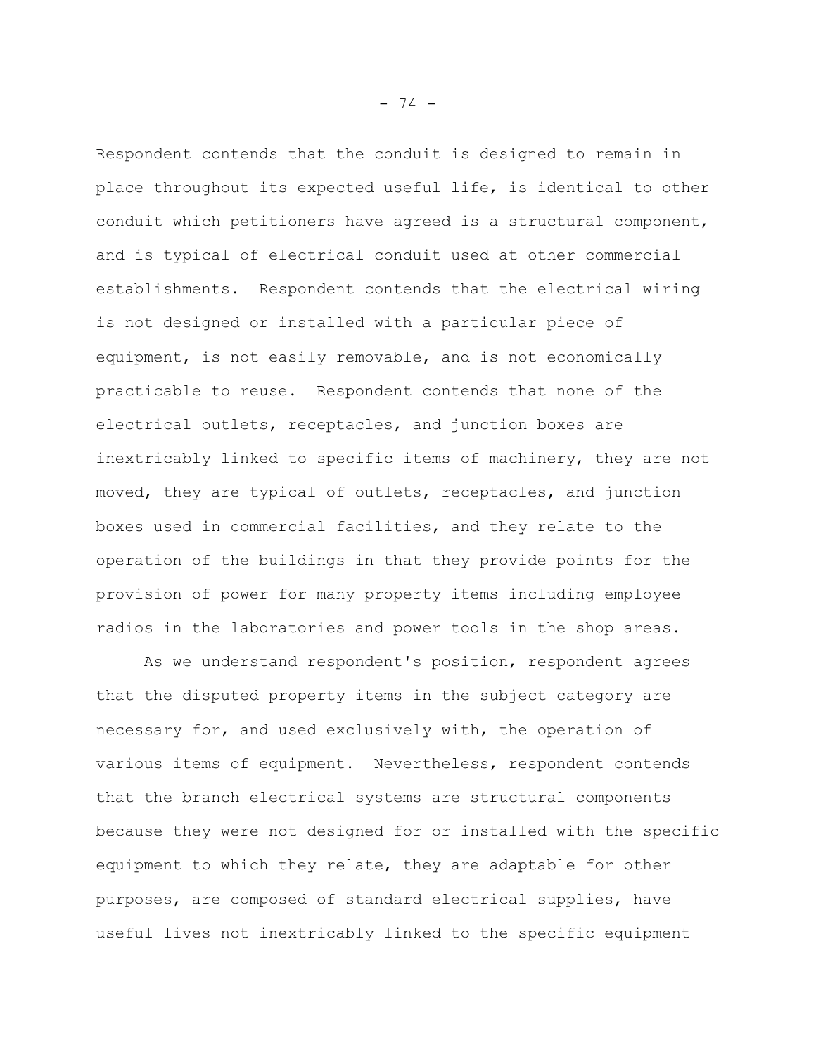Respondent contends that the conduit is designed to remain in place throughout its expected useful life, is identical to other conduit which petitioners have agreed is a structural component, and is typical of electrical conduit used at other commercial establishments. Respondent contends that the electrical wiring is not designed or installed with a particular piece of equipment, is not easily removable, and is not economically practicable to reuse. Respondent contends that none of the electrical outlets, receptacles, and junction boxes are inextricably linked to specific items of machinery, they are not moved, they are typical of outlets, receptacles, and junction boxes used in commercial facilities, and they relate to the operation of the buildings in that they provide points for the provision of power for many property items including employee radios in the laboratories and power tools in the shop areas.

As we understand respondent's position, respondent agrees that the disputed property items in the subject category are necessary for, and used exclusively with, the operation of various items of equipment. Nevertheless, respondent contends that the branch electrical systems are structural components because they were not designed for or installed with the specific equipment to which they relate, they are adaptable for other purposes, are composed of standard electrical supplies, have useful lives not inextricably linked to the specific equipment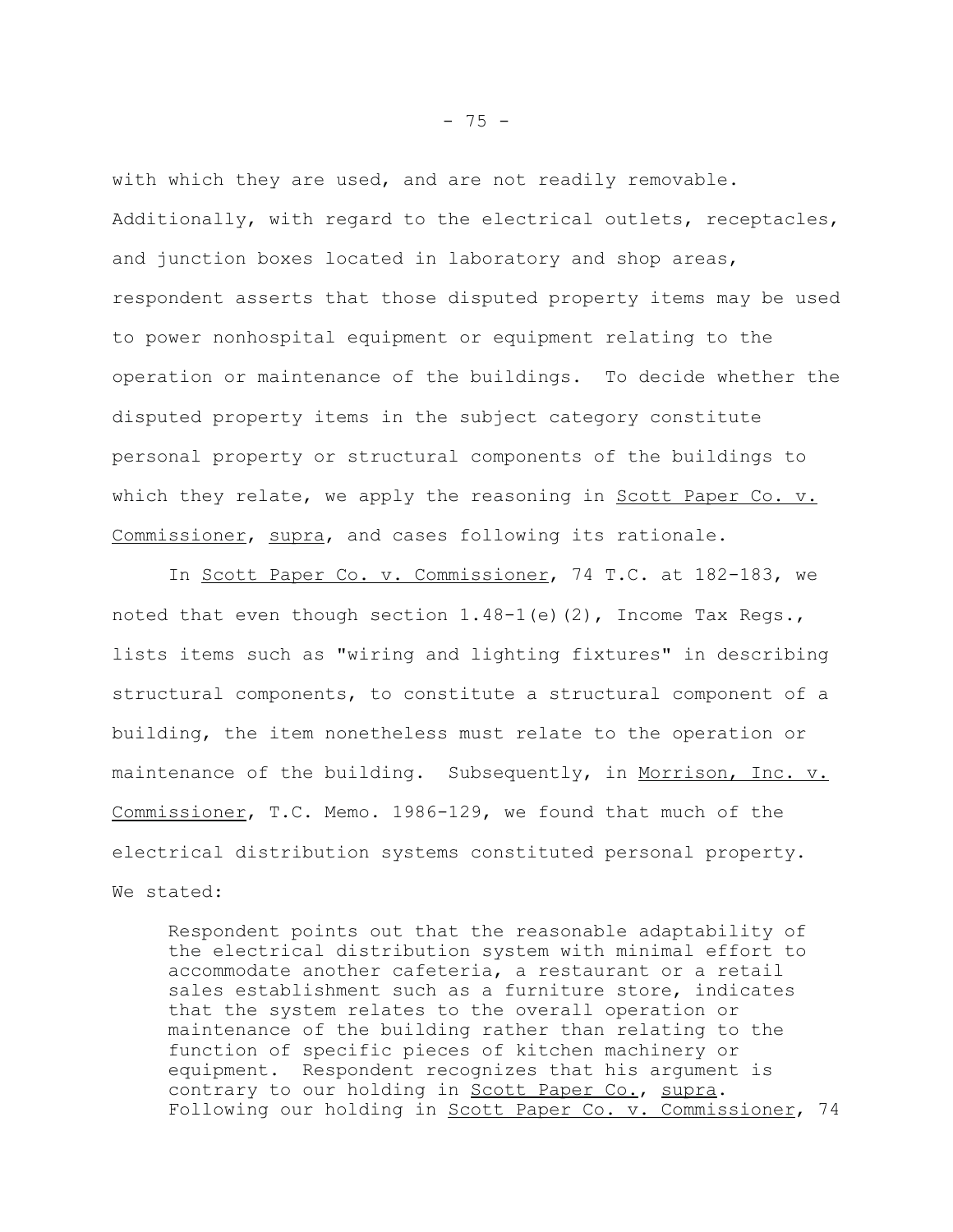with which they are used, and are not readily removable. Additionally, with regard to the electrical outlets, receptacles, and junction boxes located in laboratory and shop areas, respondent asserts that those disputed property items may be used to power nonhospital equipment or equipment relating to the operation or maintenance of the buildings. To decide whether the disputed property items in the subject category constitute personal property or structural components of the buildings to which they relate, we apply the reasoning in Scott Paper Co. v. Commissioner, supra, and cases following its rationale.

In Scott Paper Co. v. Commissioner, 74 T.C. at 182-183, we noted that even though section 1.48-1(e)(2), Income Tax Regs., lists items such as "wiring and lighting fixtures" in describing structural components, to constitute a structural component of a building, the item nonetheless must relate to the operation or maintenance of the building. Subsequently, in Morrison, Inc. v. Commissioner, T.C. Memo. 1986-129, we found that much of the electrical distribution systems constituted personal property. We stated:

> Respondent points out that the reasonable adaptability of the electrical distribution system with minimal effort to accommodate another cafeteria, a restaurant or a retail sales establishment such as a furniture store, indicates that the system relates to the overall operation or maintenance of the building rather than relating to the function of specific pieces of kitchen machinery or equipment. Respondent recognizes that his argument is contrary to our holding in Scott Paper Co., supra. Following our holding in Scott Paper Co. v. Commissioner, 74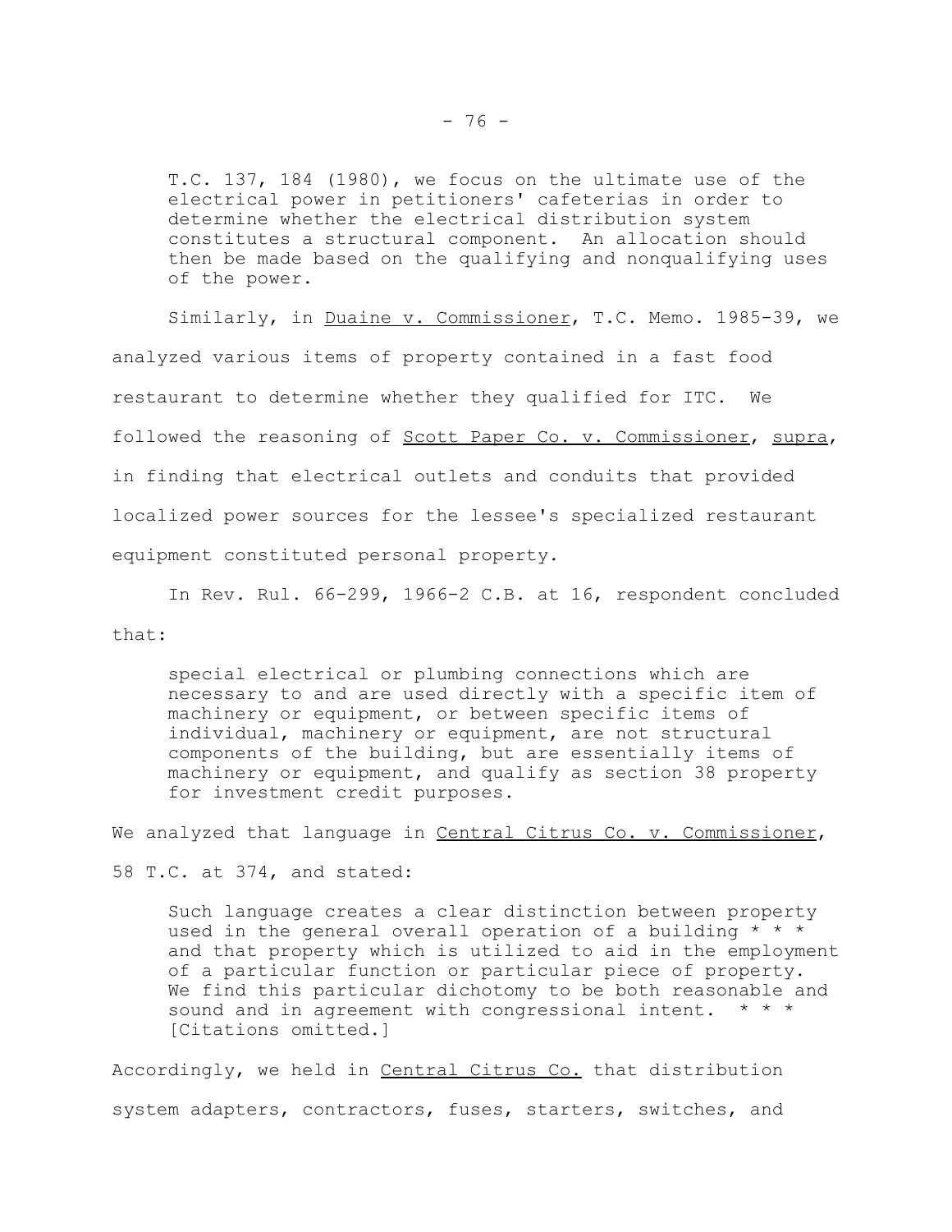> T.C. 137, 184 (1980), we focus on the ultimate use of the electrical power in petitioners' cafeterias in order to determine whether the electrical distribution system constitutes a structural component. An allocation should then be made based on the qualifying and nonqualifying uses of the power.

Similarly, in Duaine v. Commissioner, T.C. Memo. 1985-39, we analyzed various items of property contained in a fast food restaurant to determine whether they qualified for ITC. We followed the reasoning of Scott Paper Co. v. Commissioner, supra, in finding that electrical outlets and conduits that provided localized power sources for the lessee's specialized restaurant equipment constituted personal property.

In Rev. Rul. 66-299, 1966-2 C.B. at 16, respondent concluded that:

> special electrical or plumbing connections which are necessary to and are used directly with a specific item of machinery or equipment, or between specific items of individual, machinery or equipment, are not structural components of the building, but are essentially items of machinery or equipment, and qualify as section 38 property for investment credit purposes.

We analyzed that language in Central Citrus Co. v. Commissioner, 58 T.C. at 374, and stated:

> Such language creates a clear distinction between property used in the general overall operation of a building * * * and that property which is utilized to aid in the employment of a particular function or particular piece of property. We find this particular dichotomy to be both reasonable and sound and in agreement with congressional intent. * * * [Citations omitted.]

Accordingly, we held in Central Citrus Co. that distribution system adapters, contractors, fuses, starters, switches, and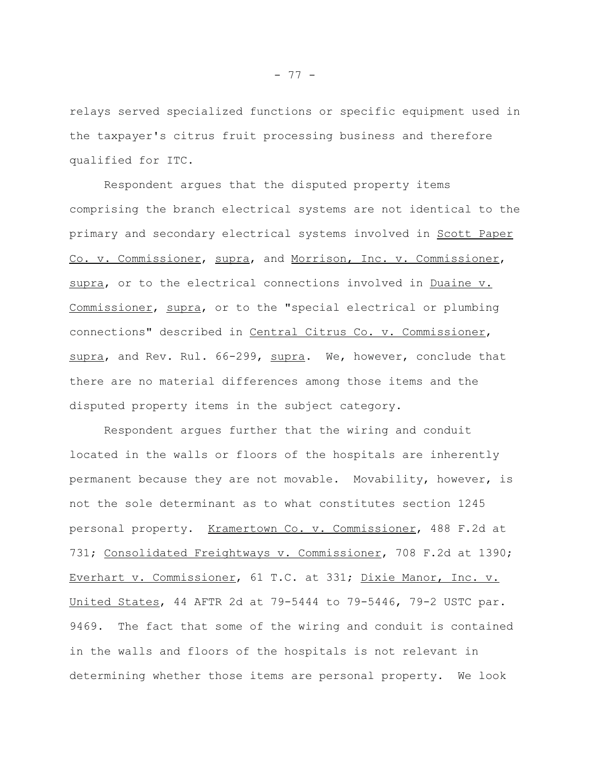relays served specialized functions or specific equipment used in the taxpayer's citrus fruit processing business and therefore qualified for ITC.

Respondent argues that the disputed property items comprising the branch electrical systems are not identical to the primary and secondary electrical systems involved in Scott Paper Co. v. Commissioner, supra, and Morrison, Inc. v. Commissioner, supra, or to the electrical connections involved in Duaine v. Commissioner, supra, or to the "special electrical or plumbing connections" described in Central Citrus Co. v. Commissioner, supra, and Rev. Rul. 66-299, supra. We, however, conclude that there are no material differences among those items and the disputed property items in the subject category.

Respondent argues further that the wiring and conduit located in the walls or floors of the hospitals are inherently permanent because they are not movable. Movability, however, is not the sole determinant as to what constitutes section 1245 personal property. Kramertown Co. v. Commissioner, 488 F.2d at 731; Consolidated Freightways v. Commissioner, 708 F.2d at 1390; Everhart v. Commissioner, 61 T.C. at 331; Dixie Manor, Inc. v. United States, 44 AFTR 2d at 79-5444 to 79-5446, 79-2 USTC par. 9469. The fact that some of the wiring and conduit is contained in the walls and floors of the hospitals is not relevant in determining whether those items are personal property. We look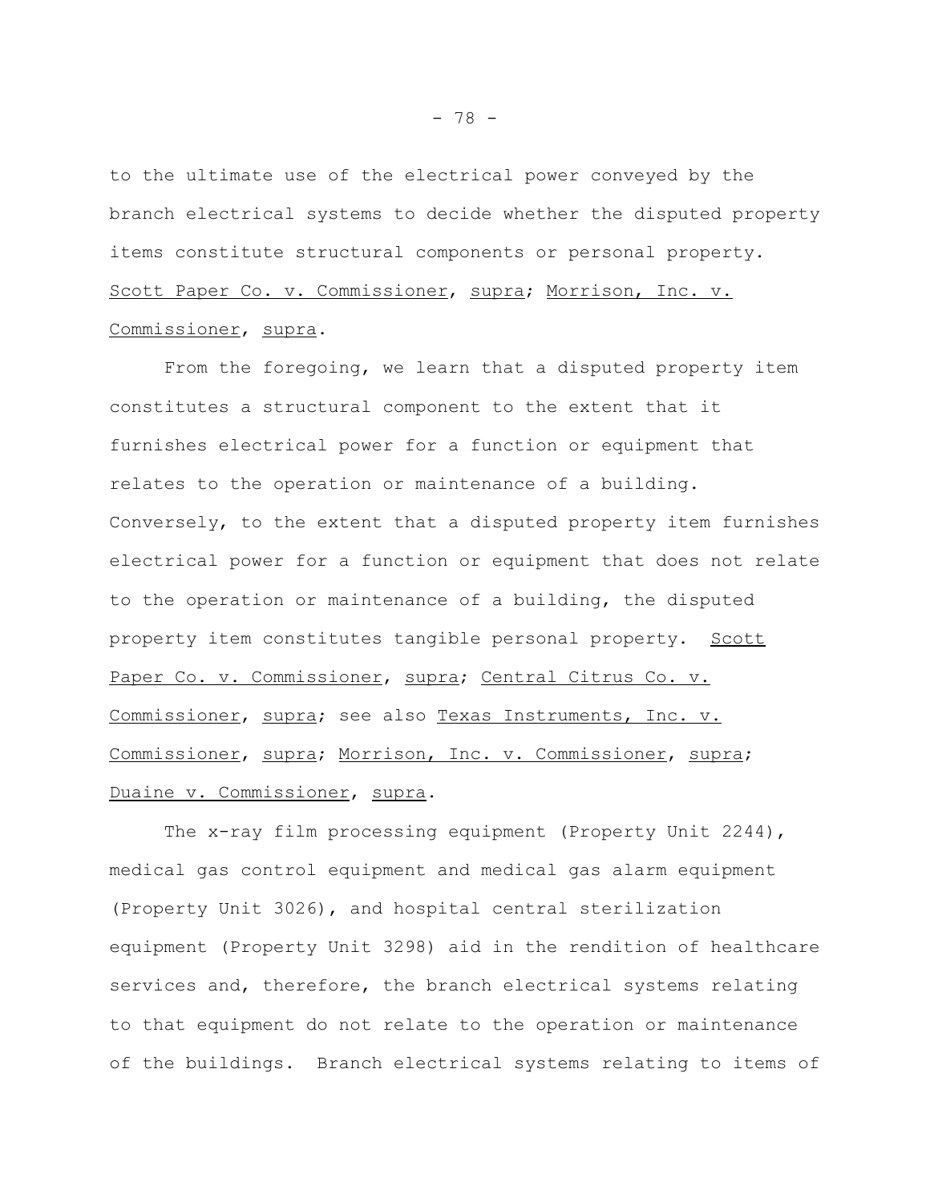to the ultimate use of the electrical power conveyed by the branch electrical systems to decide whether the disputed property items constitute structural components or personal property. Scott Paper Co. v. Commissioner, supra; Morrison, Inc. v. Commissioner, supra.

From the foregoing, we learn that a disputed property item constitutes a structural component to the extent that it furnishes electrical power for a function or equipment that relates to the operation or maintenance of a building. Conversely, to the extent that a disputed property item furnishes electrical power for a function or equipment that does not relate to the operation or maintenance of a building, the disputed property item constitutes tangible personal property. Scott Paper Co. v. Commissioner, supra; Central Citrus Co. v. Commissioner, supra; see also Texas Instruments, Inc. v. Commissioner, supra; Morrison, Inc. v. Commissioner, supra; Duaine v. Commissioner, supra.

The x-ray film processing equipment (Property Unit 2244), medical gas control equipment and medical gas alarm equipment (Property Unit 3026), and hospital central sterilization equipment (Property Unit 3298) aid in the rendition of healthcare services and, therefore, the branch electrical systems relating to that equipment do not relate to the operation or maintenance of the buildings. Branch electrical systems relating to items of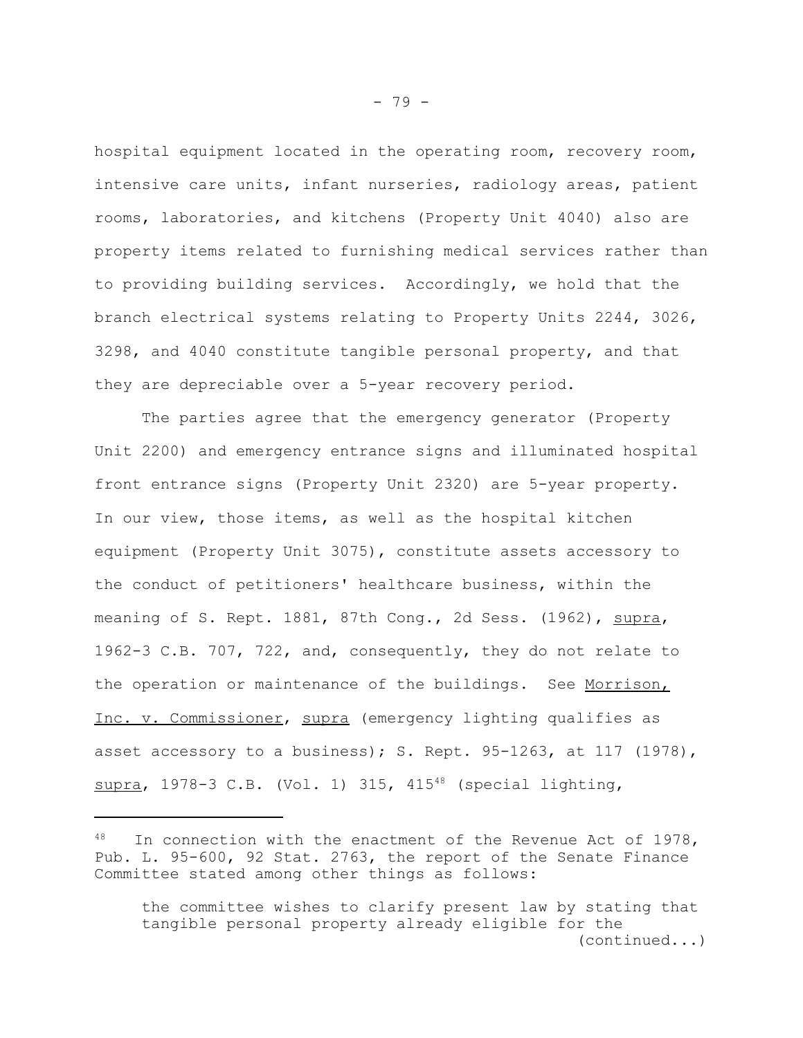hospital equipment located in the operating room, recovery room, intensive care units, infant nurseries, radiology areas, patient rooms, laboratories, and kitchens (Property Unit 4040) also are property items related to furnishing medical services rather than to providing building services. Accordingly, we hold that the branch electrical systems relating to Property Units 2244, 3026, 3298, and 4040 constitute tangible personal property, and that they are depreciable over a 5-year recovery period.

The parties agree that the emergency generator (Property Unit 2200) and emergency entrance signs and illuminated hospital front entrance signs (Property Unit 2320) are 5-year property. In our view, those items, as well as the hospital kitchen equipment (Property Unit 3075), constitute assets accessory to the conduct of petitioners' healthcare business, within the meaning of S. Rept. 1881, 87th Cong., 2d Sess. (1962), supra, 1962-3 C.B. 707, 722, and, consequently, they do not relate to the operation or maintenance of the buildings. See Morrison, Inc. v. Commissioner, supra (emergency lighting qualifies as asset accessory to a business); S. Rept. 95-1263, at 117 (1978), supra, 1978-3 C.B. (Vol. 1) 315, 415[48] (special lighting,

---

[48] In connection with the enactment of the Revenue Act of 1978, Pub. L. 95-600, 92 Stat. 2763, the report of the Senate Finance Committee stated among other things as follows:

> the committee wishes to clarify present law by stating that tangible personal property already eligible for the
> (continued...)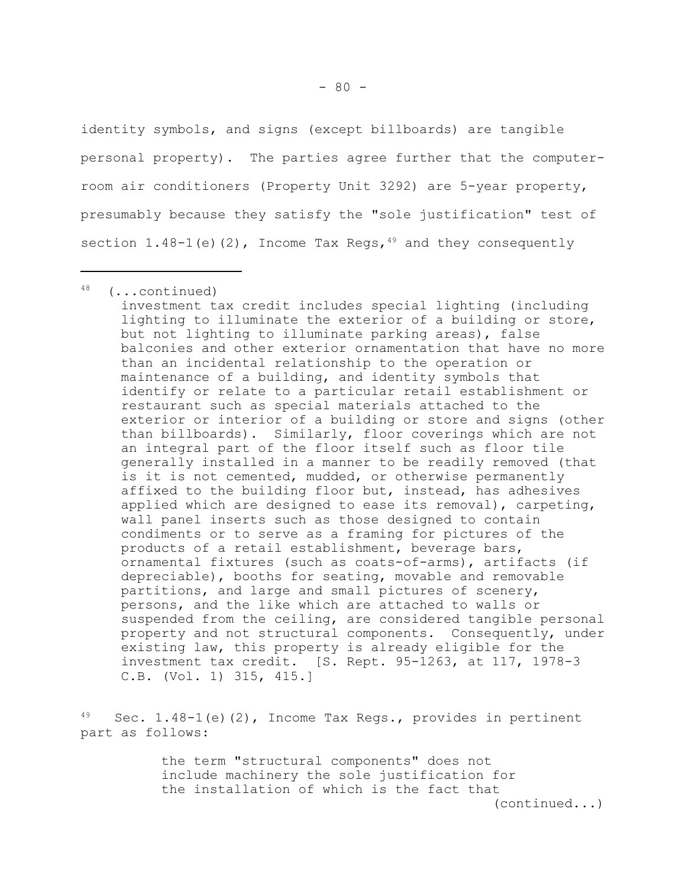identity symbols, and signs (except billboards) are tangible personal property). The parties agree further that the computer-room air conditioners (Property Unit 3292) are 5-year property, presumably because they satisfy the "sole justification" test of section 1.48-1(e)(2), Income Tax Regs,[49] and they consequently

---

[48] (...continued)

> investment tax credit includes special lighting (including lighting to illuminate the exterior of a building or store, but not lighting to illuminate parking areas), false balconies and other exterior ornamentation that have no more than an incidental relationship to the operation or maintenance of a building, and identity symbols that identify or relate to a particular retail establishment or restaurant such as special materials attached to the exterior or interior of a building or store and signs (other than billboards). Similarly, floor coverings which are not an integral part of the floor itself such as floor tile generally installed in a manner to be readily removed (that is it is not cemented, mudded, or otherwise permanently affixed to the building floor but, instead, has adhesives applied which are designed to ease its removal), carpeting, wall panel inserts such as those designed to contain condiments or to serve as a framing for pictures of the products of a retail establishment, beverage bars, ornamental fixtures (such as coats-of-arms), artifacts (if depreciable), booths for seating, movable and removable partitions, and large and small pictures of scenery, persons, and the like which are attached to walls or suspended from the ceiling, are considered tangible personal property and not structural components. Consequently, under existing law, this property is already eligible for the investment tax credit. [S. Rept. 95-1263, at 117, 1978-3 C.B. (Vol. 1) 315, 415.]

[49] Sec. 1.48-1(e)(2), Income Tax Regs., provides in pertinent part as follows:

> the term "structural components" does not include machinery the sole justification for the installation of which is the fact that

(continued...)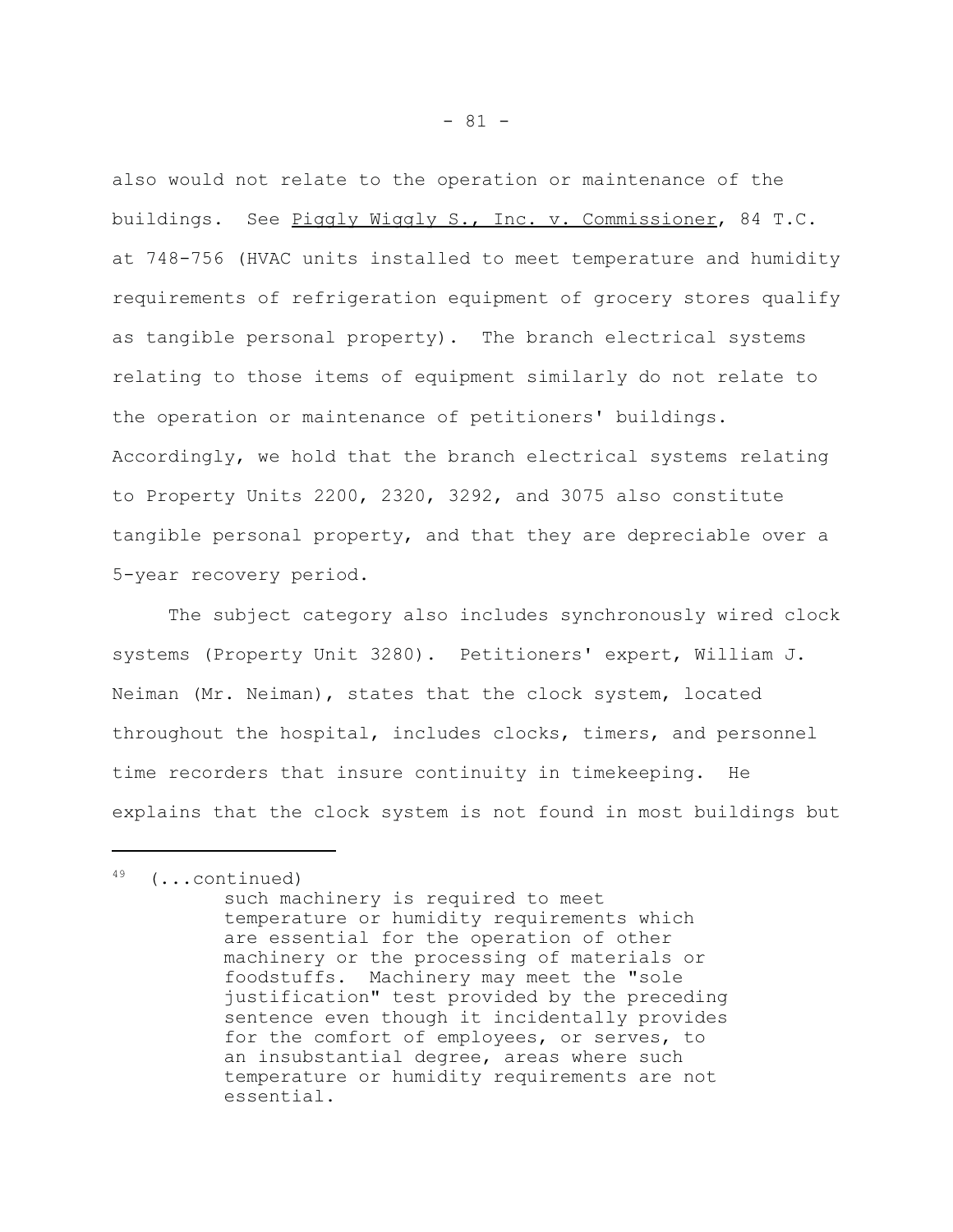also would not relate to the operation or maintenance of the buildings. See Piggly Wiggly S., Inc. v. Commissioner, 84 T.C. at 748-756 (HVAC units installed to meet temperature and humidity requirements of refrigeration equipment of grocery stores qualify as tangible personal property). The branch electrical systems relating to those items of equipment similarly do not relate to the operation or maintenance of petitioners' buildings. Accordingly, we hold that the branch electrical systems relating to Property Units 2200, 2320, 3292, and 3075 also constitute tangible personal property, and that they are depreciable over a 5-year recovery period.

The subject category also includes synchronously wired clock systems (Property Unit 3280). Petitioners' expert, William J. Neiman (Mr. Neiman), states that the clock system, located throughout the hospital, includes clocks, timers, and personnel time recorders that insure continuity in timekeeping. He explains that the clock system is not found in most buildings but

---

[49] (...continued)

> such machinery is required to meet temperature or humidity requirements which are essential for the operation of other machinery or the processing of materials or foodstuffs. Machinery may meet the "sole justification" test provided by the preceding sentence even though it incidentally provides for the comfort of employees, or serves, to an insubstantial degree, areas where such temperature or humidity requirements are not essential.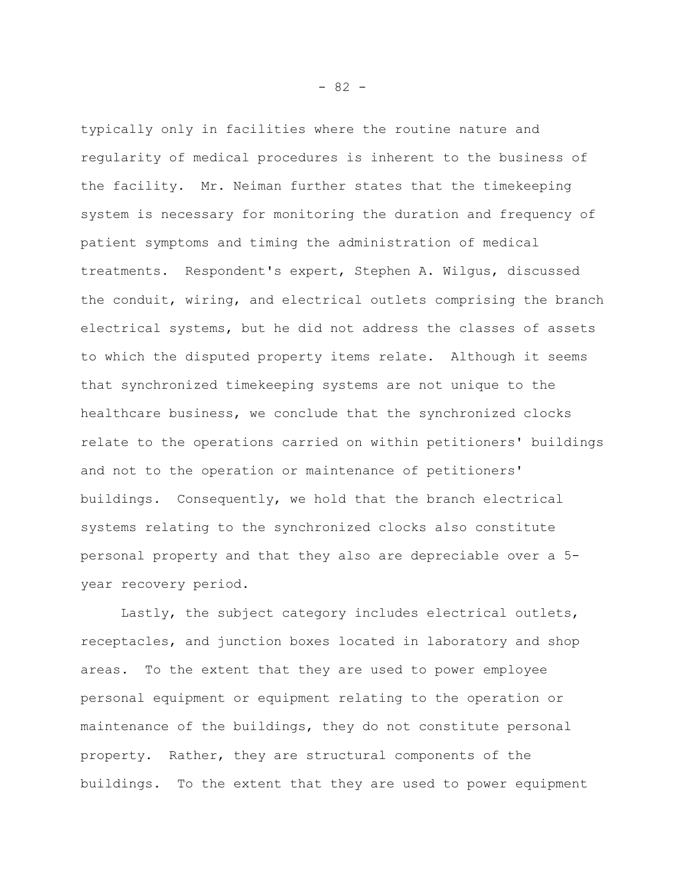typically only in facilities where the routine nature and regularity of medical procedures is inherent to the business of the facility. Mr. Neiman further states that the timekeeping system is necessary for monitoring the duration and frequency of patient symptoms and timing the administration of medical treatments. Respondent's expert, Stephen A. Wilgus, discussed the conduit, wiring, and electrical outlets comprising the branch electrical systems, but he did not address the classes of assets to which the disputed property items relate. Although it seems that synchronized timekeeping systems are not unique to the healthcare business, we conclude that the synchronized clocks relate to the operations carried on within petitioners' buildings and not to the operation or maintenance of petitioners' buildings. Consequently, we hold that the branch electrical systems relating to the synchronized clocks also constitute personal property and that they also are depreciable over a 5-year recovery period.

Lastly, the subject category includes electrical outlets, receptacles, and junction boxes located in laboratory and shop areas. To the extent that they are used to power employee personal equipment or equipment relating to the operation or maintenance of the buildings, they do not constitute personal property. Rather, they are structural components of the buildings. To the extent that they are used to power equipment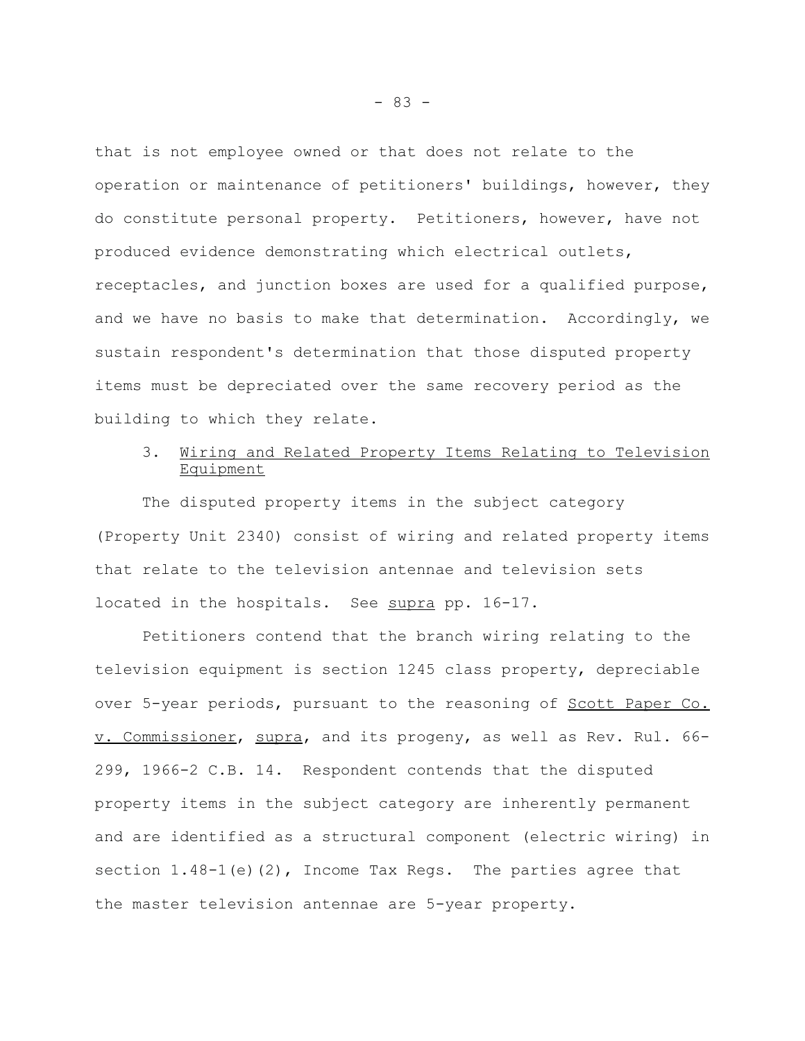that is not employee owned or that does not relate to the operation or maintenance of petitioners' buildings, however, they do constitute personal property. Petitioners, however, have not produced evidence demonstrating which electrical outlets, receptacles, and junction boxes are used for a qualified purpose, and we have no basis to make that determination. Accordingly, we sustain respondent's determination that those disputed property items must be depreciated over the same recovery period as the building to which they relate.

3. Wiring and Related Property Items Relating to Television Equipment

The disputed property items in the subject category (Property Unit 2340) consist of wiring and related property items that relate to the television antennae and television sets located in the hospitals. See supra pp. 16-17.

Petitioners contend that the branch wiring relating to the television equipment is section 1245 class property, depreciable over 5-year periods, pursuant to the reasoning of Scott Paper Co. v. Commissioner, supra, and its progeny, as well as Rev. Rul. 66-299, 1966-2 C.B. 14. Respondent contends that the disputed property items in the subject category are inherently permanent and are identified as a structural component (electric wiring) in section 1.48-1(e)(2), Income Tax Regs. The parties agree that the master television antennae are 5-year property.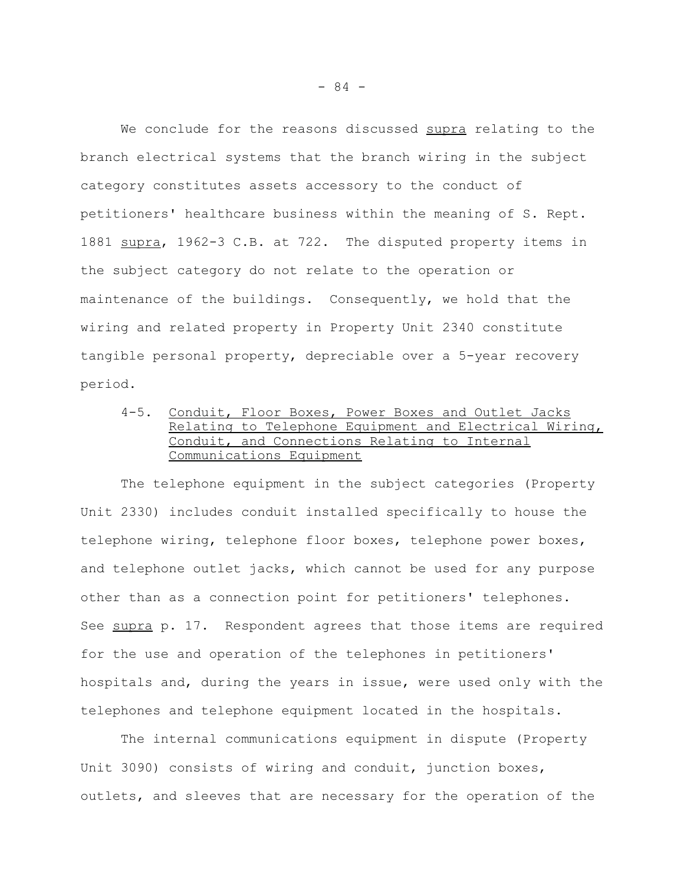We conclude for the reasons discussed _supra_ relating to the branch electrical systems that the branch wiring in the subject category constitutes assets accessory to the conduct of petitioners' healthcare business within the meaning of S. Rept. 1881 _supra_, 1962-3 C.B. at 722. The disputed property items in the subject category do not relate to the operation or maintenance of the buildings. Consequently, we hold that the wiring and related property in Property Unit 2340 constitute tangible personal property, depreciable over a 5-year recovery period.

4-5. <u>Conduit, Floor Boxes, Power Boxes and Outlet Jacks Relating to Telephone Equipment and Electrical Wiring, Conduit, and Connections Relating to Internal Communications Equipment</u>

The telephone equipment in the subject categories (Property Unit 2330) includes conduit installed specifically to house the telephone wiring, telephone floor boxes, telephone power boxes, and telephone outlet jacks, which cannot be used for any purpose other than as a connection point for petitioners' telephones. See _supra_ p. 17. Respondent agrees that those items are required for the use and operation of the telephones in petitioners' hospitals and, during the years in issue, were used only with the telephones and telephone equipment located in the hospitals.

The internal communications equipment in dispute (Property Unit 3090) consists of wiring and conduit, junction boxes, outlets, and sleeves that are necessary for the operation of the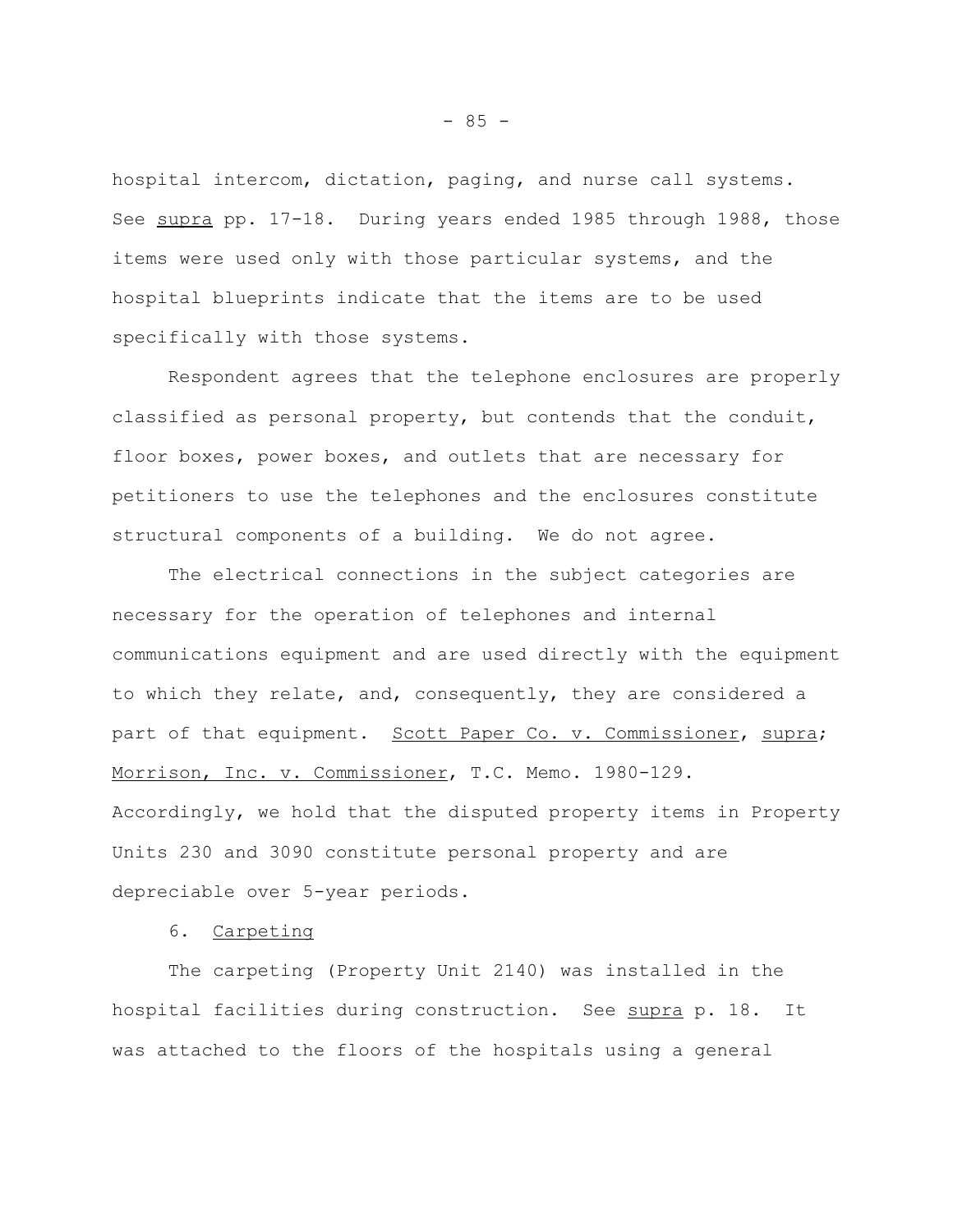hospital intercom, dictation, paging, and nurse call systems. See supra pp. 17-18. During years ended 1985 through 1988, those items were used only with those particular systems, and the hospital blueprints indicate that the items are to be used specifically with those systems.

Respondent agrees that the telephone enclosures are properly classified as personal property, but contends that the conduit, floor boxes, power boxes, and outlets that are necessary for petitioners to use the telephones and the enclosures constitute structural components of a building. We do not agree.

The electrical connections in the subject categories are necessary for the operation of telephones and internal communications equipment and are used directly with the equipment to which they relate, and, consequently, they are considered a part of that equipment. Scott Paper Co. v. Commissioner, supra; Morrison, Inc. v. Commissioner, T.C. Memo. 1980-129. Accordingly, we hold that the disputed property items in Property Units 230 and 3090 constitute personal property and are depreciable over 5-year periods.

6. Carpeting

The carpeting (Property Unit 2140) was installed in the hospital facilities during construction. See supra p. 18. It was attached to the floors of the hospitals using a general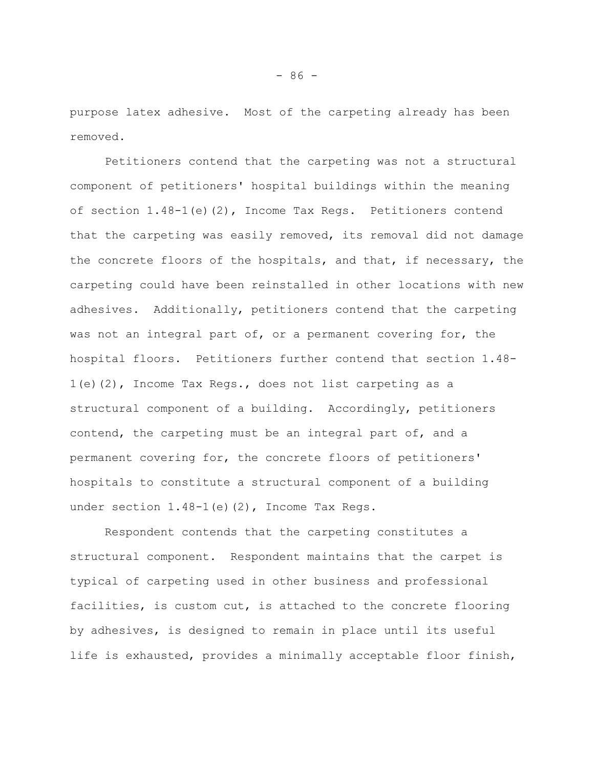purpose latex adhesive. Most of the carpeting already has been removed.

Petitioners contend that the carpeting was not a structural component of petitioners' hospital buildings within the meaning of section 1.48-1(e)(2), Income Tax Regs. Petitioners contend that the carpeting was easily removed, its removal did not damage the concrete floors of the hospitals, and that, if necessary, the carpeting could have been reinstalled in other locations with new adhesives. Additionally, petitioners contend that the carpeting was not an integral part of, or a permanent covering for, the hospital floors. Petitioners further contend that section 1.48-1(e)(2), Income Tax Regs., does not list carpeting as a structural component of a building. Accordingly, petitioners contend, the carpeting must be an integral part of, and a permanent covering for, the concrete floors of petitioners' hospitals to constitute a structural component of a building under section 1.48-1(e)(2), Income Tax Regs.

Respondent contends that the carpeting constitutes a structural component. Respondent maintains that the carpet is typical of carpeting used in other business and professional facilities, is custom cut, is attached to the concrete flooring by adhesives, is designed to remain in place until its useful life is exhausted, provides a minimally acceptable floor finish,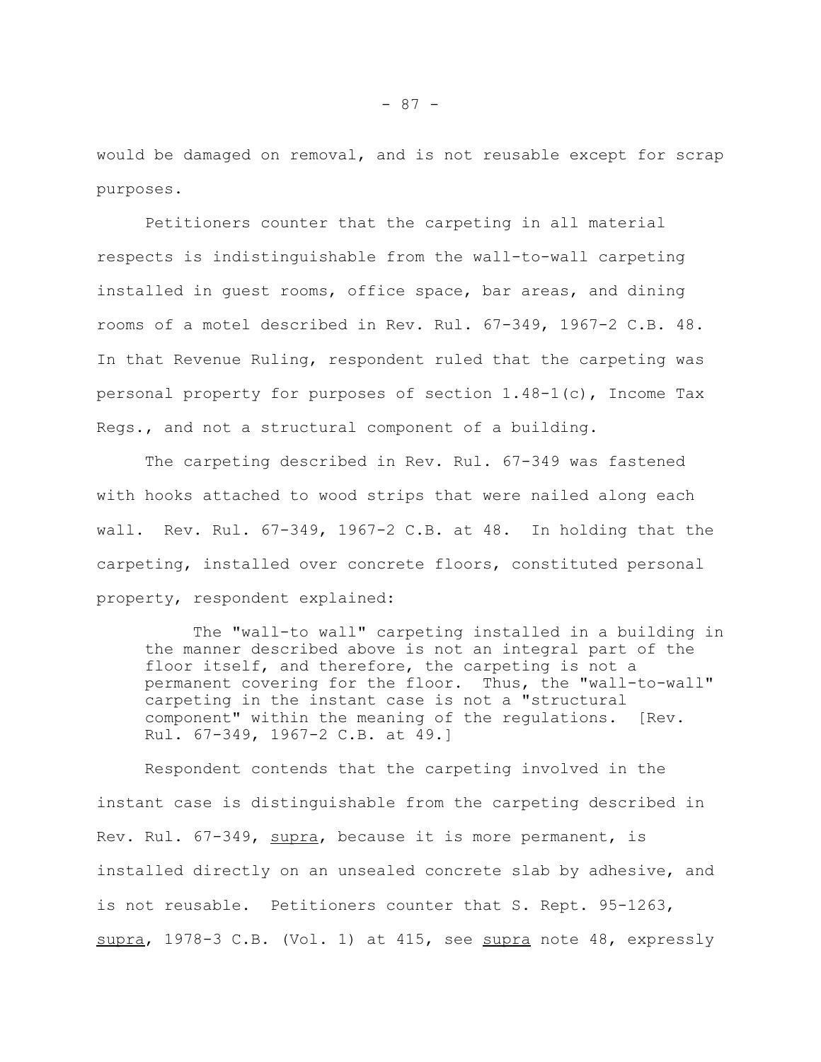would be damaged on removal, and is not reusable except for scrap purposes.

Petitioners counter that the carpeting in all material respects is indistinguishable from the wall-to-wall carpeting installed in guest rooms, office space, bar areas, and dining rooms of a motel described in Rev. Rul. 67-349, 1967-2 C.B. 48. In that Revenue Ruling, respondent ruled that the carpeting was personal property for purposes of section 1.48-1(c), Income Tax Regs., and not a structural component of a building.

The carpeting described in Rev. Rul. 67-349 was fastened with hooks attached to wood strips that were nailed along each wall. Rev. Rul. 67-349, 1967-2 C.B. at 48. In holding that the carpeting, installed over concrete floors, constituted personal property, respondent explained:

> The "wall-to wall" carpeting installed in a building in the manner described above is not an integral part of the floor itself, and therefore, the carpeting is not a permanent covering for the floor. Thus, the "wall-to-wall" carpeting in the instant case is not a "structural component" within the meaning of the regulations. [Rev. Rul. 67-349, 1967-2 C.B. at 49.]

Respondent contends that the carpeting involved in the instant case is distinguishable from the carpeting described in Rev. Rul. 67-349, _supra_, because it is more permanent, is installed directly on an unsealed concrete slab by adhesive, and is not reusable. Petitioners counter that S. Rept. 95-1263, _supra_, 1978-3 C.B. (Vol. 1) at 415, see _supra_ note 48, expressly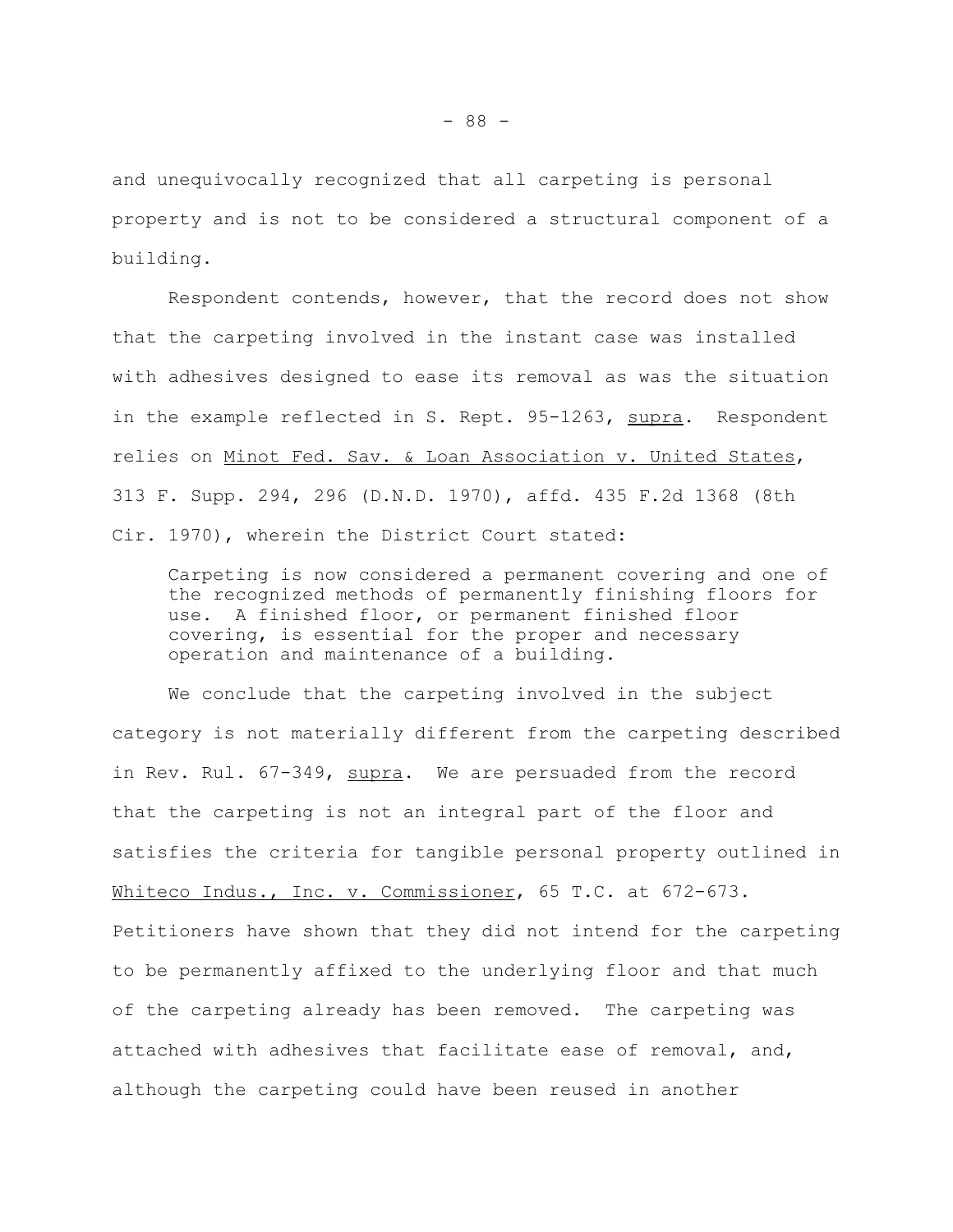and unequivocally recognized that all carpeting is personal property and is not to be considered a structural component of a building.

Respondent contends, however, that the record does not show that the carpeting involved in the instant case was installed with adhesives designed to ease its removal as was the situation in the example reflected in S. Rept. 95-1263, supra. Respondent relies on Minot Fed. Sav. & Loan Association v. United States, 313 F. Supp. 294, 296 (D.N.D. 1970), affd. 435 F.2d 1368 (8th Cir. 1970), wherein the District Court stated:

> Carpeting is now considered a permanent covering and one of the recognized methods of permanently finishing floors for use. A finished floor, or permanent finished floor covering, is essential for the proper and necessary operation and maintenance of a building.

We conclude that the carpeting involved in the subject category is not materially different from the carpeting described in Rev. Rul. 67-349, supra. We are persuaded from the record that the carpeting is not an integral part of the floor and satisfies the criteria for tangible personal property outlined in Whiteco Indus., Inc. v. Commissioner, 65 T.C. at 672-673. Petitioners have shown that they did not intend for the carpeting to be permanently affixed to the underlying floor and that much of the carpeting already has been removed. The carpeting was attached with adhesives that facilitate ease of removal, and, although the carpeting could have been reused in another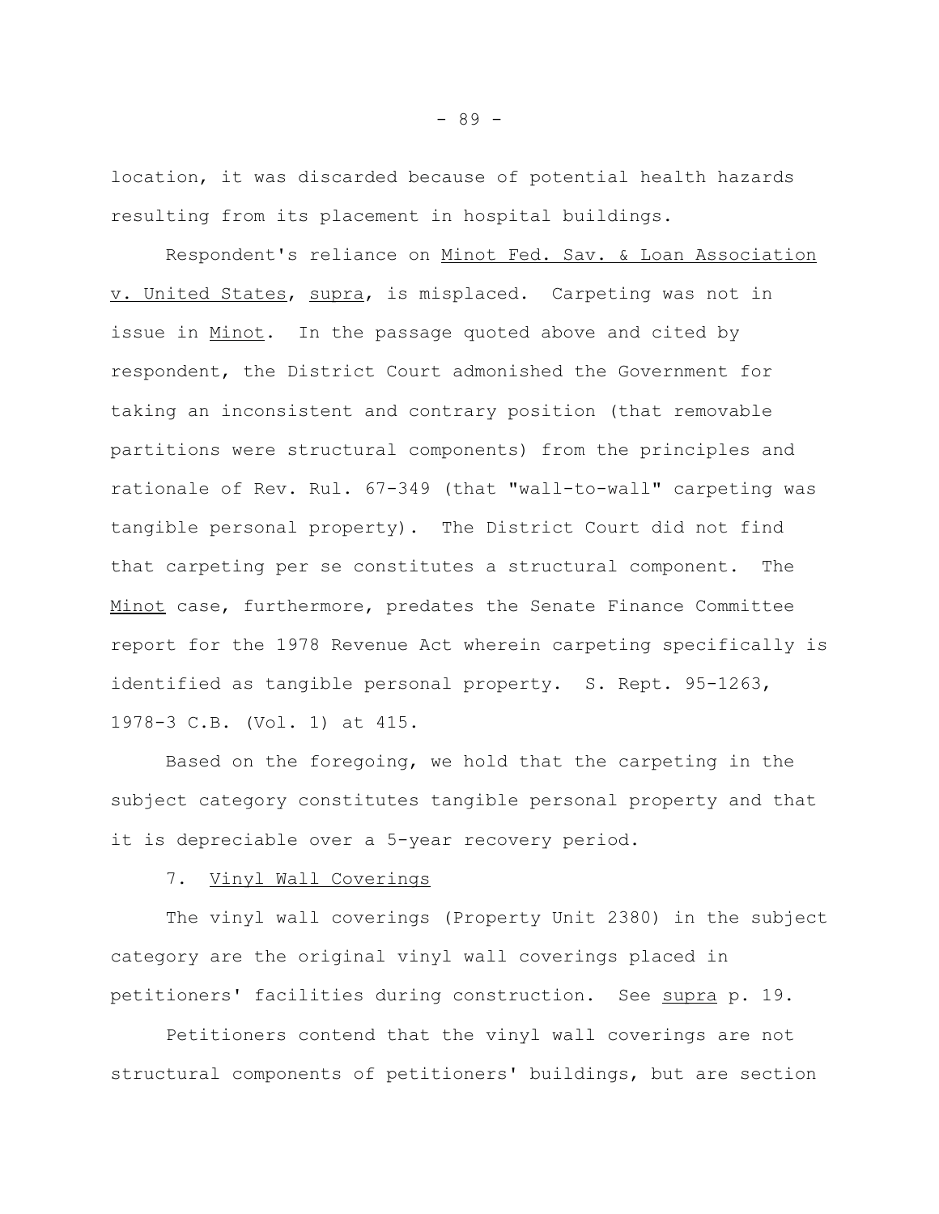location, it was discarded because of potential health hazards resulting from its placement in hospital buildings.

Respondent's reliance on Minot Fed. Sav. & Loan Association v. United States, supra, is misplaced. Carpeting was not in issue in Minot. In the passage quoted above and cited by respondent, the District Court admonished the Government for taking an inconsistent and contrary position (that removable partitions were structural components) from the principles and rationale of Rev. Rul. 67-349 (that "wall-to-wall" carpeting was tangible personal property). The District Court did not find that carpeting per se constitutes a structural component. The Minot case, furthermore, predates the Senate Finance Committee report for the 1978 Revenue Act wherein carpeting specifically is identified as tangible personal property. S. Rept. 95-1263, 1978-3 C.B. (Vol. 1) at 415.

Based on the foregoing, we hold that the carpeting in the subject category constitutes tangible personal property and that it is depreciable over a 5-year recovery period.

7. Vinyl Wall Coverings

The vinyl wall coverings (Property Unit 2380) in the subject category are the original vinyl wall coverings placed in petitioners' facilities during construction. See supra p. 19.

Petitioners contend that the vinyl wall coverings are not structural components of petitioners' buildings, but are section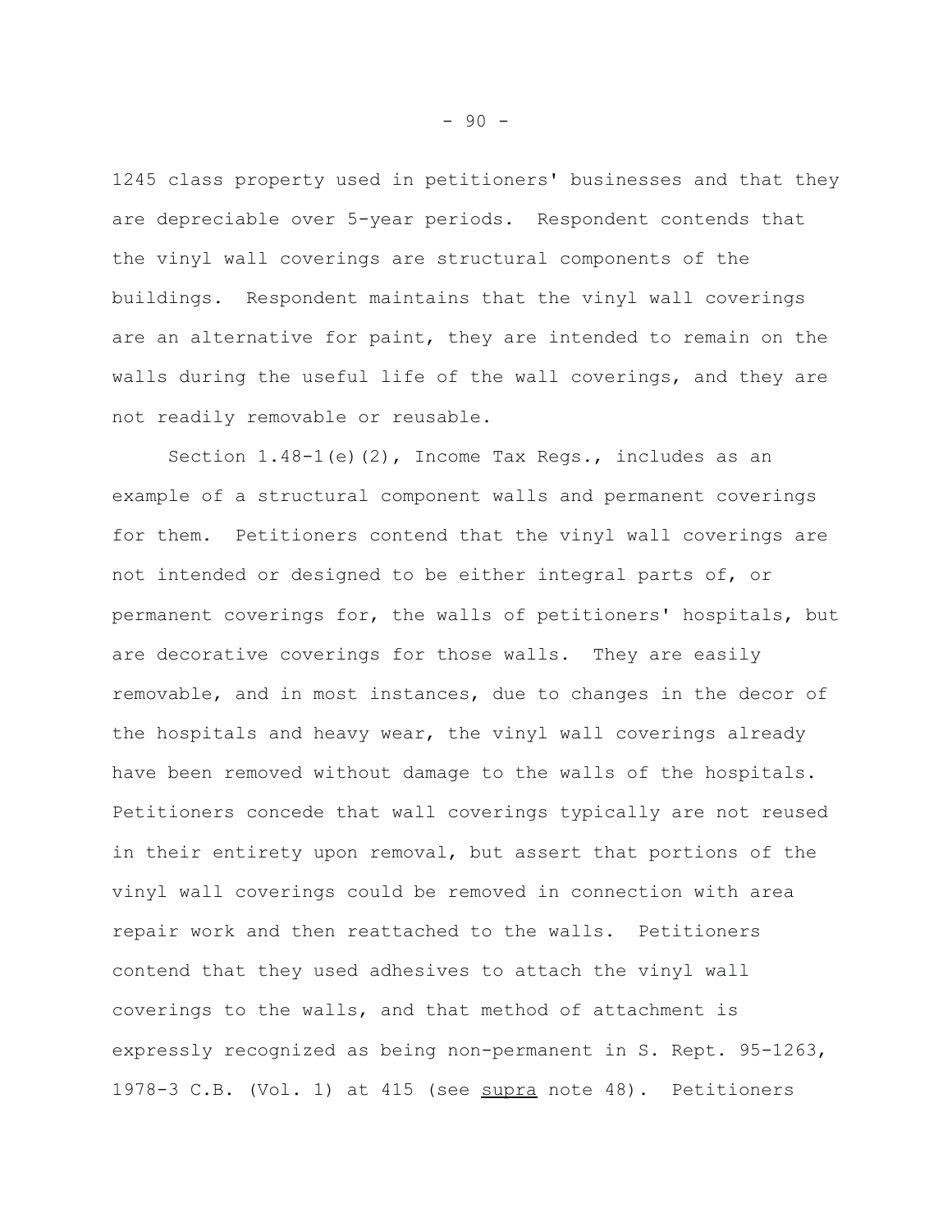1245 class property used in petitioners' businesses and that they are depreciable over 5-year periods. Respondent contends that the vinyl wall coverings are structural components of the buildings. Respondent maintains that the vinyl wall coverings are an alternative for paint, they are intended to remain on the walls during the useful life of the wall coverings, and they are not readily removable or reusable.

Section 1.48-1(e)(2), Income Tax Regs., includes as an example of a structural component walls and permanent coverings for them. Petitioners contend that the vinyl wall coverings are not intended or designed to be either integral parts of, or permanent coverings for, the walls of petitioners' hospitals, but are decorative coverings for those walls. They are easily removable, and in most instances, due to changes in the decor of the hospitals and heavy wear, the vinyl wall coverings already have been removed without damage to the walls of the hospitals. Petitioners concede that wall coverings typically are not reused in their entirety upon removal, but assert that portions of the vinyl wall coverings could be removed in connection with area repair work and then reattached to the walls. Petitioners contend that they used adhesives to attach the vinyl wall coverings to the walls, and that method of attachment is expressly recognized as being non-permanent in S. Rept. 95-1263, 1978-3 C.B. (Vol. 1) at 415 (see supra note 48). Petitioners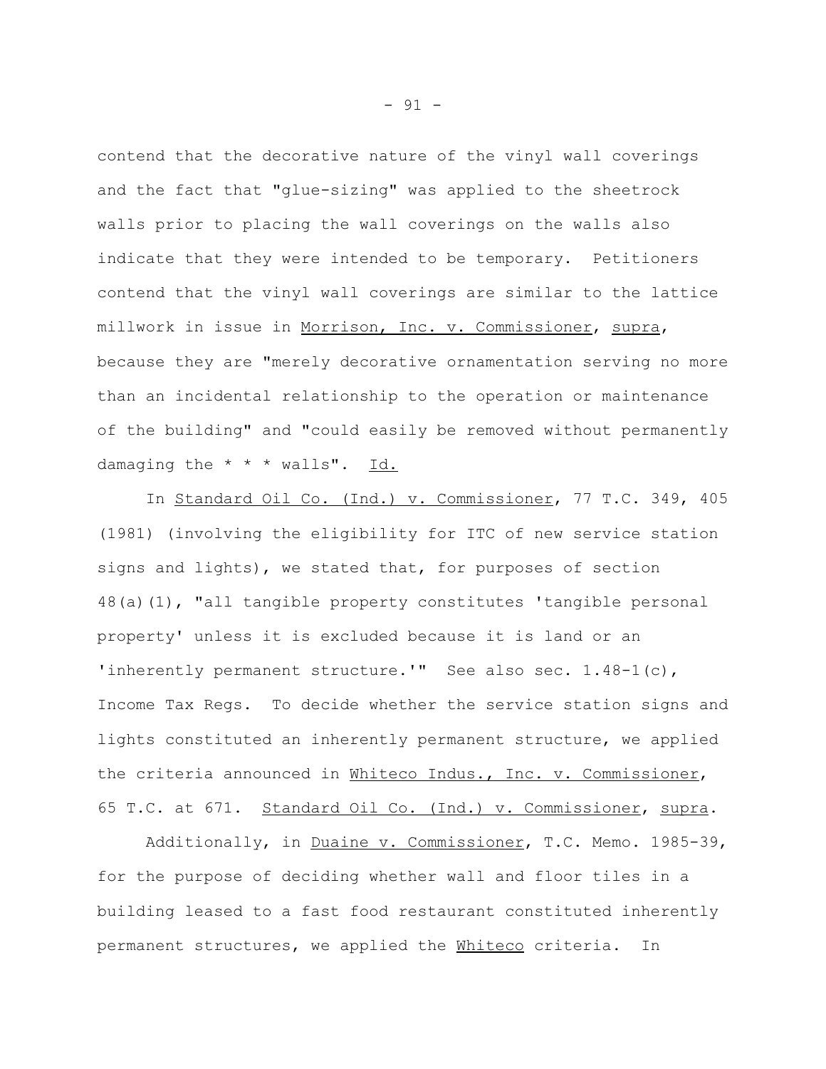contend that the decorative nature of the vinyl wall coverings and the fact that "glue-sizing" was applied to the sheetrock walls prior to placing the wall coverings on the walls also indicate that they were intended to be temporary. Petitioners contend that the vinyl wall coverings are similar to the lattice millwork in issue in Morrison, Inc. v. Commissioner, supra, because they are "merely decorative ornamentation serving no more than an incidental relationship to the operation or maintenance of the building" and "could easily be removed without permanently damaging the * * * walls". Id.

In Standard Oil Co. (Ind.) v. Commissioner, 77 T.C. 349, 405 (1981) (involving the eligibility for ITC of new service station signs and lights), we stated that, for purposes of section 48(a)(1), "all tangible property constitutes 'tangible personal property' unless it is excluded because it is land or an 'inherently permanent structure.'" See also sec. 1.48-1(c), Income Tax Regs. To decide whether the service station signs and lights constituted an inherently permanent structure, we applied the criteria announced in Whiteco Indus., Inc. v. Commissioner, 65 T.C. at 671. Standard Oil Co. (Ind.) v. Commissioner, supra.

Additionally, in Duaine v. Commissioner, T.C. Memo. 1985-39, for the purpose of deciding whether wall and floor tiles in a building leased to a fast food restaurant constituted inherently permanent structures, we applied the Whiteco criteria. In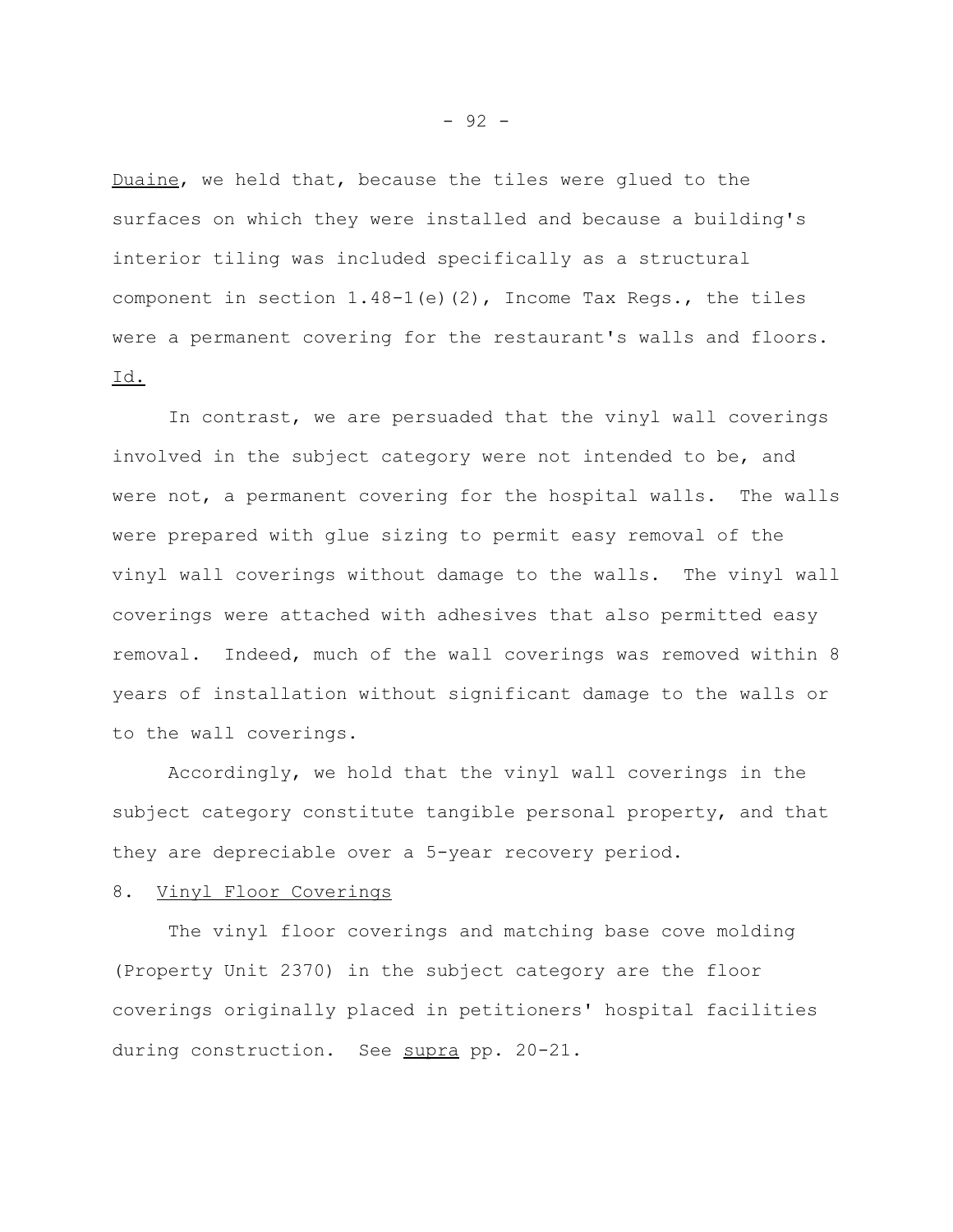Duaine, we held that, because the tiles were glued to the surfaces on which they were installed and because a building's interior tiling was included specifically as a structural component in section 1.48-1(e)(2), Income Tax Regs., the tiles were a permanent covering for the restaurant's walls and floors. Id.

In contrast, we are persuaded that the vinyl wall coverings involved in the subject category were not intended to be, and were not, a permanent covering for the hospital walls. The walls were prepared with glue sizing to permit easy removal of the vinyl wall coverings without damage to the walls. The vinyl wall coverings were attached with adhesives that also permitted easy removal. Indeed, much of the wall coverings was removed within 8 years of installation without significant damage to the walls or to the wall coverings.

Accordingly, we hold that the vinyl wall coverings in the subject category constitute tangible personal property, and that they are depreciable over a 5-year recovery period.

8. Vinyl Floor Coverings

The vinyl floor coverings and matching base cove molding (Property Unit 2370) in the subject category are the floor coverings originally placed in petitioners' hospital facilities during construction. See supra pp. 20-21.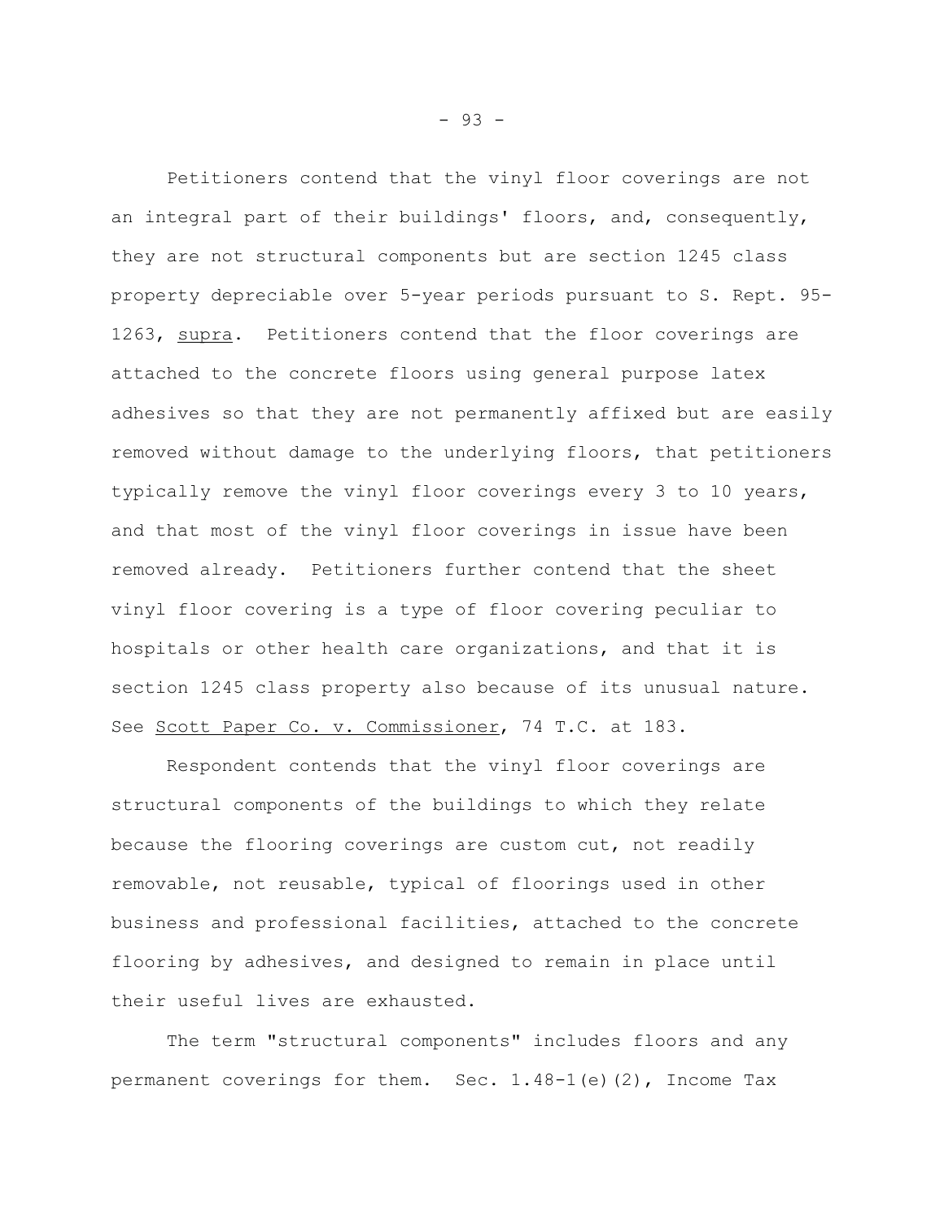Petitioners contend that the vinyl floor coverings are not an integral part of their buildings' floors, and, consequently, they are not structural components but are section 1245 class property depreciable over 5-year periods pursuant to S. Rept. 95-1263, _supra_. Petitioners contend that the floor coverings are attached to the concrete floors using general purpose latex adhesives so that they are not permanently affixed but are easily removed without damage to the underlying floors, that petitioners typically remove the vinyl floor coverings every 3 to 10 years, and that most of the vinyl floor coverings in issue have been removed already. Petitioners further contend that the sheet vinyl floor covering is a type of floor covering peculiar to hospitals or other health care organizations, and that it is section 1245 class property also because of its unusual nature. See _Scott Paper Co. v. Commissioner_, 74 T.C. at 183.

Respondent contends that the vinyl floor coverings are structural components of the buildings to which they relate because the flooring coverings are custom cut, not readily removable, not reusable, typical of floorings used in other business and professional facilities, attached to the concrete flooring by adhesives, and designed to remain in place until their useful lives are exhausted.

The term "structural components" includes floors and any permanent coverings for them. Sec. 1.48-1(e)(2), Income Tax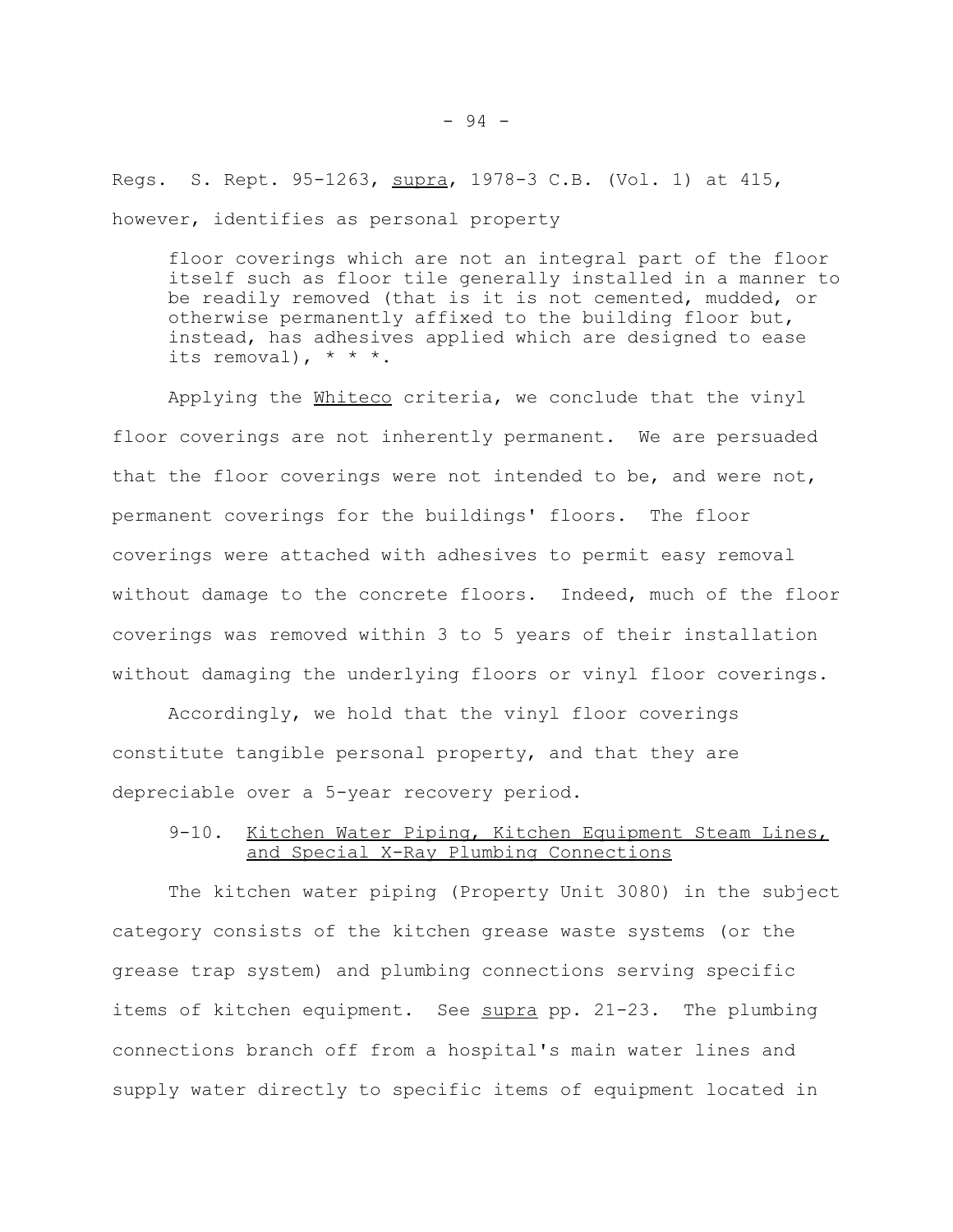Regs. S. Rept. 95-1263, _supra_, 1978-3 C.B. (Vol. 1) at 415, however, identifies as personal property

> floor coverings which are not an integral part of the floor itself such as floor tile generally installed in a manner to be readily removed (that is it is not cemented, mudded, or otherwise permanently affixed to the building floor but, instead, has adhesives applied which are designed to ease its removal), * * *.

Applying the _Whiteco_ criteria, we conclude that the vinyl floor coverings are not inherently permanent. We are persuaded that the floor coverings were not intended to be, and were not, permanent coverings for the buildings' floors. The floor coverings were attached with adhesives to permit easy removal without damage to the concrete floors. Indeed, much of the floor coverings was removed within 3 to 5 years of their installation without damaging the underlying floors or vinyl floor coverings.

Accordingly, we hold that the vinyl floor coverings constitute tangible personal property, and that they are depreciable over a 5-year recovery period.

### 9-10. Kitchen Water Piping, Kitchen Equipment Steam Lines, and Special X-Ray Plumbing Connections

The kitchen water piping (Property Unit 3080) in the subject category consists of the kitchen grease waste systems (or the grease trap system) and plumbing connections serving specific items of kitchen equipment. See _supra_ pp. 21-23. The plumbing connections branch off from a hospital's main water lines and supply water directly to specific items of equipment located in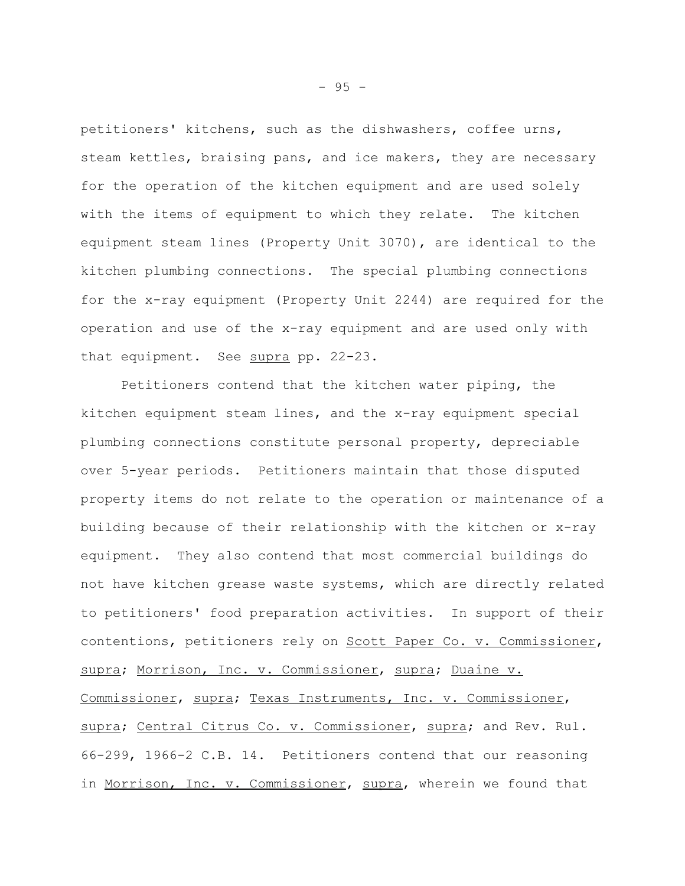petitioners' kitchens, such as the dishwashers, coffee urns, steam kettles, braising pans, and ice makers, they are necessary for the operation of the kitchen equipment and are used solely with the items of equipment to which they relate. The kitchen equipment steam lines (Property Unit 3070), are identical to the kitchen plumbing connections. The special plumbing connections for the x-ray equipment (Property Unit 2244) are required for the operation and use of the x-ray equipment and are used only with that equipment. See supra pp. 22-23.

Petitioners contend that the kitchen water piping, the kitchen equipment steam lines, and the x-ray equipment special plumbing connections constitute personal property, depreciable over 5-year periods. Petitioners maintain that those disputed property items do not relate to the operation or maintenance of a building because of their relationship with the kitchen or x-ray equipment. They also contend that most commercial buildings do not have kitchen grease waste systems, which are directly related to petitioners' food preparation activities. In support of their contentions, petitioners rely on Scott Paper Co. v. Commissioner, supra; Morrison, Inc. v. Commissioner, supra; Duaine v. Commissioner, supra; Texas Instruments, Inc. v. Commissioner, supra; Central Citrus Co. v. Commissioner, supra; and Rev. Rul. 66-299, 1966-2 C.B. 14. Petitioners contend that our reasoning in Morrison, Inc. v. Commissioner, supra, wherein we found that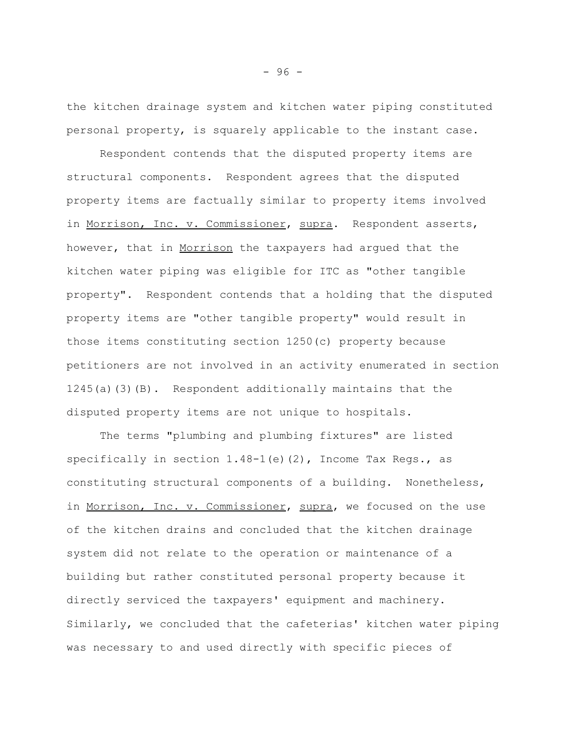the kitchen drainage system and kitchen water piping constituted personal property, is squarely applicable to the instant case.

Respondent contends that the disputed property items are structural components. Respondent agrees that the disputed property items are factually similar to property items involved in Morrison, Inc. v. Commissioner, supra. Respondent asserts, however, that in Morrison the taxpayers had argued that the kitchen water piping was eligible for ITC as "other tangible property". Respondent contends that a holding that the disputed property items are "other tangible property" would result in those items constituting section 1250(c) property because petitioners are not involved in an activity enumerated in section 1245(a)(3)(B). Respondent additionally maintains that the disputed property items are not unique to hospitals.

The terms "plumbing and plumbing fixtures" are listed specifically in section 1.48-1(e)(2), Income Tax Regs., as constituting structural components of a building. Nonetheless, in Morrison, Inc. v. Commissioner, supra, we focused on the use of the kitchen drains and concluded that the kitchen drainage system did not relate to the operation or maintenance of a building but rather constituted personal property because it directly serviced the taxpayers' equipment and machinery. Similarly, we concluded that the cafeterias' kitchen water piping was necessary to and used directly with specific pieces of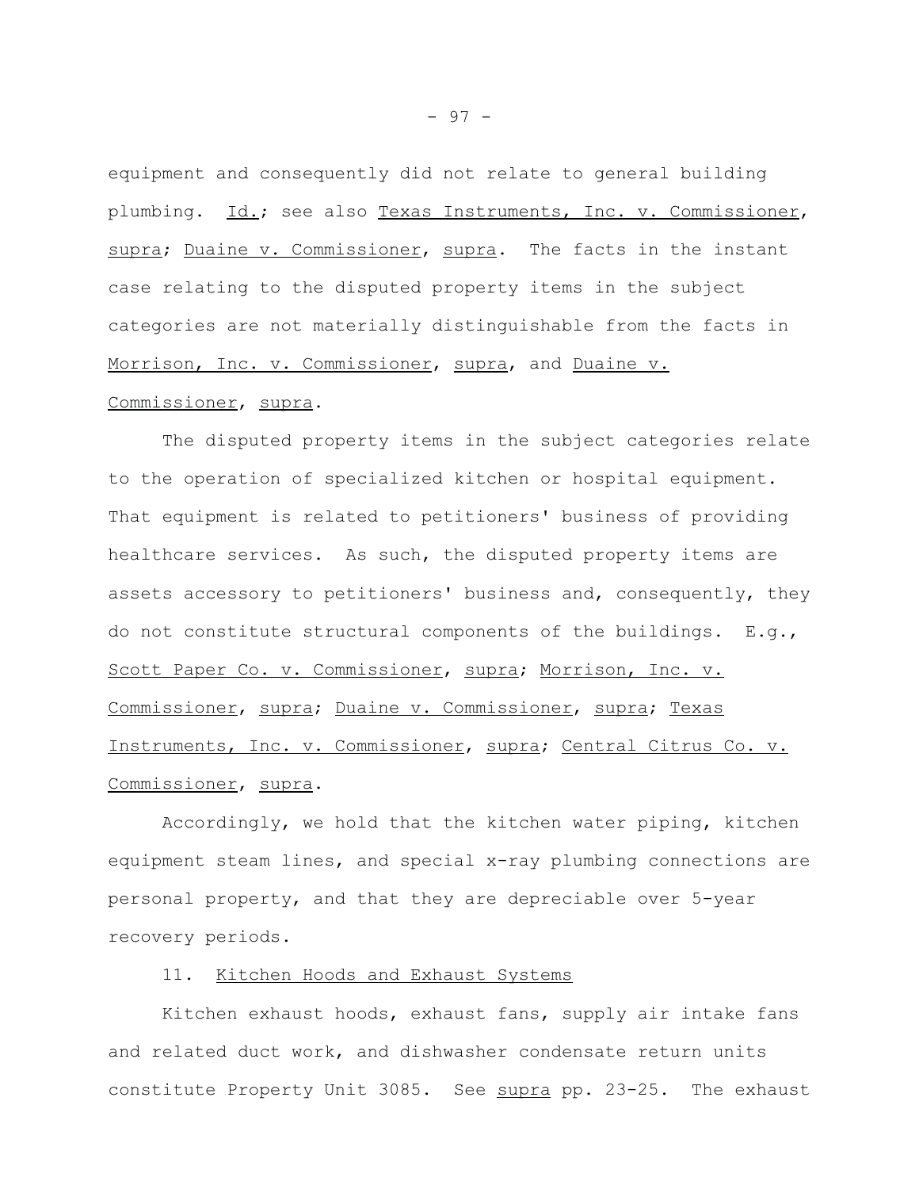equipment and consequently did not relate to general building plumbing. Id.; see also Texas Instruments, Inc. v. Commissioner, supra; Duaine v. Commissioner, supra. The facts in the instant case relating to the disputed property items in the subject categories are not materially distinguishable from the facts in Morrison, Inc. v. Commissioner, supra, and Duaine v. Commissioner, supra.

The disputed property items in the subject categories relate to the operation of specialized kitchen or hospital equipment. That equipment is related to petitioners' business of providing healthcare services. As such, the disputed property items are assets accessory to petitioners' business and, consequently, they do not constitute structural components of the buildings. E.g., Scott Paper Co. v. Commissioner, supra; Morrison, Inc. v. Commissioner, supra; Duaine v. Commissioner, supra; Texas Instruments, Inc. v. Commissioner, supra; Central Citrus Co. v. Commissioner, supra.

Accordingly, we hold that the kitchen water piping, kitchen equipment steam lines, and special x-ray plumbing connections are personal property, and that they are depreciable over 5-year recovery periods.

11. Kitchen Hoods and Exhaust Systems

Kitchen exhaust hoods, exhaust fans, supply air intake fans and related duct work, and dishwasher condensate return units constitute Property Unit 3085. See supra pp. 23-25. The exhaust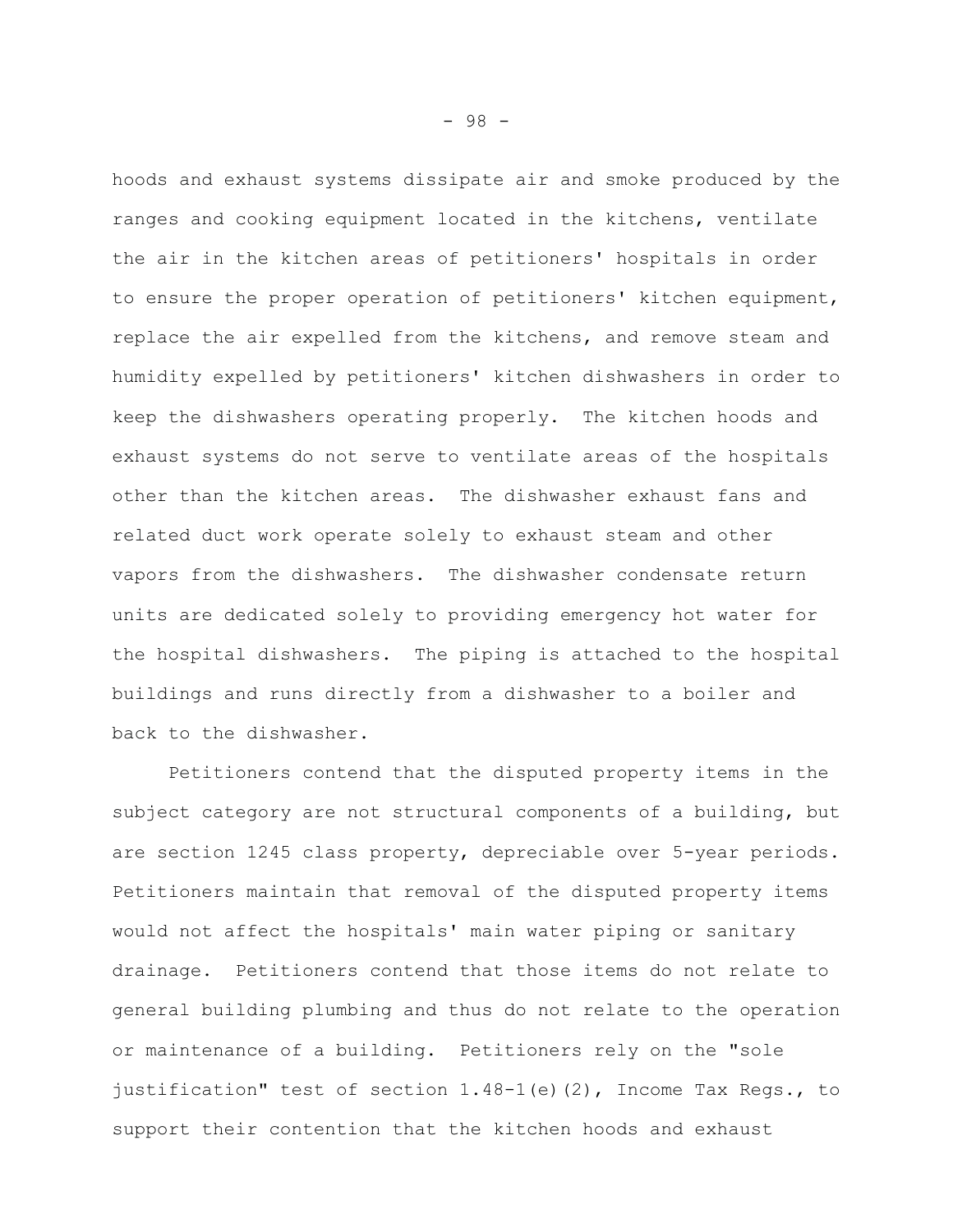hoods and exhaust systems dissipate air and smoke produced by the ranges and cooking equipment located in the kitchens, ventilate the air in the kitchen areas of petitioners' hospitals in order to ensure the proper operation of petitioners' kitchen equipment, replace the air expelled from the kitchens, and remove steam and humidity expelled by petitioners' kitchen dishwashers in order to keep the dishwashers operating properly. The kitchen hoods and exhaust systems do not serve to ventilate areas of the hospitals other than the kitchen areas. The dishwasher exhaust fans and related duct work operate solely to exhaust steam and other vapors from the dishwashers. The dishwasher condensate return units are dedicated solely to providing emergency hot water for the hospital dishwashers. The piping is attached to the hospital buildings and runs directly from a dishwasher to a boiler and back to the dishwasher.

Petitioners contend that the disputed property items in the subject category are not structural components of a building, but are section 1245 class property, depreciable over 5-year periods. Petitioners maintain that removal of the disputed property items would not affect the hospitals' main water piping or sanitary drainage. Petitioners contend that those items do not relate to general building plumbing and thus do not relate to the operation or maintenance of a building. Petitioners rely on the "sole justification" test of section 1.48-1(e)(2), Income Tax Regs., to support their contention that the kitchen hoods and exhaust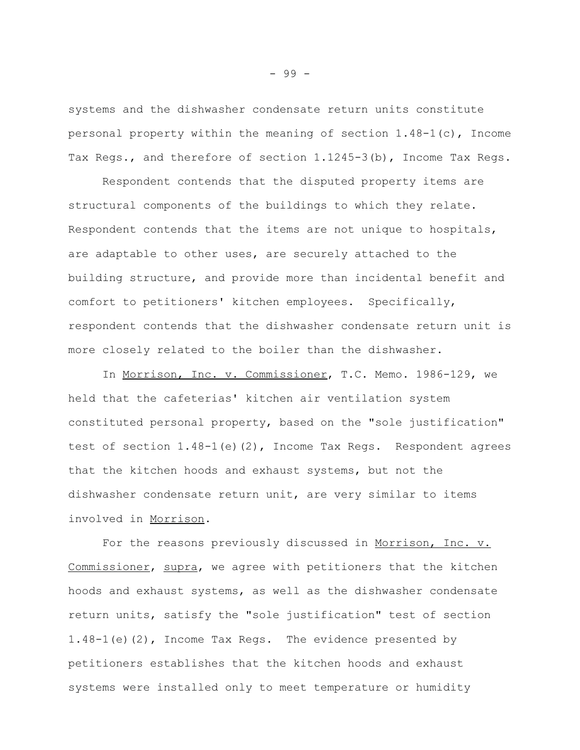systems and the dishwasher condensate return units constitute personal property within the meaning of section 1.48-1(c), Income Tax Regs., and therefore of section 1.1245-3(b), Income Tax Regs.

Respondent contends that the disputed property items are structural components of the buildings to which they relate. Respondent contends that the items are not unique to hospitals, are adaptable to other uses, are securely attached to the building structure, and provide more than incidental benefit and comfort to petitioners' kitchen employees. Specifically, respondent contends that the dishwasher condensate return unit is more closely related to the boiler than the dishwasher.

In Morrison, Inc. v. Commissioner, T.C. Memo. 1986-129, we held that the cafeterias' kitchen air ventilation system constituted personal property, based on the "sole justification" test of section 1.48-1(e)(2), Income Tax Regs. Respondent agrees that the kitchen hoods and exhaust systems, but not the dishwasher condensate return unit, are very similar to items involved in Morrison.

For the reasons previously discussed in Morrison, Inc. v. Commissioner, supra, we agree with petitioners that the kitchen hoods and exhaust systems, as well as the dishwasher condensate return units, satisfy the "sole justification" test of section 1.48-1(e)(2), Income Tax Regs. The evidence presented by petitioners establishes that the kitchen hoods and exhaust systems were installed only to meet temperature or humidity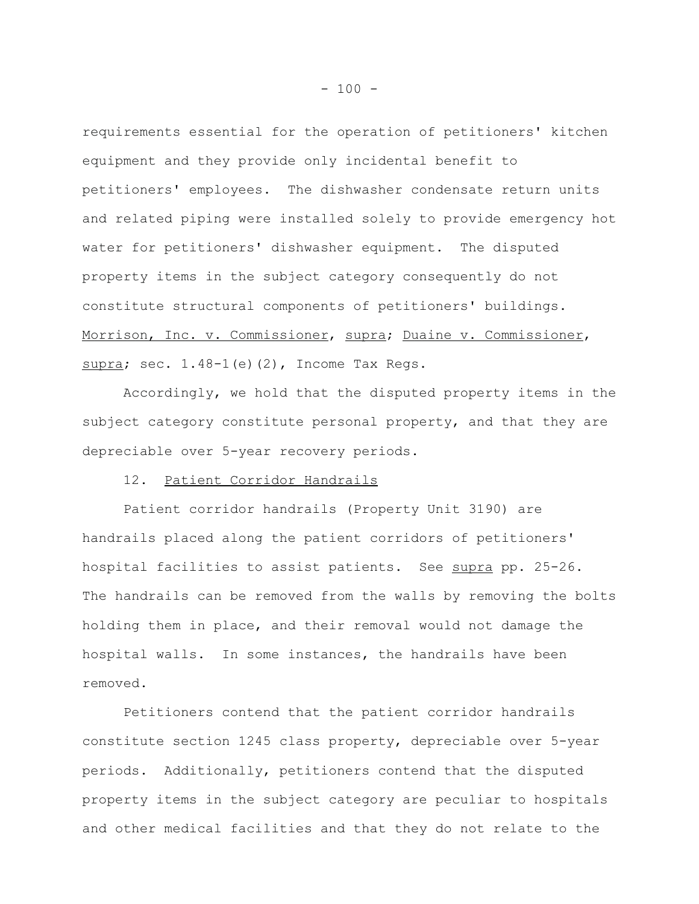requirements essential for the operation of petitioners' kitchen equipment and they provide only incidental benefit to petitioners' employees. The dishwasher condensate return units and related piping were installed solely to provide emergency hot water for petitioners' dishwasher equipment. The disputed property items in the subject category consequently do not constitute structural components of petitioners' buildings. Morrison, Inc. v. Commissioner, supra; Duaine v. Commissioner, supra; sec. 1.48-1(e)(2), Income Tax Regs.

Accordingly, we hold that the disputed property items in the subject category constitute personal property, and that they are depreciable over 5-year recovery periods.

12. Patient Corridor Handrails

Patient corridor handrails (Property Unit 3190) are handrails placed along the patient corridors of petitioners' hospital facilities to assist patients. See supra pp. 25-26. The handrails can be removed from the walls by removing the bolts holding them in place, and their removal would not damage the hospital walls. In some instances, the handrails have been removed.

Petitioners contend that the patient corridor handrails constitute section 1245 class property, depreciable over 5-year periods. Additionally, petitioners contend that the disputed property items in the subject category are peculiar to hospitals and other medical facilities and that they do not relate to the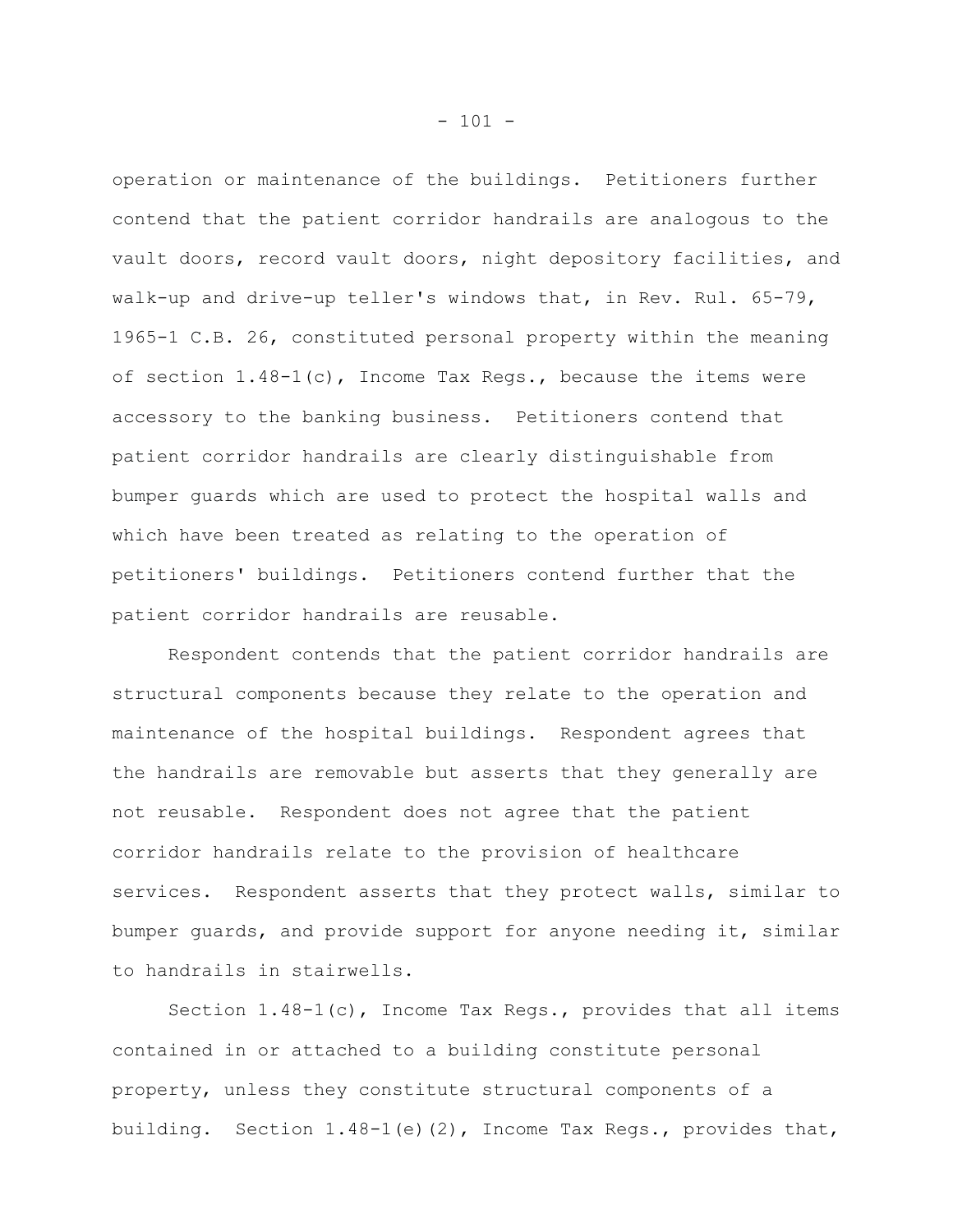operation or maintenance of the buildings. Petitioners further contend that the patient corridor handrails are analogous to the vault doors, record vault doors, night depository facilities, and walk-up and drive-up teller's windows that, in Rev. Rul. 65-79, 1965-1 C.B. 26, constituted personal property within the meaning of section 1.48-1(c), Income Tax Regs., because the items were accessory to the banking business. Petitioners contend that patient corridor handrails are clearly distinguishable from bumper guards which are used to protect the hospital walls and which have been treated as relating to the operation of petitioners' buildings. Petitioners contend further that the patient corridor handrails are reusable.

Respondent contends that the patient corridor handrails are structural components because they relate to the operation and maintenance of the hospital buildings. Respondent agrees that the handrails are removable but asserts that they generally are not reusable. Respondent does not agree that the patient corridor handrails relate to the provision of healthcare services. Respondent asserts that they protect walls, similar to bumper guards, and provide support for anyone needing it, similar to handrails in stairwells.

Section 1.48-1(c), Income Tax Regs., provides that all items contained in or attached to a building constitute personal property, unless they constitute structural components of a building. Section 1.48-1(e)(2), Income Tax Regs., provides that,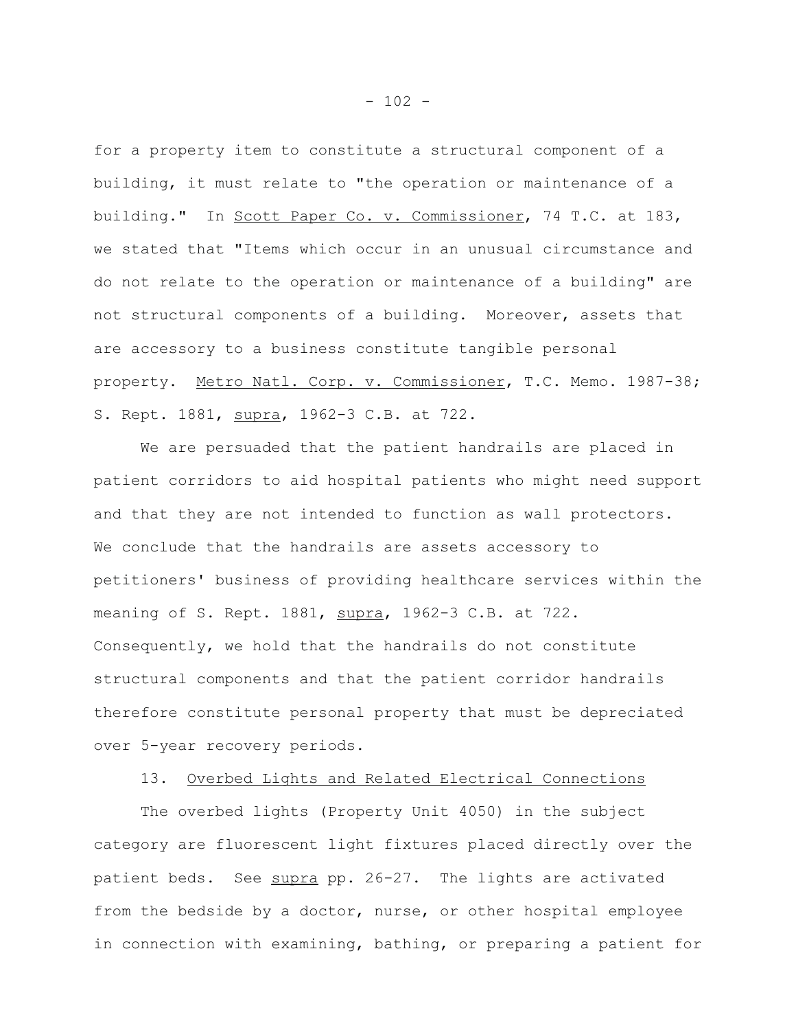for a property item to constitute a structural component of a building, it must relate to "the operation or maintenance of a building." In Scott Paper Co. v. Commissioner, 74 T.C. at 183, we stated that "Items which occur in an unusual circumstance and do not relate to the operation or maintenance of a building" are not structural components of a building. Moreover, assets that are accessory to a business constitute tangible personal property. Metro Natl. Corp. v. Commissioner, T.C. Memo. 1987-38; S. Rept. 1881, supra, 1962-3 C.B. at 722.

We are persuaded that the patient handrails are placed in patient corridors to aid hospital patients who might need support and that they are not intended to function as wall protectors. We conclude that the handrails are assets accessory to petitioners' business of providing healthcare services within the meaning of S. Rept. 1881, supra, 1962-3 C.B. at 722. Consequently, we hold that the handrails do not constitute structural components and that the patient corridor handrails therefore constitute personal property that must be depreciated over 5-year recovery periods.

13. Overbed Lights and Related Electrical Connections

The overbed lights (Property Unit 4050) in the subject category are fluorescent light fixtures placed directly over the patient beds. See supra pp. 26-27. The lights are activated from the bedside by a doctor, nurse, or other hospital employee in connection with examining, bathing, or preparing a patient for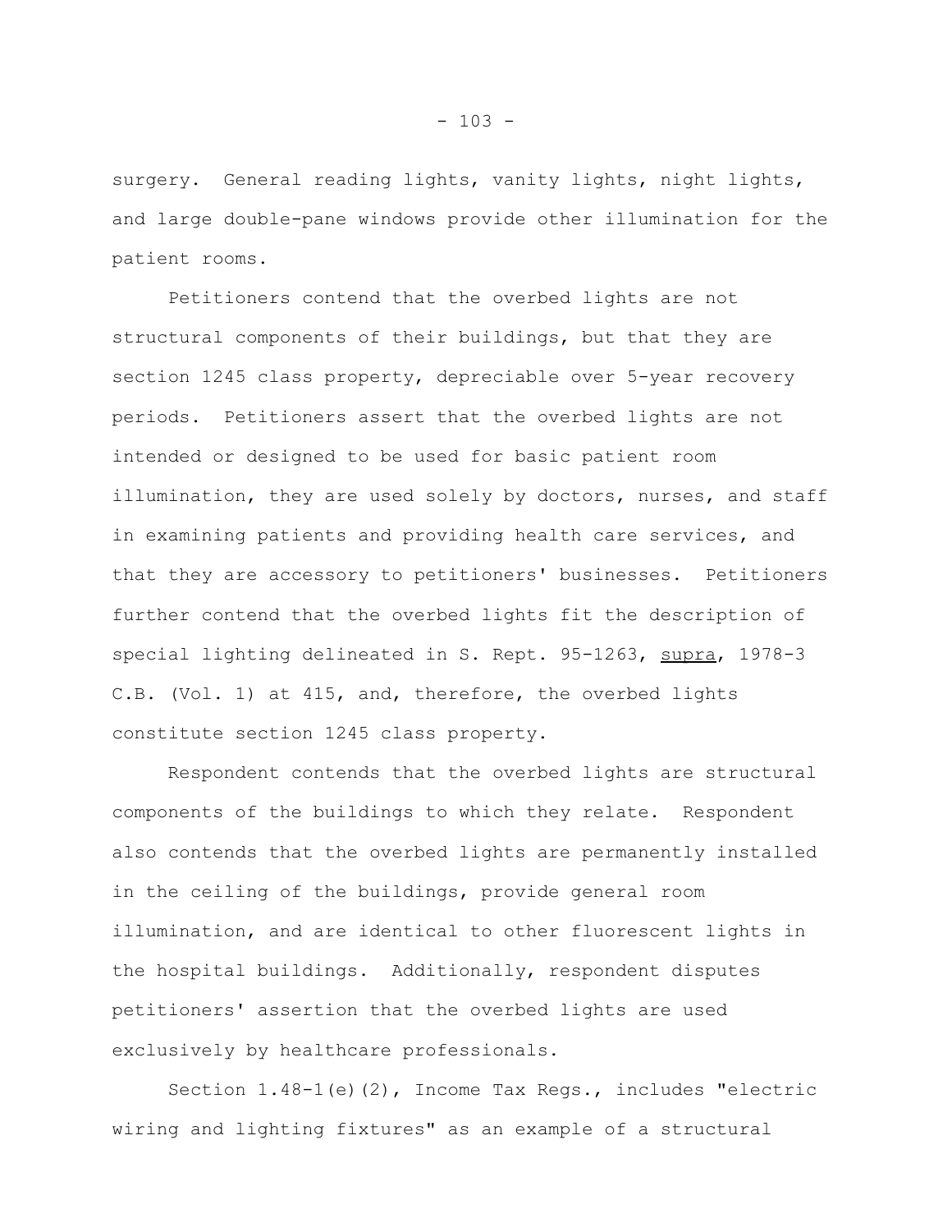surgery. General reading lights, vanity lights, night lights, and large double-pane windows provide other illumination for the patient rooms.

Petitioners contend that the overbed lights are not structural components of their buildings, but that they are section 1245 class property, depreciable over 5-year recovery periods. Petitioners assert that the overbed lights are not intended or designed to be used for basic patient room illumination, they are used solely by doctors, nurses, and staff in examining patients and providing health care services, and that they are accessory to petitioners' businesses. Petitioners further contend that the overbed lights fit the description of special lighting delineated in S. Rept. 95-1263, supra, 1978-3 C.B. (Vol. 1) at 415, and, therefore, the overbed lights constitute section 1245 class property.

Respondent contends that the overbed lights are structural components of the buildings to which they relate. Respondent also contends that the overbed lights are permanently installed in the ceiling of the buildings, provide general room illumination, and are identical to other fluorescent lights in the hospital buildings. Additionally, respondent disputes petitioners' assertion that the overbed lights are used exclusively by healthcare professionals.

Section 1.48-1(e)(2), Income Tax Regs., includes "electric wiring and lighting fixtures" as an example of a structural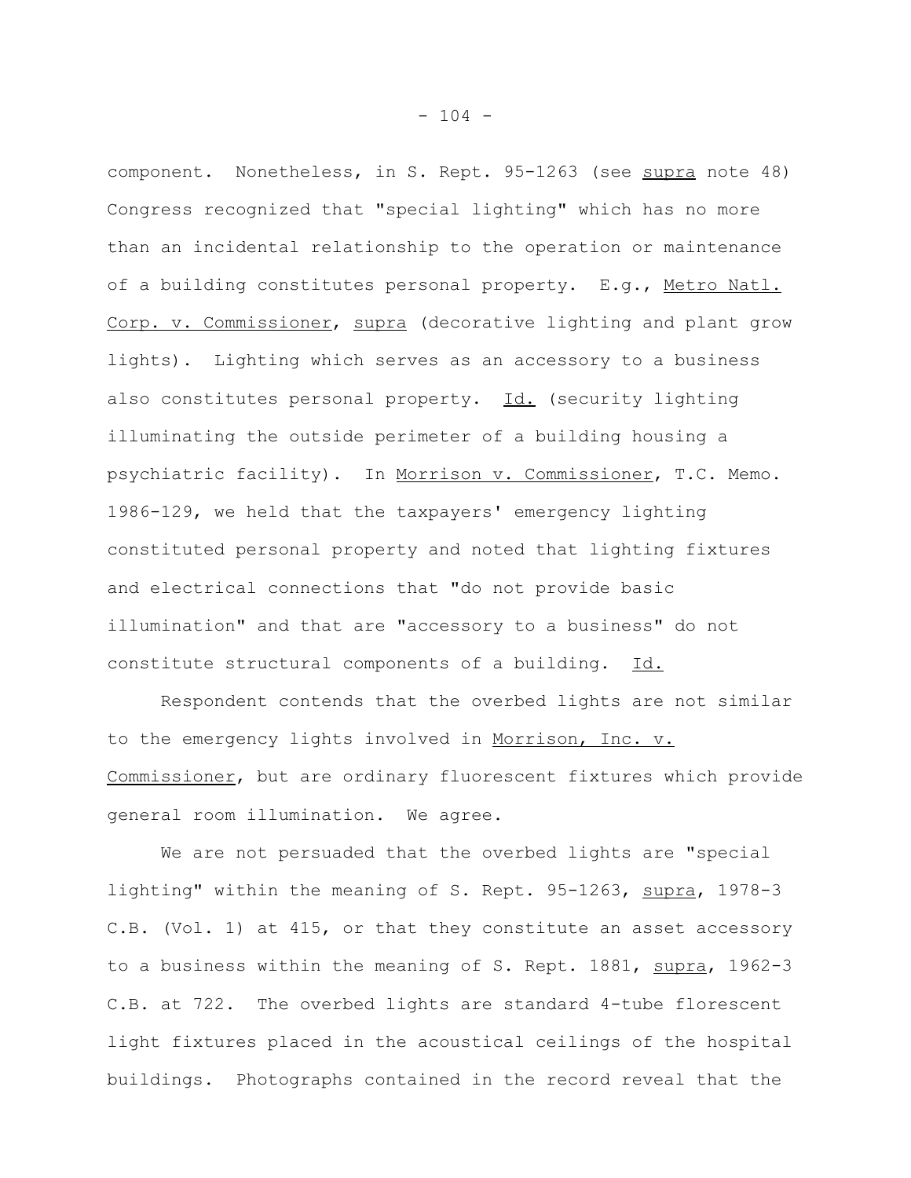component. Nonetheless, in S. Rept. 95-1263 (see supra note 48) Congress recognized that "special lighting" which has no more than an incidental relationship to the operation or maintenance of a building constitutes personal property. E.g., Metro Natl. Corp. v. Commissioner, supra (decorative lighting and plant grow lights). Lighting which serves as an accessory to a business also constitutes personal property. Id. (security lighting illuminating the outside perimeter of a building housing a psychiatric facility). In Morrison v. Commissioner, T.C. Memo. 1986-129, we held that the taxpayers' emergency lighting constituted personal property and noted that lighting fixtures and electrical connections that "do not provide basic illumination" and that are "accessory to a business" do not constitute structural components of a building. Id.

Respondent contends that the overbed lights are not similar to the emergency lights involved in Morrison, Inc. v. Commissioner, but are ordinary fluorescent fixtures which provide general room illumination. We agree.

We are not persuaded that the overbed lights are "special lighting" within the meaning of S. Rept. 95-1263, supra, 1978-3 C.B. (Vol. 1) at 415, or that they constitute an asset accessory to a business within the meaning of S. Rept. 1881, supra, 1962-3 C.B. at 722. The overbed lights are standard 4-tube florescent light fixtures placed in the acoustical ceilings of the hospital buildings. Photographs contained in the record reveal that the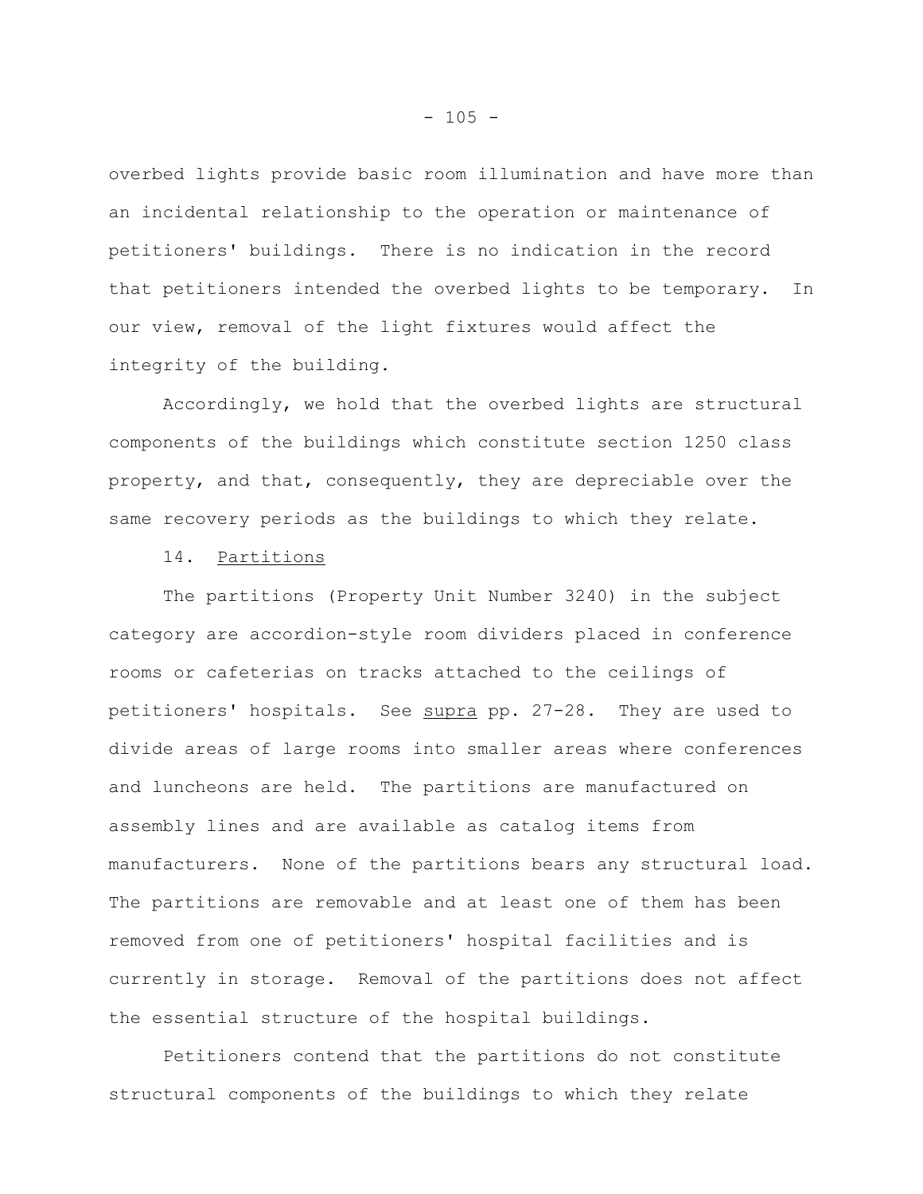overbed lights provide basic room illumination and have more than an incidental relationship to the operation or maintenance of petitioners' buildings. There is no indication in the record that petitioners intended the overbed lights to be temporary. In our view, removal of the light fixtures would affect the integrity of the building.

Accordingly, we hold that the overbed lights are structural components of the buildings which constitute section 1250 class property, and that, consequently, they are depreciable over the same recovery periods as the buildings to which they relate.

14. Partitions

The partitions (Property Unit Number 3240) in the subject category are accordion-style room dividers placed in conference rooms or cafeterias on tracks attached to the ceilings of petitioners' hospitals. See supra pp. 27-28. They are used to divide areas of large rooms into smaller areas where conferences and luncheons are held. The partitions are manufactured on assembly lines and are available as catalog items from manufacturers. None of the partitions bears any structural load. The partitions are removable and at least one of them has been removed from one of petitioners' hospital facilities and is currently in storage. Removal of the partitions does not affect the essential structure of the hospital buildings.

Petitioners contend that the partitions do not constitute structural components of the buildings to which they relate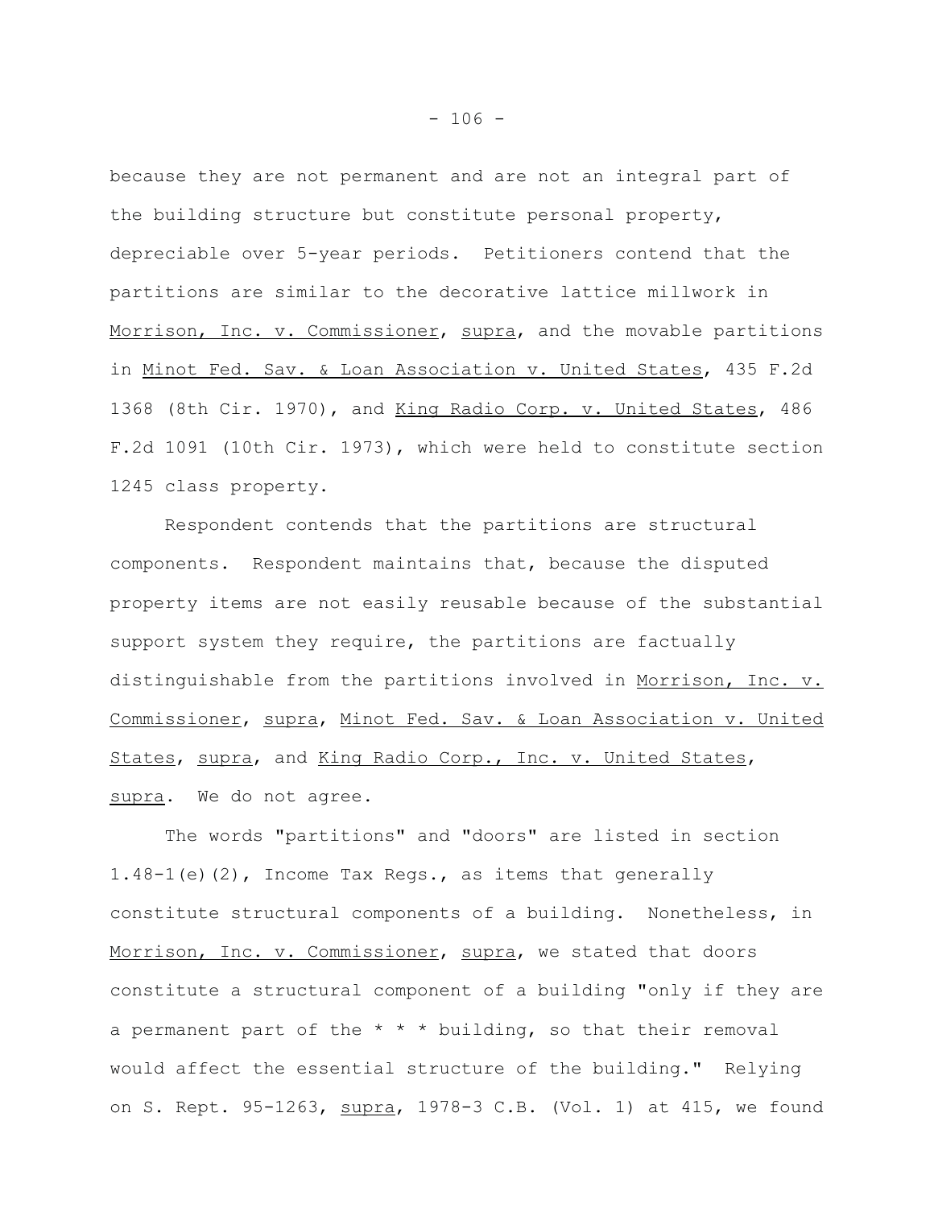because they are not permanent and are not an integral part of the building structure but constitute personal property, depreciable over 5-year periods. Petitioners contend that the partitions are similar to the decorative lattice millwork in Morrison, Inc. v. Commissioner, supra, and the movable partitions in Minot Fed. Sav. & Loan Association v. United States, 435 F.2d 1368 (8th Cir. 1970), and King Radio Corp. v. United States, 486 F.2d 1091 (10th Cir. 1973), which were held to constitute section 1245 class property.

Respondent contends that the partitions are structural components. Respondent maintains that, because the disputed property items are not easily reusable because of the substantial support system they require, the partitions are factually distinguishable from the partitions involved in Morrison, Inc. v. Commissioner, supra, Minot Fed. Sav. & Loan Association v. United States, supra, and King Radio Corp., Inc. v. United States, supra. We do not agree.

The words "partitions" and "doors" are listed in section 1.48-1(e)(2), Income Tax Regs., as items that generally constitute structural components of a building. Nonetheless, in Morrison, Inc. v. Commissioner, supra, we stated that doors constitute a structural component of a building "only if they are a permanent part of the * * * building, so that their removal would affect the essential structure of the building." Relying on S. Rept. 95-1263, supra, 1978-3 C.B. (Vol. 1) at 415, we found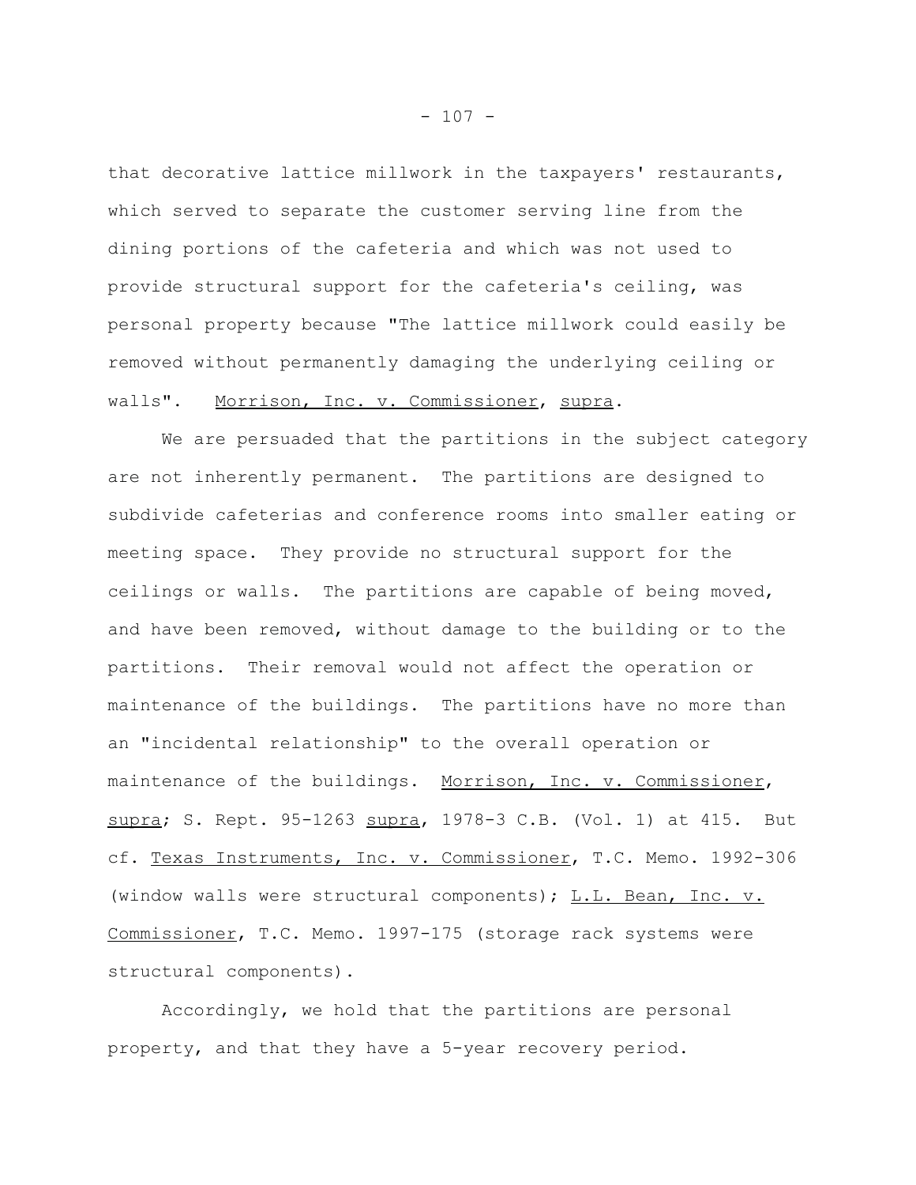that decorative lattice millwork in the taxpayers' restaurants, which served to separate the customer serving line from the dining portions of the cafeteria and which was not used to provide structural support for the cafeteria's ceiling, was personal property because "The lattice millwork could easily be removed without permanently damaging the underlying ceiling or walls". Morrison, Inc. v. Commissioner, supra.

We are persuaded that the partitions in the subject category are not inherently permanent. The partitions are designed to subdivide cafeterias and conference rooms into smaller eating or meeting space. They provide no structural support for the ceilings or walls. The partitions are capable of being moved, and have been removed, without damage to the building or to the partitions. Their removal would not affect the operation or maintenance of the buildings. The partitions have no more than an "incidental relationship" to the overall operation or maintenance of the buildings. Morrison, Inc. v. Commissioner, supra; S. Rept. 95-1263 supra, 1978-3 C.B. (Vol. 1) at 415. But cf. Texas Instruments, Inc. v. Commissioner, T.C. Memo. 1992-306 (window walls were structural components); L.L. Bean, Inc. v. Commissioner, T.C. Memo. 1997-175 (storage rack systems were structural components).

Accordingly, we hold that the partitions are personal property, and that they have a 5-year recovery period.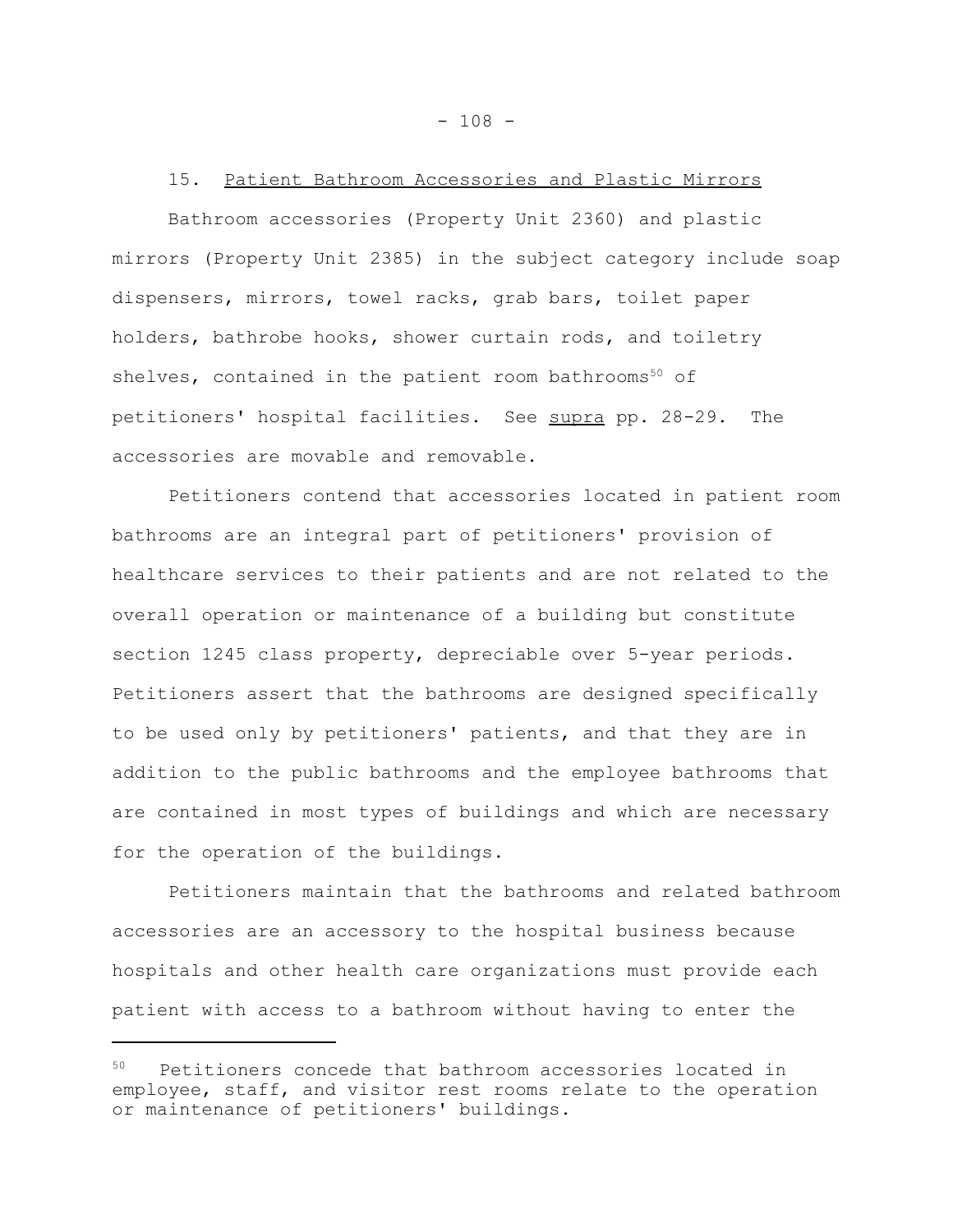15. Patient Bathroom Accessories and Plastic Mirrors

Bathroom accessories (Property Unit 2360) and plastic mirrors (Property Unit 2385) in the subject category include soap dispensers, mirrors, towel racks, grab bars, toilet paper holders, bathrobe hooks, shower curtain rods, and toiletry shelves, contained in the patient room bathrooms[50] of petitioners' hospital facilities. See supra pp. 28-29. The accessories are movable and removable.

Petitioners contend that accessories located in patient room bathrooms are an integral part of petitioners' provision of healthcare services to their patients and are not related to the overall operation or maintenance of a building but constitute section 1245 class property, depreciable over 5-year periods. Petitioners assert that the bathrooms are designed specifically to be used only by petitioners' patients, and that they are in addition to the public bathrooms and the employee bathrooms that are contained in most types of buildings and which are necessary for the operation of the buildings.

Petitioners maintain that the bathrooms and related bathroom accessories are an accessory to the hospital business because hospitals and other health care organizations must provide each patient with access to a bathroom without having to enter the

---

[50] Petitioners concede that bathroom accessories located in employee, staff, and visitor rest rooms relate to the operation or maintenance of petitioners' buildings.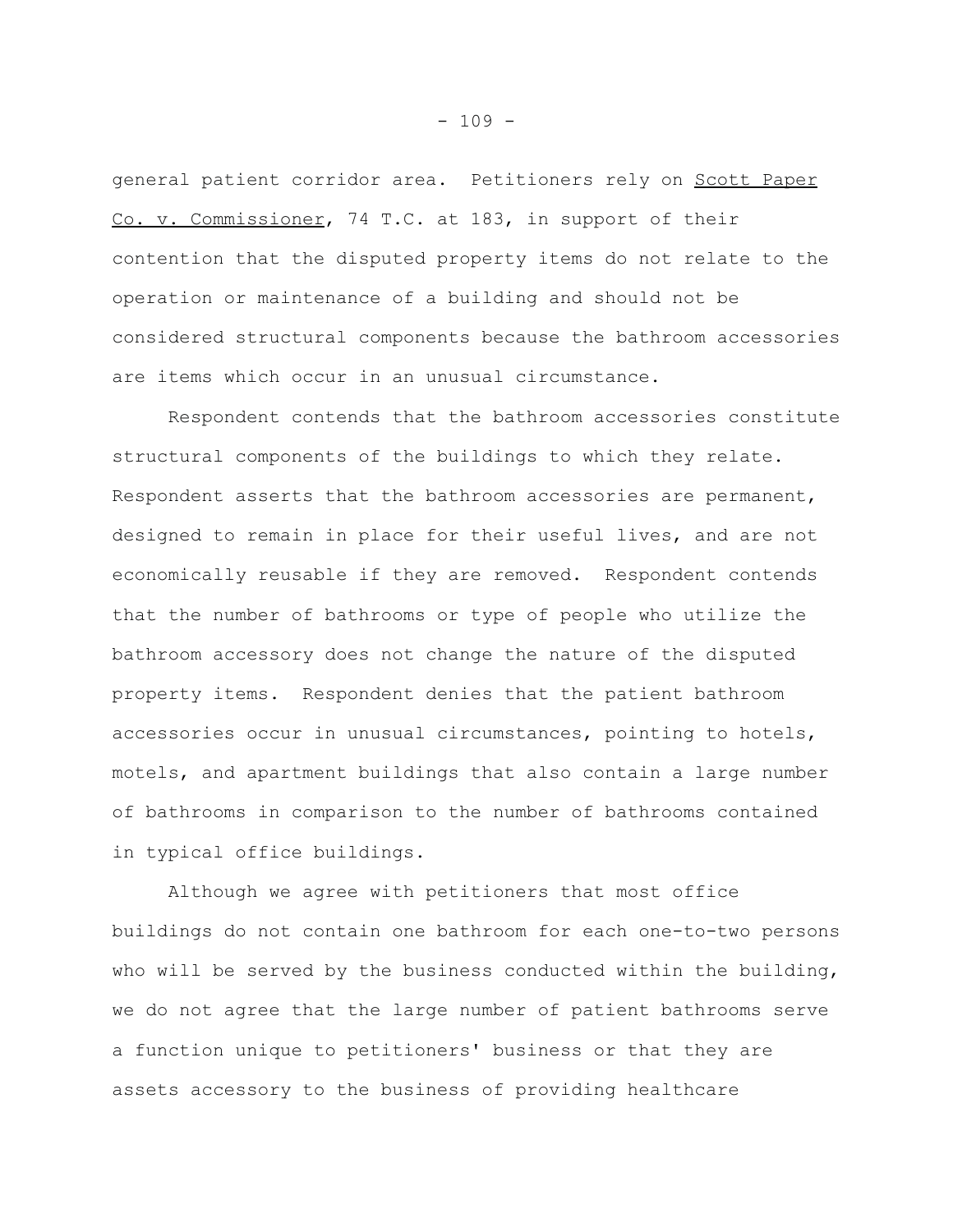general patient corridor area. Petitioners rely on Scott Paper Co. v. Commissioner, 74 T.C. at 183, in support of their contention that the disputed property items do not relate to the operation or maintenance of a building and should not be considered structural components because the bathroom accessories are items which occur in an unusual circumstance.

Respondent contends that the bathroom accessories constitute structural components of the buildings to which they relate. Respondent asserts that the bathroom accessories are permanent, designed to remain in place for their useful lives, and are not economically reusable if they are removed. Respondent contends that the number of bathrooms or type of people who utilize the bathroom accessory does not change the nature of the disputed property items. Respondent denies that the patient bathroom accessories occur in unusual circumstances, pointing to hotels, motels, and apartment buildings that also contain a large number of bathrooms in comparison to the number of bathrooms contained in typical office buildings.

Although we agree with petitioners that most office buildings do not contain one bathroom for each one-to-two persons who will be served by the business conducted within the building, we do not agree that the large number of patient bathrooms serve a function unique to petitioners' business or that they are assets accessory to the business of providing healthcare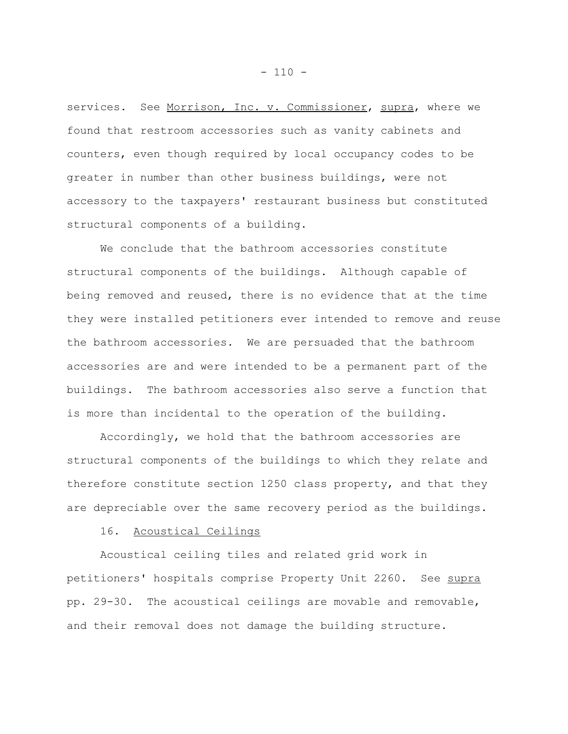services. See Morrison, Inc. v. Commissioner, supra, where we found that restroom accessories such as vanity cabinets and counters, even though required by local occupancy codes to be greater in number than other business buildings, were not accessory to the taxpayers' restaurant business but constituted structural components of a building.

We conclude that the bathroom accessories constitute structural components of the buildings. Although capable of being removed and reused, there is no evidence that at the time they were installed petitioners ever intended to remove and reuse the bathroom accessories. We are persuaded that the bathroom accessories are and were intended to be a permanent part of the buildings. The bathroom accessories also serve a function that is more than incidental to the operation of the building.

Accordingly, we hold that the bathroom accessories are structural components of the buildings to which they relate and therefore constitute section 1250 class property, and that they are depreciable over the same recovery period as the buildings.

16. Acoustical Ceilings

Acoustical ceiling tiles and related grid work in petitioners' hospitals comprise Property Unit 2260. See supra pp. 29-30. The acoustical ceilings are movable and removable, and their removal does not damage the building structure.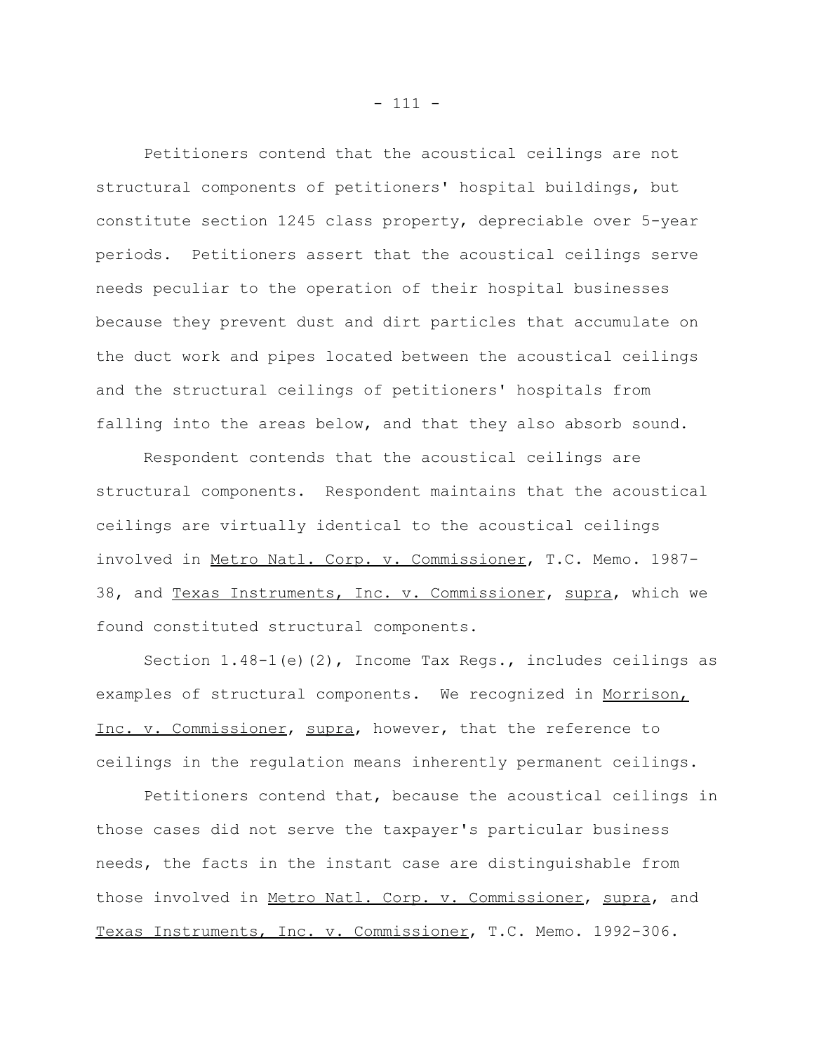Petitioners contend that the acoustical ceilings are not structural components of petitioners' hospital buildings, but constitute section 1245 class property, depreciable over 5-year periods. Petitioners assert that the acoustical ceilings serve needs peculiar to the operation of their hospital businesses because they prevent dust and dirt particles that accumulate on the duct work and pipes located between the acoustical ceilings and the structural ceilings of petitioners' hospitals from falling into the areas below, and that they also absorb sound.

Respondent contends that the acoustical ceilings are structural components. Respondent maintains that the acoustical ceilings are virtually identical to the acoustical ceilings involved in Metro Natl. Corp. v. Commissioner, T.C. Memo. 1987-38, and Texas Instruments, Inc. v. Commissioner, supra, which we found constituted structural components.

Section 1.48-1(e)(2), Income Tax Regs., includes ceilings as examples of structural components. We recognized in Morrison, Inc. v. Commissioner, supra, however, that the reference to ceilings in the regulation means inherently permanent ceilings.

Petitioners contend that, because the acoustical ceilings in those cases did not serve the taxpayer's particular business needs, the facts in the instant case are distinguishable from those involved in Metro Natl. Corp. v. Commissioner, supra, and Texas Instruments, Inc. v. Commissioner, T.C. Memo. 1992-306.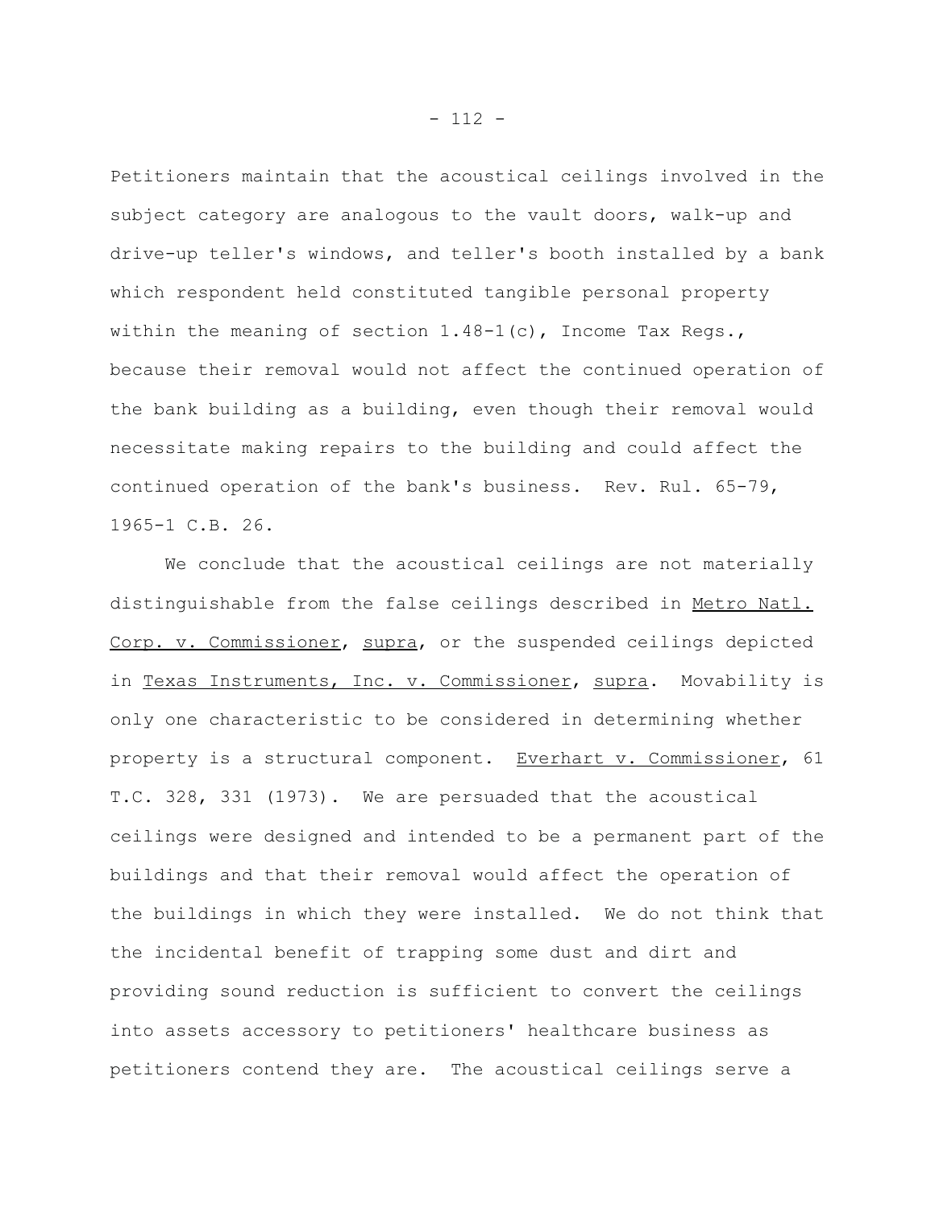Petitioners maintain that the acoustical ceilings involved in the subject category are analogous to the vault doors, walk-up and drive-up teller's windows, and teller's booth installed by a bank which respondent held constituted tangible personal property within the meaning of section 1.48-1(c), Income Tax Regs., because their removal would not affect the continued operation of the bank building as a building, even though their removal would necessitate making repairs to the building and could affect the continued operation of the bank's business. Rev. Rul. 65-79, 1965-1 C.B. 26.

We conclude that the acoustical ceilings are not materially distinguishable from the false ceilings described in Metro Natl. Corp. v. Commissioner, supra, or the suspended ceilings depicted in Texas Instruments, Inc. v. Commissioner, supra. Movability is only one characteristic to be considered in determining whether property is a structural component. Everhart v. Commissioner, 61 T.C. 328, 331 (1973). We are persuaded that the acoustical ceilings were designed and intended to be a permanent part of the buildings and that their removal would affect the operation of the buildings in which they were installed. We do not think that the incidental benefit of trapping some dust and dirt and providing sound reduction is sufficient to convert the ceilings into assets accessory to petitioners' healthcare business as petitioners contend they are. The acoustical ceilings serve a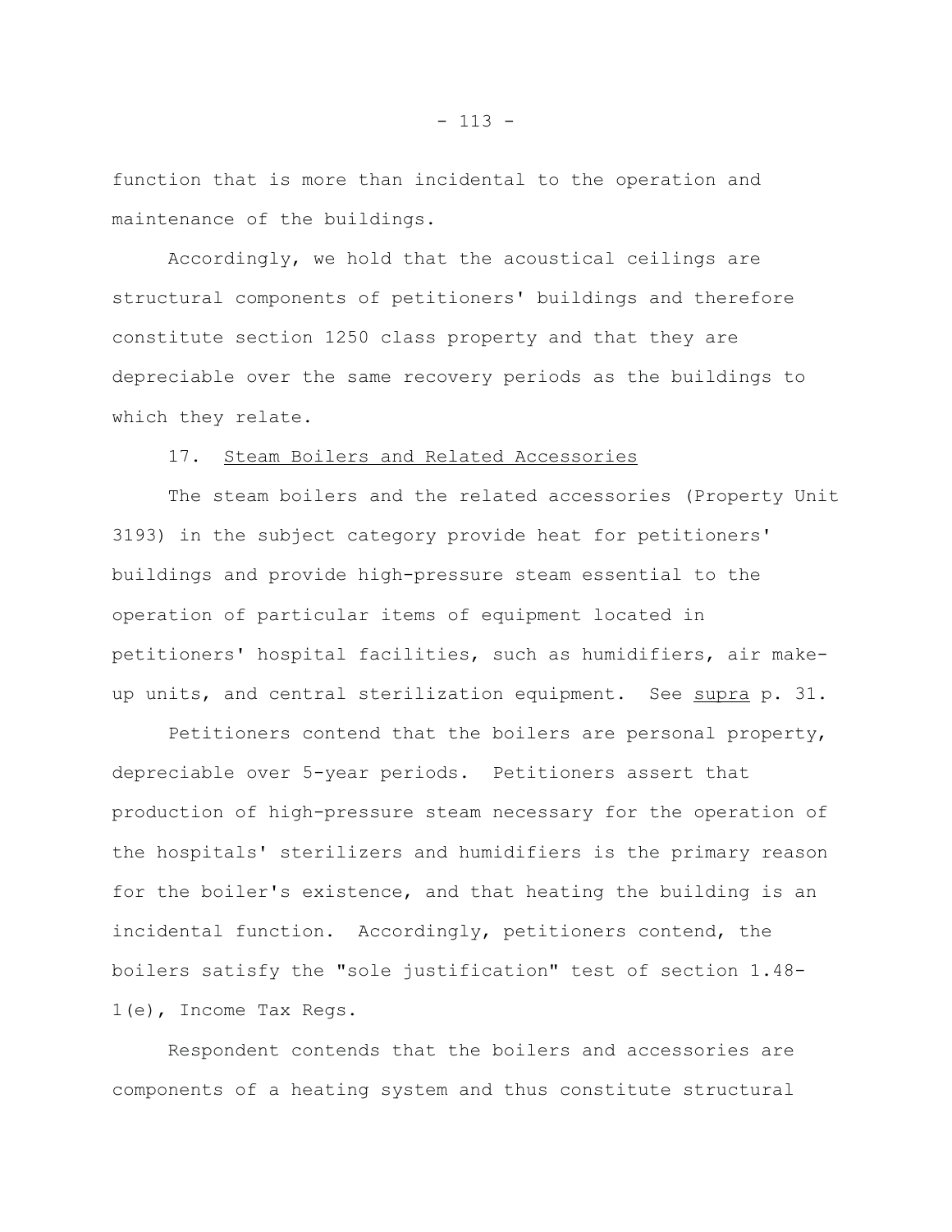function that is more than incidental to the operation and maintenance of the buildings.

Accordingly, we hold that the acoustical ceilings are structural components of petitioners' buildings and therefore constitute section 1250 class property and that they are depreciable over the same recovery periods as the buildings to which they relate.

17. Steam Boilers and Related Accessories

The steam boilers and the related accessories (Property Unit 3193) in the subject category provide heat for petitioners' buildings and provide high-pressure steam essential to the operation of particular items of equipment located in petitioners' hospital facilities, such as humidifiers, air make-up units, and central sterilization equipment. See *supra* p. 31.

Petitioners contend that the boilers are personal property, depreciable over 5-year periods. Petitioners assert that production of high-pressure steam necessary for the operation of the hospitals' sterilizers and humidifiers is the primary reason for the boiler's existence, and that heating the building is an incidental function. Accordingly, petitioners contend, the boilers satisfy the "sole justification" test of section 1.48-1(e), Income Tax Regs.

Respondent contends that the boilers and accessories are components of a heating system and thus constitute structural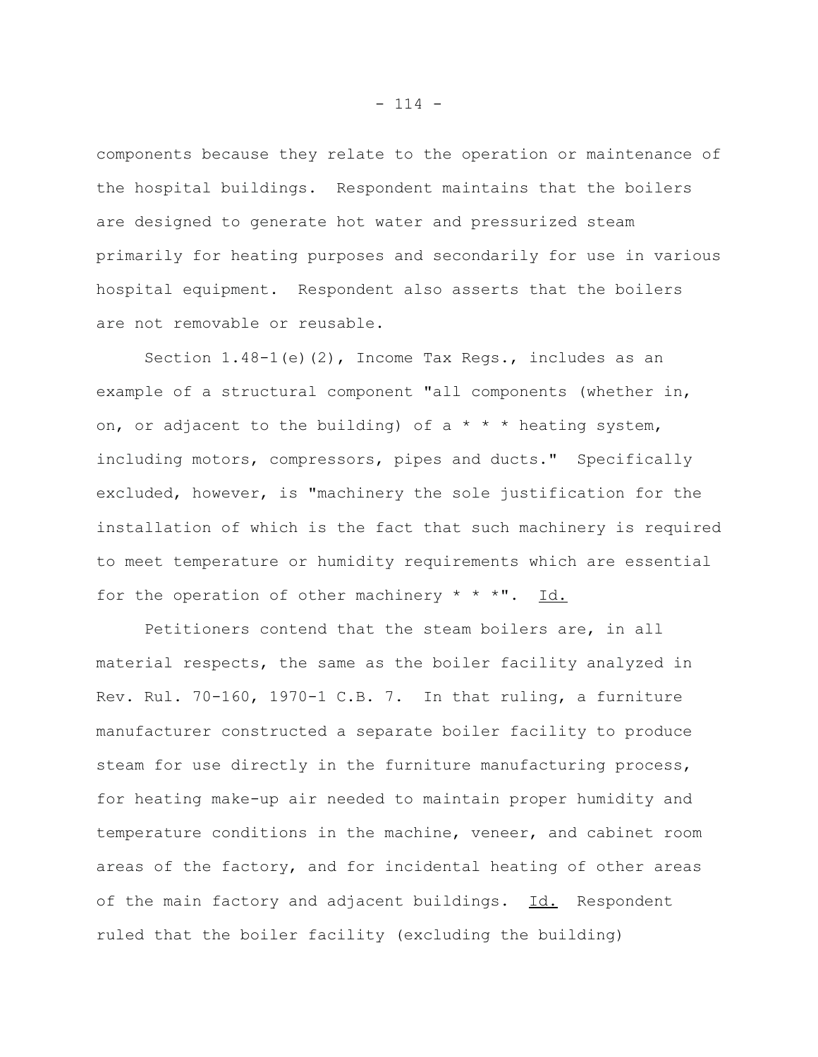components because they relate to the operation or maintenance of the hospital buildings. Respondent maintains that the boilers are designed to generate hot water and pressurized steam primarily for heating purposes and secondarily for use in various hospital equipment. Respondent also asserts that the boilers are not removable or reusable.

Section 1.48-1(e)(2), Income Tax Regs., includes as an example of a structural component "all components (whether in, on, or adjacent to the building) of a * * * heating system, including motors, compressors, pipes and ducts." Specifically excluded, however, is "machinery the sole justification for the installation of which is the fact that such machinery is required to meet temperature or humidity requirements which are essential for the operation of other machinery * * *". Id.

Petitioners contend that the steam boilers are, in all material respects, the same as the boiler facility analyzed in Rev. Rul. 70-160, 1970-1 C.B. 7. In that ruling, a furniture manufacturer constructed a separate boiler facility to produce steam for use directly in the furniture manufacturing process, for heating make-up air needed to maintain proper humidity and temperature conditions in the machine, veneer, and cabinet room areas of the factory, and for incidental heating of other areas of the main factory and adjacent buildings. Id. Respondent ruled that the boiler facility (excluding the building)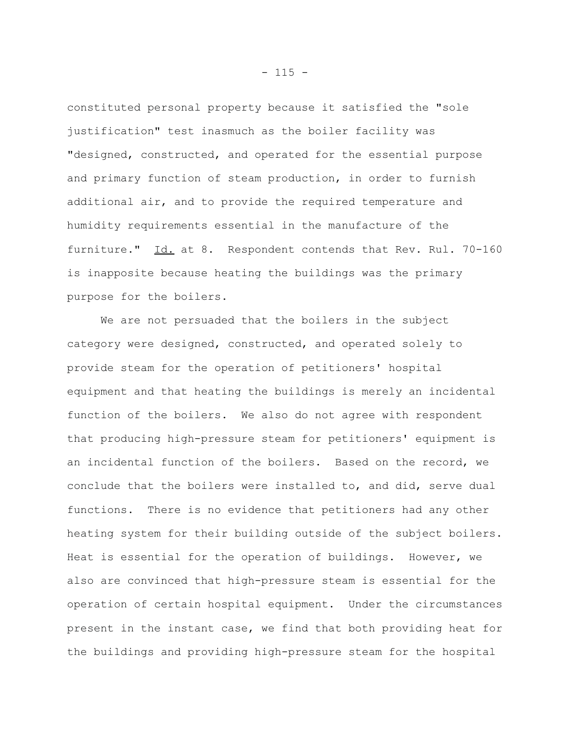constituted personal property because it satisfied the "sole justification" test inasmuch as the boiler facility was "designed, constructed, and operated for the essential purpose and primary function of steam production, in order to furnish additional air, and to provide the required temperature and humidity requirements essential in the manufacture of the furniture." Id. at 8. Respondent contends that Rev. Rul. 70-160 is inapposite because heating the buildings was the primary purpose for the boilers.

We are not persuaded that the boilers in the subject category were designed, constructed, and operated solely to provide steam for the operation of petitioners' hospital equipment and that heating the buildings is merely an incidental function of the boilers. We also do not agree with respondent that producing high-pressure steam for petitioners' equipment is an incidental function of the boilers. Based on the record, we conclude that the boilers were installed to, and did, serve dual functions. There is no evidence that petitioners had any other heating system for their building outside of the subject boilers. Heat is essential for the operation of buildings. However, we also are convinced that high-pressure steam is essential for the operation of certain hospital equipment. Under the circumstances present in the instant case, we find that both providing heat for the buildings and providing high-pressure steam for the hospital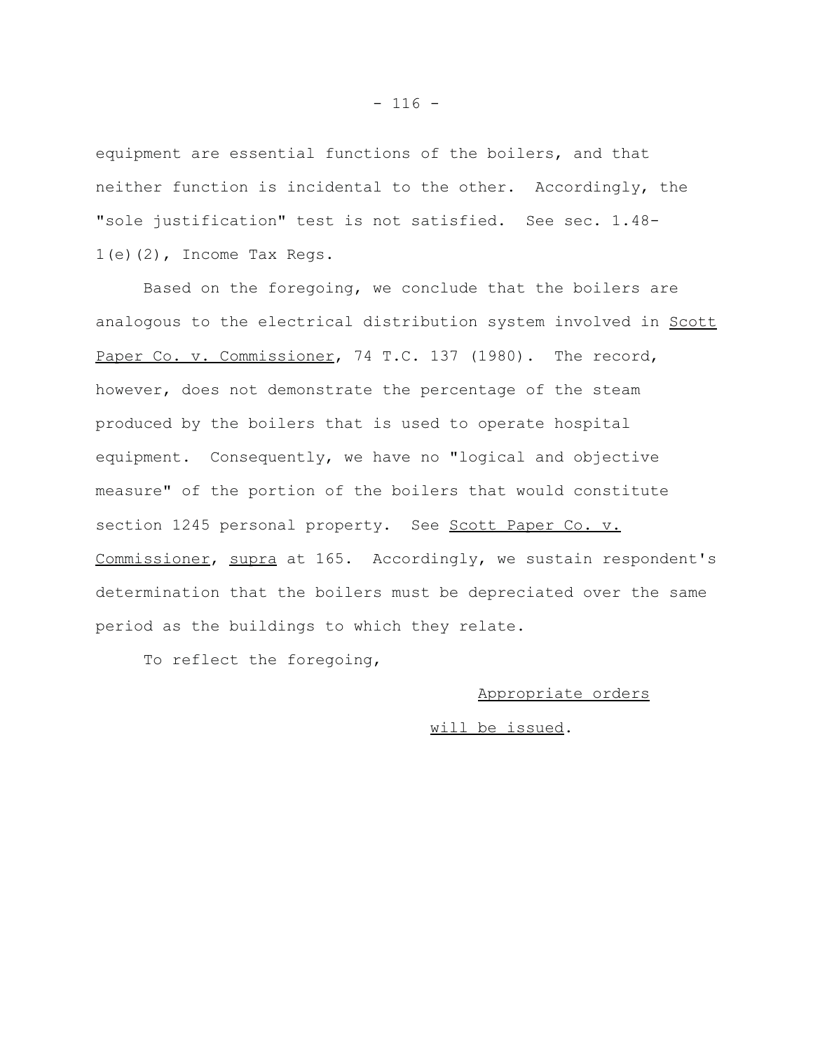equipment are essential functions of the boilers, and that neither function is incidental to the other. Accordingly, the "sole justification" test is not satisfied. See sec. 1.48-1(e)(2), Income Tax Regs.

Based on the foregoing, we conclude that the boilers are analogous to the electrical distribution system involved in Scott Paper Co. v. Commissioner, 74 T.C. 137 (1980). The record, however, does not demonstrate the percentage of the steam produced by the boilers that is used to operate hospital equipment. Consequently, we have no "logical and objective measure" of the portion of the boilers that would constitute section 1245 personal property. See Scott Paper Co. v. Commissioner, supra at 165. Accordingly, we sustain respondent's determination that the boilers must be depreciated over the same period as the buildings to which they relate.

To reflect the foregoing,

Appropriate orders will be issued.